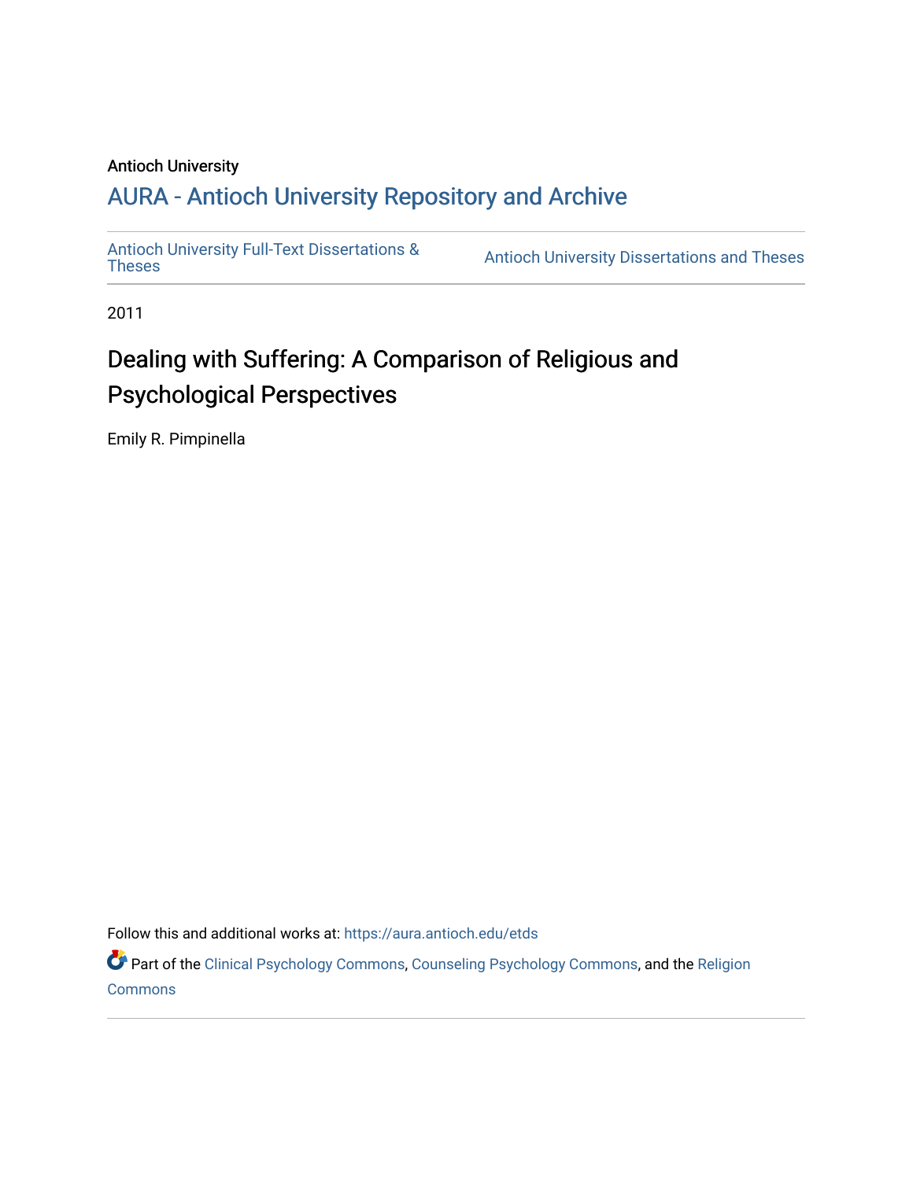Antioch University

# AURA - Antioch University Repository and Archive

Antioch University Full-Text Dissertations & Theses | Antioch University Dissertations and Theses

2011

## Dealing with Suffering: A Comparison of Religious and Psychological Perspectives

Emily R. Pimpinella

Follow this and additional works at: https://aura.antioch.edu/etds

Part of the Clinical Psychology Commons, Counseling Psychology Commons, and the Religion Commons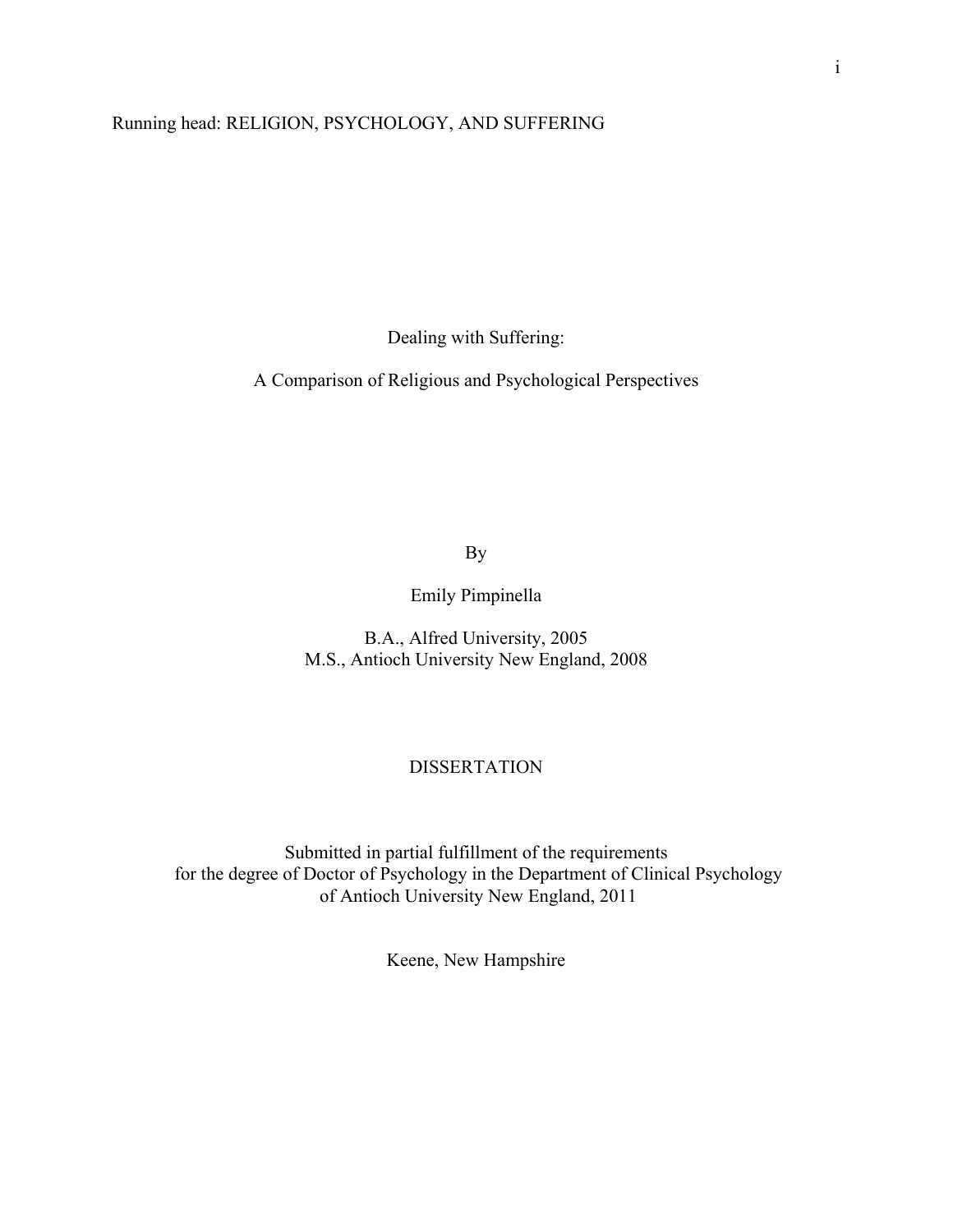Running head: RELIGION, PSYCHOLOGY, AND SUFFERING

# Dealing with Suffering:

## A Comparison of Religious and Psychological Perspectives

By

Emily Pimpinella

B.A., Alfred University, 2005
M.S., Antioch University New England, 2008

DISSERTATION

Submitted in partial fulfillment of the requirements
for the degree of Doctor of Psychology in the Department of Clinical Psychology
of Antioch University New England, 2011

Keene, New Hampshire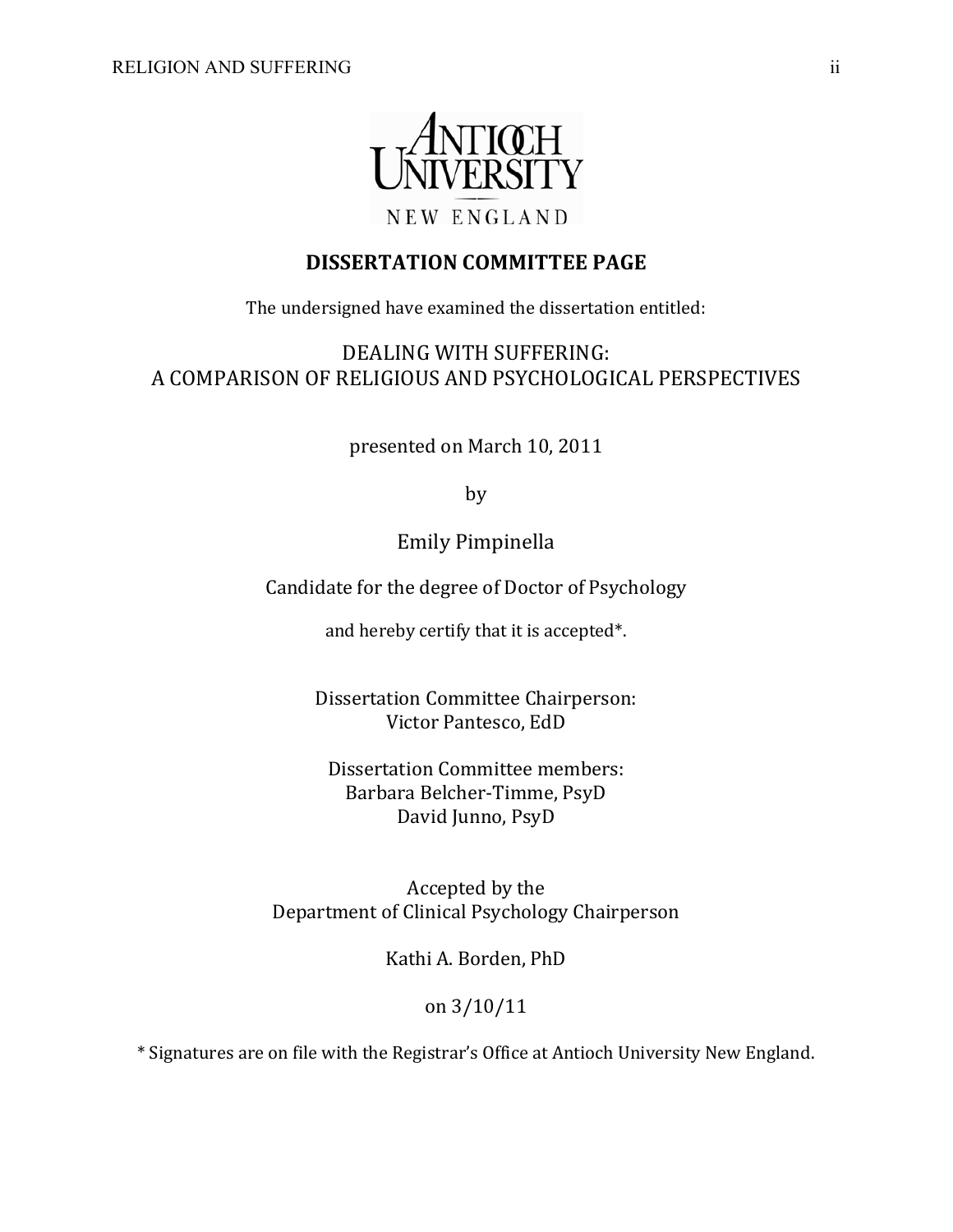ANTIOCH UNIVERSITY

NEW ENGLAND

**DISSERTATION COMMITTEE PAGE**

The undersigned have examined the dissertation entitled:

DEALING WITH SUFFERING:
A COMPARISON OF RELIGIOUS AND PSYCHOLOGICAL PERSPECTIVES

presented on March 10, 2011

by

Emily Pimpinella

Candidate for the degree of Doctor of Psychology

and hereby certify that it is accepted*.

Dissertation Committee Chairperson:
Victor Pantesco, EdD

Dissertation Committee members:
Barbara Belcher-Timme, PsyD
David Junno, PsyD

Accepted by the
Department of Clinical Psychology Chairperson

Kathi A. Borden, PhD

on 3/10/11

* Signatures are on file with the Registrar's Office at Antioch University New England.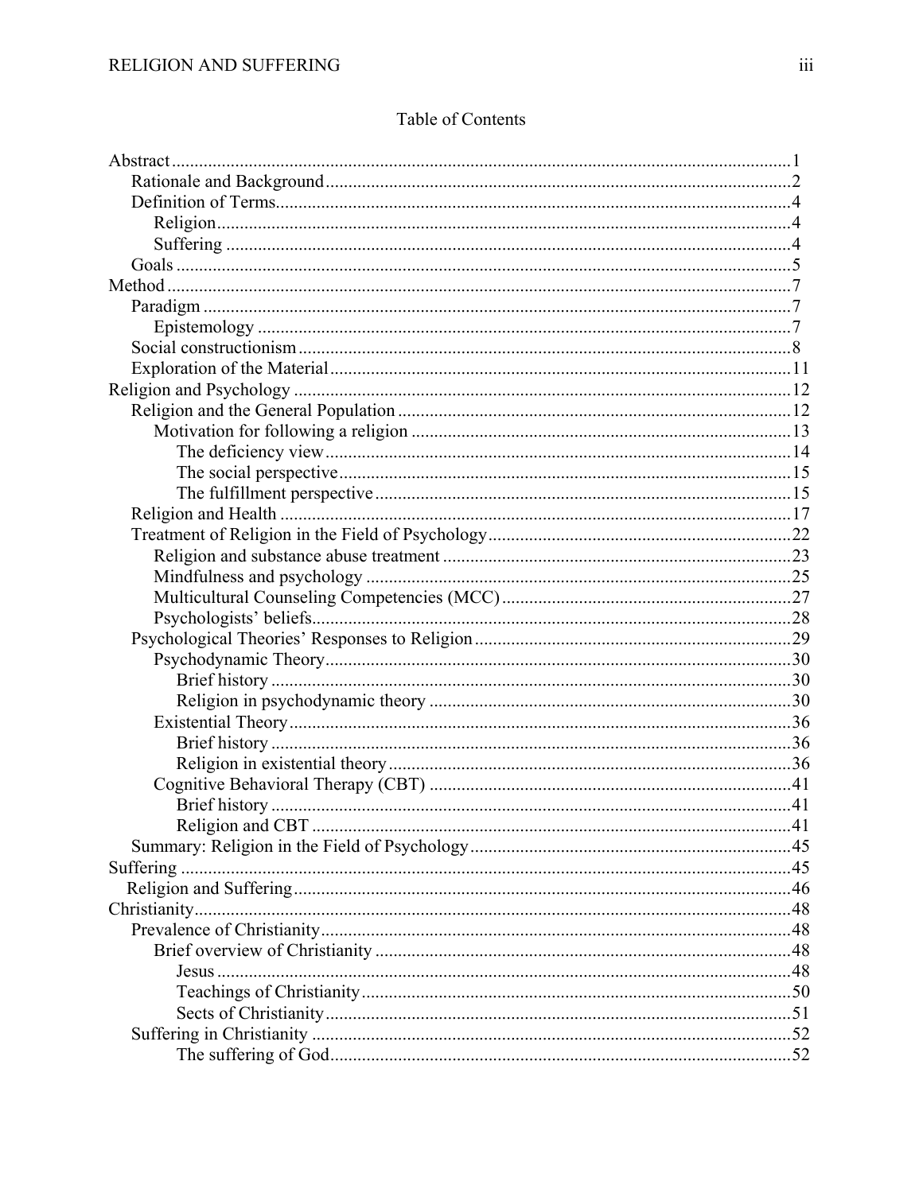Table of Contents

Abstract ........ 1
  Rationale and Background ........ 2
  Definition of Terms ........ 4
    Religion ........ 4
    Suffering ........ 4
  Goals ........ 5
Method ........ 7
  Paradigm ........ 7
    Epistemology ........ 7
  Social constructionism ........ 8
  Exploration of the Material ........ 11
Religion and Psychology ........ 12
  Religion and the General Population ........ 12
    Motivation for following a religion ........ 13
      The deficiency view ........ 14
      The social perspective ........ 15
      The fulfillment perspective ........ 15
  Religion and Health ........ 17
  Treatment of Religion in the Field of Psychology ........ 22
    Religion and substance abuse treatment ........ 23
    Mindfulness and psychology ........ 25
    Multicultural Counseling Competencies (MCC) ........ 27
    Psychologists' beliefs ........ 28
  Psychological Theories' Responses to Religion ........ 29
    Psychodynamic Theory ........ 30
      Brief history ........ 30
      Religion in psychodynamic theory ........ 30
    Existential Theory ........ 36
      Brief history ........ 36
      Religion in existential theory ........ 36
    Cognitive Behavioral Therapy (CBT) ........ 41
      Brief history ........ 41
      Religion and CBT ........ 41
  Summary: Religion in the Field of Psychology ........ 45
Suffering ........ 45
  Religion and Suffering ........ 46
Christianity ........ 48
  Prevalence of Christianity ........ 48
    Brief overview of Christianity ........ 48
      Jesus ........ 48
      Teachings of Christianity ........ 50
      Sects of Christianity ........ 51
  Suffering in Christianity ........ 52
      The suffering of God ........ 52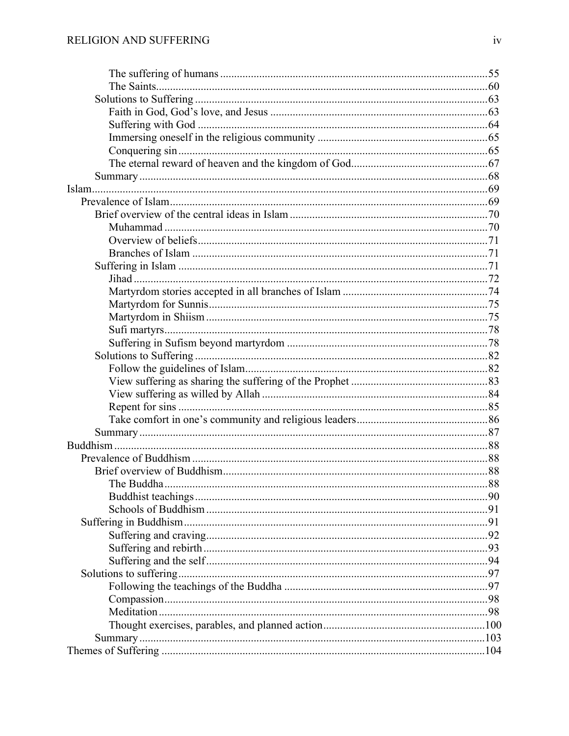The suffering of humans ............................................................................................. 55
The Saints............................................................................................................... 60
Solutions to Suffering ...................................................................................................... 63
Faith in God, God's love, and Jesus .......................................................................... 63
Suffering with God ..................................................................................................... 64
Immersing oneself in the religious community ........................................................... 65
Conquering sin ........................................................................................................... 65
The eternal reward of heaven and the kingdom of God............................................... 67
Summary ........................................................................................................................ 68
Islam........................................................................................................................................ 69
Prevalence of Islam............................................................................................................ 69
Brief overview of the central ideas in Islam ..................................................................... 70
Muhammad .................................................................................................................. 70
Overview of beliefs...................................................................................................... 71
Branches of Islam ........................................................................................................ 71
Suffering in Islam ............................................................................................................ 71
Jihad ............................................................................................................................ 72
Martyrdom stories accepted in all branches of Islam ................................................... 74
Martyrdom for Sunnis.................................................................................................. 75
Martyrdom in Shiism ................................................................................................... 75
Sufi martyrs.................................................................................................................. 78
Suffering in Sufism beyond martyrdom ....................................................................... 78
Solutions to Suffering ...................................................................................................... 82
Follow the guidelines of Islam..................................................................................... 82
View suffering as sharing the suffering of the Prophet ................................................ 83
View suffering as willed by Allah ............................................................................... 84
Repent for sins ............................................................................................................. 85
Take comfort in one's community and religious leaders.............................................. 86
Summary ........................................................................................................................ 87
Buddhism ................................................................................................................................ 88
Prevalence of Buddhism ..................................................................................................... 88
Brief overview of Buddhism............................................................................................. 88
The Buddha .................................................................................................................. 88
Buddhist teachings ....................................................................................................... 90
Schools of Buddhism ................................................................................................... 91
Suffering in Buddhism ......................................................................................................... 91
Suffering and craving................................................................................................... 92
Suffering and rebirth .................................................................................................... 93
Suffering and the self ................................................................................................... 94
Solutions to suffering ........................................................................................................... 97
Following the teachings of the Buddha ....................................................................... 97
Compassion.................................................................................................................. 98
Meditation .................................................................................................................... 98
Thought exercises, parables, and planned action........................................................ 100
Summary ........................................................................................................................ 103
Themes of Suffering .............................................................................................................. 104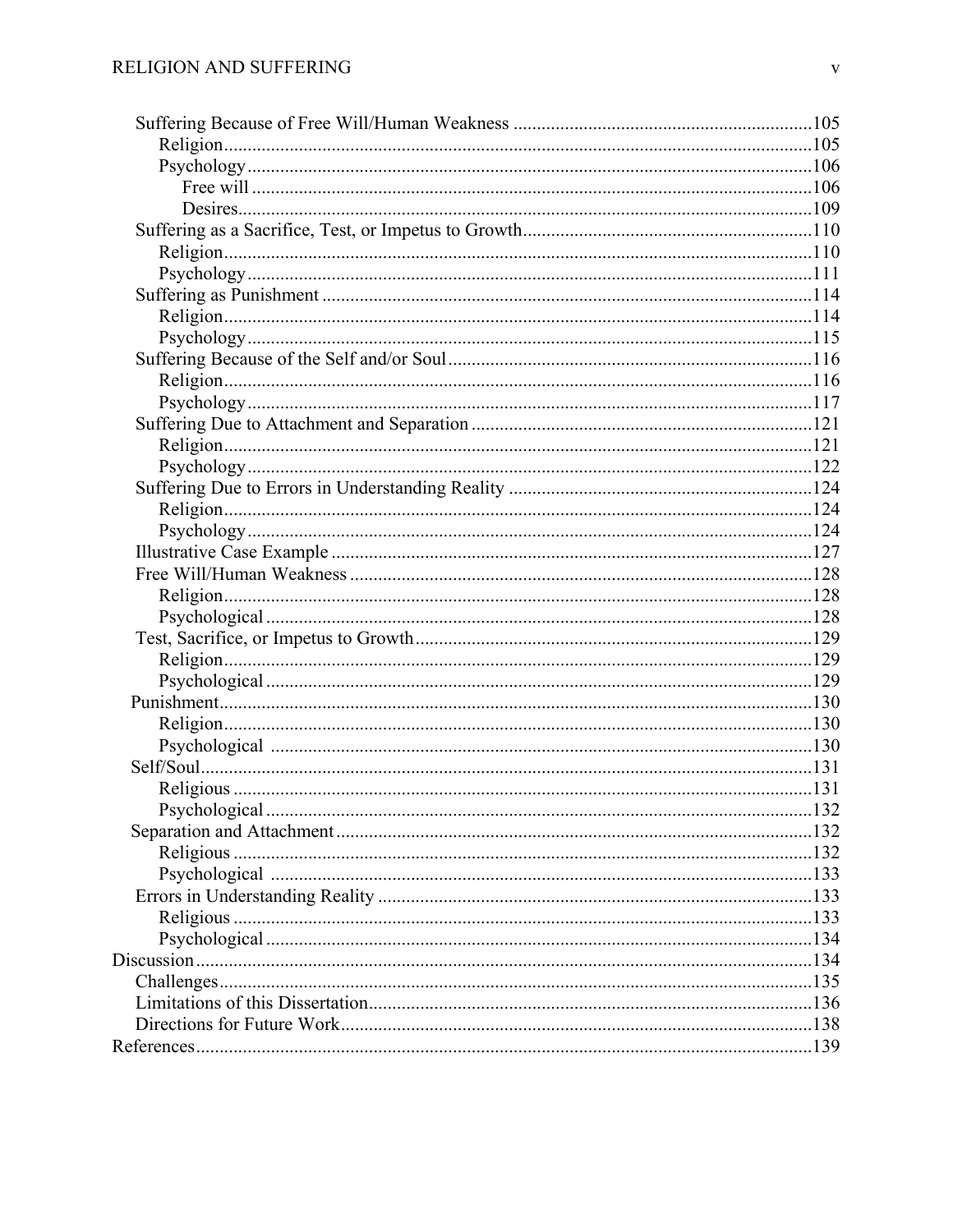Suffering Because of Free Will/Human Weakness ........ 105
    Religion ........ 105
    Psychology ........ 106
        Free will ........ 106
        Desires ........ 109
Suffering as a Sacrifice, Test, or Impetus to Growth ........ 110
    Religion ........ 110
    Psychology ........ 111
Suffering as Punishment ........ 114
    Religion ........ 114
    Psychology ........ 115
Suffering Because of the Self and/or Soul ........ 116
    Religion ........ 116
    Psychology ........ 117
Suffering Due to Attachment and Separation ........ 121
    Religion ........ 121
    Psychology ........ 122
Suffering Due to Errors in Understanding Reality ........ 124
    Religion ........ 124
    Psychology ........ 124
Illustrative Case Example ........ 127
Free Will/Human Weakness ........ 128
    Religion ........ 128
    Psychological ........ 128
Test, Sacrifice, or Impetus to Growth ........ 129
    Religion ........ 129
    Psychological ........ 129
Punishment ........ 130
    Religion ........ 130
    Psychological ........ 130
Self/Soul ........ 131
    Religious ........ 131
    Psychological ........ 132
Separation and Attachment ........ 132
    Religious ........ 132
    Psychological ........ 133
Errors in Understanding Reality ........ 133
    Religious ........ 133
    Psychological ........ 134
Discussion ........ 134
    Challenges ........ 135
    Limitations of this Dissertation ........ 136
    Directions for Future Work ........ 138
References ........ 139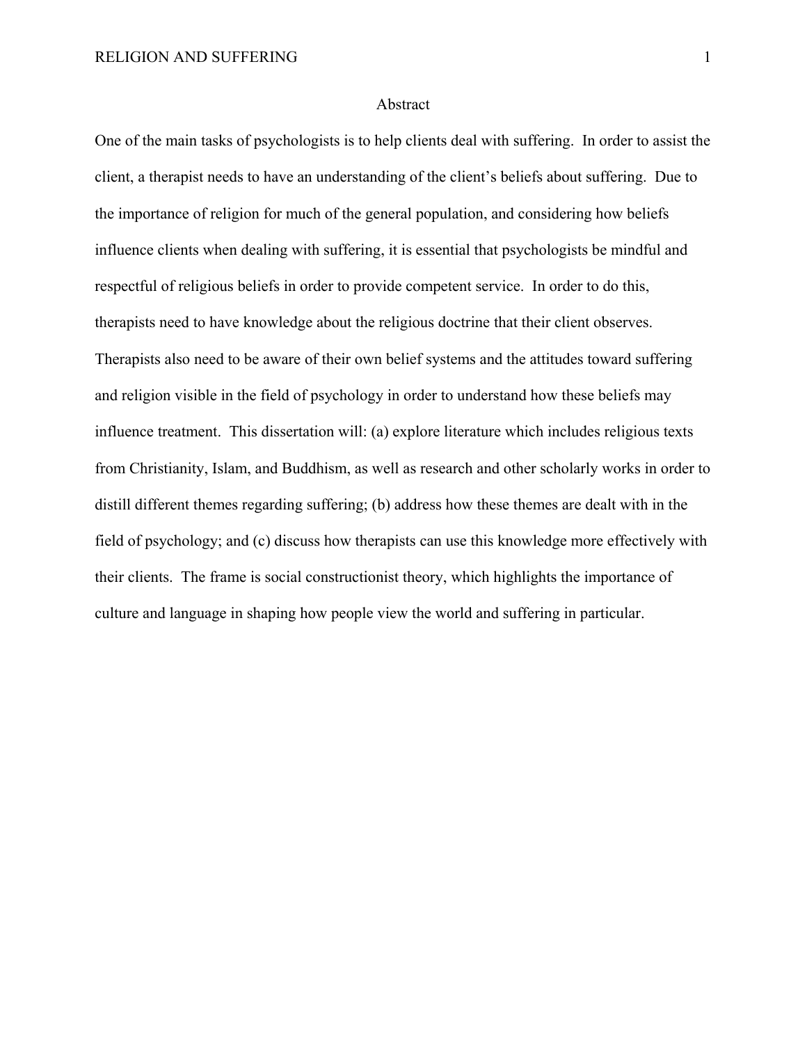# Abstract

One of the main tasks of psychologists is to help clients deal with suffering. In order to assist the client, a therapist needs to have an understanding of the client's beliefs about suffering. Due to the importance of religion for much of the general population, and considering how beliefs influence clients when dealing with suffering, it is essential that psychologists be mindful and respectful of religious beliefs in order to provide competent service. In order to do this, therapists need to have knowledge about the religious doctrine that their client observes. Therapists also need to be aware of their own belief systems and the attitudes toward suffering and religion visible in the field of psychology in order to understand how these beliefs may influence treatment. This dissertation will: (a) explore literature which includes religious texts from Christianity, Islam, and Buddhism, as well as research and other scholarly works in order to distill different themes regarding suffering; (b) address how these themes are dealt with in the field of psychology; and (c) discuss how therapists can use this knowledge more effectively with their clients. The frame is social constructionist theory, which highlights the importance of culture and language in shaping how people view the world and suffering in particular.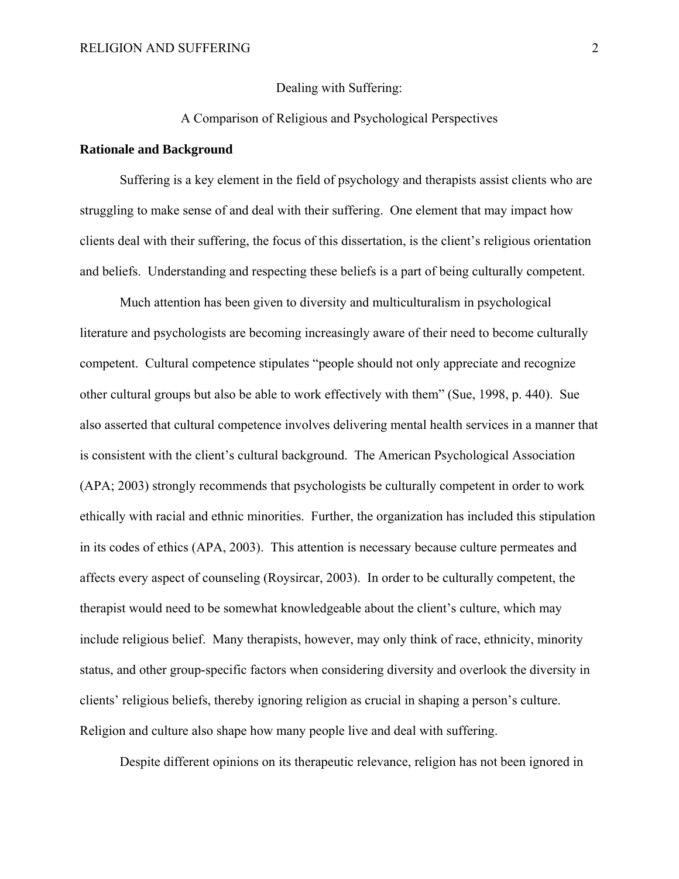Dealing with Suffering:

A Comparison of Religious and Psychological Perspectives

## Rationale and Background

Suffering is a key element in the field of psychology and therapists assist clients who are struggling to make sense of and deal with their suffering. One element that may impact how clients deal with their suffering, the focus of this dissertation, is the client's religious orientation and beliefs. Understanding and respecting these beliefs is a part of being culturally competent.

Much attention has been given to diversity and multiculturalism in psychological literature and psychologists are becoming increasingly aware of their need to become culturally competent. Cultural competence stipulates "people should not only appreciate and recognize other cultural groups but also be able to work effectively with them" (Sue, 1998, p. 440). Sue also asserted that cultural competence involves delivering mental health services in a manner that is consistent with the client's cultural background. The American Psychological Association (APA; 2003) strongly recommends that psychologists be culturally competent in order to work ethically with racial and ethnic minorities. Further, the organization has included this stipulation in its codes of ethics (APA, 2003). This attention is necessary because culture permeates and affects every aspect of counseling (Roysircar, 2003). In order to be culturally competent, the therapist would need to be somewhat knowledgeable about the client's culture, which may include religious belief. Many therapists, however, may only think of race, ethnicity, minority status, and other group-specific factors when considering diversity and overlook the diversity in clients' religious beliefs, thereby ignoring religion as crucial in shaping a person's culture. Religion and culture also shape how many people live and deal with suffering.

Despite different opinions on its therapeutic relevance, religion has not been ignored in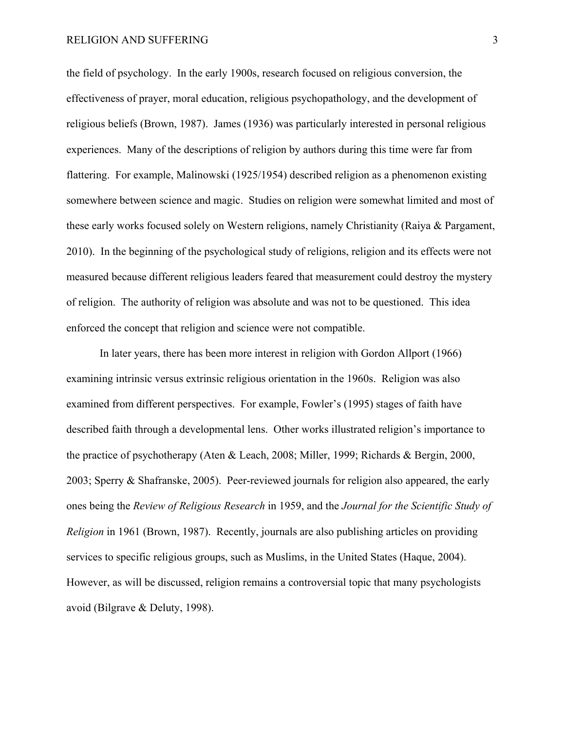the field of psychology. In the early 1900s, research focused on religious conversion, the effectiveness of prayer, moral education, religious psychopathology, and the development of religious beliefs (Brown, 1987). James (1936) was particularly interested in personal religious experiences. Many of the descriptions of religion by authors during this time were far from flattering. For example, Malinowski (1925/1954) described religion as a phenomenon existing somewhere between science and magic. Studies on religion were somewhat limited and most of these early works focused solely on Western religions, namely Christianity (Raiya & Pargament, 2010). In the beginning of the psychological study of religions, religion and its effects were not measured because different religious leaders feared that measurement could destroy the mystery of religion. The authority of religion was absolute and was not to be questioned. This idea enforced the concept that religion and science were not compatible.

In later years, there has been more interest in religion with Gordon Allport (1966) examining intrinsic versus extrinsic religious orientation in the 1960s. Religion was also examined from different perspectives. For example, Fowler's (1995) stages of faith have described faith through a developmental lens. Other works illustrated religion's importance to the practice of psychotherapy (Aten & Leach, 2008; Miller, 1999; Richards & Bergin, 2000, 2003; Sperry & Shafranske, 2005). Peer-reviewed journals for religion also appeared, the early ones being the *Review of Religious Research* in 1959, and the *Journal for the Scientific Study of Religion* in 1961 (Brown, 1987). Recently, journals are also publishing articles on providing services to specific religious groups, such as Muslims, in the United States (Haque, 2004). However, as will be discussed, religion remains a controversial topic that many psychologists avoid (Bilgrave & Deluty, 1998).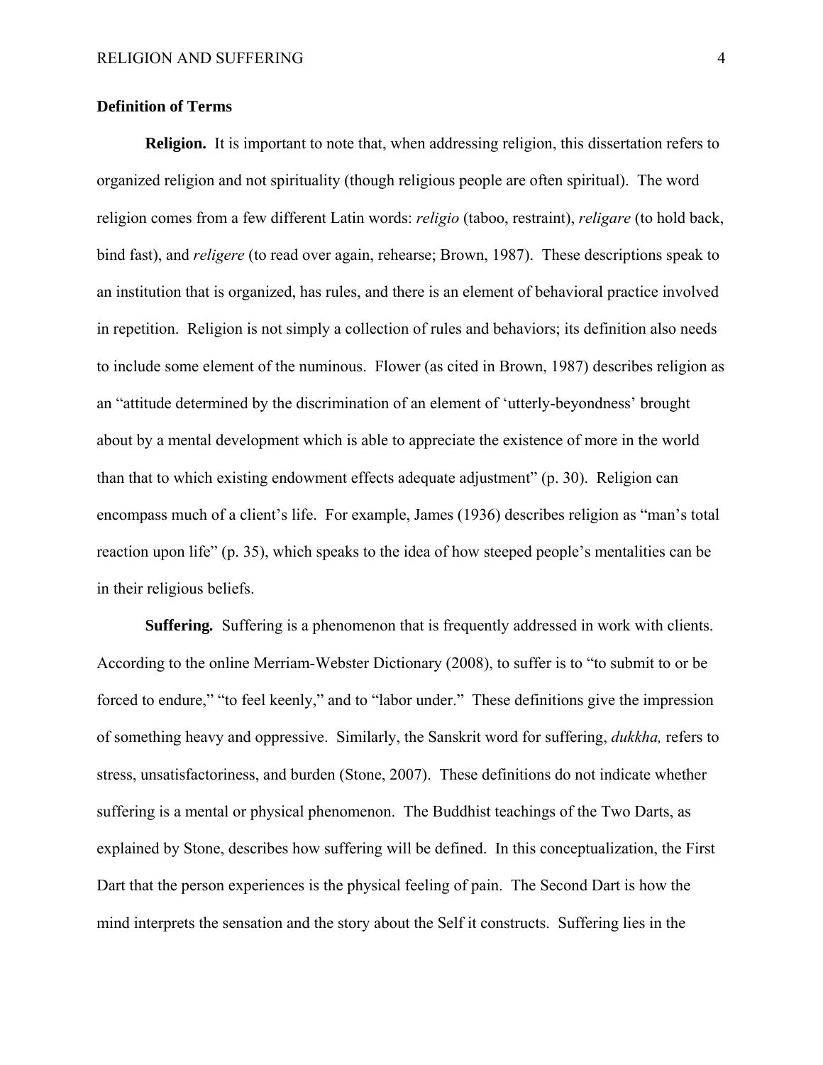**Definition of Terms**

**Religion.** It is important to note that, when addressing religion, this dissertation refers to organized religion and not spirituality (though religious people are often spiritual). The word religion comes from a few different Latin words: *religio* (taboo, restraint), *religare* (to hold back, bind fast), and *religere* (to read over again, rehearse; Brown, 1987). These descriptions speak to an institution that is organized, has rules, and there is an element of behavioral practice involved in repetition. Religion is not simply a collection of rules and behaviors; its definition also needs to include some element of the numinous. Flower (as cited in Brown, 1987) describes religion as an "attitude determined by the discrimination of an element of 'utterly-beyondness' brought about by a mental development which is able to appreciate the existence of more in the world than that to which existing endowment effects adequate adjustment" (p. 30). Religion can encompass much of a client's life. For example, James (1936) describes religion as "man's total reaction upon life" (p. 35), which speaks to the idea of how steeped people's mentalities can be in their religious beliefs.

**Suffering.** Suffering is a phenomenon that is frequently addressed in work with clients. According to the online Merriam-Webster Dictionary (2008), to suffer is to "to submit to or be forced to endure," "to feel keenly," and to "labor under." These definitions give the impression of something heavy and oppressive. Similarly, the Sanskrit word for suffering, *dukkha,* refers to stress, unsatisfactoriness, and burden (Stone, 2007). These definitions do not indicate whether suffering is a mental or physical phenomenon. The Buddhist teachings of the Two Darts, as explained by Stone, describes how suffering will be defined. In this conceptualization, the First Dart that the person experiences is the physical feeling of pain. The Second Dart is how the mind interprets the sensation and the story about the Self it constructs. Suffering lies in the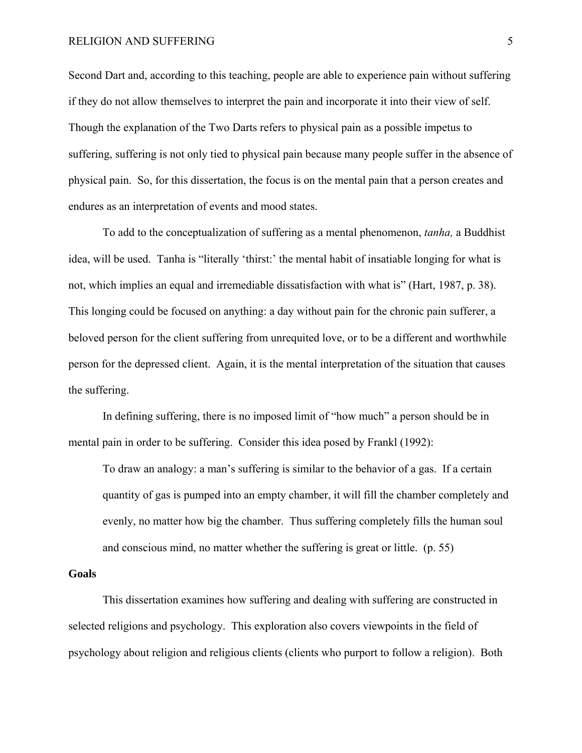Second Dart and, according to this teaching, people are able to experience pain without suffering if they do not allow themselves to interpret the pain and incorporate it into their view of self. Though the explanation of the Two Darts refers to physical pain as a possible impetus to suffering, suffering is not only tied to physical pain because many people suffer in the absence of physical pain. So, for this dissertation, the focus is on the mental pain that a person creates and endures as an interpretation of events and mood states.

To add to the conceptualization of suffering as a mental phenomenon, *tanha,* a Buddhist idea, will be used. Tanha is "literally 'thirst:' the mental habit of insatiable longing for what is not, which implies an equal and irremediable dissatisfaction with what is" (Hart, 1987, p. 38). This longing could be focused on anything: a day without pain for the chronic pain sufferer, a beloved person for the client suffering from unrequited love, or to be a different and worthwhile person for the depressed client. Again, it is the mental interpretation of the situation that causes the suffering.

In defining suffering, there is no imposed limit of "how much" a person should be in mental pain in order to be suffering. Consider this idea posed by Frankl (1992):

> To draw an analogy: a man's suffering is similar to the behavior of a gas. If a certain quantity of gas is pumped into an empty chamber, it will fill the chamber completely and evenly, no matter how big the chamber. Thus suffering completely fills the human soul and conscious mind, no matter whether the suffering is great or little. (p. 55)

**Goals**

This dissertation examines how suffering and dealing with suffering are constructed in selected religions and psychology. This exploration also covers viewpoints in the field of psychology about religion and religious clients (clients who purport to follow a religion). Both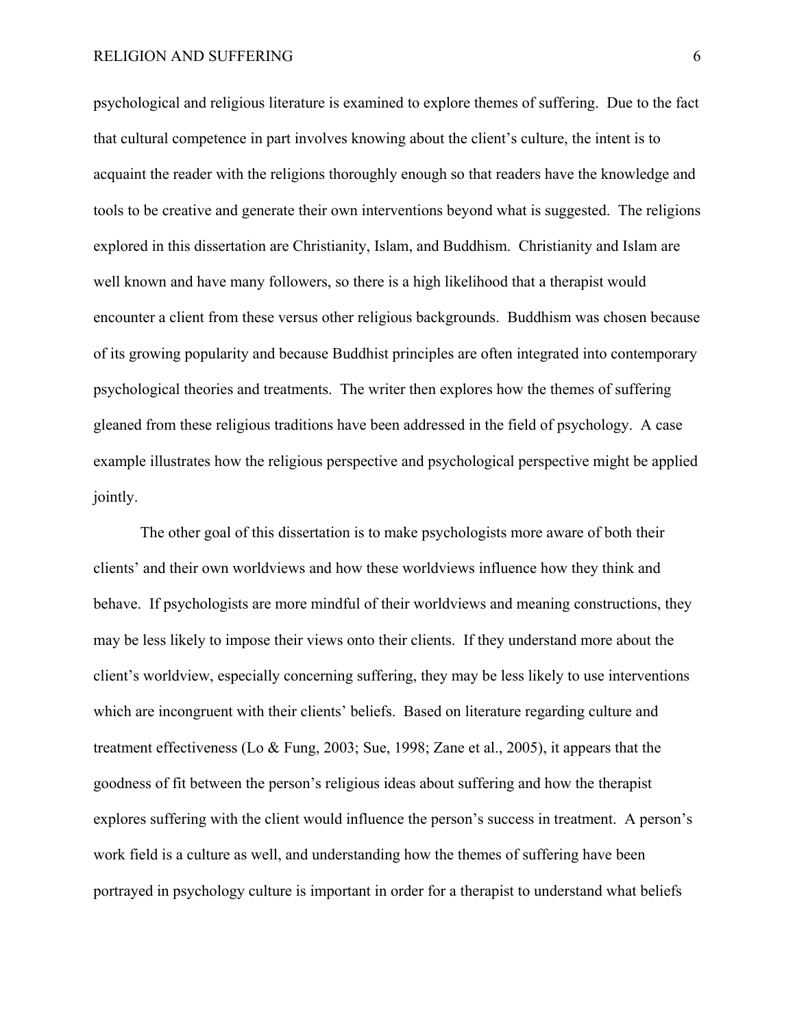psychological and religious literature is examined to explore themes of suffering. Due to the fact that cultural competence in part involves knowing about the client's culture, the intent is to acquaint the reader with the religions thoroughly enough so that readers have the knowledge and tools to be creative and generate their own interventions beyond what is suggested. The religions explored in this dissertation are Christianity, Islam, and Buddhism. Christianity and Islam are well known and have many followers, so there is a high likelihood that a therapist would encounter a client from these versus other religious backgrounds. Buddhism was chosen because of its growing popularity and because Buddhist principles are often integrated into contemporary psychological theories and treatments. The writer then explores how the themes of suffering gleaned from these religious traditions have been addressed in the field of psychology. A case example illustrates how the religious perspective and psychological perspective might be applied jointly.

The other goal of this dissertation is to make psychologists more aware of both their clients' and their own worldviews and how these worldviews influence how they think and behave. If psychologists are more mindful of their worldviews and meaning constructions, they may be less likely to impose their views onto their clients. If they understand more about the client's worldview, especially concerning suffering, they may be less likely to use interventions which are incongruent with their clients' beliefs. Based on literature regarding culture and treatment effectiveness (Lo & Fung, 2003; Sue, 1998; Zane et al., 2005), it appears that the goodness of fit between the person's religious ideas about suffering and how the therapist explores suffering with the client would influence the person's success in treatment. A person's work field is a culture as well, and understanding how the themes of suffering have been portrayed in psychology culture is important in order for a therapist to understand what beliefs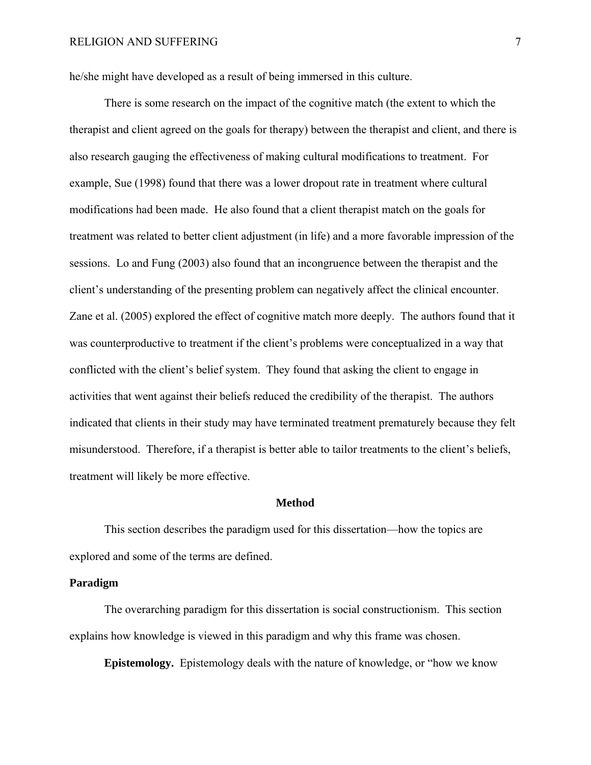he/she might have developed as a result of being immersed in this culture.

There is some research on the impact of the cognitive match (the extent to which the therapist and client agreed on the goals for therapy) between the therapist and client, and there is also research gauging the effectiveness of making cultural modifications to treatment. For example, Sue (1998) found that there was a lower dropout rate in treatment where cultural modifications had been made. He also found that a client therapist match on the goals for treatment was related to better client adjustment (in life) and a more favorable impression of the sessions. Lo and Fung (2003) also found that an incongruence between the therapist and the client's understanding of the presenting problem can negatively affect the clinical encounter. Zane et al. (2005) explored the effect of cognitive match more deeply. The authors found that it was counterproductive to treatment if the client's problems were conceptualized in a way that conflicted with the client's belief system. They found that asking the client to engage in activities that went against their beliefs reduced the credibility of the therapist. The authors indicated that clients in their study may have terminated treatment prematurely because they felt misunderstood. Therefore, if a therapist is better able to tailor treatments to the client's beliefs, treatment will likely be more effective.

# Method

This section describes the paradigm used for this dissertation—how the topics are explored and some of the terms are defined.

## Paradigm

The overarching paradigm for this dissertation is social constructionism. This section explains how knowledge is viewed in this paradigm and why this frame was chosen.

**Epistemology.** Epistemology deals with the nature of knowledge, or "how we know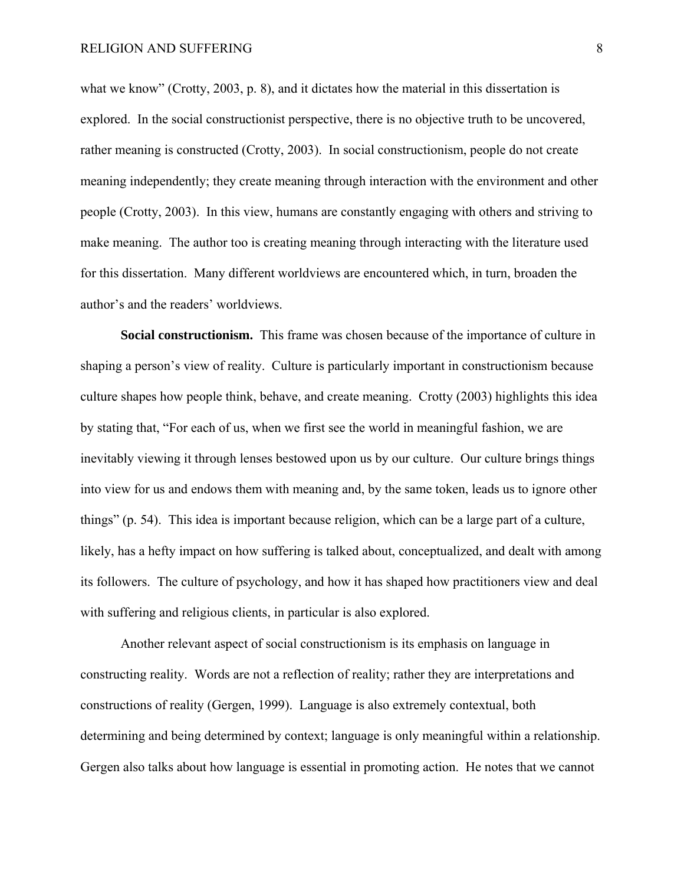what we know" (Crotty, 2003, p. 8), and it dictates how the material in this dissertation is explored. In the social constructionist perspective, there is no objective truth to be uncovered, rather meaning is constructed (Crotty, 2003). In social constructionism, people do not create meaning independently; they create meaning through interaction with the environment and other people (Crotty, 2003). In this view, humans are constantly engaging with others and striving to make meaning. The author too is creating meaning through interacting with the literature used for this dissertation. Many different worldviews are encountered which, in turn, broaden the author's and the readers' worldviews.

**Social constructionism.** This frame was chosen because of the importance of culture in shaping a person's view of reality. Culture is particularly important in constructionism because culture shapes how people think, behave, and create meaning. Crotty (2003) highlights this idea by stating that, "For each of us, when we first see the world in meaningful fashion, we are inevitably viewing it through lenses bestowed upon us by our culture. Our culture brings things into view for us and endows them with meaning and, by the same token, leads us to ignore other things" (p. 54). This idea is important because religion, which can be a large part of a culture, likely, has a hefty impact on how suffering is talked about, conceptualized, and dealt with among its followers. The culture of psychology, and how it has shaped how practitioners view and deal with suffering and religious clients, in particular is also explored.

Another relevant aspect of social constructionism is its emphasis on language in constructing reality. Words are not a reflection of reality; rather they are interpretations and constructions of reality (Gergen, 1999). Language is also extremely contextual, both determining and being determined by context; language is only meaningful within a relationship. Gergen also talks about how language is essential in promoting action. He notes that we cannot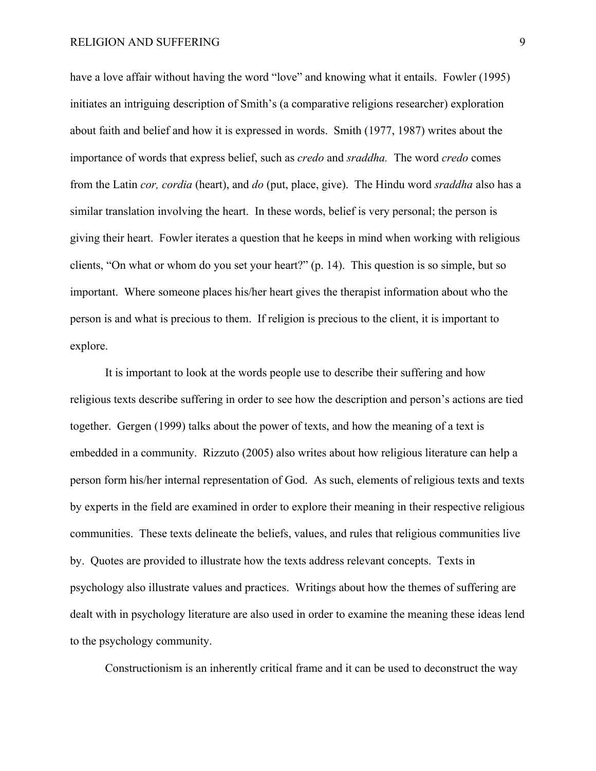have a love affair without having the word "love" and knowing what it entails. Fowler (1995) initiates an intriguing description of Smith's (a comparative religions researcher) exploration about faith and belief and how it is expressed in words. Smith (1977, 1987) writes about the importance of words that express belief, such as *credo* and *sraddha.* The word *credo* comes from the Latin *cor, cordia* (heart), and *do* (put, place, give). The Hindu word *sraddha* also has a similar translation involving the heart. In these words, belief is very personal; the person is giving their heart. Fowler iterates a question that he keeps in mind when working with religious clients, "On what or whom do you set your heart?" (p. 14). This question is so simple, but so important. Where someone places his/her heart gives the therapist information about who the person is and what is precious to them. If religion is precious to the client, it is important to explore.

It is important to look at the words people use to describe their suffering and how religious texts describe suffering in order to see how the description and person's actions are tied together. Gergen (1999) talks about the power of texts, and how the meaning of a text is embedded in a community. Rizzuto (2005) also writes about how religious literature can help a person form his/her internal representation of God. As such, elements of religious texts and texts by experts in the field are examined in order to explore their meaning in their respective religious communities. These texts delineate the beliefs, values, and rules that religious communities live by. Quotes are provided to illustrate how the texts address relevant concepts. Texts in psychology also illustrate values and practices. Writings about how the themes of suffering are dealt with in psychology literature are also used in order to examine the meaning these ideas lend to the psychology community.

Constructionism is an inherently critical frame and it can be used to deconstruct the way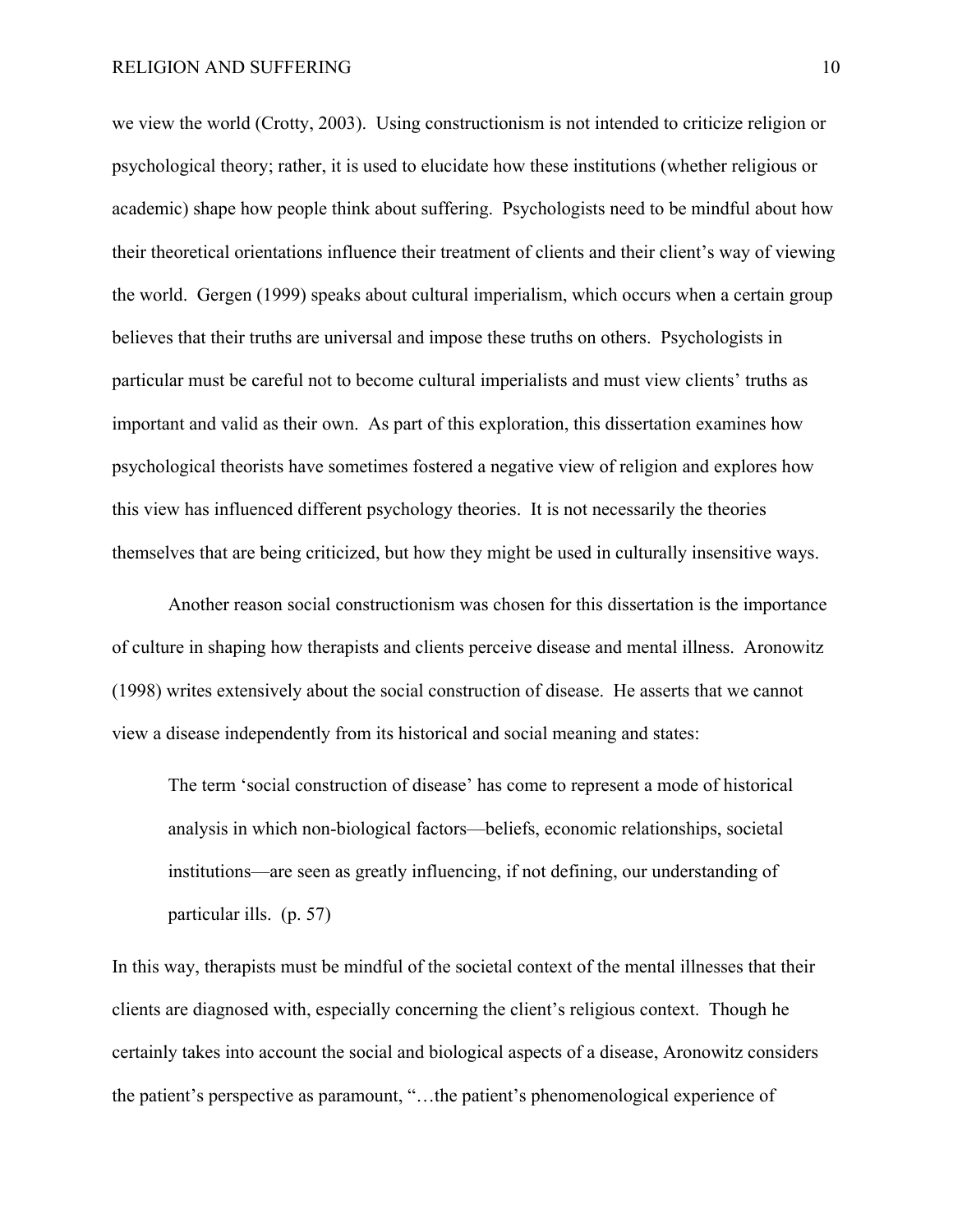we view the world (Crotty, 2003). Using constructionism is not intended to criticize religion or psychological theory; rather, it is used to elucidate how these institutions (whether religious or academic) shape how people think about suffering. Psychologists need to be mindful about how their theoretical orientations influence their treatment of clients and their client's way of viewing the world. Gergen (1999) speaks about cultural imperialism, which occurs when a certain group believes that their truths are universal and impose these truths on others. Psychologists in particular must be careful not to become cultural imperialists and must view clients' truths as important and valid as their own. As part of this exploration, this dissertation examines how psychological theorists have sometimes fostered a negative view of religion and explores how this view has influenced different psychology theories. It is not necessarily the theories themselves that are being criticized, but how they might be used in culturally insensitive ways.

Another reason social constructionism was chosen for this dissertation is the importance of culture in shaping how therapists and clients perceive disease and mental illness. Aronowitz (1998) writes extensively about the social construction of disease. He asserts that we cannot view a disease independently from its historical and social meaning and states:

> The term 'social construction of disease' has come to represent a mode of historical analysis in which non-biological factors—beliefs, economic relationships, societal institutions—are seen as greatly influencing, if not defining, our understanding of particular ills. (p. 57)

In this way, therapists must be mindful of the societal context of the mental illnesses that their clients are diagnosed with, especially concerning the client's religious context. Though he certainly takes into account the social and biological aspects of a disease, Aronowitz considers the patient's perspective as paramount, "…the patient's phenomenological experience of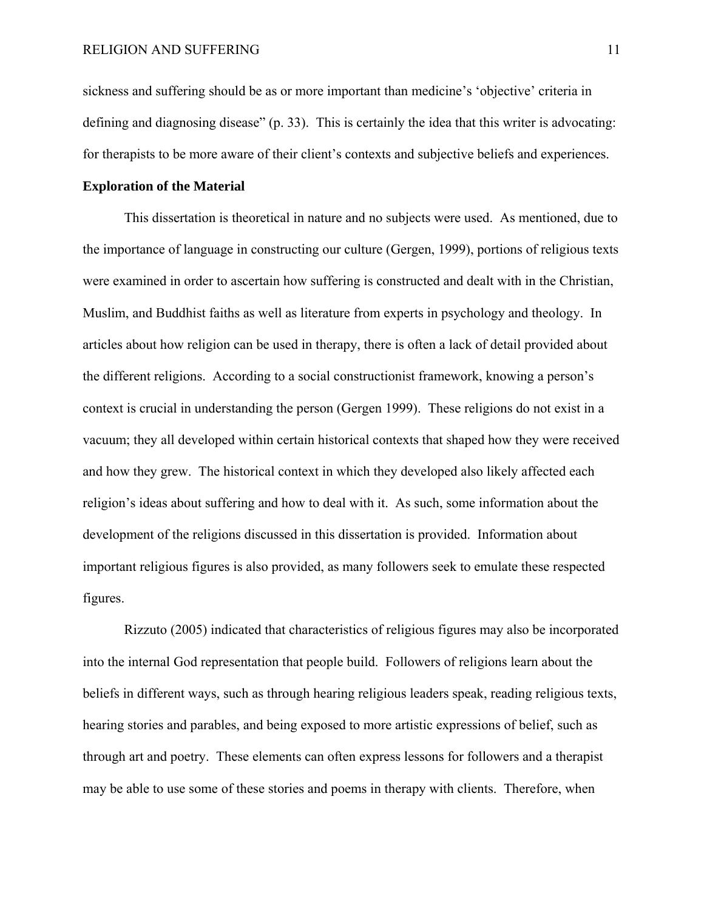sickness and suffering should be as or more important than medicine's 'objective' criteria in defining and diagnosing disease" (p. 33). This is certainly the idea that this writer is advocating: for therapists to be more aware of their client's contexts and subjective beliefs and experiences.

**Exploration of the Material**

This dissertation is theoretical in nature and no subjects were used. As mentioned, due to the importance of language in constructing our culture (Gergen, 1999), portions of religious texts were examined in order to ascertain how suffering is constructed and dealt with in the Christian, Muslim, and Buddhist faiths as well as literature from experts in psychology and theology. In articles about how religion can be used in therapy, there is often a lack of detail provided about the different religions. According to a social constructionist framework, knowing a person's context is crucial in understanding the person (Gergen 1999). These religions do not exist in a vacuum; they all developed within certain historical contexts that shaped how they were received and how they grew. The historical context in which they developed also likely affected each religion's ideas about suffering and how to deal with it. As such, some information about the development of the religions discussed in this dissertation is provided. Information about important religious figures is also provided, as many followers seek to emulate these respected figures.

Rizzuto (2005) indicated that characteristics of religious figures may also be incorporated into the internal God representation that people build. Followers of religions learn about the beliefs in different ways, such as through hearing religious leaders speak, reading religious texts, hearing stories and parables, and being exposed to more artistic expressions of belief, such as through art and poetry. These elements can often express lessons for followers and a therapist may be able to use some of these stories and poems in therapy with clients. Therefore, when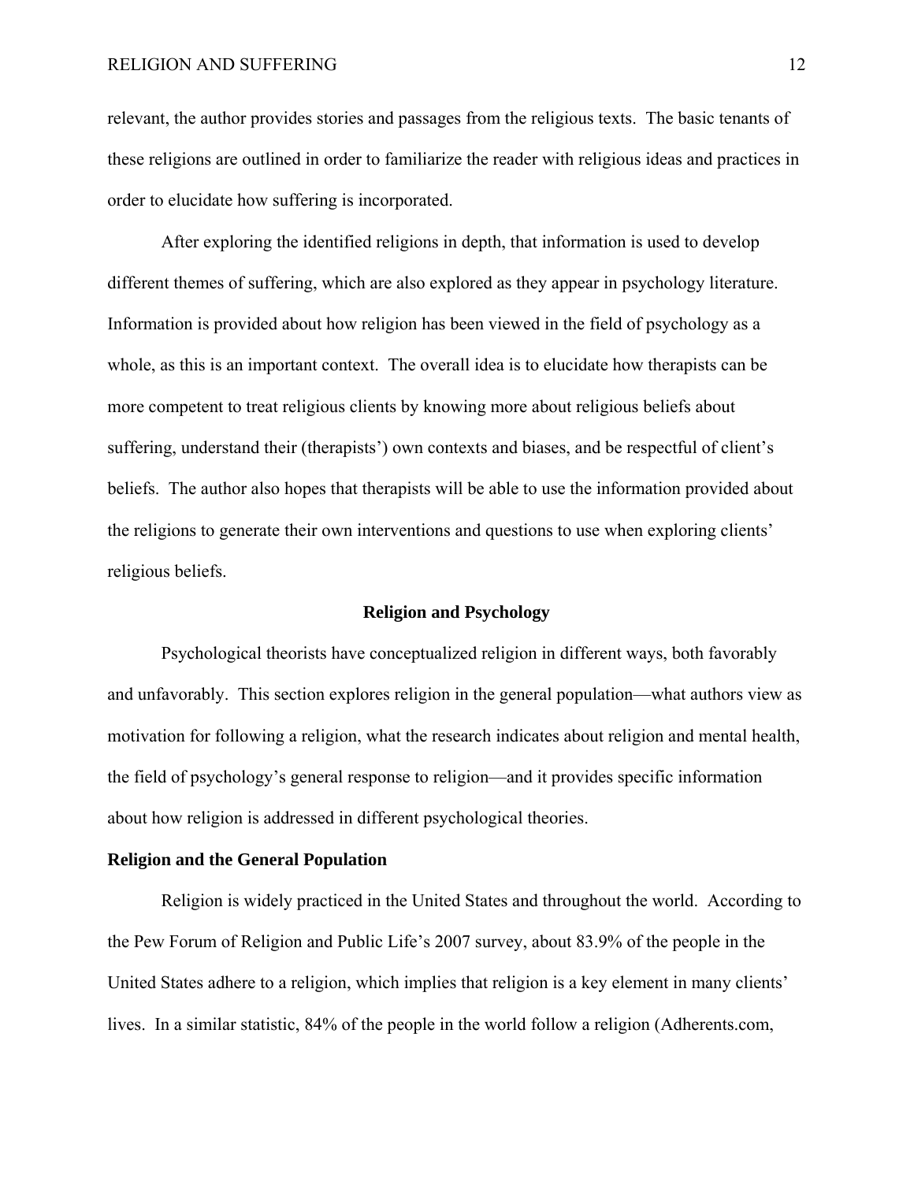relevant, the author provides stories and passages from the religious texts. The basic tenants of these religions are outlined in order to familiarize the reader with religious ideas and practices in order to elucidate how suffering is incorporated.

After exploring the identified religions in depth, that information is used to develop different themes of suffering, which are also explored as they appear in psychology literature. Information is provided about how religion has been viewed in the field of psychology as a whole, as this is an important context. The overall idea is to elucidate how therapists can be more competent to treat religious clients by knowing more about religious beliefs about suffering, understand their (therapists') own contexts and biases, and be respectful of client's beliefs. The author also hopes that therapists will be able to use the information provided about the religions to generate their own interventions and questions to use when exploring clients' religious beliefs.

## Religion and Psychology

Psychological theorists have conceptualized religion in different ways, both favorably and unfavorably. This section explores religion in the general population—what authors view as motivation for following a religion, what the research indicates about religion and mental health, the field of psychology's general response to religion—and it provides specific information about how religion is addressed in different psychological theories.

### Religion and the General Population

Religion is widely practiced in the United States and throughout the world. According to the Pew Forum of Religion and Public Life's 2007 survey, about 83.9% of the people in the United States adhere to a religion, which implies that religion is a key element in many clients' lives. In a similar statistic, 84% of the people in the world follow a religion (Adherents.com,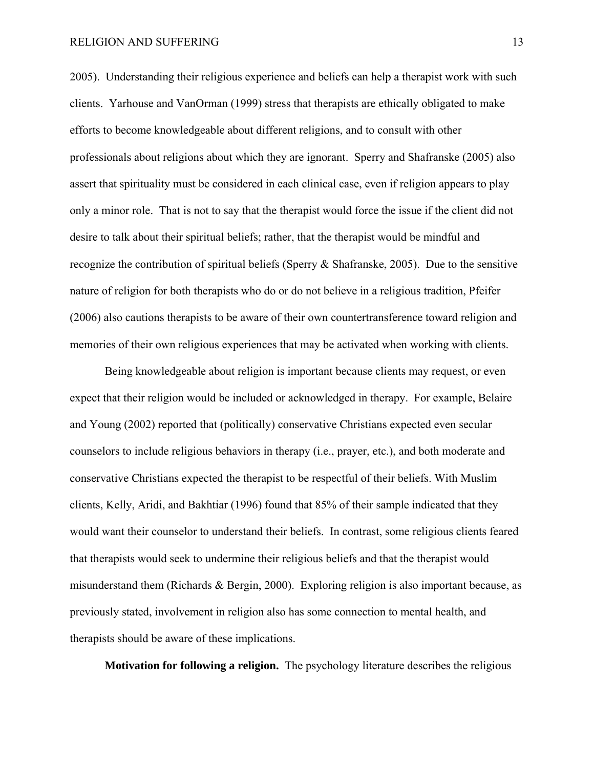2005). Understanding their religious experience and beliefs can help a therapist work with such clients. Yarhouse and VanOrman (1999) stress that therapists are ethically obligated to make efforts to become knowledgeable about different religions, and to consult with other professionals about religions about which they are ignorant. Sperry and Shafranske (2005) also assert that spirituality must be considered in each clinical case, even if religion appears to play only a minor role. That is not to say that the therapist would force the issue if the client did not desire to talk about their spiritual beliefs; rather, that the therapist would be mindful and recognize the contribution of spiritual beliefs (Sperry & Shafranske, 2005). Due to the sensitive nature of religion for both therapists who do or do not believe in a religious tradition, Pfeifer (2006) also cautions therapists to be aware of their own countertransference toward religion and memories of their own religious experiences that may be activated when working with clients.

Being knowledgeable about religion is important because clients may request, or even expect that their religion would be included or acknowledged in therapy. For example, Belaire and Young (2002) reported that (politically) conservative Christians expected even secular counselors to include religious behaviors in therapy (i.e., prayer, etc.), and both moderate and conservative Christians expected the therapist to be respectful of their beliefs. With Muslim clients, Kelly, Aridi, and Bakhtiar (1996) found that 85% of their sample indicated that they would want their counselor to understand their beliefs. In contrast, some religious clients feared that therapists would seek to undermine their religious beliefs and that the therapist would misunderstand them (Richards & Bergin, 2000). Exploring religion is also important because, as previously stated, involvement in religion also has some connection to mental health, and therapists should be aware of these implications.

**Motivation for following a religion.** The psychology literature describes the religious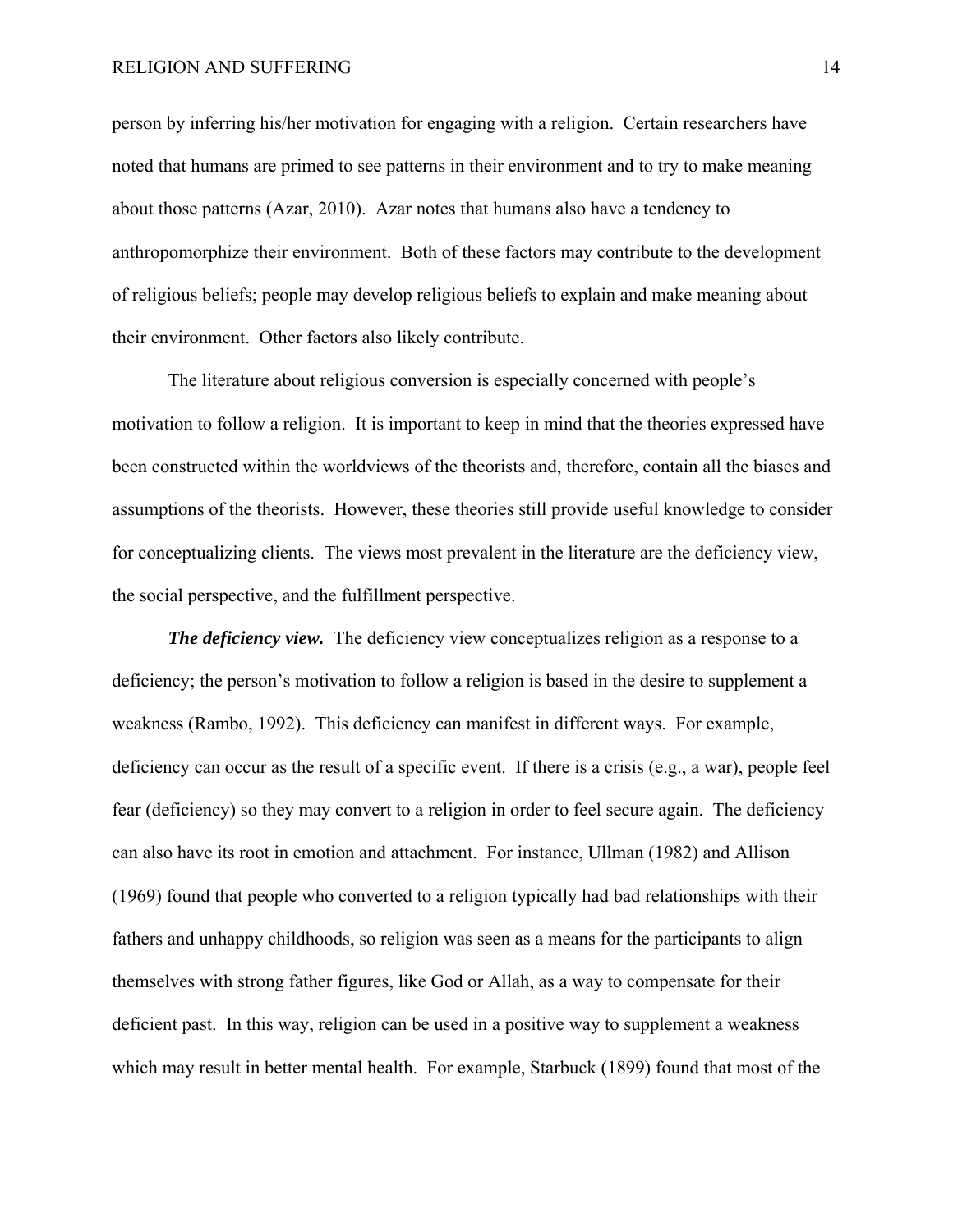person by inferring his/her motivation for engaging with a religion. Certain researchers have noted that humans are primed to see patterns in their environment and to try to make meaning about those patterns (Azar, 2010). Azar notes that humans also have a tendency to anthropomorphize their environment. Both of these factors may contribute to the development of religious beliefs; people may develop religious beliefs to explain and make meaning about their environment. Other factors also likely contribute.

The literature about religious conversion is especially concerned with people's motivation to follow a religion. It is important to keep in mind that the theories expressed have been constructed within the worldviews of the theorists and, therefore, contain all the biases and assumptions of the theorists. However, these theories still provide useful knowledge to consider for conceptualizing clients. The views most prevalent in the literature are the deficiency view, the social perspective, and the fulfillment perspective.

***The deficiency view.*** The deficiency view conceptualizes religion as a response to a deficiency; the person's motivation to follow a religion is based in the desire to supplement a weakness (Rambo, 1992). This deficiency can manifest in different ways. For example, deficiency can occur as the result of a specific event. If there is a crisis (e.g., a war), people feel fear (deficiency) so they may convert to a religion in order to feel secure again. The deficiency can also have its root in emotion and attachment. For instance, Ullman (1982) and Allison (1969) found that people who converted to a religion typically had bad relationships with their fathers and unhappy childhoods, so religion was seen as a means for the participants to align themselves with strong father figures, like God or Allah, as a way to compensate for their deficient past. In this way, religion can be used in a positive way to supplement a weakness which may result in better mental health. For example, Starbuck (1899) found that most of the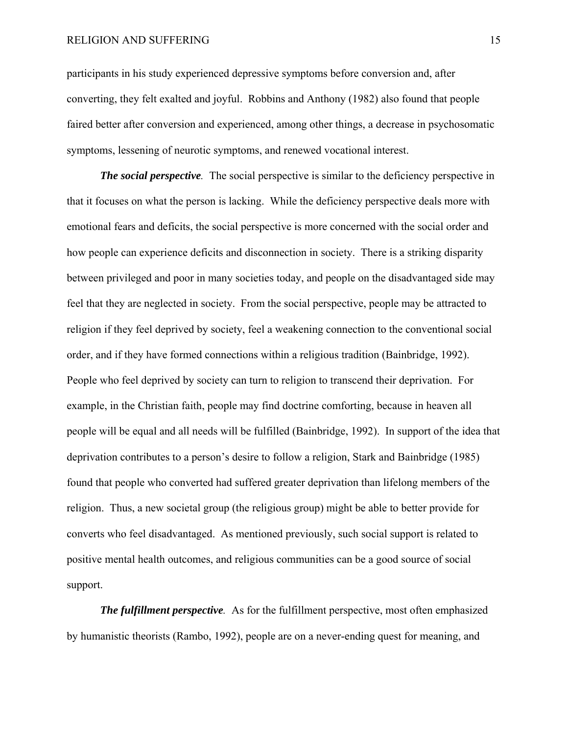participants in his study experienced depressive symptoms before conversion and, after converting, they felt exalted and joyful. Robbins and Anthony (1982) also found that people faired better after conversion and experienced, among other things, a decrease in psychosomatic symptoms, lessening of neurotic symptoms, and renewed vocational interest.

***The social perspective.*** The social perspective is similar to the deficiency perspective in that it focuses on what the person is lacking. While the deficiency perspective deals more with emotional fears and deficits, the social perspective is more concerned with the social order and how people can experience deficits and disconnection in society. There is a striking disparity between privileged and poor in many societies today, and people on the disadvantaged side may feel that they are neglected in society. From the social perspective, people may be attracted to religion if they feel deprived by society, feel a weakening connection to the conventional social order, and if they have formed connections within a religious tradition (Bainbridge, 1992). People who feel deprived by society can turn to religion to transcend their deprivation. For example, in the Christian faith, people may find doctrine comforting, because in heaven all people will be equal and all needs will be fulfilled (Bainbridge, 1992). In support of the idea that deprivation contributes to a person's desire to follow a religion, Stark and Bainbridge (1985) found that people who converted had suffered greater deprivation than lifelong members of the religion. Thus, a new societal group (the religious group) might be able to better provide for converts who feel disadvantaged. As mentioned previously, such social support is related to positive mental health outcomes, and religious communities can be a good source of social support.

***The fulfillment perspective.*** As for the fulfillment perspective, most often emphasized by humanistic theorists (Rambo, 1992), people are on a never-ending quest for meaning, and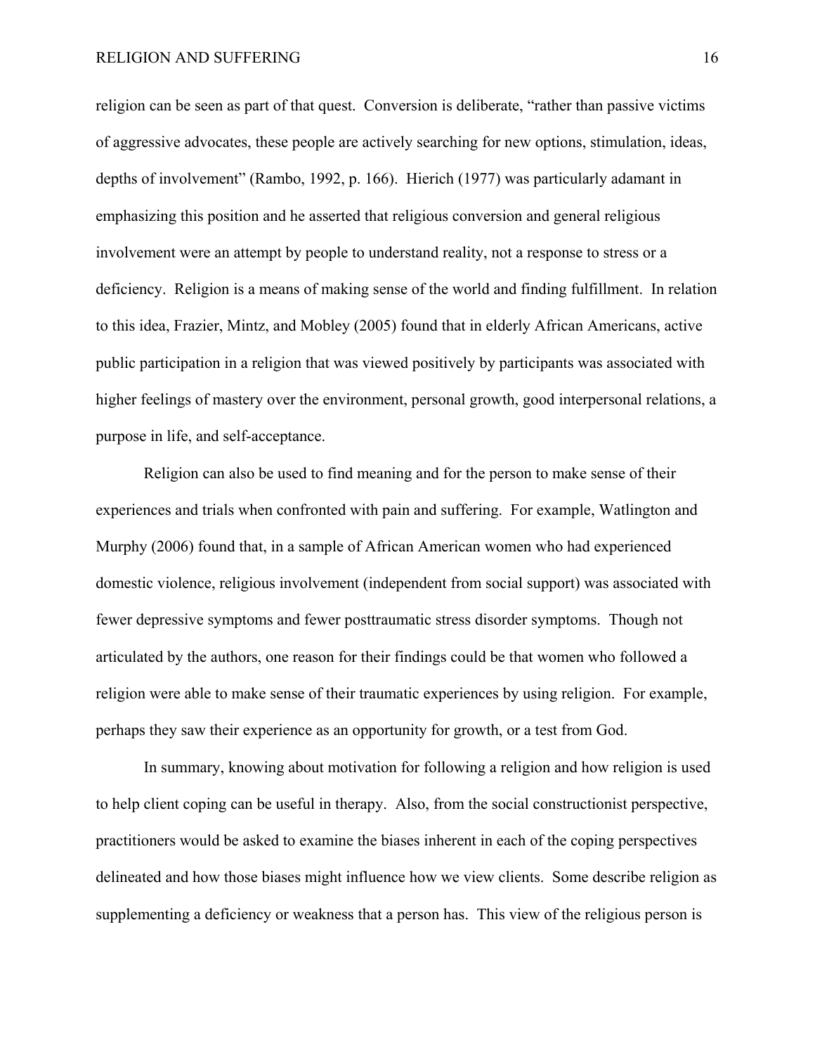religion can be seen as part of that quest. Conversion is deliberate, "rather than passive victims of aggressive advocates, these people are actively searching for new options, stimulation, ideas, depths of involvement" (Rambo, 1992, p. 166). Hierich (1977) was particularly adamant in emphasizing this position and he asserted that religious conversion and general religious involvement were an attempt by people to understand reality, not a response to stress or a deficiency. Religion is a means of making sense of the world and finding fulfillment. In relation to this idea, Frazier, Mintz, and Mobley (2005) found that in elderly African Americans, active public participation in a religion that was viewed positively by participants was associated with higher feelings of mastery over the environment, personal growth, good interpersonal relations, a purpose in life, and self-acceptance.

Religion can also be used to find meaning and for the person to make sense of their experiences and trials when confronted with pain and suffering. For example, Watlington and Murphy (2006) found that, in a sample of African American women who had experienced domestic violence, religious involvement (independent from social support) was associated with fewer depressive symptoms and fewer posttraumatic stress disorder symptoms. Though not articulated by the authors, one reason for their findings could be that women who followed a religion were able to make sense of their traumatic experiences by using religion. For example, perhaps they saw their experience as an opportunity for growth, or a test from God.

In summary, knowing about motivation for following a religion and how religion is used to help client coping can be useful in therapy. Also, from the social constructionist perspective, practitioners would be asked to examine the biases inherent in each of the coping perspectives delineated and how those biases might influence how we view clients. Some describe religion as supplementing a deficiency or weakness that a person has. This view of the religious person is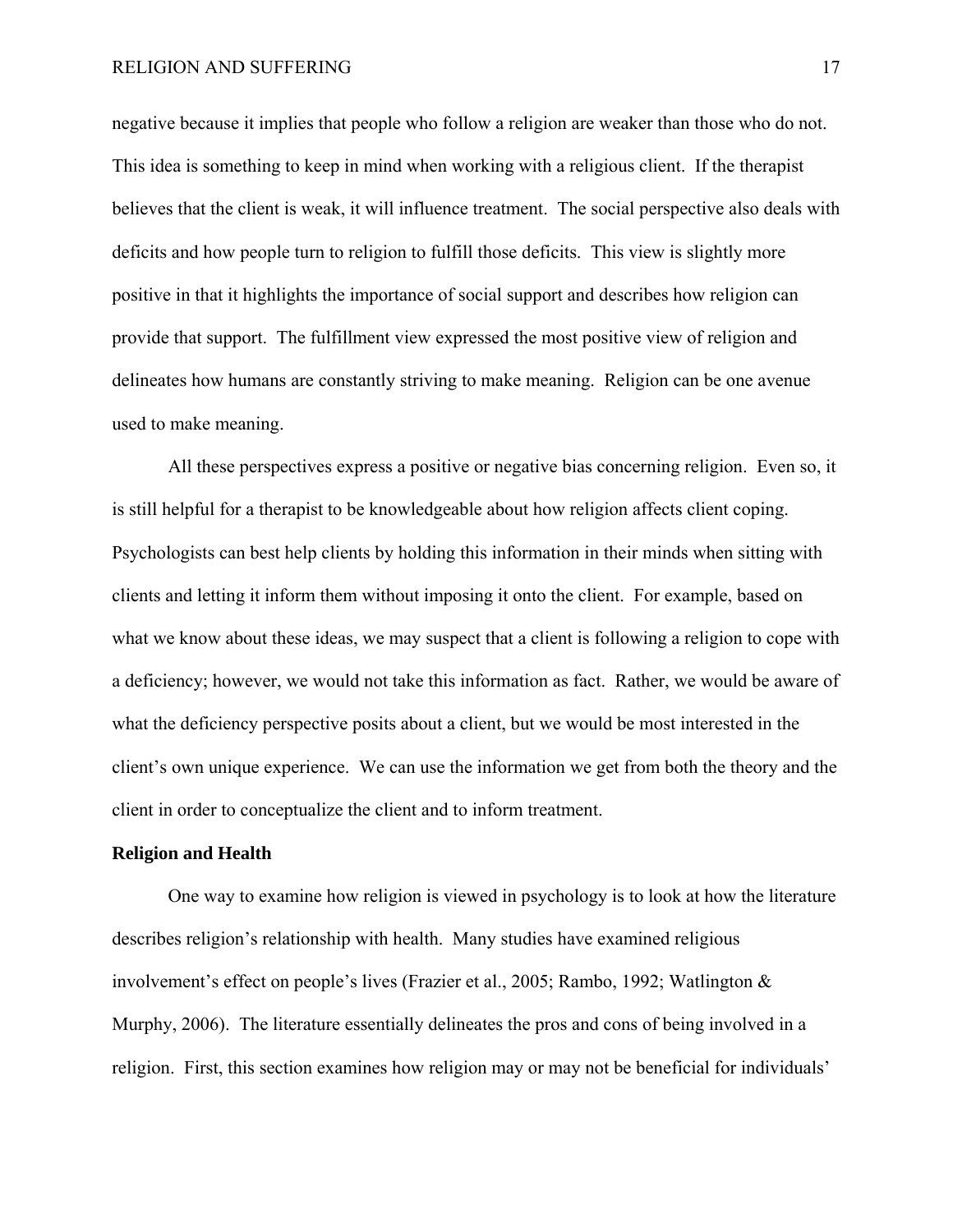negative because it implies that people who follow a religion are weaker than those who do not. This idea is something to keep in mind when working with a religious client. If the therapist believes that the client is weak, it will influence treatment. The social perspective also deals with deficits and how people turn to religion to fulfill those deficits. This view is slightly more positive in that it highlights the importance of social support and describes how religion can provide that support. The fulfillment view expressed the most positive view of religion and delineates how humans are constantly striving to make meaning. Religion can be one avenue used to make meaning.

All these perspectives express a positive or negative bias concerning religion. Even so, it is still helpful for a therapist to be knowledgeable about how religion affects client coping. Psychologists can best help clients by holding this information in their minds when sitting with clients and letting it inform them without imposing it onto the client. For example, based on what we know about these ideas, we may suspect that a client is following a religion to cope with a deficiency; however, we would not take this information as fact. Rather, we would be aware of what the deficiency perspective posits about a client, but we would be most interested in the client's own unique experience. We can use the information we get from both the theory and the client in order to conceptualize the client and to inform treatment.

**Religion and Health**

One way to examine how religion is viewed in psychology is to look at how the literature describes religion's relationship with health. Many studies have examined religious involvement's effect on people's lives (Frazier et al., 2005; Rambo, 1992; Watlington & Murphy, 2006). The literature essentially delineates the pros and cons of being involved in a religion. First, this section examines how religion may or may not be beneficial for individuals'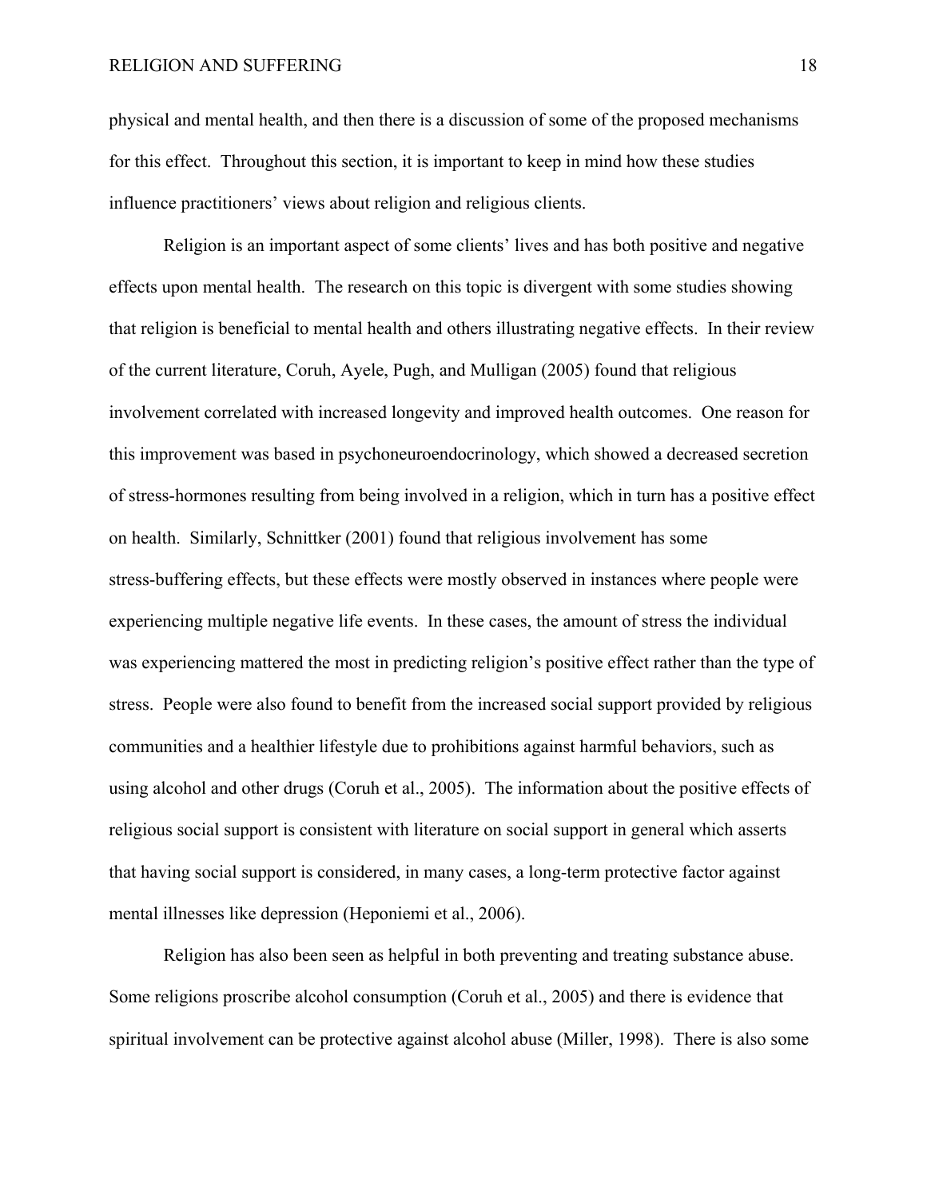physical and mental health, and then there is a discussion of some of the proposed mechanisms for this effect. Throughout this section, it is important to keep in mind how these studies influence practitioners' views about religion and religious clients.

Religion is an important aspect of some clients' lives and has both positive and negative effects upon mental health. The research on this topic is divergent with some studies showing that religion is beneficial to mental health and others illustrating negative effects. In their review of the current literature, Coruh, Ayele, Pugh, and Mulligan (2005) found that religious involvement correlated with increased longevity and improved health outcomes. One reason for this improvement was based in psychoneuroendocrinology, which showed a decreased secretion of stress-hormones resulting from being involved in a religion, which in turn has a positive effect on health. Similarly, Schnittker (2001) found that religious involvement has some stress-buffering effects, but these effects were mostly observed in instances where people were experiencing multiple negative life events. In these cases, the amount of stress the individual was experiencing mattered the most in predicting religion's positive effect rather than the type of stress. People were also found to benefit from the increased social support provided by religious communities and a healthier lifestyle due to prohibitions against harmful behaviors, such as using alcohol and other drugs (Coruh et al., 2005). The information about the positive effects of religious social support is consistent with literature on social support in general which asserts that having social support is considered, in many cases, a long-term protective factor against mental illnesses like depression (Heponiemi et al., 2006).

Religion has also been seen as helpful in both preventing and treating substance abuse. Some religions proscribe alcohol consumption (Coruh et al., 2005) and there is evidence that spiritual involvement can be protective against alcohol abuse (Miller, 1998). There is also some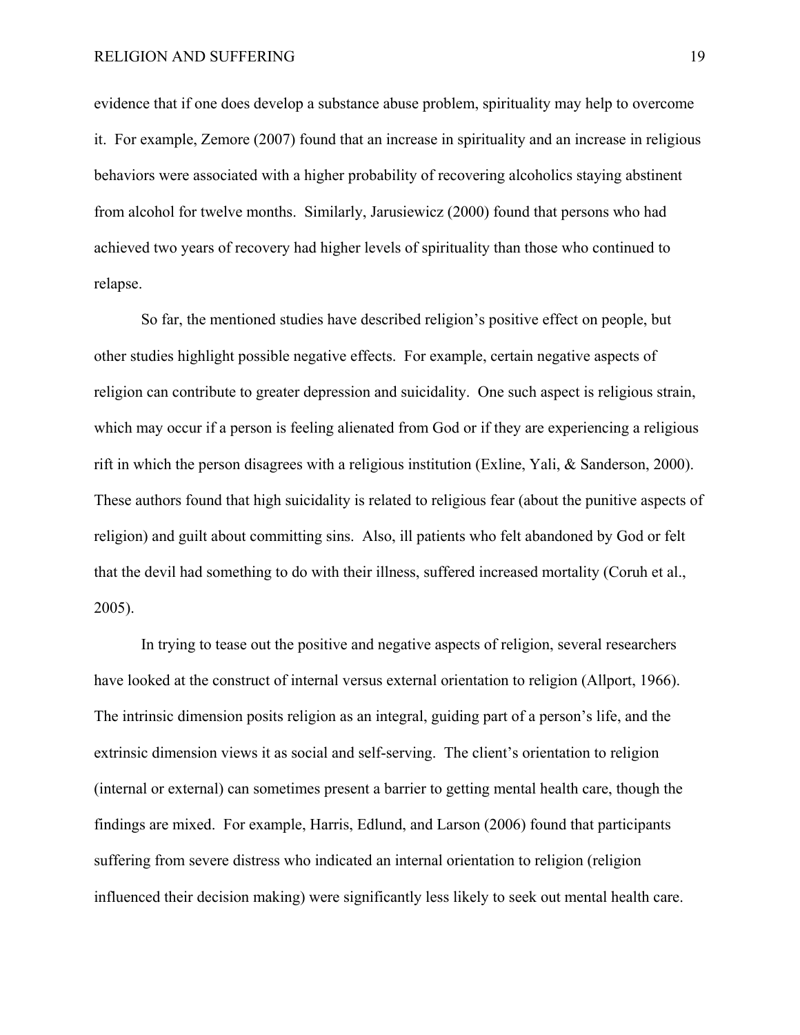evidence that if one does develop a substance abuse problem, spirituality may help to overcome it. For example, Zemore (2007) found that an increase in spirituality and an increase in religious behaviors were associated with a higher probability of recovering alcoholics staying abstinent from alcohol for twelve months. Similarly, Jarusiewicz (2000) found that persons who had achieved two years of recovery had higher levels of spirituality than those who continued to relapse.

So far, the mentioned studies have described religion's positive effect on people, but other studies highlight possible negative effects. For example, certain negative aspects of religion can contribute to greater depression and suicidality. One such aspect is religious strain, which may occur if a person is feeling alienated from God or if they are experiencing a religious rift in which the person disagrees with a religious institution (Exline, Yali, & Sanderson, 2000). These authors found that high suicidality is related to religious fear (about the punitive aspects of religion) and guilt about committing sins. Also, ill patients who felt abandoned by God or felt that the devil had something to do with their illness, suffered increased mortality (Coruh et al., 2005).

In trying to tease out the positive and negative aspects of religion, several researchers have looked at the construct of internal versus external orientation to religion (Allport, 1966). The intrinsic dimension posits religion as an integral, guiding part of a person's life, and the extrinsic dimension views it as social and self-serving. The client's orientation to religion (internal or external) can sometimes present a barrier to getting mental health care, though the findings are mixed. For example, Harris, Edlund, and Larson (2006) found that participants suffering from severe distress who indicated an internal orientation to religion (religion influenced their decision making) were significantly less likely to seek out mental health care.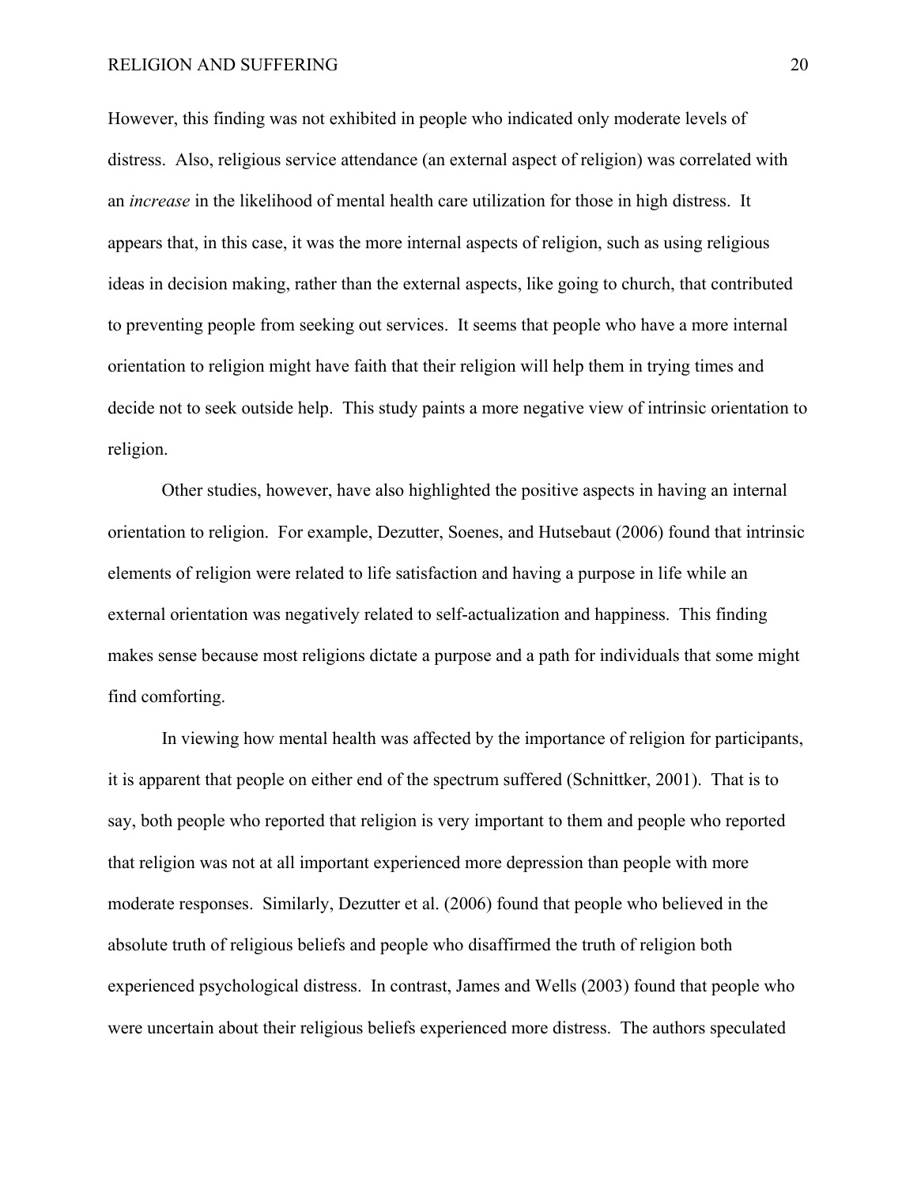However, this finding was not exhibited in people who indicated only moderate levels of distress. Also, religious service attendance (an external aspect of religion) was correlated with an *increase* in the likelihood of mental health care utilization for those in high distress. It appears that, in this case, it was the more internal aspects of religion, such as using religious ideas in decision making, rather than the external aspects, like going to church, that contributed to preventing people from seeking out services. It seems that people who have a more internal orientation to religion might have faith that their religion will help them in trying times and decide not to seek outside help. This study paints a more negative view of intrinsic orientation to religion.

Other studies, however, have also highlighted the positive aspects in having an internal orientation to religion. For example, Dezutter, Soenes, and Hutsebaut (2006) found that intrinsic elements of religion were related to life satisfaction and having a purpose in life while an external orientation was negatively related to self-actualization and happiness. This finding makes sense because most religions dictate a purpose and a path for individuals that some might find comforting.

In viewing how mental health was affected by the importance of religion for participants, it is apparent that people on either end of the spectrum suffered (Schnittker, 2001). That is to say, both people who reported that religion is very important to them and people who reported that religion was not at all important experienced more depression than people with more moderate responses. Similarly, Dezutter et al. (2006) found that people who believed in the absolute truth of religious beliefs and people who disaffirmed the truth of religion both experienced psychological distress. In contrast, James and Wells (2003) found that people who were uncertain about their religious beliefs experienced more distress. The authors speculated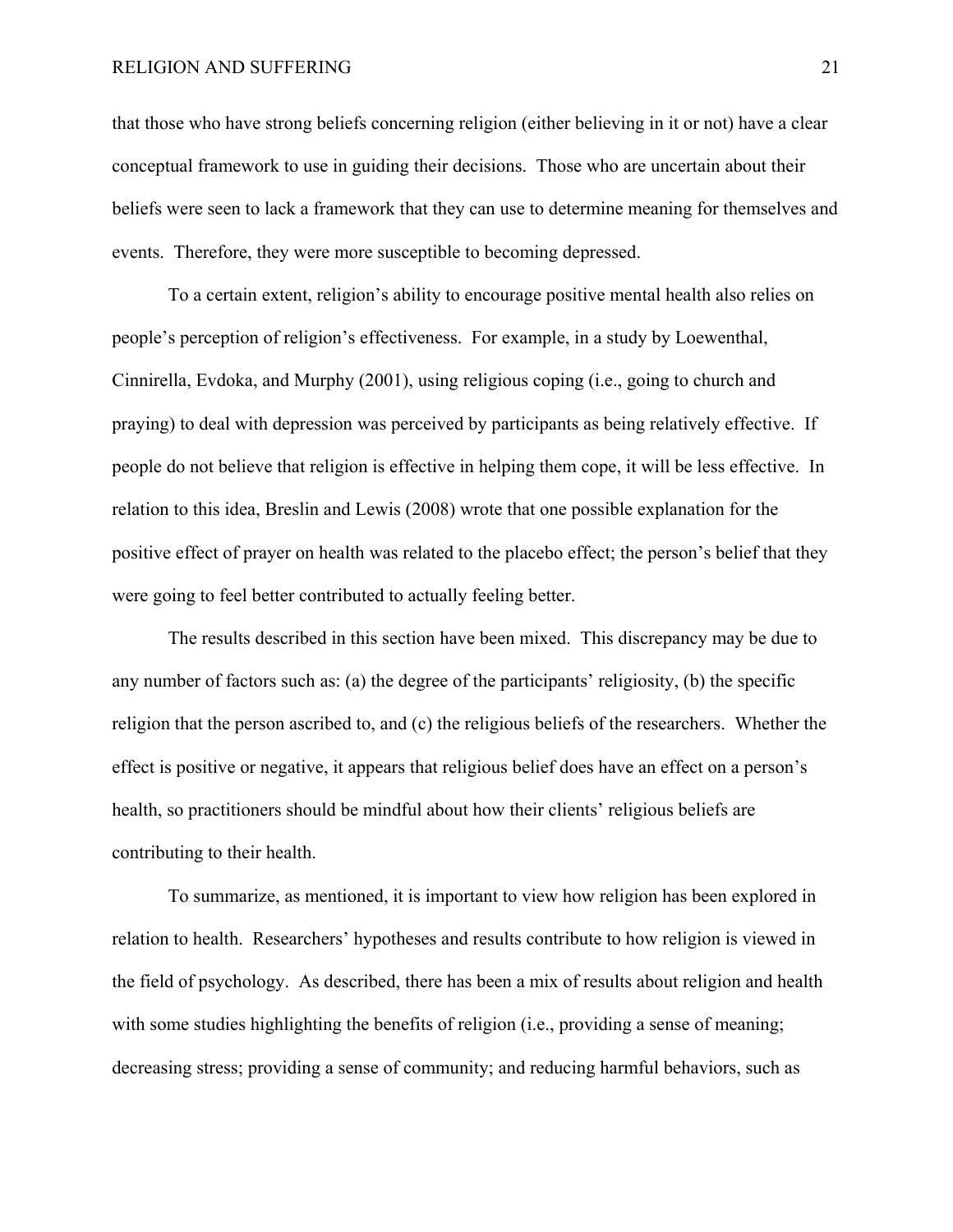that those who have strong beliefs concerning religion (either believing in it or not) have a clear conceptual framework to use in guiding their decisions. Those who are uncertain about their beliefs were seen to lack a framework that they can use to determine meaning for themselves and events. Therefore, they were more susceptible to becoming depressed.

To a certain extent, religion's ability to encourage positive mental health also relies on people's perception of religion's effectiveness. For example, in a study by Loewenthal, Cinnirella, Evdoka, and Murphy (2001), using religious coping (i.e., going to church and praying) to deal with depression was perceived by participants as being relatively effective. If people do not believe that religion is effective in helping them cope, it will be less effective. In relation to this idea, Breslin and Lewis (2008) wrote that one possible explanation for the positive effect of prayer on health was related to the placebo effect; the person's belief that they were going to feel better contributed to actually feeling better.

The results described in this section have been mixed. This discrepancy may be due to any number of factors such as: (a) the degree of the participants' religiosity, (b) the specific religion that the person ascribed to, and (c) the religious beliefs of the researchers. Whether the effect is positive or negative, it appears that religious belief does have an effect on a person's health, so practitioners should be mindful about how their clients' religious beliefs are contributing to their health.

To summarize, as mentioned, it is important to view how religion has been explored in relation to health. Researchers' hypotheses and results contribute to how religion is viewed in the field of psychology. As described, there has been a mix of results about religion and health with some studies highlighting the benefits of religion (i.e., providing a sense of meaning; decreasing stress; providing a sense of community; and reducing harmful behaviors, such as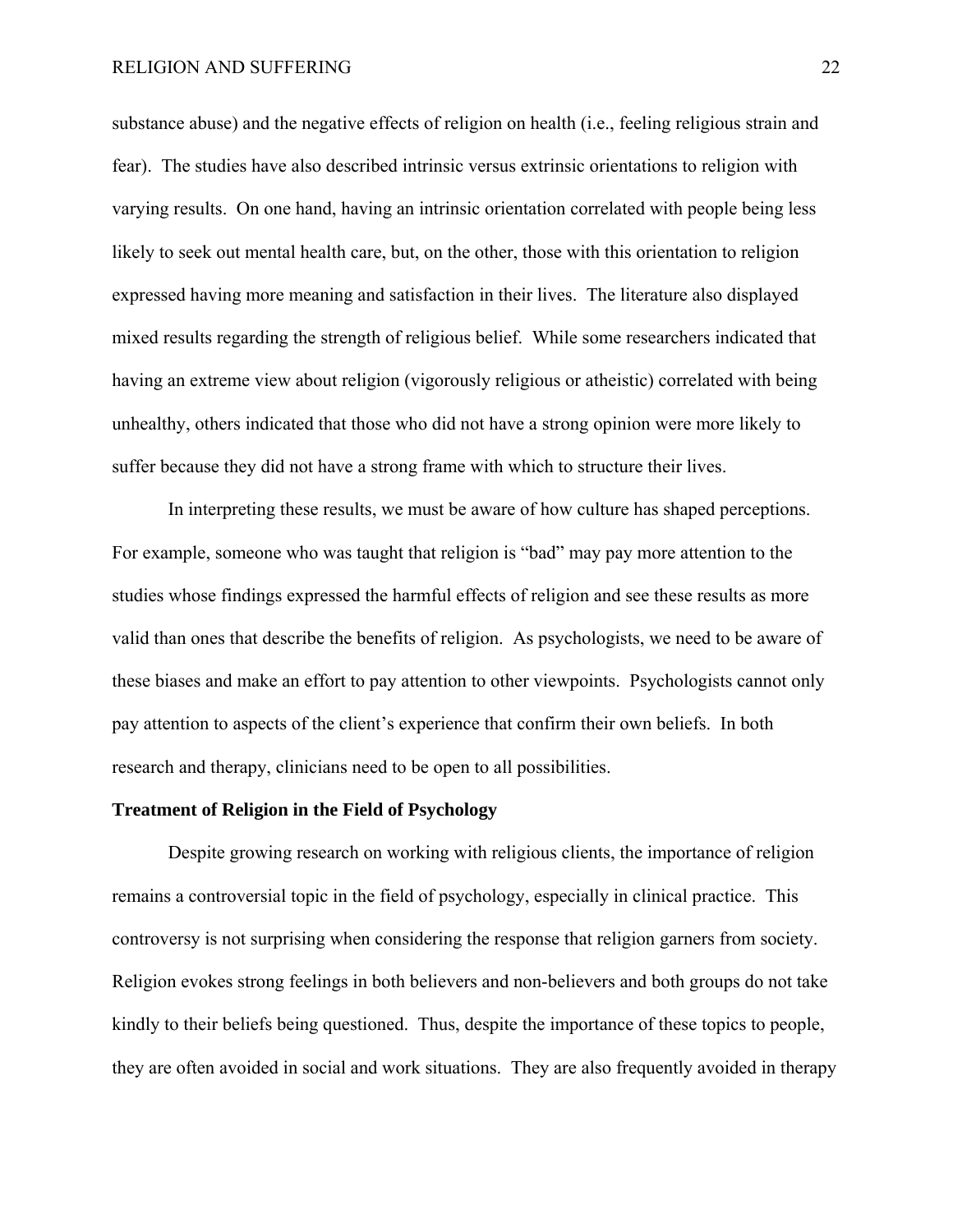substance abuse) and the negative effects of religion on health (i.e., feeling religious strain and fear). The studies have also described intrinsic versus extrinsic orientations to religion with varying results. On one hand, having an intrinsic orientation correlated with people being less likely to seek out mental health care, but, on the other, those with this orientation to religion expressed having more meaning and satisfaction in their lives. The literature also displayed mixed results regarding the strength of religious belief. While some researchers indicated that having an extreme view about religion (vigorously religious or atheistic) correlated with being unhealthy, others indicated that those who did not have a strong opinion were more likely to suffer because they did not have a strong frame with which to structure their lives.

In interpreting these results, we must be aware of how culture has shaped perceptions. For example, someone who was taught that religion is "bad" may pay more attention to the studies whose findings expressed the harmful effects of religion and see these results as more valid than ones that describe the benefits of religion. As psychologists, we need to be aware of these biases and make an effort to pay attention to other viewpoints. Psychologists cannot only pay attention to aspects of the client's experience that confirm their own beliefs. In both research and therapy, clinicians need to be open to all possibilities.

**Treatment of Religion in the Field of Psychology**

Despite growing research on working with religious clients, the importance of religion remains a controversial topic in the field of psychology, especially in clinical practice. This controversy is not surprising when considering the response that religion garners from society. Religion evokes strong feelings in both believers and non-believers and both groups do not take kindly to their beliefs being questioned. Thus, despite the importance of these topics to people, they are often avoided in social and work situations. They are also frequently avoided in therapy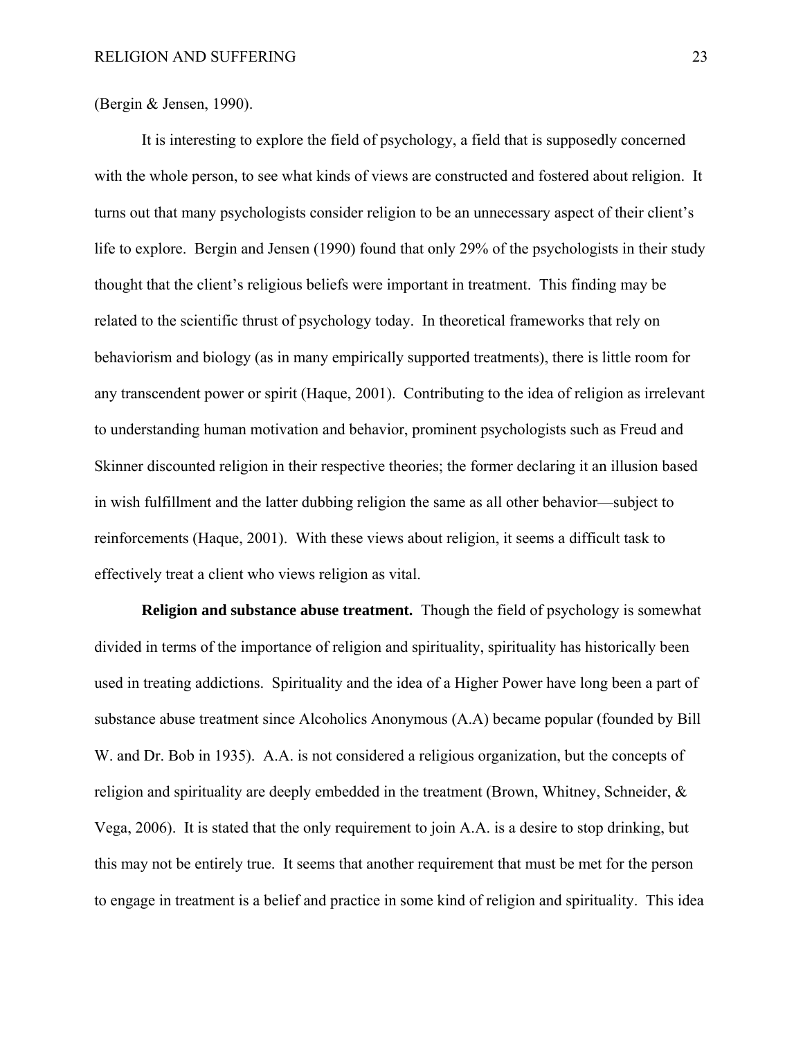(Bergin & Jensen, 1990).

It is interesting to explore the field of psychology, a field that is supposedly concerned with the whole person, to see what kinds of views are constructed and fostered about religion. It turns out that many psychologists consider religion to be an unnecessary aspect of their client's life to explore. Bergin and Jensen (1990) found that only 29% of the psychologists in their study thought that the client's religious beliefs were important in treatment. This finding may be related to the scientific thrust of psychology today. In theoretical frameworks that rely on behaviorism and biology (as in many empirically supported treatments), there is little room for any transcendent power or spirit (Haque, 2001). Contributing to the idea of religion as irrelevant to understanding human motivation and behavior, prominent psychologists such as Freud and Skinner discounted religion in their respective theories; the former declaring it an illusion based in wish fulfillment and the latter dubbing religion the same as all other behavior—subject to reinforcements (Haque, 2001). With these views about religion, it seems a difficult task to effectively treat a client who views religion as vital.

**Religion and substance abuse treatment.** Though the field of psychology is somewhat divided in terms of the importance of religion and spirituality, spirituality has historically been used in treating addictions. Spirituality and the idea of a Higher Power have long been a part of substance abuse treatment since Alcoholics Anonymous (A.A) became popular (founded by Bill W. and Dr. Bob in 1935). A.A. is not considered a religious organization, but the concepts of religion and spirituality are deeply embedded in the treatment (Brown, Whitney, Schneider, & Vega, 2006). It is stated that the only requirement to join A.A. is a desire to stop drinking, but this may not be entirely true. It seems that another requirement that must be met for the person to engage in treatment is a belief and practice in some kind of religion and spirituality. This idea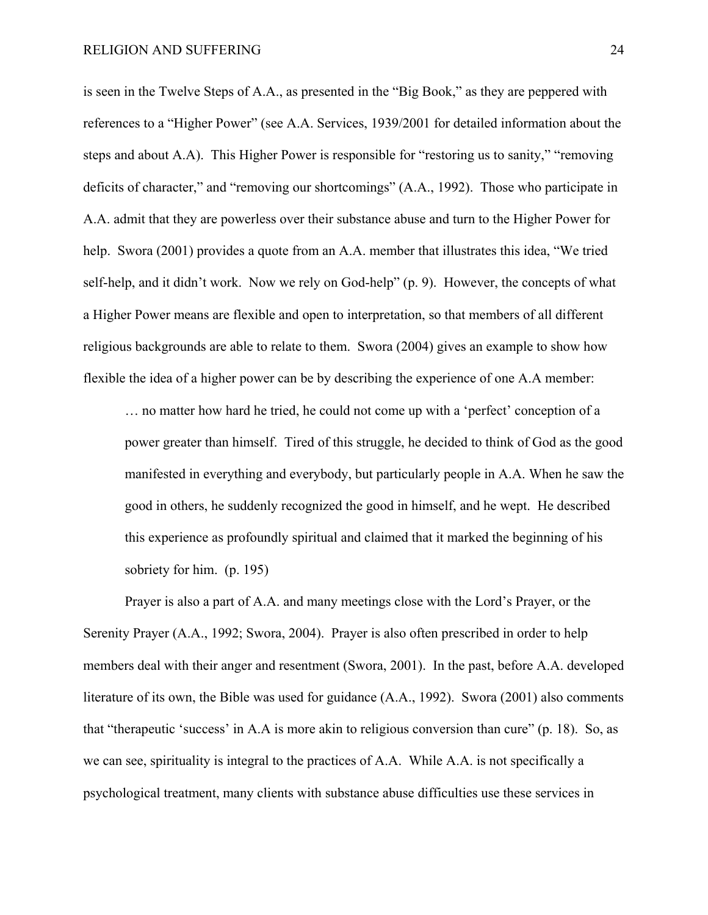is seen in the Twelve Steps of A.A., as presented in the "Big Book," as they are peppered with references to a "Higher Power" (see A.A. Services, 1939/2001 for detailed information about the steps and about A.A). This Higher Power is responsible for "restoring us to sanity," "removing deficits of character," and "removing our shortcomings" (A.A., 1992). Those who participate in A.A. admit that they are powerless over their substance abuse and turn to the Higher Power for help. Swora (2001) provides a quote from an A.A. member that illustrates this idea, "We tried self-help, and it didn't work. Now we rely on God-help" (p. 9). However, the concepts of what a Higher Power means are flexible and open to interpretation, so that members of all different religious backgrounds are able to relate to them. Swora (2004) gives an example to show how flexible the idea of a higher power can be by describing the experience of one A.A member:

> … no matter how hard he tried, he could not come up with a 'perfect' conception of a power greater than himself. Tired of this struggle, he decided to think of God as the good manifested in everything and everybody, but particularly people in A.A. When he saw the good in others, he suddenly recognized the good in himself, and he wept. He described this experience as profoundly spiritual and claimed that it marked the beginning of his sobriety for him. (p. 195)

Prayer is also a part of A.A. and many meetings close with the Lord's Prayer, or the Serenity Prayer (A.A., 1992; Swora, 2004). Prayer is also often prescribed in order to help members deal with their anger and resentment (Swora, 2001). In the past, before A.A. developed literature of its own, the Bible was used for guidance (A.A., 1992). Swora (2001) also comments that "therapeutic 'success' in A.A is more akin to religious conversion than cure" (p. 18). So, as we can see, spirituality is integral to the practices of A.A. While A.A. is not specifically a psychological treatment, many clients with substance abuse difficulties use these services in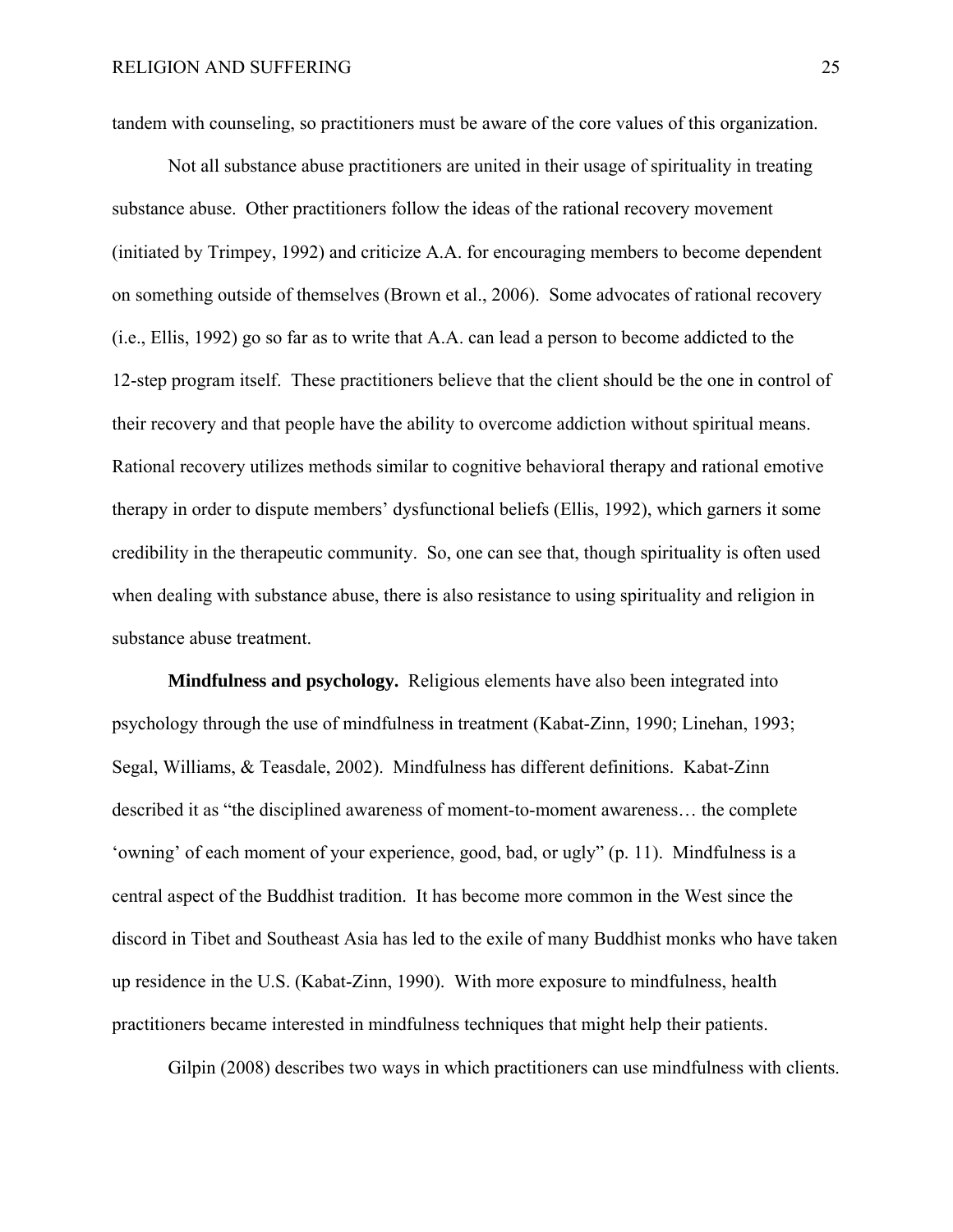tandem with counseling, so practitioners must be aware of the core values of this organization.

Not all substance abuse practitioners are united in their usage of spirituality in treating substance abuse. Other practitioners follow the ideas of the rational recovery movement (initiated by Trimpey, 1992) and criticize A.A. for encouraging members to become dependent on something outside of themselves (Brown et al., 2006). Some advocates of rational recovery (i.e., Ellis, 1992) go so far as to write that A.A. can lead a person to become addicted to the 12-step program itself. These practitioners believe that the client should be the one in control of their recovery and that people have the ability to overcome addiction without spiritual means. Rational recovery utilizes methods similar to cognitive behavioral therapy and rational emotive therapy in order to dispute members' dysfunctional beliefs (Ellis, 1992), which garners it some credibility in the therapeutic community. So, one can see that, though spirituality is often used when dealing with substance abuse, there is also resistance to using spirituality and religion in substance abuse treatment.

**Mindfulness and psychology.** Religious elements have also been integrated into psychology through the use of mindfulness in treatment (Kabat-Zinn, 1990; Linehan, 1993; Segal, Williams, & Teasdale, 2002). Mindfulness has different definitions. Kabat-Zinn described it as "the disciplined awareness of moment-to-moment awareness… the complete 'owning' of each moment of your experience, good, bad, or ugly" (p. 11). Mindfulness is a central aspect of the Buddhist tradition. It has become more common in the West since the discord in Tibet and Southeast Asia has led to the exile of many Buddhist monks who have taken up residence in the U.S. (Kabat-Zinn, 1990). With more exposure to mindfulness, health practitioners became interested in mindfulness techniques that might help their patients.

Gilpin (2008) describes two ways in which practitioners can use mindfulness with clients.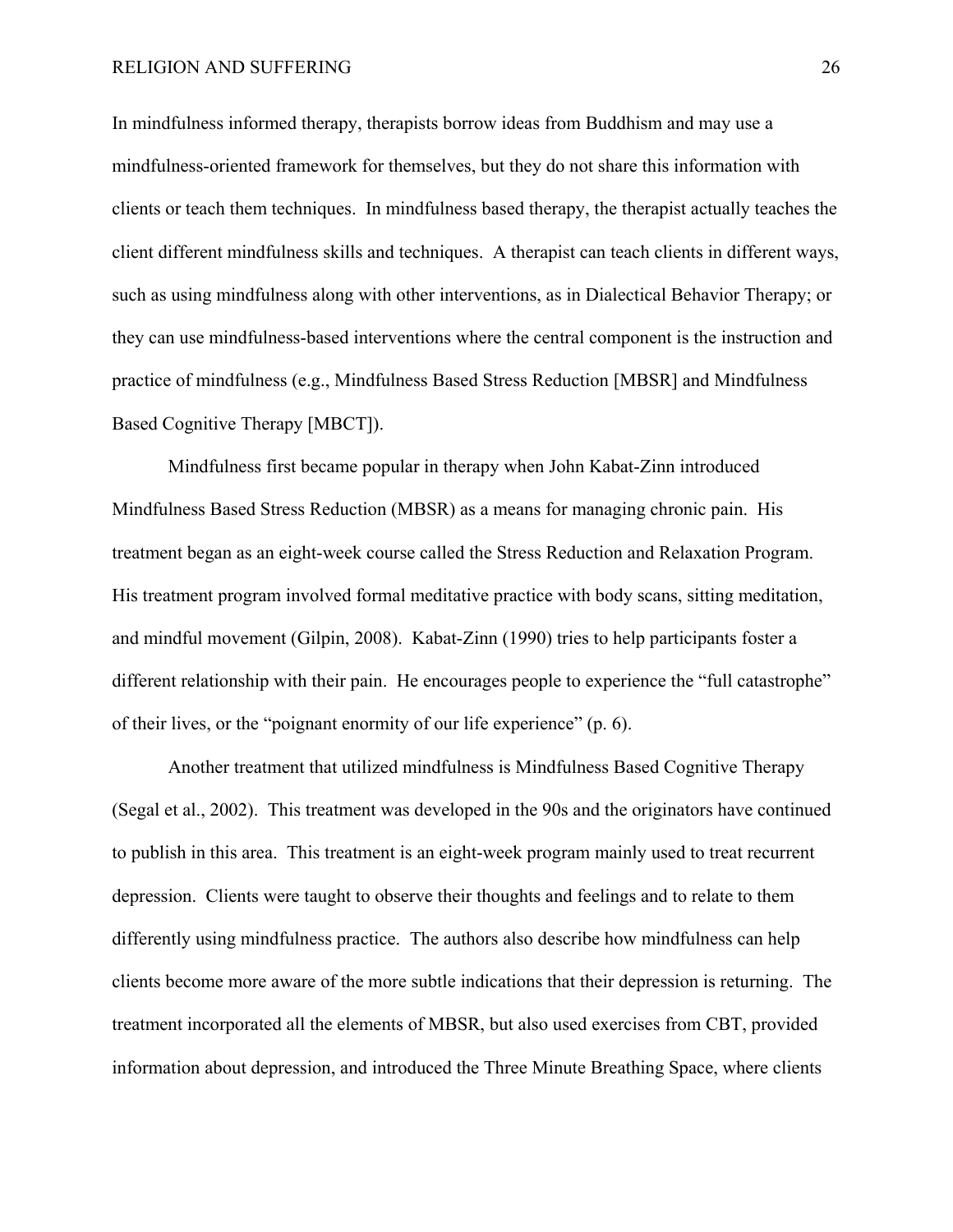In mindfulness informed therapy, therapists borrow ideas from Buddhism and may use a mindfulness-oriented framework for themselves, but they do not share this information with clients or teach them techniques. In mindfulness based therapy, the therapist actually teaches the client different mindfulness skills and techniques. A therapist can teach clients in different ways, such as using mindfulness along with other interventions, as in Dialectical Behavior Therapy; or they can use mindfulness-based interventions where the central component is the instruction and practice of mindfulness (e.g., Mindfulness Based Stress Reduction [MBSR] and Mindfulness Based Cognitive Therapy [MBCT]).

Mindfulness first became popular in therapy when John Kabat-Zinn introduced Mindfulness Based Stress Reduction (MBSR) as a means for managing chronic pain. His treatment began as an eight-week course called the Stress Reduction and Relaxation Program. His treatment program involved formal meditative practice with body scans, sitting meditation, and mindful movement (Gilpin, 2008). Kabat-Zinn (1990) tries to help participants foster a different relationship with their pain. He encourages people to experience the "full catastrophe" of their lives, or the "poignant enormity of our life experience" (p. 6).

Another treatment that utilized mindfulness is Mindfulness Based Cognitive Therapy (Segal et al., 2002). This treatment was developed in the 90s and the originators have continued to publish in this area. This treatment is an eight-week program mainly used to treat recurrent depression. Clients were taught to observe their thoughts and feelings and to relate to them differently using mindfulness practice. The authors also describe how mindfulness can help clients become more aware of the more subtle indications that their depression is returning. The treatment incorporated all the elements of MBSR, but also used exercises from CBT, provided information about depression, and introduced the Three Minute Breathing Space, where clients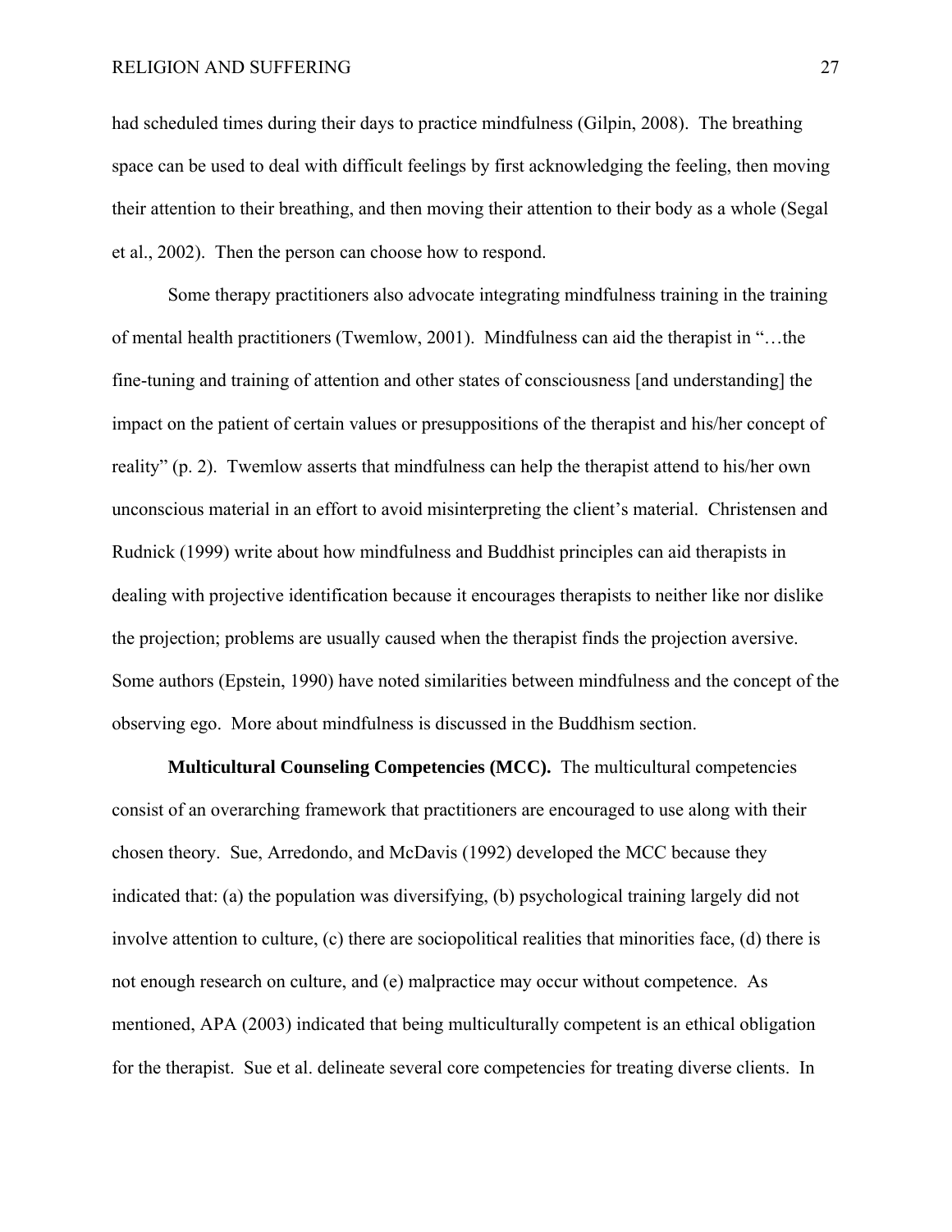had scheduled times during their days to practice mindfulness (Gilpin, 2008). The breathing space can be used to deal with difficult feelings by first acknowledging the feeling, then moving their attention to their breathing, and then moving their attention to their body as a whole (Segal et al., 2002). Then the person can choose how to respond.

Some therapy practitioners also advocate integrating mindfulness training in the training of mental health practitioners (Twemlow, 2001). Mindfulness can aid the therapist in "…the fine-tuning and training of attention and other states of consciousness [and understanding] the impact on the patient of certain values or presuppositions of the therapist and his/her concept of reality" (p. 2). Twemlow asserts that mindfulness can help the therapist attend to his/her own unconscious material in an effort to avoid misinterpreting the client's material. Christensen and Rudnick (1999) write about how mindfulness and Buddhist principles can aid therapists in dealing with projective identification because it encourages therapists to neither like nor dislike the projection; problems are usually caused when the therapist finds the projection aversive. Some authors (Epstein, 1990) have noted similarities between mindfulness and the concept of the observing ego. More about mindfulness is discussed in the Buddhism section.

**Multicultural Counseling Competencies (MCC).** The multicultural competencies consist of an overarching framework that practitioners are encouraged to use along with their chosen theory. Sue, Arredondo, and McDavis (1992) developed the MCC because they indicated that: (a) the population was diversifying, (b) psychological training largely did not involve attention to culture, (c) there are sociopolitical realities that minorities face, (d) there is not enough research on culture, and (e) malpractice may occur without competence. As mentioned, APA (2003) indicated that being multiculturally competent is an ethical obligation for the therapist. Sue et al. delineate several core competencies for treating diverse clients. In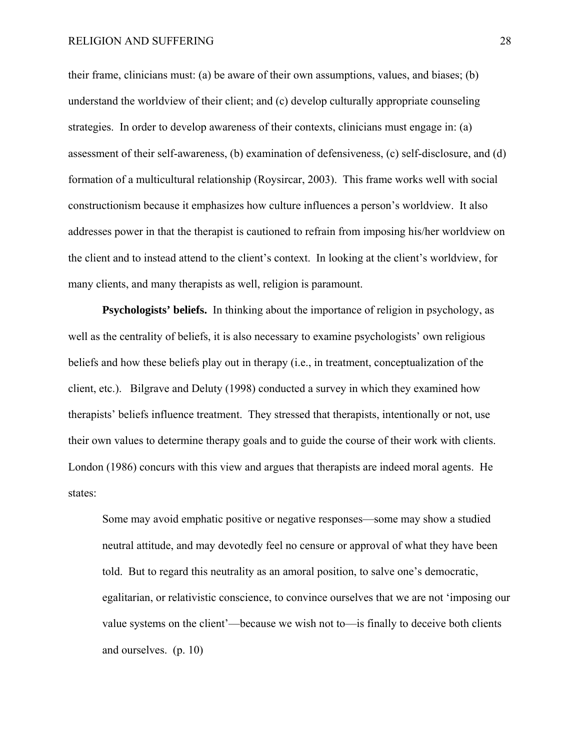their frame, clinicians must: (a) be aware of their own assumptions, values, and biases; (b) understand the worldview of their client; and (c) develop culturally appropriate counseling strategies. In order to develop awareness of their contexts, clinicians must engage in: (a) assessment of their self-awareness, (b) examination of defensiveness, (c) self-disclosure, and (d) formation of a multicultural relationship (Roysircar, 2003). This frame works well with social constructionism because it emphasizes how culture influences a person's worldview. It also addresses power in that the therapist is cautioned to refrain from imposing his/her worldview on the client and to instead attend to the client's context. In looking at the client's worldview, for many clients, and many therapists as well, religion is paramount.

**Psychologists' beliefs.** In thinking about the importance of religion in psychology, as well as the centrality of beliefs, it is also necessary to examine psychologists' own religious beliefs and how these beliefs play out in therapy (i.e., in treatment, conceptualization of the client, etc.). Bilgrave and Deluty (1998) conducted a survey in which they examined how therapists' beliefs influence treatment. They stressed that therapists, intentionally or not, use their own values to determine therapy goals and to guide the course of their work with clients. London (1986) concurs with this view and argues that therapists are indeed moral agents. He states:

> Some may avoid emphatic positive or negative responses—some may show a studied neutral attitude, and may devotedly feel no censure or approval of what they have been told. But to regard this neutrality as an amoral position, to salve one's democratic, egalitarian, or relativistic conscience, to convince ourselves that we are not 'imposing our value systems on the client'—because we wish not to—is finally to deceive both clients and ourselves. (p. 10)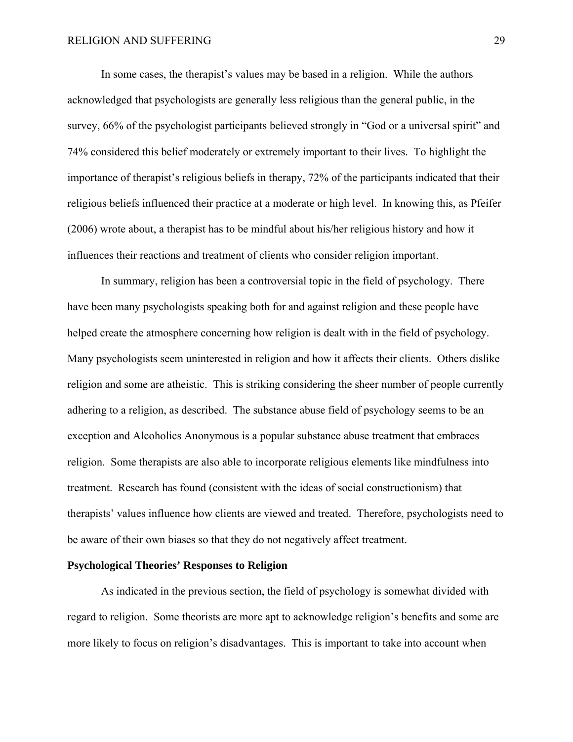In some cases, the therapist's values may be based in a religion. While the authors acknowledged that psychologists are generally less religious than the general public, in the survey, 66% of the psychologist participants believed strongly in "God or a universal spirit" and 74% considered this belief moderately or extremely important to their lives. To highlight the importance of therapist's religious beliefs in therapy, 72% of the participants indicated that their religious beliefs influenced their practice at a moderate or high level. In knowing this, as Pfeifer (2006) wrote about, a therapist has to be mindful about his/her religious history and how it influences their reactions and treatment of clients who consider religion important.

In summary, religion has been a controversial topic in the field of psychology. There have been many psychologists speaking both for and against religion and these people have helped create the atmosphere concerning how religion is dealt with in the field of psychology. Many psychologists seem uninterested in religion and how it affects their clients. Others dislike religion and some are atheistic. This is striking considering the sheer number of people currently adhering to a religion, as described. The substance abuse field of psychology seems to be an exception and Alcoholics Anonymous is a popular substance abuse treatment that embraces religion. Some therapists are also able to incorporate religious elements like mindfulness into treatment. Research has found (consistent with the ideas of social constructionism) that therapists' values influence how clients are viewed and treated. Therefore, psychologists need to be aware of their own biases so that they do not negatively affect treatment.

**Psychological Theories' Responses to Religion**

As indicated in the previous section, the field of psychology is somewhat divided with regard to religion. Some theorists are more apt to acknowledge religion's benefits and some are more likely to focus on religion's disadvantages. This is important to take into account when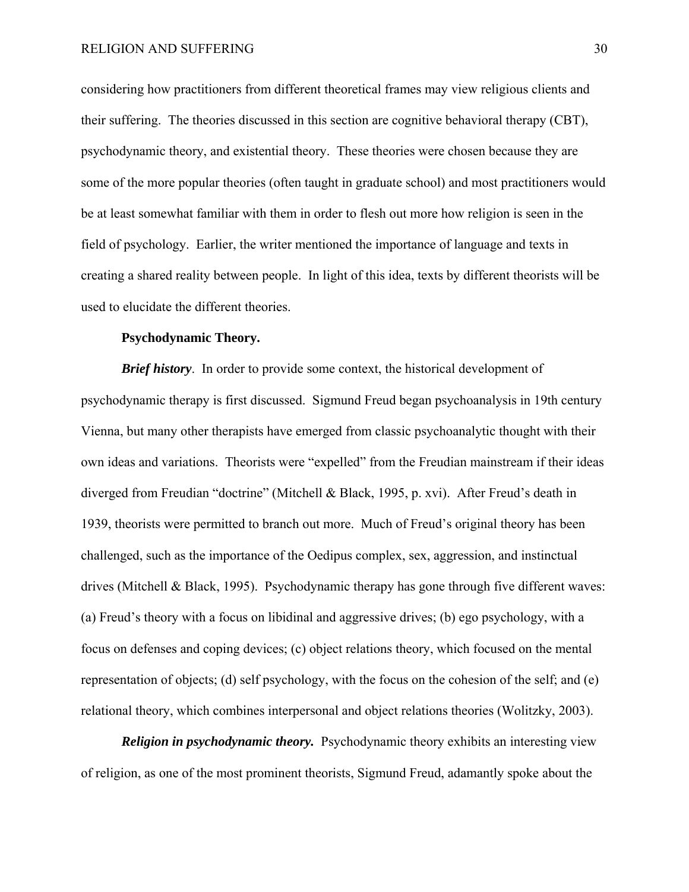considering how practitioners from different theoretical frames may view religious clients and their suffering. The theories discussed in this section are cognitive behavioral therapy (CBT), psychodynamic theory, and existential theory. These theories were chosen because they are some of the more popular theories (often taught in graduate school) and most practitioners would be at least somewhat familiar with them in order to flesh out more how religion is seen in the field of psychology. Earlier, the writer mentioned the importance of language and texts in creating a shared reality between people. In light of this idea, texts by different theorists will be used to elucidate the different theories.

**Psychodynamic Theory.**

***Brief history***. In order to provide some context, the historical development of psychodynamic therapy is first discussed. Sigmund Freud began psychoanalysis in 19th century Vienna, but many other therapists have emerged from classic psychoanalytic thought with their own ideas and variations. Theorists were "expelled" from the Freudian mainstream if their ideas diverged from Freudian "doctrine" (Mitchell & Black, 1995, p. xvi). After Freud's death in 1939, theorists were permitted to branch out more. Much of Freud's original theory has been challenged, such as the importance of the Oedipus complex, sex, aggression, and instinctual drives (Mitchell & Black, 1995). Psychodynamic therapy has gone through five different waves: (a) Freud's theory with a focus on libidinal and aggressive drives; (b) ego psychology, with a focus on defenses and coping devices; (c) object relations theory, which focused on the mental representation of objects; (d) self psychology, with the focus on the cohesion of the self; and (e) relational theory, which combines interpersonal and object relations theories (Wolitzky, 2003).

***Religion in psychodynamic theory.*** Psychodynamic theory exhibits an interesting view of religion, as one of the most prominent theorists, Sigmund Freud, adamantly spoke about the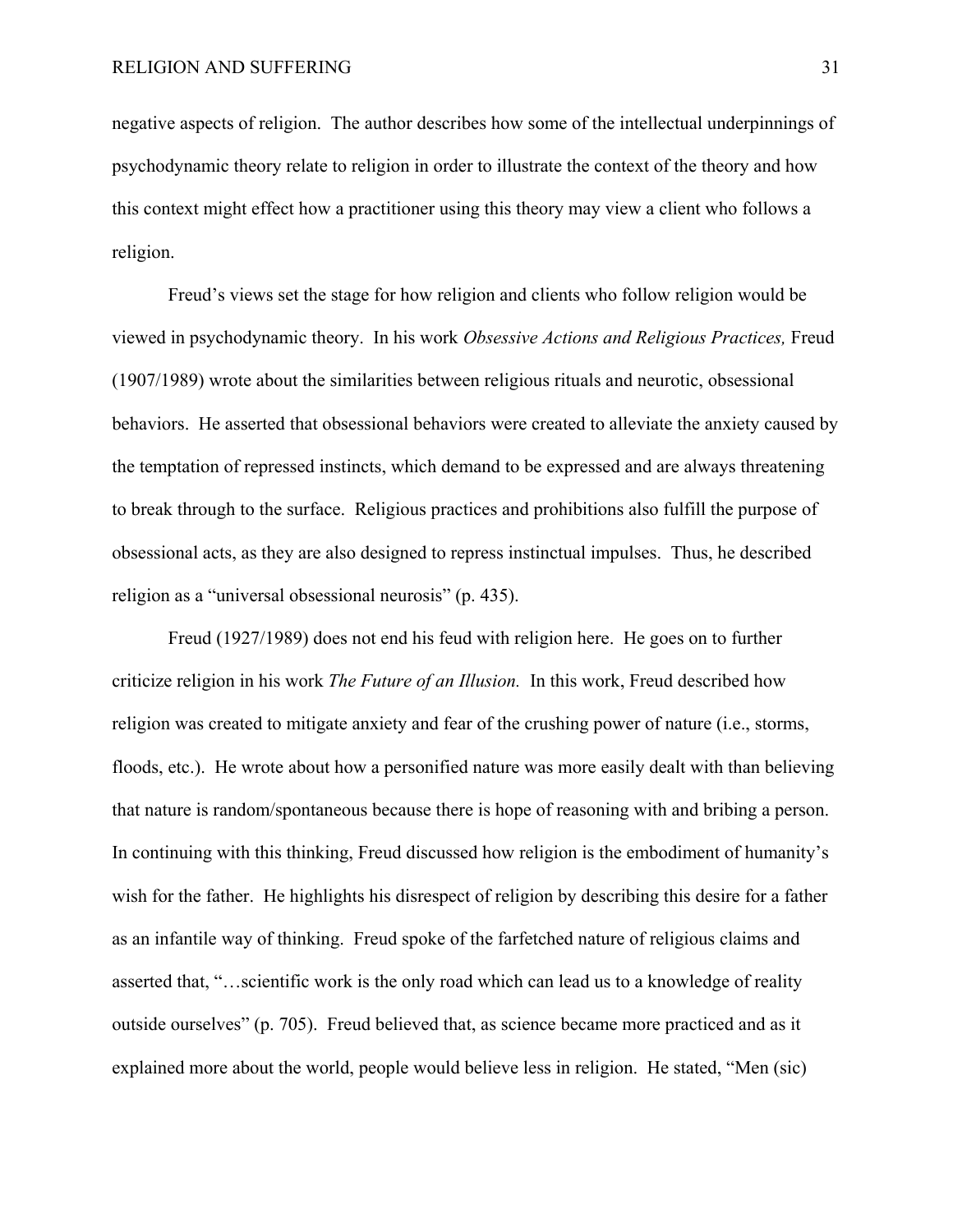negative aspects of religion. The author describes how some of the intellectual underpinnings of psychodynamic theory relate to religion in order to illustrate the context of the theory and how this context might effect how a practitioner using this theory may view a client who follows a religion.

Freud's views set the stage for how religion and clients who follow religion would be viewed in psychodynamic theory. In his work *Obsessive Actions and Religious Practices,* Freud (1907/1989) wrote about the similarities between religious rituals and neurotic, obsessional behaviors. He asserted that obsessional behaviors were created to alleviate the anxiety caused by the temptation of repressed instincts, which demand to be expressed and are always threatening to break through to the surface. Religious practices and prohibitions also fulfill the purpose of obsessional acts, as they are also designed to repress instinctual impulses. Thus, he described religion as a "universal obsessional neurosis" (p. 435).

Freud (1927/1989) does not end his feud with religion here. He goes on to further criticize religion in his work *The Future of an Illusion.* In this work, Freud described how religion was created to mitigate anxiety and fear of the crushing power of nature (i.e., storms, floods, etc.). He wrote about how a personified nature was more easily dealt with than believing that nature is random/spontaneous because there is hope of reasoning with and bribing a person. In continuing with this thinking, Freud discussed how religion is the embodiment of humanity's wish for the father. He highlights his disrespect of religion by describing this desire for a father as an infantile way of thinking. Freud spoke of the farfetched nature of religious claims and asserted that, "…scientific work is the only road which can lead us to a knowledge of reality outside ourselves" (p. 705). Freud believed that, as science became more practiced and as it explained more about the world, people would believe less in religion. He stated, "Men (sic)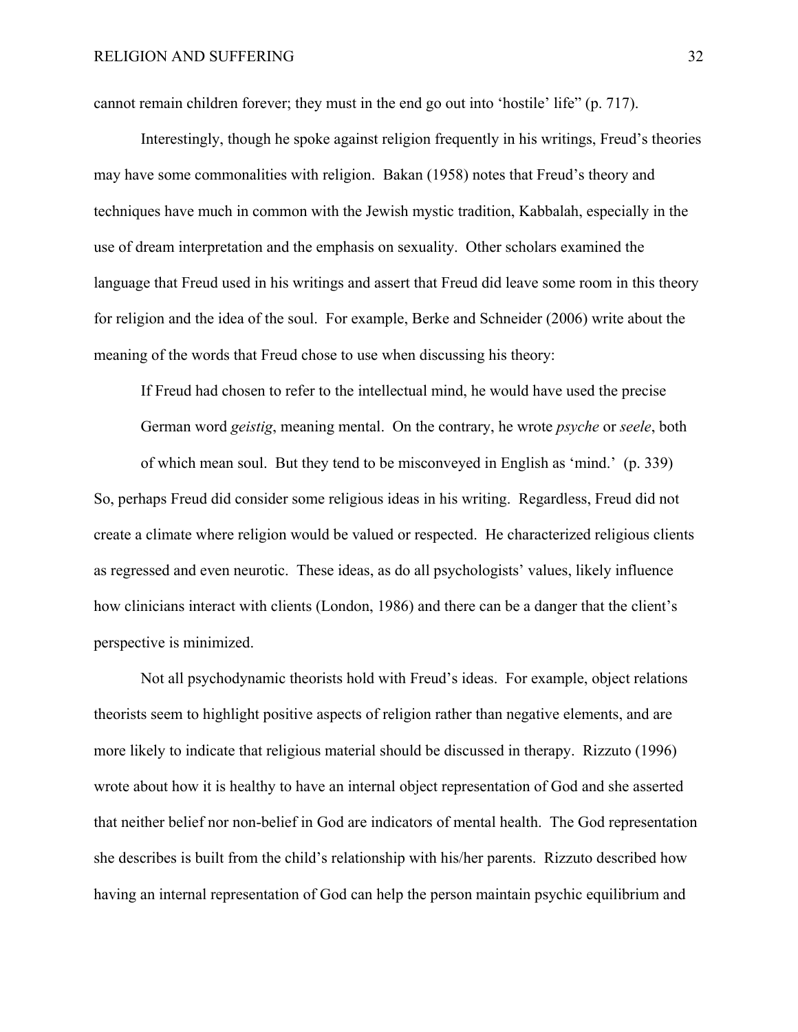cannot remain children forever; they must in the end go out into 'hostile' life" (p. 717).

Interestingly, though he spoke against religion frequently in his writings, Freud's theories may have some commonalities with religion. Bakan (1958) notes that Freud's theory and techniques have much in common with the Jewish mystic tradition, Kabbalah, especially in the use of dream interpretation and the emphasis on sexuality. Other scholars examined the language that Freud used in his writings and assert that Freud did leave some room in this theory for religion and the idea of the soul. For example, Berke and Schneider (2006) write about the meaning of the words that Freud chose to use when discussing his theory:

> If Freud had chosen to refer to the intellectual mind, he would have used the precise German word *geistig*, meaning mental. On the contrary, he wrote *psyche* or *seele*, both of which mean soul. But they tend to be misconveyed in English as 'mind.' (p. 339)

So, perhaps Freud did consider some religious ideas in his writing. Regardless, Freud did not create a climate where religion would be valued or respected. He characterized religious clients as regressed and even neurotic. These ideas, as do all psychologists' values, likely influence how clinicians interact with clients (London, 1986) and there can be a danger that the client's perspective is minimized.

Not all psychodynamic theorists hold with Freud's ideas. For example, object relations theorists seem to highlight positive aspects of religion rather than negative elements, and are more likely to indicate that religious material should be discussed in therapy. Rizzuto (1996) wrote about how it is healthy to have an internal object representation of God and she asserted that neither belief nor non-belief in God are indicators of mental health. The God representation she describes is built from the child's relationship with his/her parents. Rizzuto described how having an internal representation of God can help the person maintain psychic equilibrium and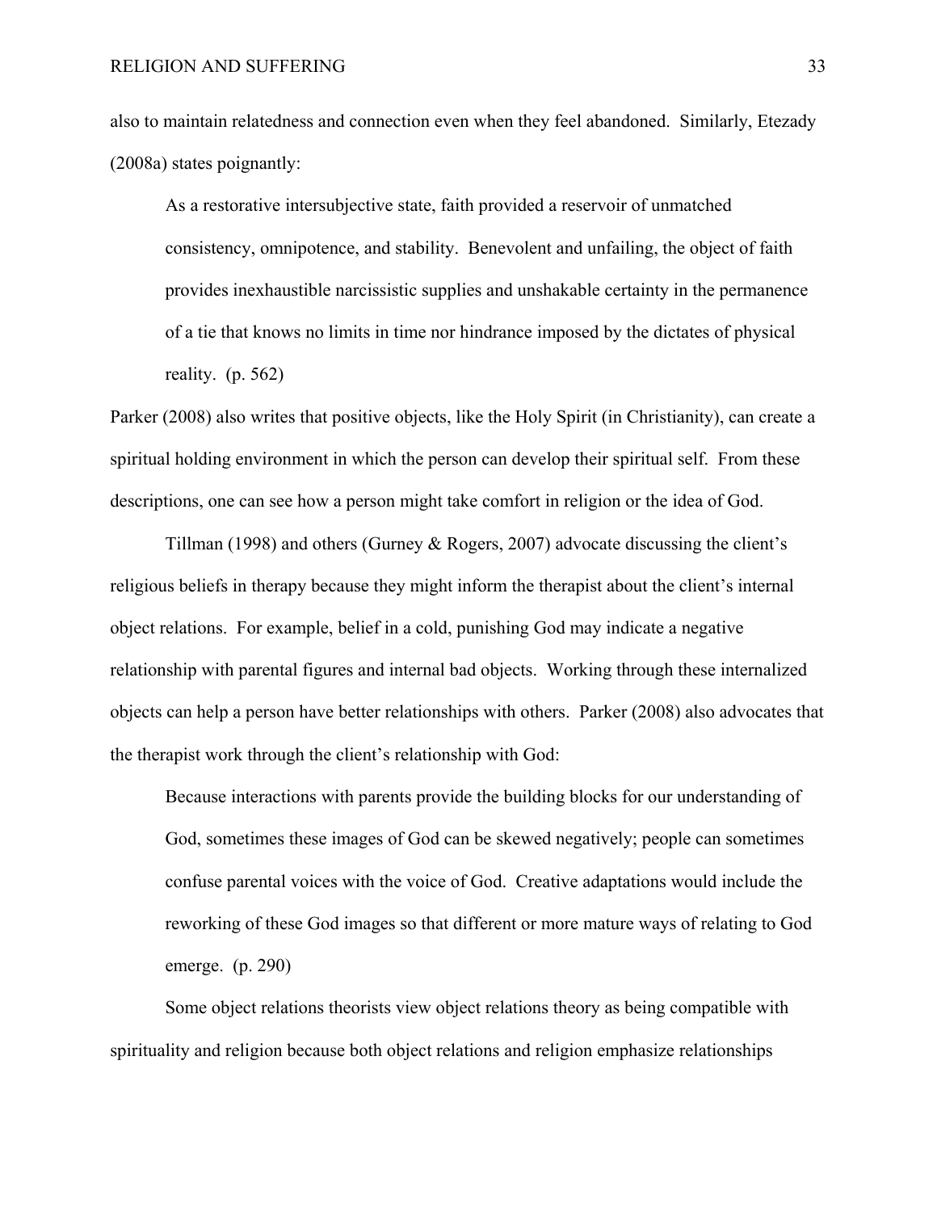also to maintain relatedness and connection even when they feel abandoned. Similarly, Etezady (2008a) states poignantly:

> As a restorative intersubjective state, faith provided a reservoir of unmatched consistency, omnipotence, and stability. Benevolent and unfailing, the object of faith provides inexhaustible narcissistic supplies and unshakable certainty in the permanence of a tie that knows no limits in time nor hindrance imposed by the dictates of physical reality. (p. 562)

Parker (2008) also writes that positive objects, like the Holy Spirit (in Christianity), can create a spiritual holding environment in which the person can develop their spiritual self. From these descriptions, one can see how a person might take comfort in religion or the idea of God.

Tillman (1998) and others (Gurney & Rogers, 2007) advocate discussing the client's religious beliefs in therapy because they might inform the therapist about the client's internal object relations. For example, belief in a cold, punishing God may indicate a negative relationship with parental figures and internal bad objects. Working through these internalized objects can help a person have better relationships with others. Parker (2008) also advocates that the therapist work through the client's relationship with God:

> Because interactions with parents provide the building blocks for our understanding of God, sometimes these images of God can be skewed negatively; people can sometimes confuse parental voices with the voice of God. Creative adaptations would include the reworking of these God images so that different or more mature ways of relating to God emerge. (p. 290)

Some object relations theorists view object relations theory as being compatible with spirituality and religion because both object relations and religion emphasize relationships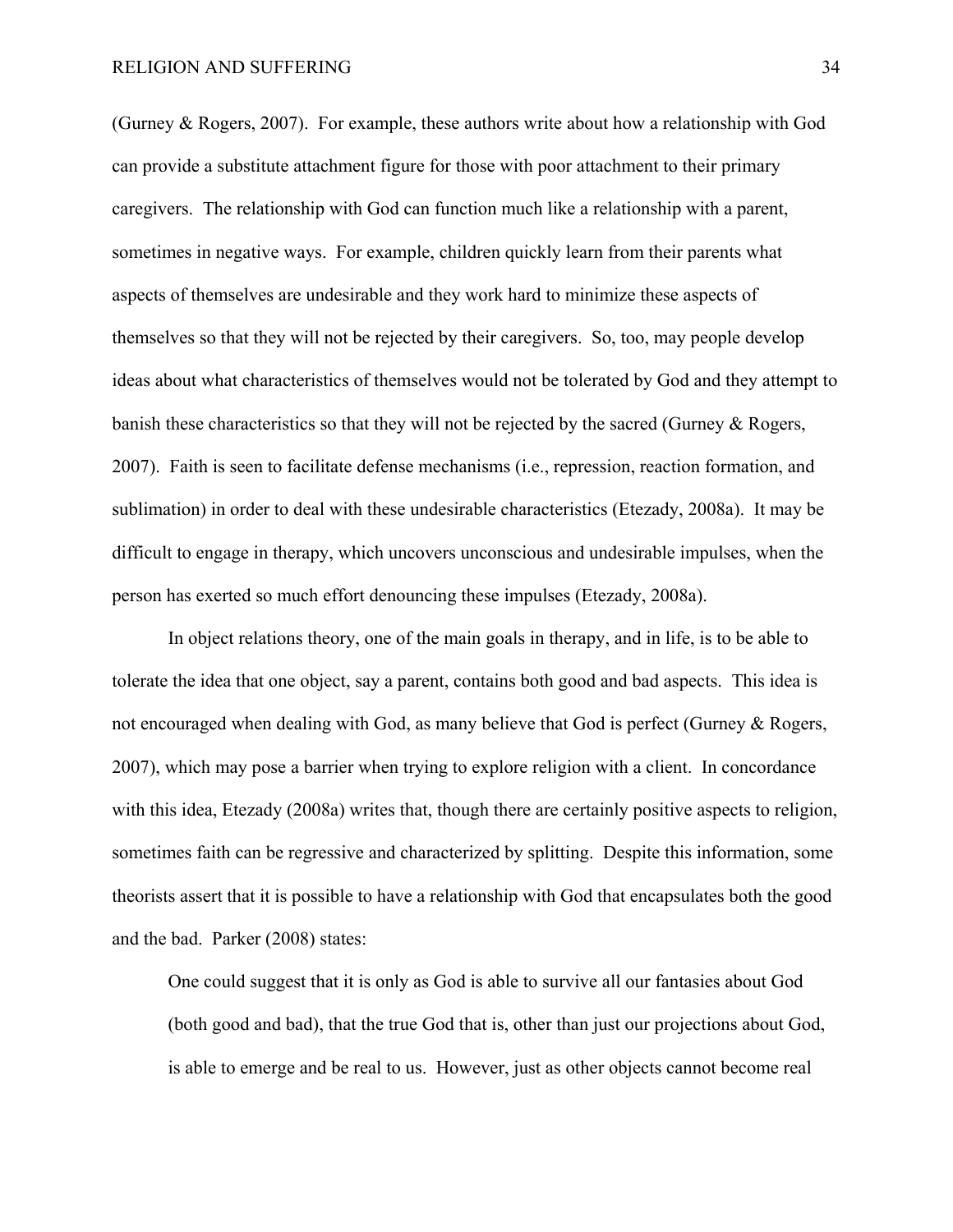(Gurney & Rogers, 2007). For example, these authors write about how a relationship with God can provide a substitute attachment figure for those with poor attachment to their primary caregivers. The relationship with God can function much like a relationship with a parent, sometimes in negative ways. For example, children quickly learn from their parents what aspects of themselves are undesirable and they work hard to minimize these aspects of themselves so that they will not be rejected by their caregivers. So, too, may people develop ideas about what characteristics of themselves would not be tolerated by God and they attempt to banish these characteristics so that they will not be rejected by the sacred (Gurney & Rogers, 2007). Faith is seen to facilitate defense mechanisms (i.e., repression, reaction formation, and sublimation) in order to deal with these undesirable characteristics (Etezady, 2008a). It may be difficult to engage in therapy, which uncovers unconscious and undesirable impulses, when the person has exerted so much effort denouncing these impulses (Etezady, 2008a).

In object relations theory, one of the main goals in therapy, and in life, is to be able to tolerate the idea that one object, say a parent, contains both good and bad aspects. This idea is not encouraged when dealing with God, as many believe that God is perfect (Gurney & Rogers, 2007), which may pose a barrier when trying to explore religion with a client. In concordance with this idea, Etezady (2008a) writes that, though there are certainly positive aspects to religion, sometimes faith can be regressive and characterized by splitting. Despite this information, some theorists assert that it is possible to have a relationship with God that encapsulates both the good and the bad. Parker (2008) states:

> One could suggest that it is only as God is able to survive all our fantasies about God (both good and bad), that the true God that is, other than just our projections about God, is able to emerge and be real to us. However, just as other objects cannot become real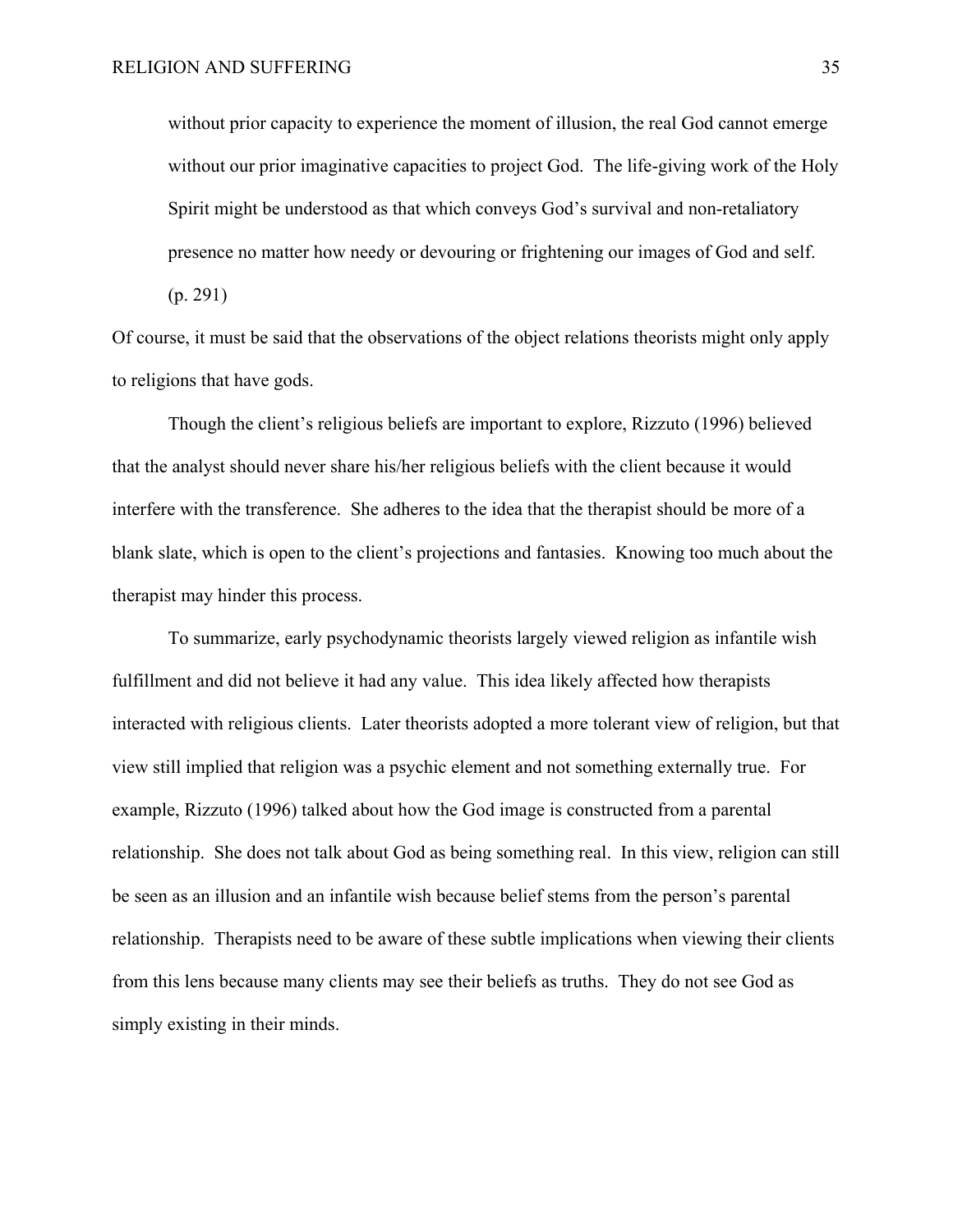> without prior capacity to experience the moment of illusion, the real God cannot emerge without our prior imaginative capacities to project God. The life-giving work of the Holy Spirit might be understood as that which conveys God's survival and non-retaliatory presence no matter how needy or devouring or frightening our images of God and self. (p. 291)

Of course, it must be said that the observations of the object relations theorists might only apply to religions that have gods.

Though the client's religious beliefs are important to explore, Rizzuto (1996) believed that the analyst should never share his/her religious beliefs with the client because it would interfere with the transference. She adheres to the idea that the therapist should be more of a blank slate, which is open to the client's projections and fantasies. Knowing too much about the therapist may hinder this process.

To summarize, early psychodynamic theorists largely viewed religion as infantile wish fulfillment and did not believe it had any value. This idea likely affected how therapists interacted with religious clients. Later theorists adopted a more tolerant view of religion, but that view still implied that religion was a psychic element and not something externally true. For example, Rizzuto (1996) talked about how the God image is constructed from a parental relationship. She does not talk about God as being something real. In this view, religion can still be seen as an illusion and an infantile wish because belief stems from the person's parental relationship. Therapists need to be aware of these subtle implications when viewing their clients from this lens because many clients may see their beliefs as truths. They do not see God as simply existing in their minds.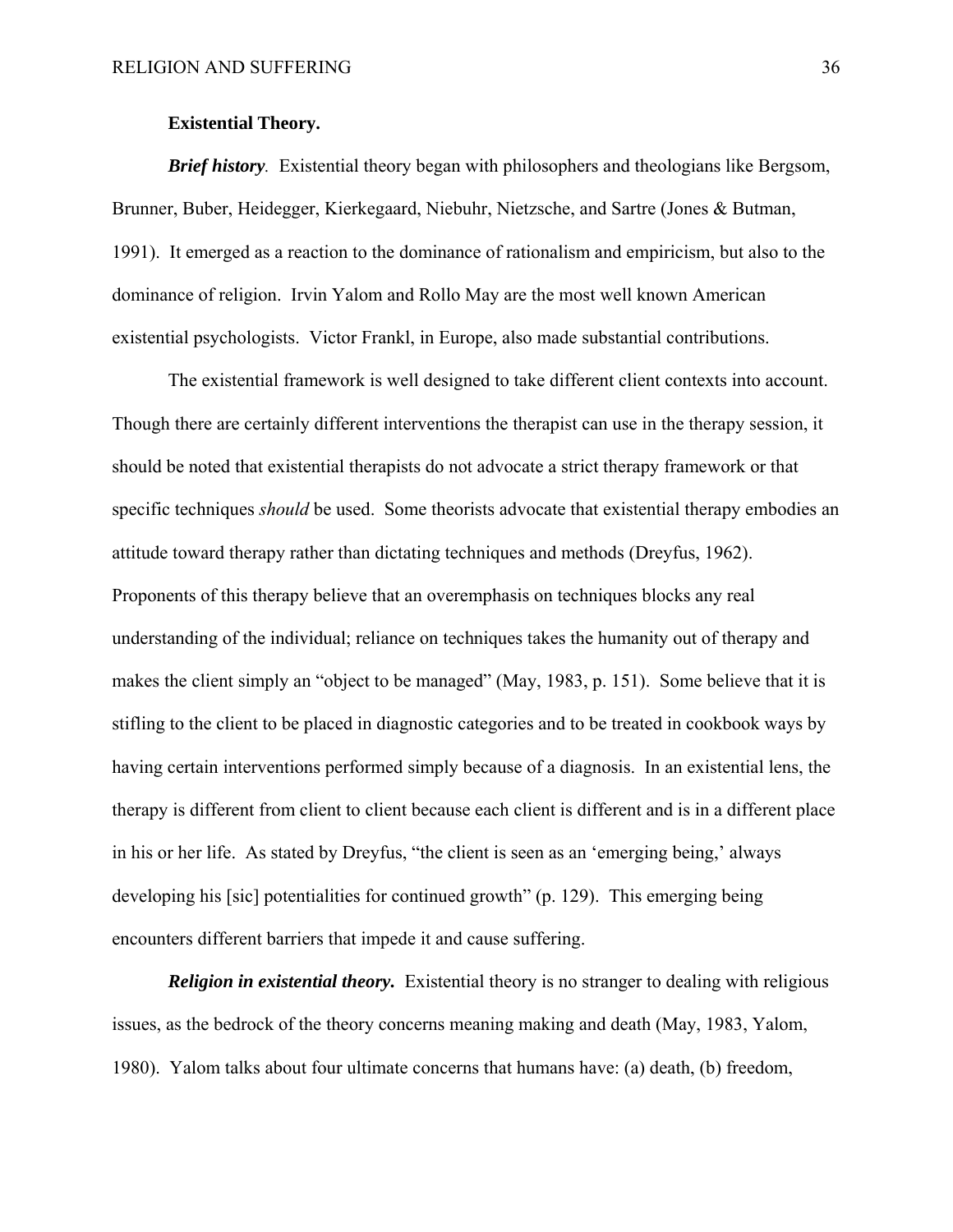**Existential Theory.**

***Brief history****.* Existential theory began with philosophers and theologians like Bergsom, Brunner, Buber, Heidegger, Kierkegaard, Niebuhr, Nietzsche, and Sartre (Jones & Butman, 1991). It emerged as a reaction to the dominance of rationalism and empiricism, but also to the dominance of religion. Irvin Yalom and Rollo May are the most well known American existential psychologists. Victor Frankl, in Europe, also made substantial contributions.

The existential framework is well designed to take different client contexts into account. Though there are certainly different interventions the therapist can use in the therapy session, it should be noted that existential therapists do not advocate a strict therapy framework or that specific techniques *should* be used. Some theorists advocate that existential therapy embodies an attitude toward therapy rather than dictating techniques and methods (Dreyfus, 1962). Proponents of this therapy believe that an overemphasis on techniques blocks any real understanding of the individual; reliance on techniques takes the humanity out of therapy and makes the client simply an "object to be managed" (May, 1983, p. 151). Some believe that it is stifling to the client to be placed in diagnostic categories and to be treated in cookbook ways by having certain interventions performed simply because of a diagnosis. In an existential lens, the therapy is different from client to client because each client is different and is in a different place in his or her life. As stated by Dreyfus, "the client is seen as an 'emerging being,' always developing his [sic] potentialities for continued growth" (p. 129). This emerging being encounters different barriers that impede it and cause suffering.

***Religion in existential theory.*** Existential theory is no stranger to dealing with religious issues, as the bedrock of the theory concerns meaning making and death (May, 1983, Yalom, 1980). Yalom talks about four ultimate concerns that humans have: (a) death, (b) freedom,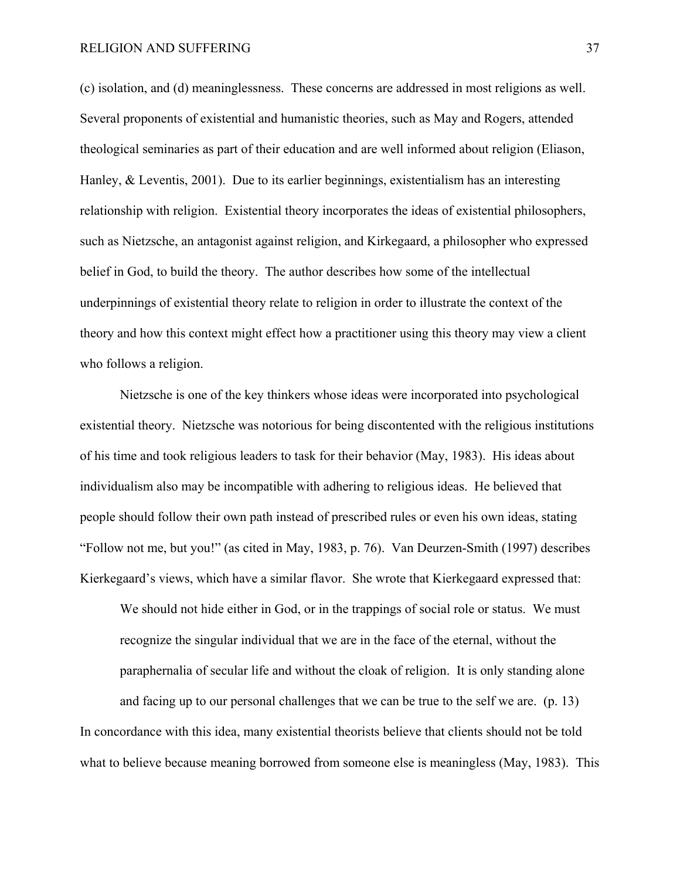(c) isolation, and (d) meaninglessness. These concerns are addressed in most religions as well. Several proponents of existential and humanistic theories, such as May and Rogers, attended theological seminaries as part of their education and are well informed about religion (Eliason, Hanley, & Leventis, 2001). Due to its earlier beginnings, existentialism has an interesting relationship with religion. Existential theory incorporates the ideas of existential philosophers, such as Nietzsche, an antagonist against religion, and Kirkegaard, a philosopher who expressed belief in God, to build the theory. The author describes how some of the intellectual underpinnings of existential theory relate to religion in order to illustrate the context of the theory and how this context might effect how a practitioner using this theory may view a client who follows a religion.

Nietzsche is one of the key thinkers whose ideas were incorporated into psychological existential theory. Nietzsche was notorious for being discontented with the religious institutions of his time and took religious leaders to task for their behavior (May, 1983). His ideas about individualism also may be incompatible with adhering to religious ideas. He believed that people should follow their own path instead of prescribed rules or even his own ideas, stating "Follow not me, but you!" (as cited in May, 1983, p. 76). Van Deurzen-Smith (1997) describes Kierkegaard's views, which have a similar flavor. She wrote that Kierkegaard expressed that:

> We should not hide either in God, or in the trappings of social role or status. We must recognize the singular individual that we are in the face of the eternal, without the paraphernalia of secular life and without the cloak of religion. It is only standing alone and facing up to our personal challenges that we can be true to the self we are. (p. 13)

In concordance with this idea, many existential theorists believe that clients should not be told what to believe because meaning borrowed from someone else is meaningless (May, 1983). This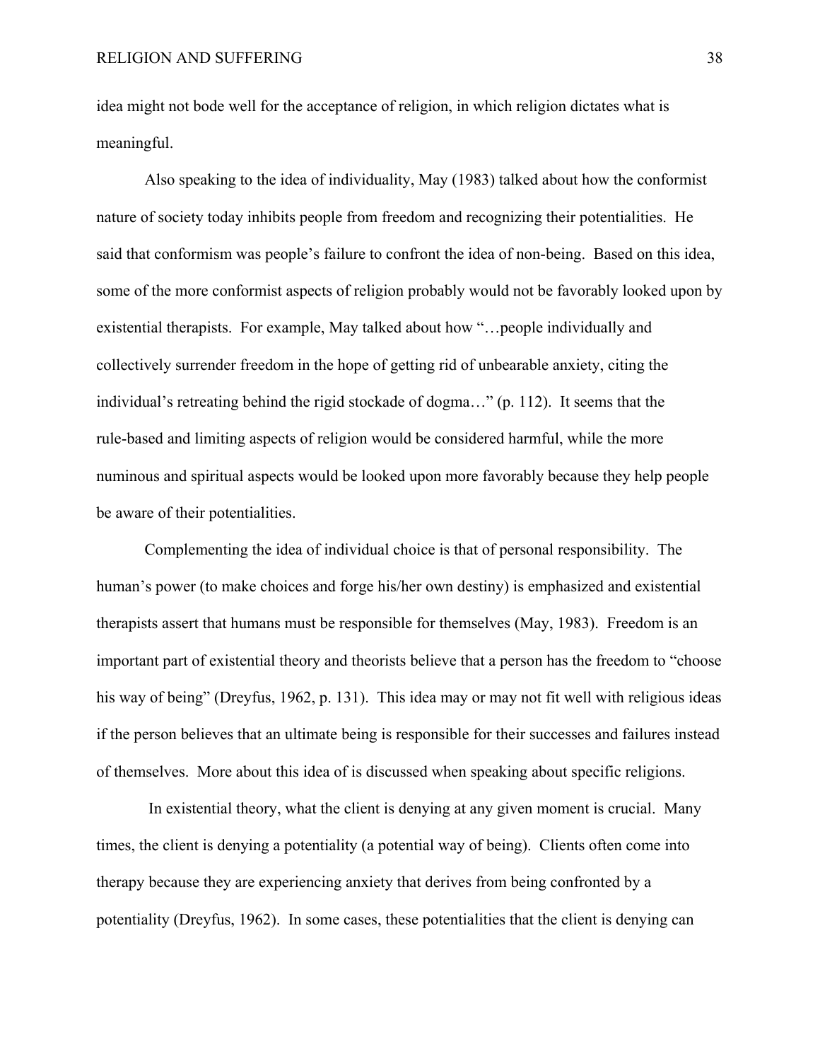idea might not bode well for the acceptance of religion, in which religion dictates what is meaningful.

Also speaking to the idea of individuality, May (1983) talked about how the conformist nature of society today inhibits people from freedom and recognizing their potentialities. He said that conformism was people's failure to confront the idea of non-being. Based on this idea, some of the more conformist aspects of religion probably would not be favorably looked upon by existential therapists. For example, May talked about how "…people individually and collectively surrender freedom in the hope of getting rid of unbearable anxiety, citing the individual's retreating behind the rigid stockade of dogma…" (p. 112). It seems that the rule-based and limiting aspects of religion would be considered harmful, while the more numinous and spiritual aspects would be looked upon more favorably because they help people be aware of their potentialities.

Complementing the idea of individual choice is that of personal responsibility. The human's power (to make choices and forge his/her own destiny) is emphasized and existential therapists assert that humans must be responsible for themselves (May, 1983). Freedom is an important part of existential theory and theorists believe that a person has the freedom to "choose his way of being" (Dreyfus, 1962, p. 131). This idea may or may not fit well with religious ideas if the person believes that an ultimate being is responsible for their successes and failures instead of themselves. More about this idea of is discussed when speaking about specific religions.

In existential theory, what the client is denying at any given moment is crucial. Many times, the client is denying a potentiality (a potential way of being). Clients often come into therapy because they are experiencing anxiety that derives from being confronted by a potentiality (Dreyfus, 1962). In some cases, these potentialities that the client is denying can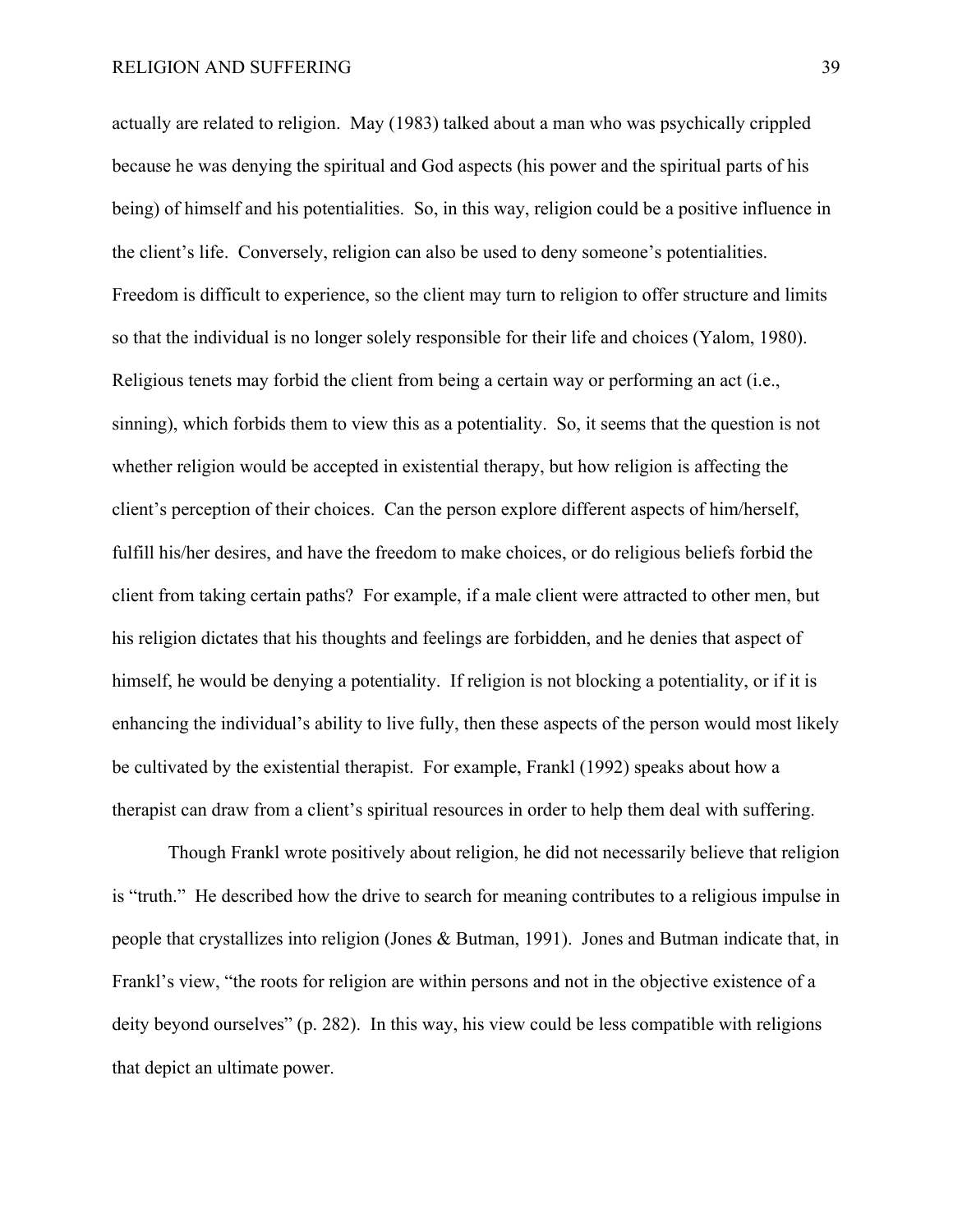actually are related to religion. May (1983) talked about a man who was psychically crippled because he was denying the spiritual and God aspects (his power and the spiritual parts of his being) of himself and his potentialities. So, in this way, religion could be a positive influence in the client's life. Conversely, religion can also be used to deny someone's potentialities. Freedom is difficult to experience, so the client may turn to religion to offer structure and limits so that the individual is no longer solely responsible for their life and choices (Yalom, 1980). Religious tenets may forbid the client from being a certain way or performing an act (i.e., sinning), which forbids them to view this as a potentiality. So, it seems that the question is not whether religion would be accepted in existential therapy, but how religion is affecting the client's perception of their choices. Can the person explore different aspects of him/herself, fulfill his/her desires, and have the freedom to make choices, or do religious beliefs forbid the client from taking certain paths? For example, if a male client were attracted to other men, but his religion dictates that his thoughts and feelings are forbidden, and he denies that aspect of himself, he would be denying a potentiality. If religion is not blocking a potentiality, or if it is enhancing the individual's ability to live fully, then these aspects of the person would most likely be cultivated by the existential therapist. For example, Frankl (1992) speaks about how a therapist can draw from a client's spiritual resources in order to help them deal with suffering.

Though Frankl wrote positively about religion, he did not necessarily believe that religion is "truth." He described how the drive to search for meaning contributes to a religious impulse in people that crystallizes into religion (Jones & Butman, 1991). Jones and Butman indicate that, in Frankl's view, "the roots for religion are within persons and not in the objective existence of a deity beyond ourselves" (p. 282). In this way, his view could be less compatible with religions that depict an ultimate power.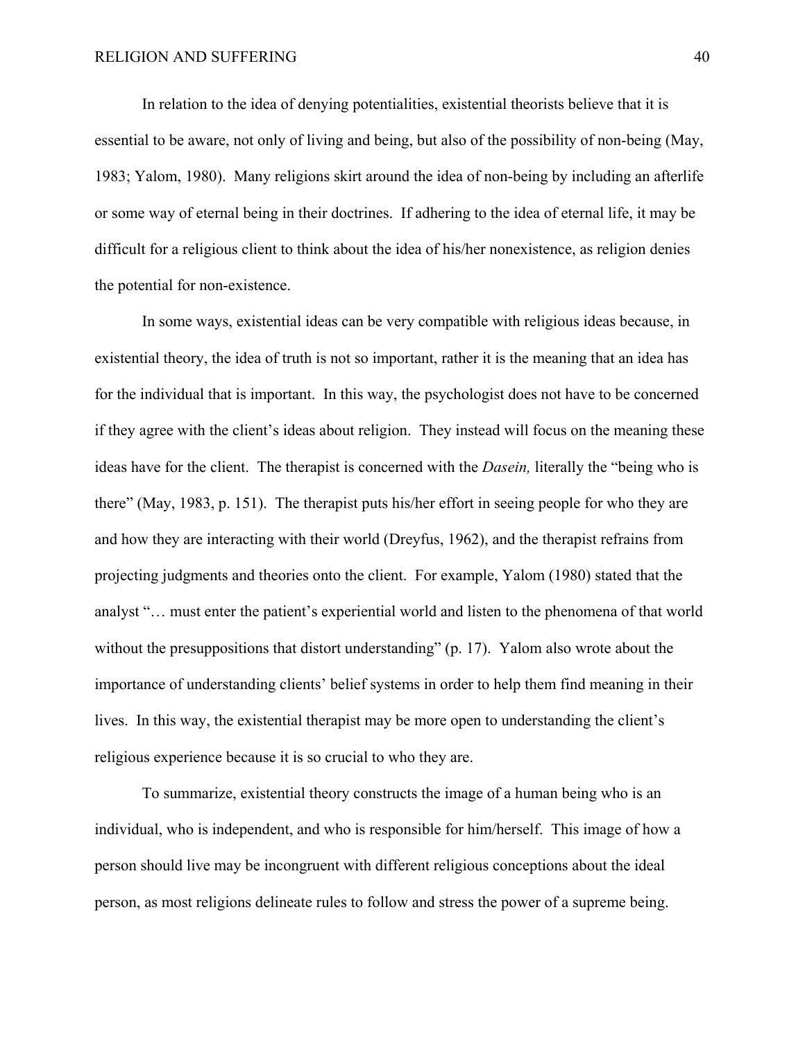In relation to the idea of denying potentialities, existential theorists believe that it is essential to be aware, not only of living and being, but also of the possibility of non-being (May, 1983; Yalom, 1980). Many religions skirt around the idea of non-being by including an afterlife or some way of eternal being in their doctrines. If adhering to the idea of eternal life, it may be difficult for a religious client to think about the idea of his/her nonexistence, as religion denies the potential for non-existence.

In some ways, existential ideas can be very compatible with religious ideas because, in existential theory, the idea of truth is not so important, rather it is the meaning that an idea has for the individual that is important. In this way, the psychologist does not have to be concerned if they agree with the client's ideas about religion. They instead will focus on the meaning these ideas have for the client. The therapist is concerned with the *Dasein,* literally the "being who is there" (May, 1983, p. 151). The therapist puts his/her effort in seeing people for who they are and how they are interacting with their world (Dreyfus, 1962), and the therapist refrains from projecting judgments and theories onto the client. For example, Yalom (1980) stated that the analyst "… must enter the patient's experiential world and listen to the phenomena of that world without the presuppositions that distort understanding" (p. 17). Yalom also wrote about the importance of understanding clients' belief systems in order to help them find meaning in their lives. In this way, the existential therapist may be more open to understanding the client's religious experience because it is so crucial to who they are.

To summarize, existential theory constructs the image of a human being who is an individual, who is independent, and who is responsible for him/herself. This image of how a person should live may be incongruent with different religious conceptions about the ideal person, as most religions delineate rules to follow and stress the power of a supreme being.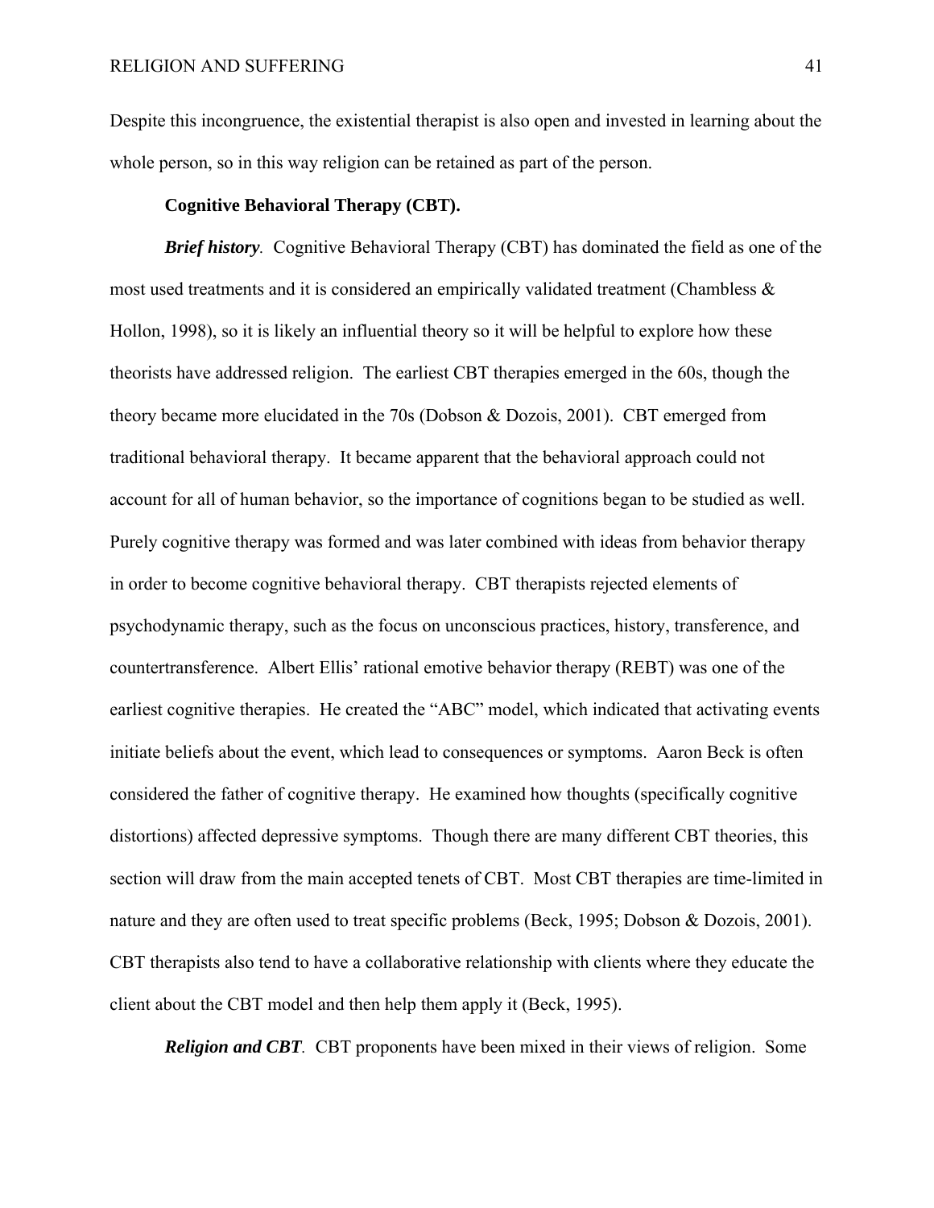Despite this incongruence, the existential therapist is also open and invested in learning about the whole person, so in this way religion can be retained as part of the person.

**Cognitive Behavioral Therapy (CBT).**

***Brief history*.** Cognitive Behavioral Therapy (CBT) has dominated the field as one of the most used treatments and it is considered an empirically validated treatment (Chambless & Hollon, 1998), so it is likely an influential theory so it will be helpful to explore how these theorists have addressed religion. The earliest CBT therapies emerged in the 60s, though the theory became more elucidated in the 70s (Dobson & Dozois, 2001). CBT emerged from traditional behavioral therapy. It became apparent that the behavioral approach could not account for all of human behavior, so the importance of cognitions began to be studied as well. Purely cognitive therapy was formed and was later combined with ideas from behavior therapy in order to become cognitive behavioral therapy. CBT therapists rejected elements of psychodynamic therapy, such as the focus on unconscious practices, history, transference, and countertransference. Albert Ellis' rational emotive behavior therapy (REBT) was one of the earliest cognitive therapies. He created the "ABC" model, which indicated that activating events initiate beliefs about the event, which lead to consequences or symptoms. Aaron Beck is often considered the father of cognitive therapy. He examined how thoughts (specifically cognitive distortions) affected depressive symptoms. Though there are many different CBT theories, this section will draw from the main accepted tenets of CBT. Most CBT therapies are time-limited in nature and they are often used to treat specific problems (Beck, 1995; Dobson & Dozois, 2001). CBT therapists also tend to have a collaborative relationship with clients where they educate the client about the CBT model and then help them apply it (Beck, 1995).

***Religion and CBT*.** CBT proponents have been mixed in their views of religion. Some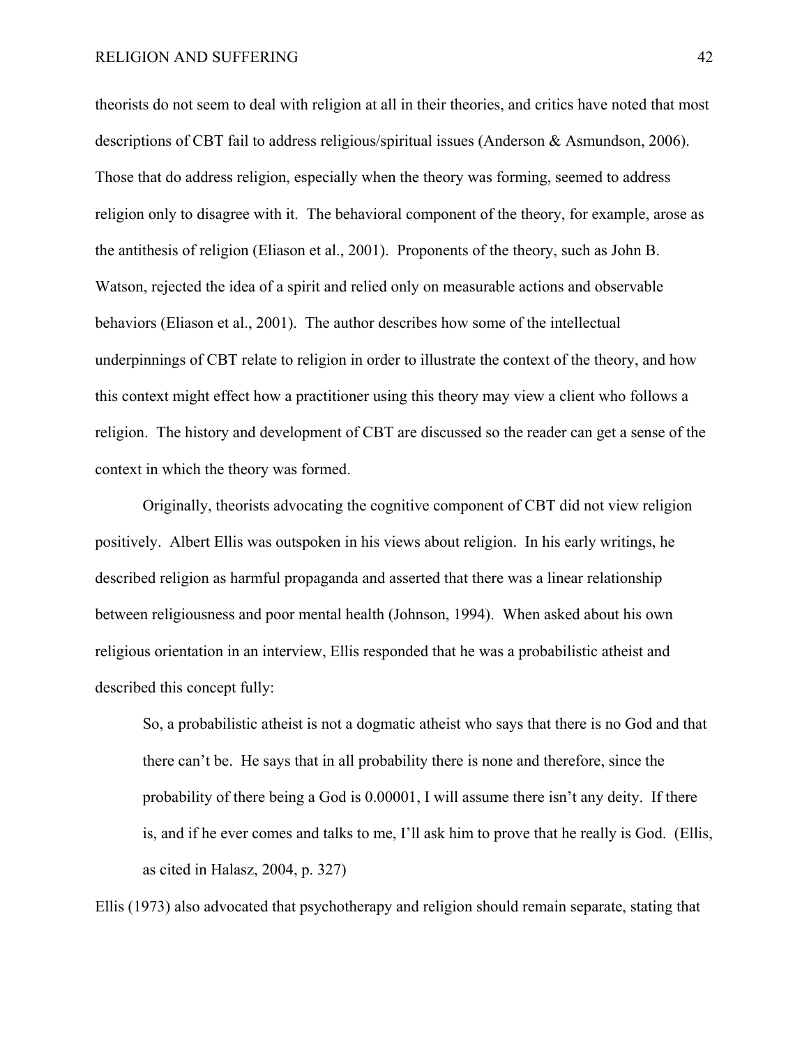theorists do not seem to deal with religion at all in their theories, and critics have noted that most descriptions of CBT fail to address religious/spiritual issues (Anderson & Asmundson, 2006). Those that do address religion, especially when the theory was forming, seemed to address religion only to disagree with it. The behavioral component of the theory, for example, arose as the antithesis of religion (Eliason et al., 2001). Proponents of the theory, such as John B. Watson, rejected the idea of a spirit and relied only on measurable actions and observable behaviors (Eliason et al., 2001). The author describes how some of the intellectual underpinnings of CBT relate to religion in order to illustrate the context of the theory, and how this context might effect how a practitioner using this theory may view a client who follows a religion. The history and development of CBT are discussed so the reader can get a sense of the context in which the theory was formed.

Originally, theorists advocating the cognitive component of CBT did not view religion positively. Albert Ellis was outspoken in his views about religion. In his early writings, he described religion as harmful propaganda and asserted that there was a linear relationship between religiousness and poor mental health (Johnson, 1994). When asked about his own religious orientation in an interview, Ellis responded that he was a probabilistic atheist and described this concept fully:

> So, a probabilistic atheist is not a dogmatic atheist who says that there is no God and that there can't be. He says that in all probability there is none and therefore, since the probability of there being a God is 0.00001, I will assume there isn't any deity. If there is, and if he ever comes and talks to me, I'll ask him to prove that he really is God. (Ellis, as cited in Halasz, 2004, p. 327)

Ellis (1973) also advocated that psychotherapy and religion should remain separate, stating that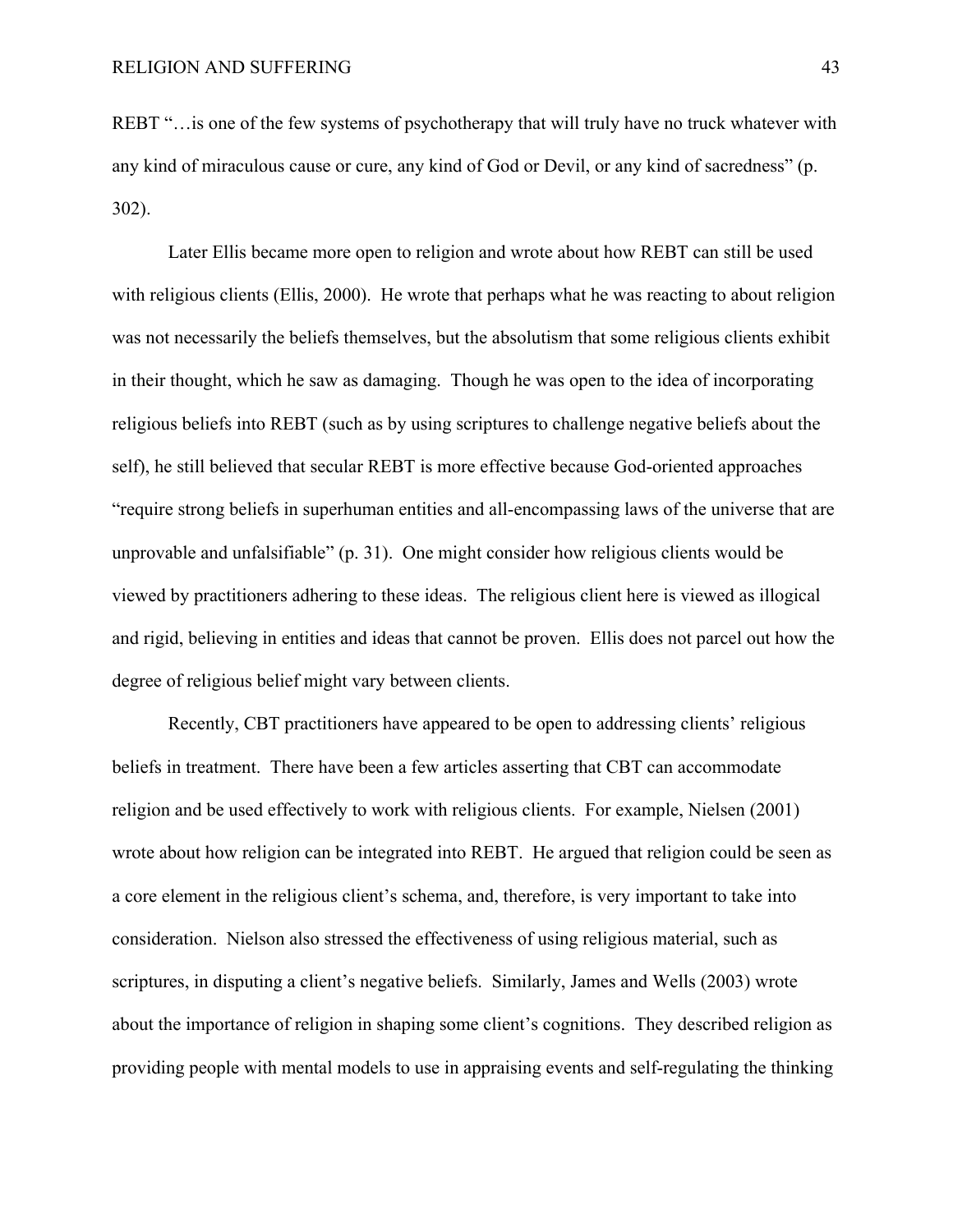REBT "…is one of the few systems of psychotherapy that will truly have no truck whatever with any kind of miraculous cause or cure, any kind of God or Devil, or any kind of sacredness" (p. 302).

Later Ellis became more open to religion and wrote about how REBT can still be used with religious clients (Ellis, 2000). He wrote that perhaps what he was reacting to about religion was not necessarily the beliefs themselves, but the absolutism that some religious clients exhibit in their thought, which he saw as damaging. Though he was open to the idea of incorporating religious beliefs into REBT (such as by using scriptures to challenge negative beliefs about the self), he still believed that secular REBT is more effective because God-oriented approaches "require strong beliefs in superhuman entities and all-encompassing laws of the universe that are unprovable and unfalsifiable" (p. 31). One might consider how religious clients would be viewed by practitioners adhering to these ideas. The religious client here is viewed as illogical and rigid, believing in entities and ideas that cannot be proven. Ellis does not parcel out how the degree of religious belief might vary between clients.

Recently, CBT practitioners have appeared to be open to addressing clients' religious beliefs in treatment. There have been a few articles asserting that CBT can accommodate religion and be used effectively to work with religious clients. For example, Nielsen (2001) wrote about how religion can be integrated into REBT. He argued that religion could be seen as a core element in the religious client's schema, and, therefore, is very important to take into consideration. Nielson also stressed the effectiveness of using religious material, such as scriptures, in disputing a client's negative beliefs. Similarly, James and Wells (2003) wrote about the importance of religion in shaping some client's cognitions. They described religion as providing people with mental models to use in appraising events and self-regulating the thinking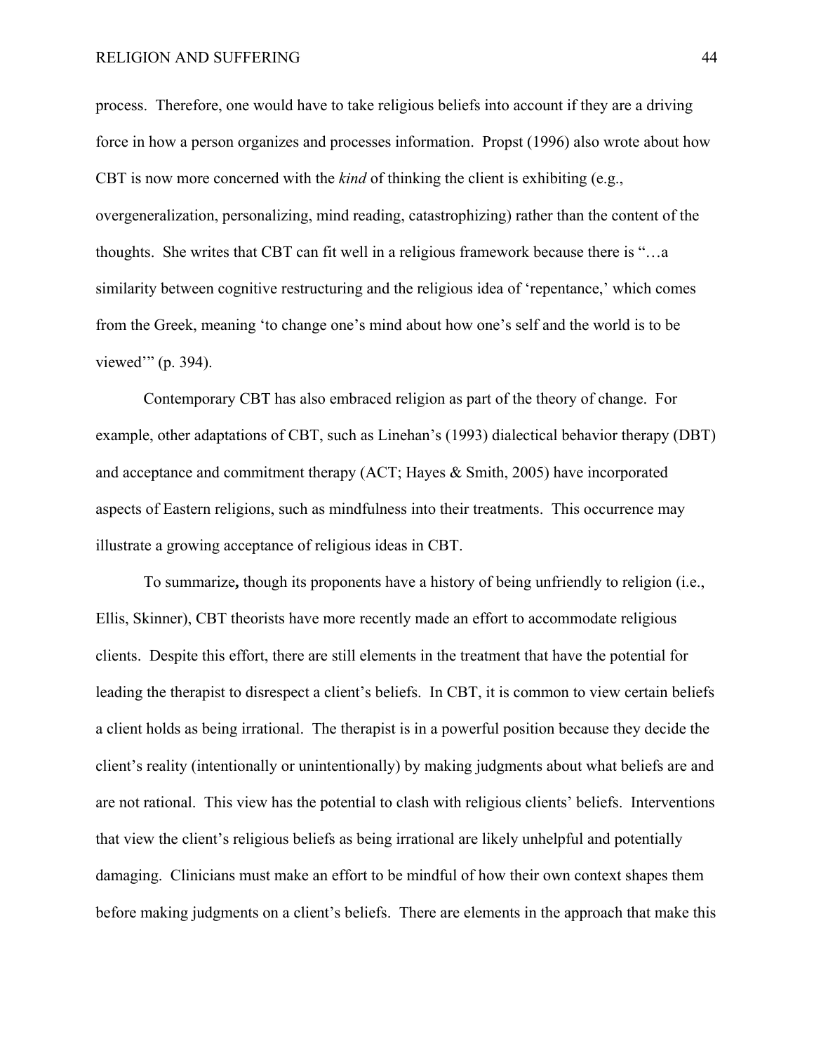process. Therefore, one would have to take religious beliefs into account if they are a driving force in how a person organizes and processes information. Propst (1996) also wrote about how CBT is now more concerned with the *kind* of thinking the client is exhibiting (e.g., overgeneralization, personalizing, mind reading, catastrophizing) rather than the content of the thoughts. She writes that CBT can fit well in a religious framework because there is "…a similarity between cognitive restructuring and the religious idea of 'repentance,' which comes from the Greek, meaning 'to change one's mind about how one's self and the world is to be viewed'" (p. 394).

Contemporary CBT has also embraced religion as part of the theory of change. For example, other adaptations of CBT, such as Linehan's (1993) dialectical behavior therapy (DBT) and acceptance and commitment therapy (ACT; Hayes & Smith, 2005) have incorporated aspects of Eastern religions, such as mindfulness into their treatments. This occurrence may illustrate a growing acceptance of religious ideas in CBT.

To summarize**,** though its proponents have a history of being unfriendly to religion (i.e., Ellis, Skinner), CBT theorists have more recently made an effort to accommodate religious clients. Despite this effort, there are still elements in the treatment that have the potential for leading the therapist to disrespect a client's beliefs. In CBT, it is common to view certain beliefs a client holds as being irrational. The therapist is in a powerful position because they decide the client's reality (intentionally or unintentionally) by making judgments about what beliefs are and are not rational. This view has the potential to clash with religious clients' beliefs. Interventions that view the client's religious beliefs as being irrational are likely unhelpful and potentially damaging. Clinicians must make an effort to be mindful of how their own context shapes them before making judgments on a client's beliefs. There are elements in the approach that make this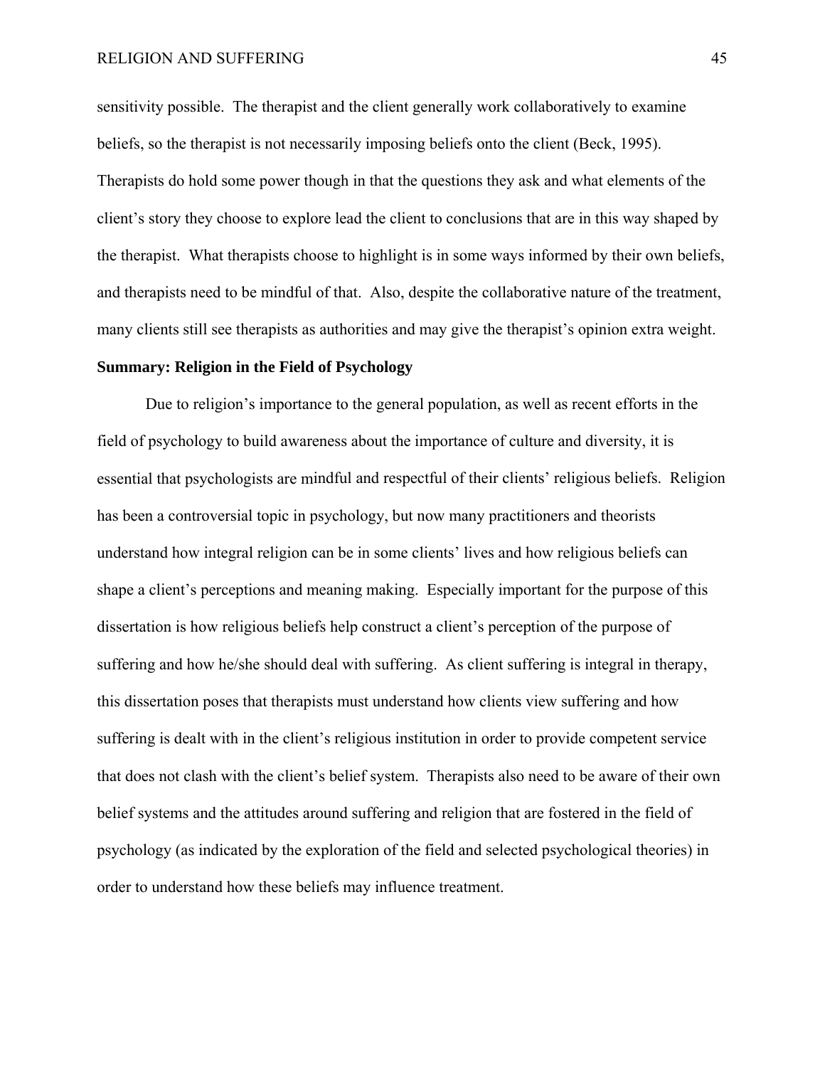sensitivity possible. The therapist and the client generally work collaboratively to examine beliefs, so the therapist is not necessarily imposing beliefs onto the client (Beck, 1995). Therapists do hold some power though in that the questions they ask and what elements of the client's story they choose to explore lead the client to conclusions that are in this way shaped by the therapist. What therapists choose to highlight is in some ways informed by their own beliefs, and therapists need to be mindful of that. Also, despite the collaborative nature of the treatment, many clients still see therapists as authorities and may give the therapist's opinion extra weight.

**Summary: Religion in the Field of Psychology**

Due to religion's importance to the general population, as well as recent efforts in the field of psychology to build awareness about the importance of culture and diversity, it is essential that psychologists are mindful and respectful of their clients' religious beliefs. Religion has been a controversial topic in psychology, but now many practitioners and theorists understand how integral religion can be in some clients' lives and how religious beliefs can shape a client's perceptions and meaning making. Especially important for the purpose of this dissertation is how religious beliefs help construct a client's perception of the purpose of suffering and how he/she should deal with suffering. As client suffering is integral in therapy, this dissertation poses that therapists must understand how clients view suffering and how suffering is dealt with in the client's religious institution in order to provide competent service that does not clash with the client's belief system. Therapists also need to be aware of their own belief systems and the attitudes around suffering and religion that are fostered in the field of psychology (as indicated by the exploration of the field and selected psychological theories) in order to understand how these beliefs may influence treatment.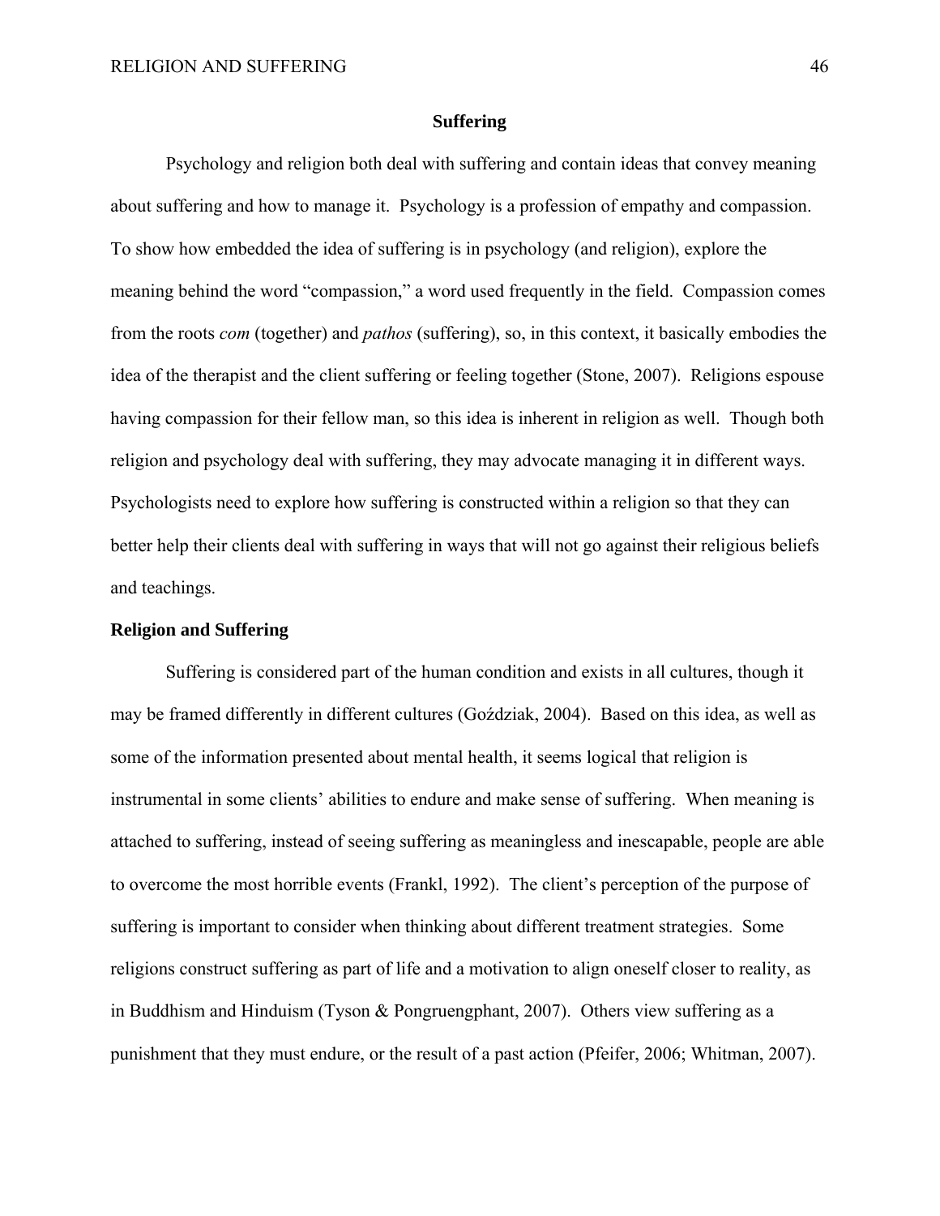## Suffering

Psychology and religion both deal with suffering and contain ideas that convey meaning about suffering and how to manage it. Psychology is a profession of empathy and compassion. To show how embedded the idea of suffering is in psychology (and religion), explore the meaning behind the word "compassion," a word used frequently in the field. Compassion comes from the roots *com* (together) and *pathos* (suffering), so, in this context, it basically embodies the idea of the therapist and the client suffering or feeling together (Stone, 2007). Religions espouse having compassion for their fellow man, so this idea is inherent in religion as well. Though both religion and psychology deal with suffering, they may advocate managing it in different ways. Psychologists need to explore how suffering is constructed within a religion so that they can better help their clients deal with suffering in ways that will not go against their religious beliefs and teachings.

### Religion and Suffering

Suffering is considered part of the human condition and exists in all cultures, though it may be framed differently in different cultures (Goździak, 2004). Based on this idea, as well as some of the information presented about mental health, it seems logical that religion is instrumental in some clients' abilities to endure and make sense of suffering. When meaning is attached to suffering, instead of seeing suffering as meaningless and inescapable, people are able to overcome the most horrible events (Frankl, 1992). The client's perception of the purpose of suffering is important to consider when thinking about different treatment strategies. Some religions construct suffering as part of life and a motivation to align oneself closer to reality, as in Buddhism and Hinduism (Tyson & Pongruengphant, 2007). Others view suffering as a punishment that they must endure, or the result of a past action (Pfeifer, 2006; Whitman, 2007).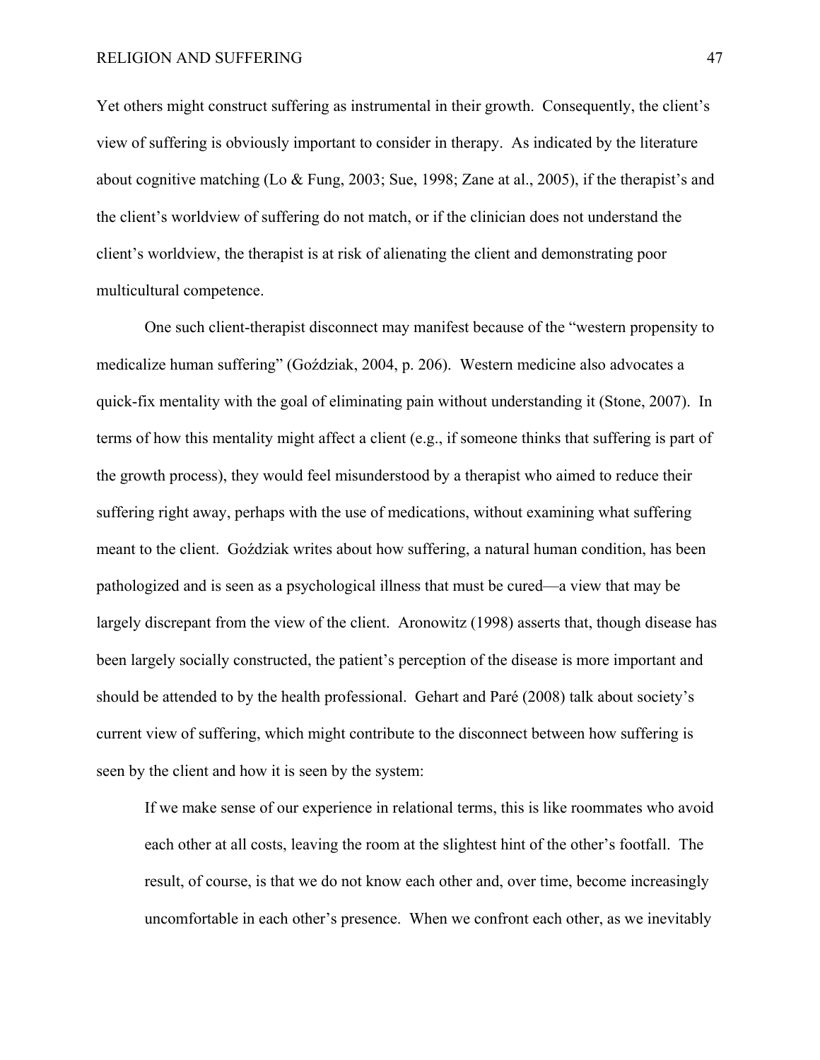Yet others might construct suffering as instrumental in their growth. Consequently, the client's view of suffering is obviously important to consider in therapy. As indicated by the literature about cognitive matching (Lo & Fung, 2003; Sue, 1998; Zane at al., 2005), if the therapist's and the client's worldview of suffering do not match, or if the clinician does not understand the client's worldview, the therapist is at risk of alienating the client and demonstrating poor multicultural competence.

One such client-therapist disconnect may manifest because of the "western propensity to medicalize human suffering" (Goździak, 2004, p. 206). Western medicine also advocates a quick-fix mentality with the goal of eliminating pain without understanding it (Stone, 2007). In terms of how this mentality might affect a client (e.g., if someone thinks that suffering is part of the growth process), they would feel misunderstood by a therapist who aimed to reduce their suffering right away, perhaps with the use of medications, without examining what suffering meant to the client. Goździak writes about how suffering, a natural human condition, has been pathologized and is seen as a psychological illness that must be cured—a view that may be largely discrepant from the view of the client. Aronowitz (1998) asserts that, though disease has been largely socially constructed, the patient's perception of the disease is more important and should be attended to by the health professional. Gehart and Paré (2008) talk about society's current view of suffering, which might contribute to the disconnect between how suffering is seen by the client and how it is seen by the system:

> If we make sense of our experience in relational terms, this is like roommates who avoid each other at all costs, leaving the room at the slightest hint of the other's footfall. The result, of course, is that we do not know each other and, over time, become increasingly uncomfortable in each other's presence. When we confront each other, as we inevitably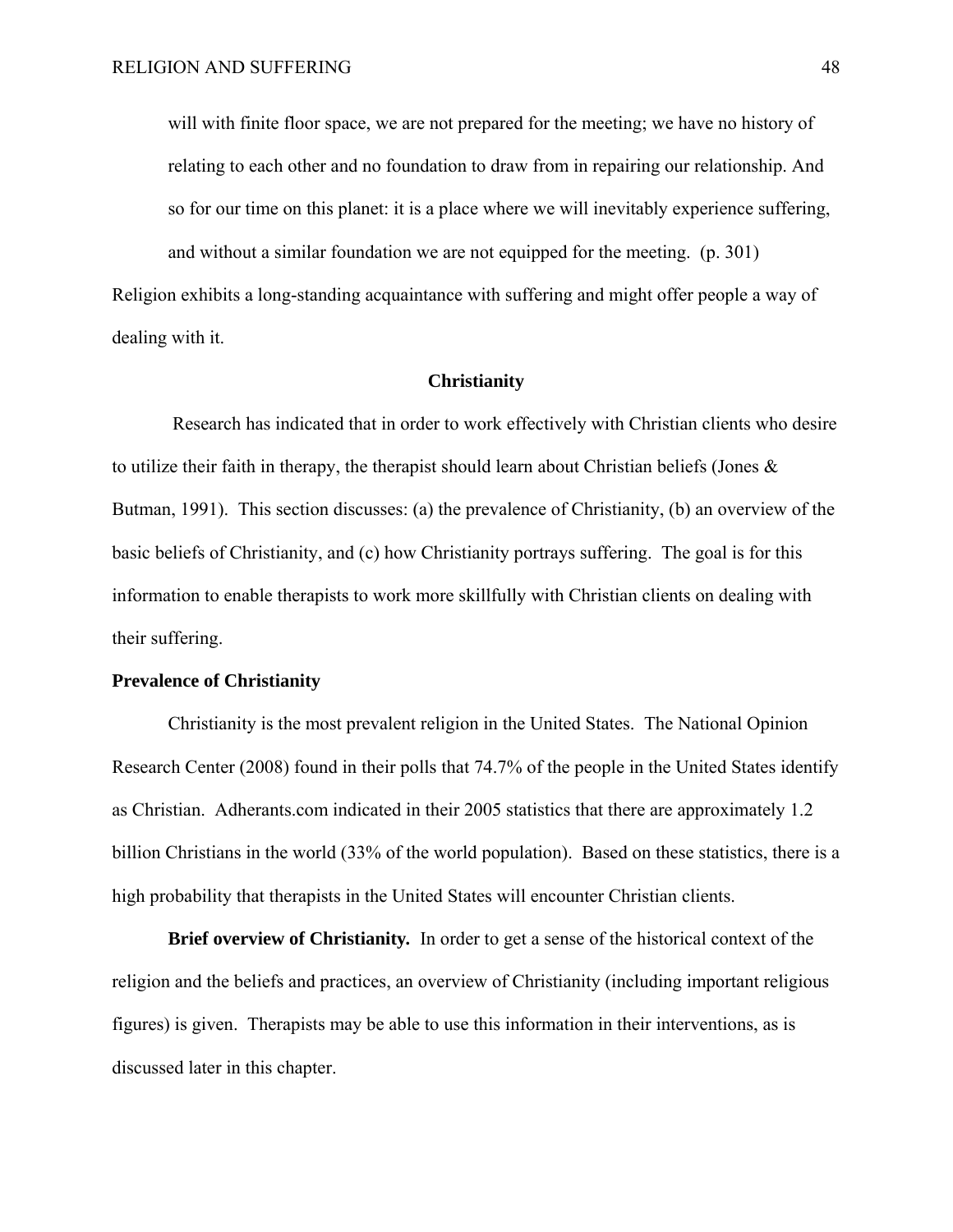> will with finite floor space, we are not prepared for the meeting; we have no history of relating to each other and no foundation to draw from in repairing our relationship. And so for our time on this planet: it is a place where we will inevitably experience suffering, and without a similar foundation we are not equipped for the meeting. (p. 301)

Religion exhibits a long-standing acquaintance with suffering and might offer people a way of dealing with it.

## Christianity

Research has indicated that in order to work effectively with Christian clients who desire to utilize their faith in therapy, the therapist should learn about Christian beliefs (Jones & Butman, 1991). This section discusses: (a) the prevalence of Christianity, (b) an overview of the basic beliefs of Christianity, and (c) how Christianity portrays suffering. The goal is for this information to enable therapists to work more skillfully with Christian clients on dealing with their suffering.

### Prevalence of Christianity

Christianity is the most prevalent religion in the United States. The National Opinion Research Center (2008) found in their polls that 74.7% of the people in the United States identify as Christian. Adherants.com indicated in their 2005 statistics that there are approximately 1.2 billion Christians in the world (33% of the world population). Based on these statistics, there is a high probability that therapists in the United States will encounter Christian clients.

**Brief overview of Christianity.** In order to get a sense of the historical context of the religion and the beliefs and practices, an overview of Christianity (including important religious figures) is given. Therapists may be able to use this information in their interventions, as is discussed later in this chapter.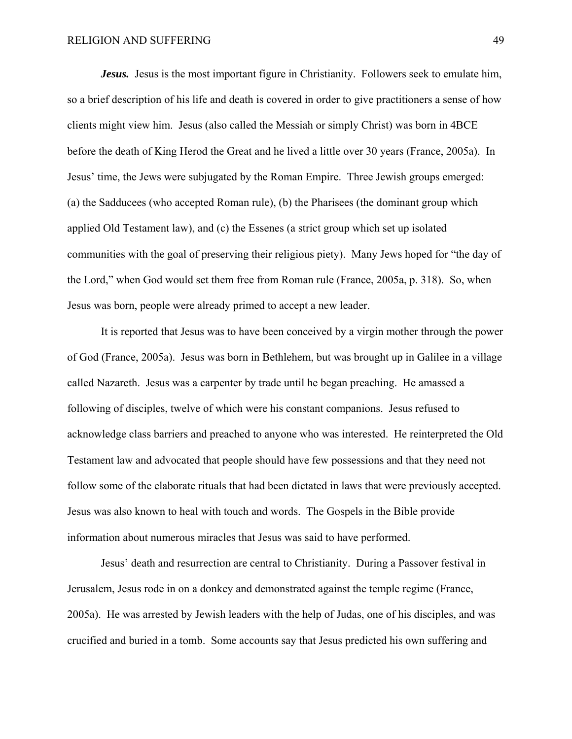***Jesus.*** Jesus is the most important figure in Christianity. Followers seek to emulate him, so a brief description of his life and death is covered in order to give practitioners a sense of how clients might view him. Jesus (also called the Messiah or simply Christ) was born in 4BCE before the death of King Herod the Great and he lived a little over 30 years (France, 2005a). In Jesus' time, the Jews were subjugated by the Roman Empire. Three Jewish groups emerged: (a) the Sadducees (who accepted Roman rule), (b) the Pharisees (the dominant group which applied Old Testament law), and (c) the Essenes (a strict group which set up isolated communities with the goal of preserving their religious piety). Many Jews hoped for "the day of the Lord," when God would set them free from Roman rule (France, 2005a, p. 318). So, when Jesus was born, people were already primed to accept a new leader.

It is reported that Jesus was to have been conceived by a virgin mother through the power of God (France, 2005a). Jesus was born in Bethlehem, but was brought up in Galilee in a village called Nazareth. Jesus was a carpenter by trade until he began preaching. He amassed a following of disciples, twelve of which were his constant companions. Jesus refused to acknowledge class barriers and preached to anyone who was interested. He reinterpreted the Old Testament law and advocated that people should have few possessions and that they need not follow some of the elaborate rituals that had been dictated in laws that were previously accepted. Jesus was also known to heal with touch and words. The Gospels in the Bible provide information about numerous miracles that Jesus was said to have performed.

Jesus' death and resurrection are central to Christianity. During a Passover festival in Jerusalem, Jesus rode in on a donkey and demonstrated against the temple regime (France, 2005a). He was arrested by Jewish leaders with the help of Judas, one of his disciples, and was crucified and buried in a tomb. Some accounts say that Jesus predicted his own suffering and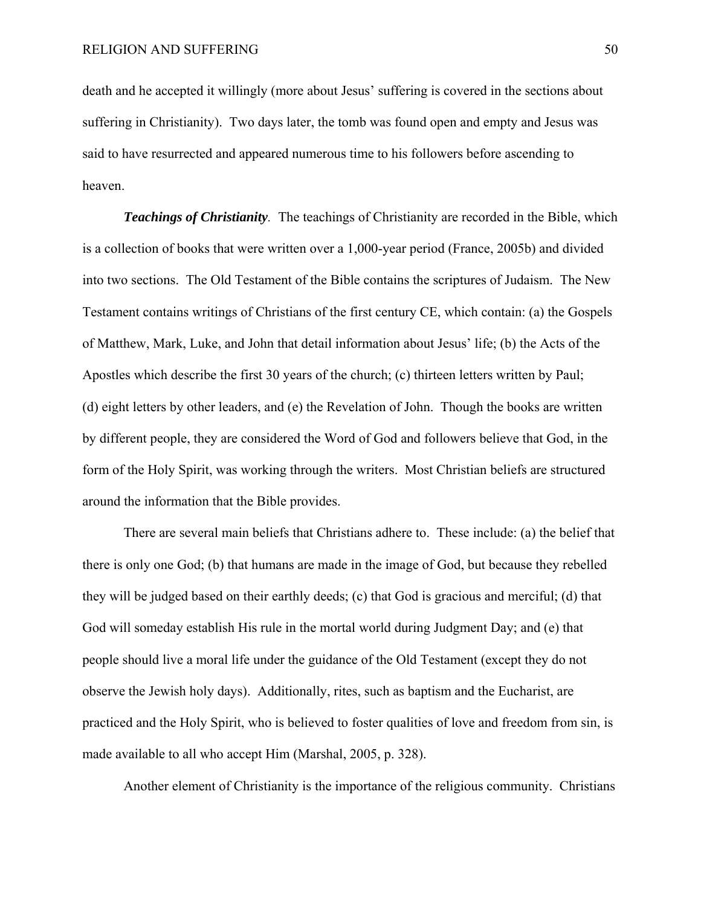death and he accepted it willingly (more about Jesus' suffering is covered in the sections about suffering in Christianity). Two days later, the tomb was found open and empty and Jesus was said to have resurrected and appeared numerous time to his followers before ascending to heaven.

***Teachings of Christianity.*** The teachings of Christianity are recorded in the Bible, which is a collection of books that were written over a 1,000-year period (France, 2005b) and divided into two sections. The Old Testament of the Bible contains the scriptures of Judaism. The New Testament contains writings of Christians of the first century CE, which contain: (a) the Gospels of Matthew, Mark, Luke, and John that detail information about Jesus' life; (b) the Acts of the Apostles which describe the first 30 years of the church; (c) thirteen letters written by Paul; (d) eight letters by other leaders, and (e) the Revelation of John. Though the books are written by different people, they are considered the Word of God and followers believe that God, in the form of the Holy Spirit, was working through the writers. Most Christian beliefs are structured around the information that the Bible provides.

There are several main beliefs that Christians adhere to. These include: (a) the belief that there is only one God; (b) that humans are made in the image of God, but because they rebelled they will be judged based on their earthly deeds; (c) that God is gracious and merciful; (d) that God will someday establish His rule in the mortal world during Judgment Day; and (e) that people should live a moral life under the guidance of the Old Testament (except they do not observe the Jewish holy days). Additionally, rites, such as baptism and the Eucharist, are practiced and the Holy Spirit, who is believed to foster qualities of love and freedom from sin, is made available to all who accept Him (Marshal, 2005, p. 328).

Another element of Christianity is the importance of the religious community. Christians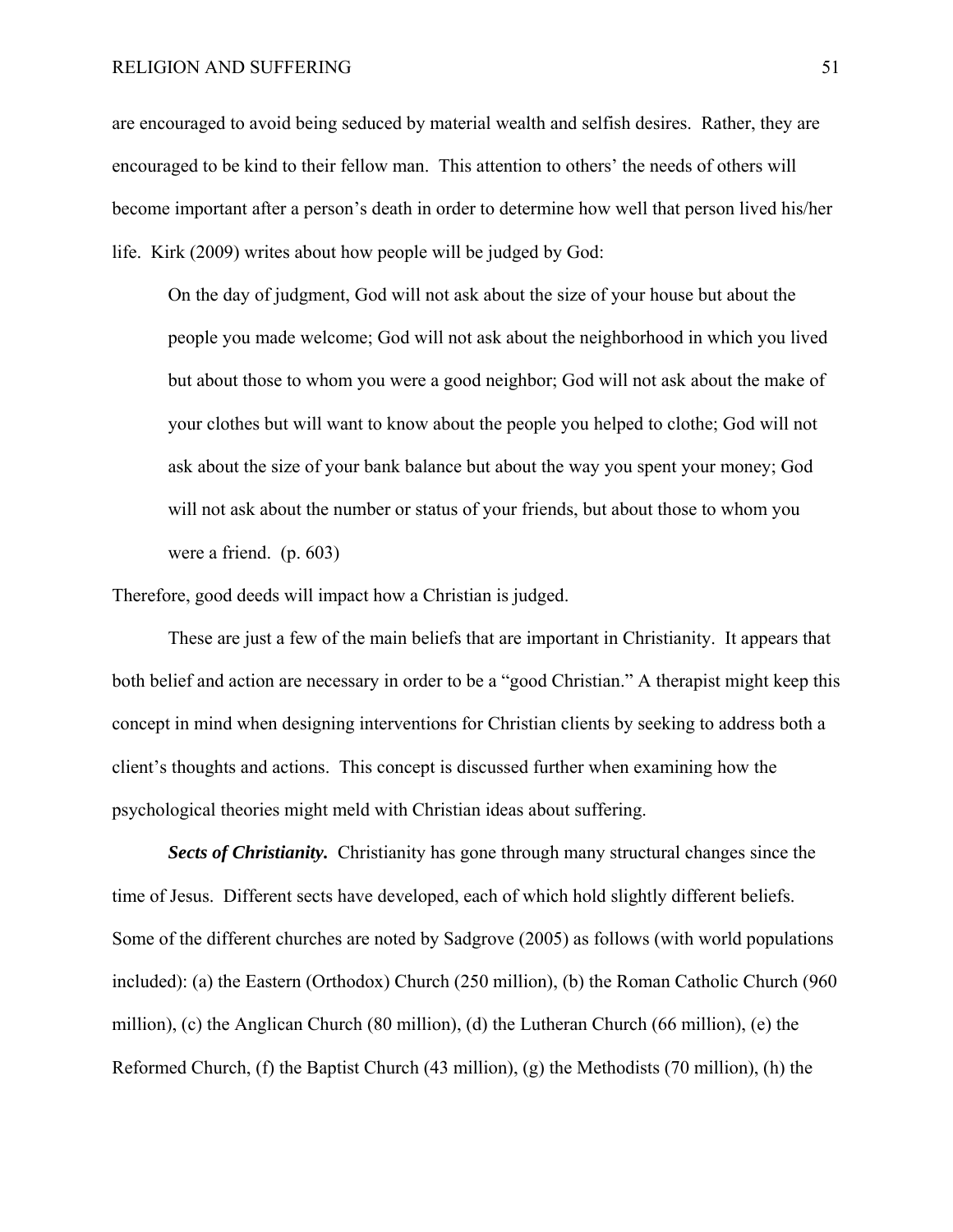are encouraged to avoid being seduced by material wealth and selfish desires. Rather, they are encouraged to be kind to their fellow man. This attention to others' the needs of others will become important after a person's death in order to determine how well that person lived his/her life. Kirk (2009) writes about how people will be judged by God:

> On the day of judgment, God will not ask about the size of your house but about the people you made welcome; God will not ask about the neighborhood in which you lived but about those to whom you were a good neighbor; God will not ask about the make of your clothes but will want to know about the people you helped to clothe; God will not ask about the size of your bank balance but about the way you spent your money; God will not ask about the number or status of your friends, but about those to whom you were a friend. (p. 603)

Therefore, good deeds will impact how a Christian is judged.

These are just a few of the main beliefs that are important in Christianity. It appears that both belief and action are necessary in order to be a "good Christian." A therapist might keep this concept in mind when designing interventions for Christian clients by seeking to address both a client's thoughts and actions. This concept is discussed further when examining how the psychological theories might meld with Christian ideas about suffering.

***Sects of Christianity.*** Christianity has gone through many structural changes since the time of Jesus. Different sects have developed, each of which hold slightly different beliefs. Some of the different churches are noted by Sadgrove (2005) as follows (with world populations included): (a) the Eastern (Orthodox) Church (250 million), (b) the Roman Catholic Church (960 million), (c) the Anglican Church (80 million), (d) the Lutheran Church (66 million), (e) the Reformed Church, (f) the Baptist Church (43 million), (g) the Methodists (70 million), (h) the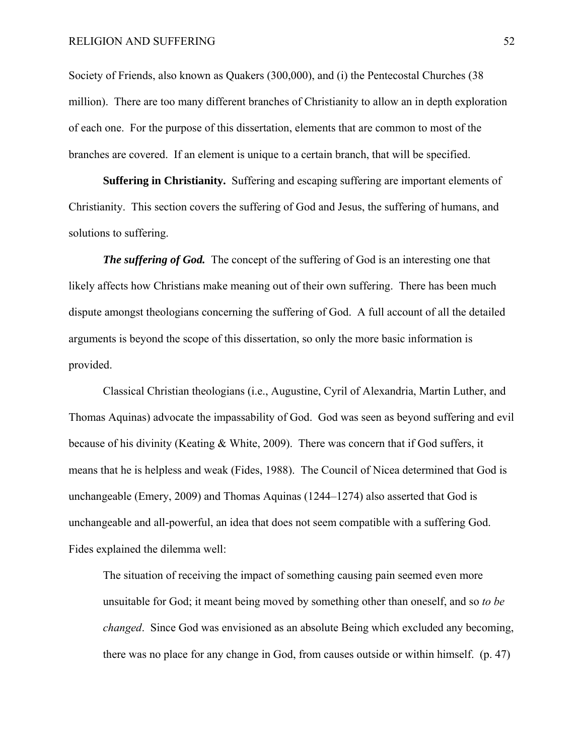Society of Friends, also known as Quakers (300,000), and (i) the Pentecostal Churches (38 million). There are too many different branches of Christianity to allow an in depth exploration of each one. For the purpose of this dissertation, elements that are common to most of the branches are covered. If an element is unique to a certain branch, that will be specified.

**Suffering in Christianity.** Suffering and escaping suffering are important elements of Christianity. This section covers the suffering of God and Jesus, the suffering of humans, and solutions to suffering.

***The suffering of God.*** The concept of the suffering of God is an interesting one that likely affects how Christians make meaning out of their own suffering. There has been much dispute amongst theologians concerning the suffering of God. A full account of all the detailed arguments is beyond the scope of this dissertation, so only the more basic information is provided.

Classical Christian theologians (i.e., Augustine, Cyril of Alexandria, Martin Luther, and Thomas Aquinas) advocate the impassability of God. God was seen as beyond suffering and evil because of his divinity (Keating & White, 2009). There was concern that if God suffers, it means that he is helpless and weak (Fides, 1988). The Council of Nicea determined that God is unchangeable (Emery, 2009) and Thomas Aquinas (1244–1274) also asserted that God is unchangeable and all-powerful, an idea that does not seem compatible with a suffering God. Fides explained the dilemma well:

> The situation of receiving the impact of something causing pain seemed even more unsuitable for God; it meant being moved by something other than oneself, and so *to be changed*. Since God was envisioned as an absolute Being which excluded any becoming, there was no place for any change in God, from causes outside or within himself. (p. 47)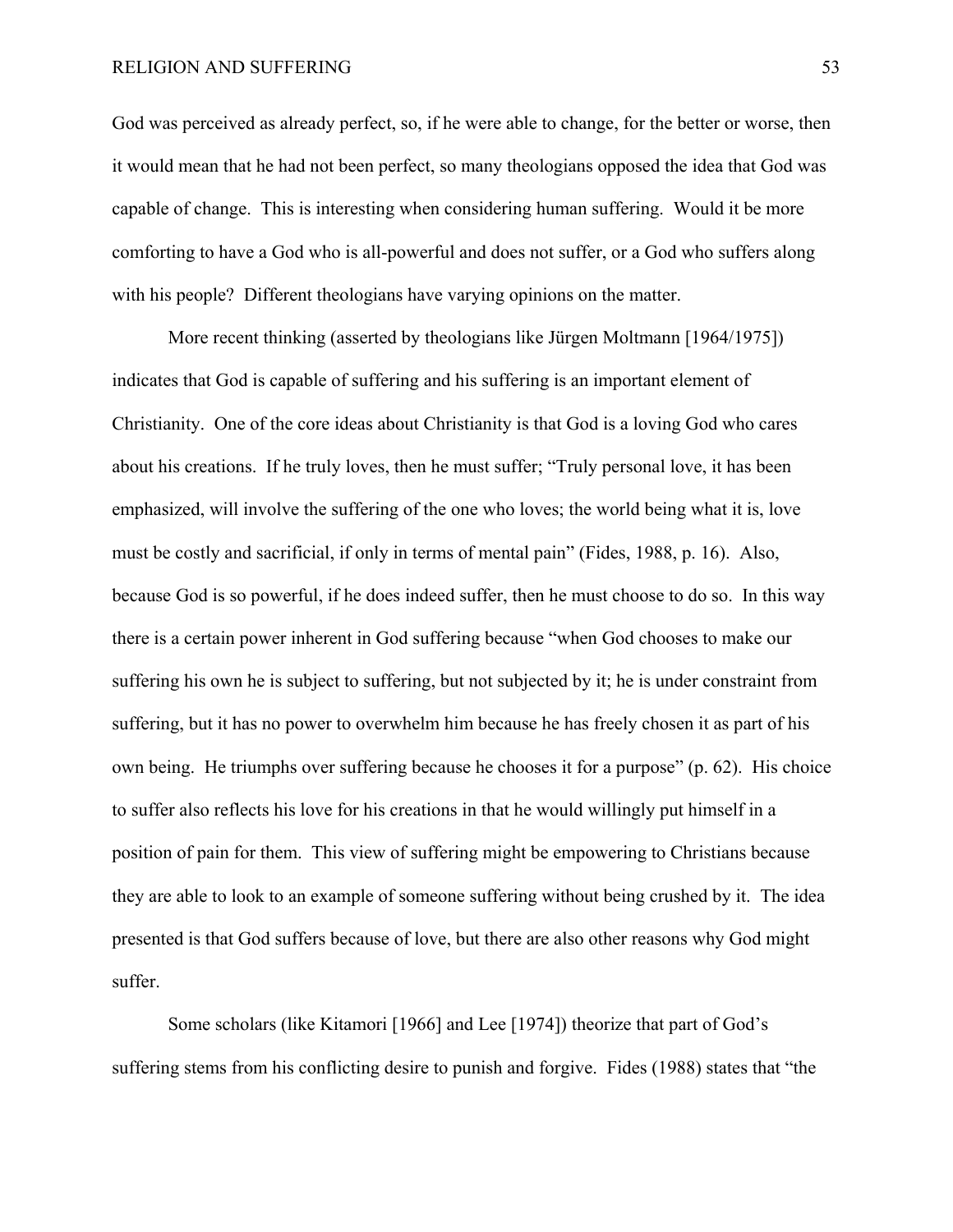God was perceived as already perfect, so, if he were able to change, for the better or worse, then it would mean that he had not been perfect, so many theologians opposed the idea that God was capable of change. This is interesting when considering human suffering. Would it be more comforting to have a God who is all-powerful and does not suffer, or a God who suffers along with his people? Different theologians have varying opinions on the matter.

More recent thinking (asserted by theologians like Jürgen Moltmann [1964/1975]) indicates that God is capable of suffering and his suffering is an important element of Christianity. One of the core ideas about Christianity is that God is a loving God who cares about his creations. If he truly loves, then he must suffer; "Truly personal love, it has been emphasized, will involve the suffering of the one who loves; the world being what it is, love must be costly and sacrificial, if only in terms of mental pain" (Fides, 1988, p. 16). Also, because God is so powerful, if he does indeed suffer, then he must choose to do so. In this way there is a certain power inherent in God suffering because "when God chooses to make our suffering his own he is subject to suffering, but not subjected by it; he is under constraint from suffering, but it has no power to overwhelm him because he has freely chosen it as part of his own being. He triumphs over suffering because he chooses it for a purpose" (p. 62). His choice to suffer also reflects his love for his creations in that he would willingly put himself in a position of pain for them. This view of suffering might be empowering to Christians because they are able to look to an example of someone suffering without being crushed by it. The idea presented is that God suffers because of love, but there are also other reasons why God might suffer.

Some scholars (like Kitamori [1966] and Lee [1974]) theorize that part of God's suffering stems from his conflicting desire to punish and forgive. Fides (1988) states that "the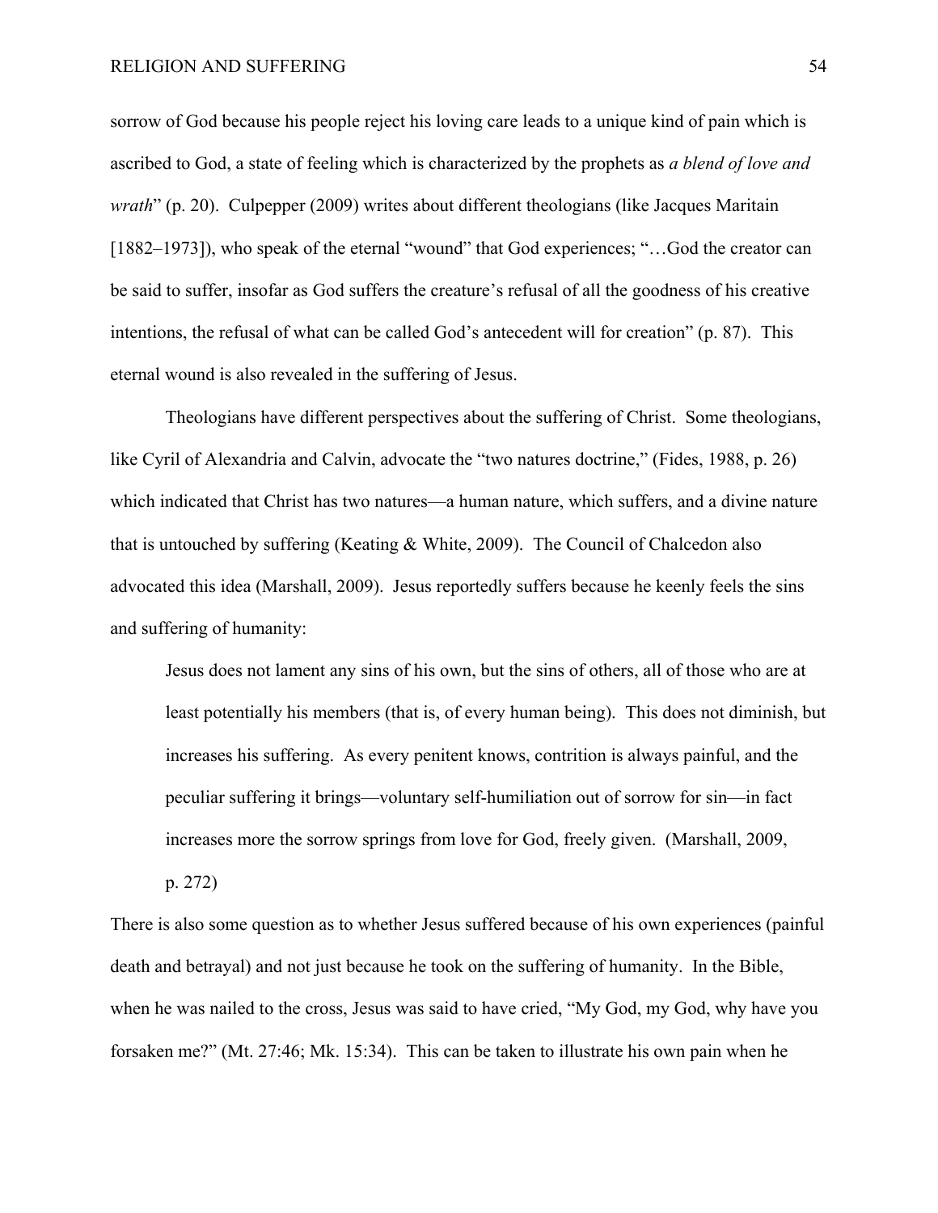sorrow of God because his people reject his loving care leads to a unique kind of pain which is ascribed to God, a state of feeling which is characterized by the prophets as *a blend of love and wrath*" (p. 20). Culpepper (2009) writes about different theologians (like Jacques Maritain [1882–1973]), who speak of the eternal "wound" that God experiences; "…God the creator can be said to suffer, insofar as God suffers the creature's refusal of all the goodness of his creative intentions, the refusal of what can be called God's antecedent will for creation" (p. 87). This eternal wound is also revealed in the suffering of Jesus.

Theologians have different perspectives about the suffering of Christ. Some theologians, like Cyril of Alexandria and Calvin, advocate the "two natures doctrine," (Fides, 1988, p. 26) which indicated that Christ has two natures—a human nature, which suffers, and a divine nature that is untouched by suffering (Keating & White, 2009). The Council of Chalcedon also advocated this idea (Marshall, 2009). Jesus reportedly suffers because he keenly feels the sins and suffering of humanity:

> Jesus does not lament any sins of his own, but the sins of others, all of those who are at least potentially his members (that is, of every human being). This does not diminish, but increases his suffering. As every penitent knows, contrition is always painful, and the peculiar suffering it brings—voluntary self-humiliation out of sorrow for sin—in fact increases more the sorrow springs from love for God, freely given. (Marshall, 2009, p. 272)

There is also some question as to whether Jesus suffered because of his own experiences (painful death and betrayal) and not just because he took on the suffering of humanity. In the Bible, when he was nailed to the cross, Jesus was said to have cried, "My God, my God, why have you forsaken me?" (Mt. 27:46; Mk. 15:34). This can be taken to illustrate his own pain when he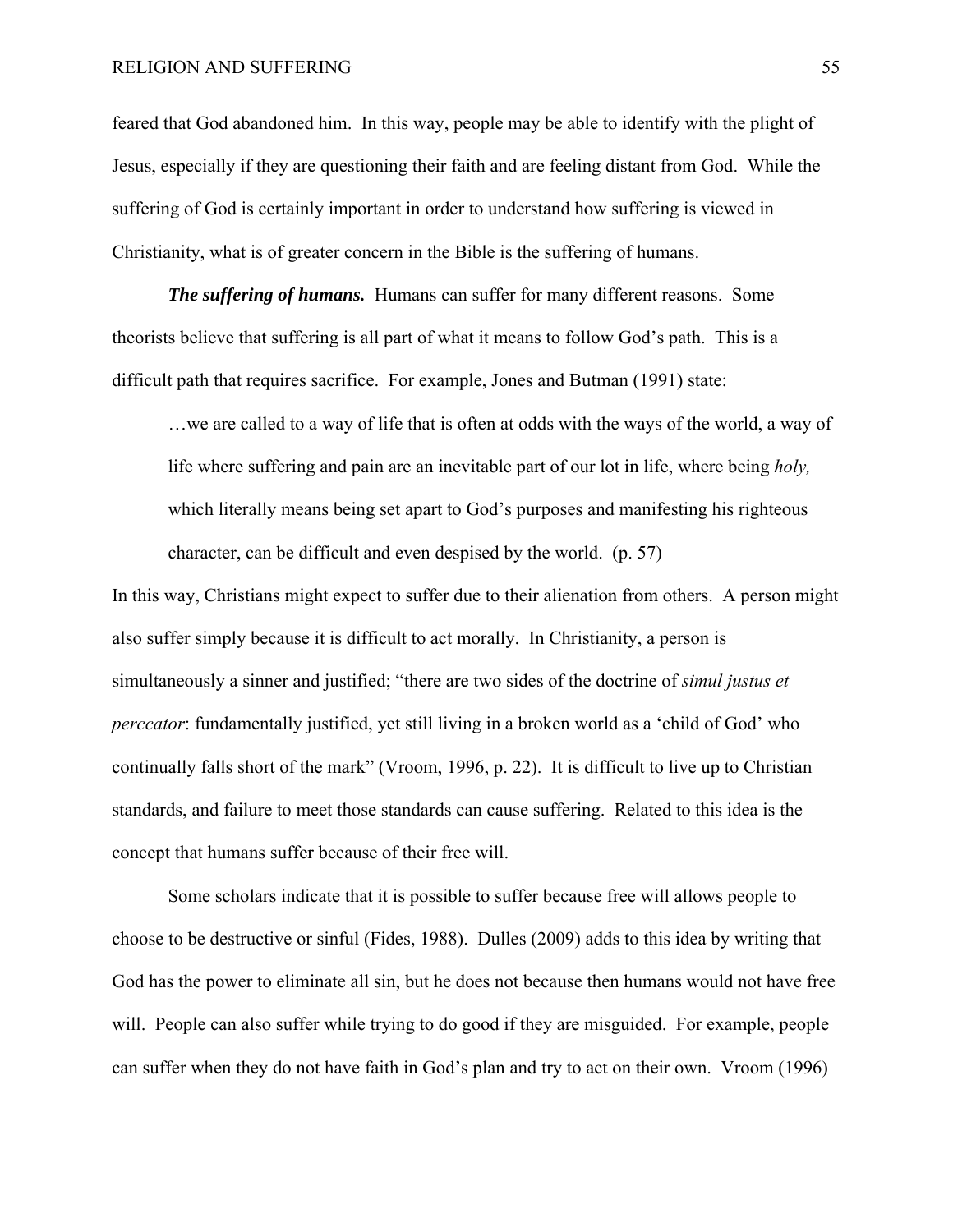feared that God abandoned him. In this way, people may be able to identify with the plight of Jesus, especially if they are questioning their faith and are feeling distant from God. While the suffering of God is certainly important in order to understand how suffering is viewed in Christianity, what is of greater concern in the Bible is the suffering of humans.

***The suffering of humans.*** Humans can suffer for many different reasons. Some theorists believe that suffering is all part of what it means to follow God's path. This is a difficult path that requires sacrifice. For example, Jones and Butman (1991) state:

> …we are called to a way of life that is often at odds with the ways of the world, a way of life where suffering and pain are an inevitable part of our lot in life, where being *holy,* which literally means being set apart to God's purposes and manifesting his righteous character, can be difficult and even despised by the world. (p. 57)

In this way, Christians might expect to suffer due to their alienation from others. A person might also suffer simply because it is difficult to act morally. In Christianity, a person is simultaneously a sinner and justified; "there are two sides of the doctrine of *simul justus et perccator*: fundamentally justified, yet still living in a broken world as a 'child of God' who continually falls short of the mark" (Vroom, 1996, p. 22). It is difficult to live up to Christian standards, and failure to meet those standards can cause suffering. Related to this idea is the concept that humans suffer because of their free will.

Some scholars indicate that it is possible to suffer because free will allows people to choose to be destructive or sinful (Fides, 1988). Dulles (2009) adds to this idea by writing that God has the power to eliminate all sin, but he does not because then humans would not have free will. People can also suffer while trying to do good if they are misguided. For example, people can suffer when they do not have faith in God's plan and try to act on their own. Vroom (1996)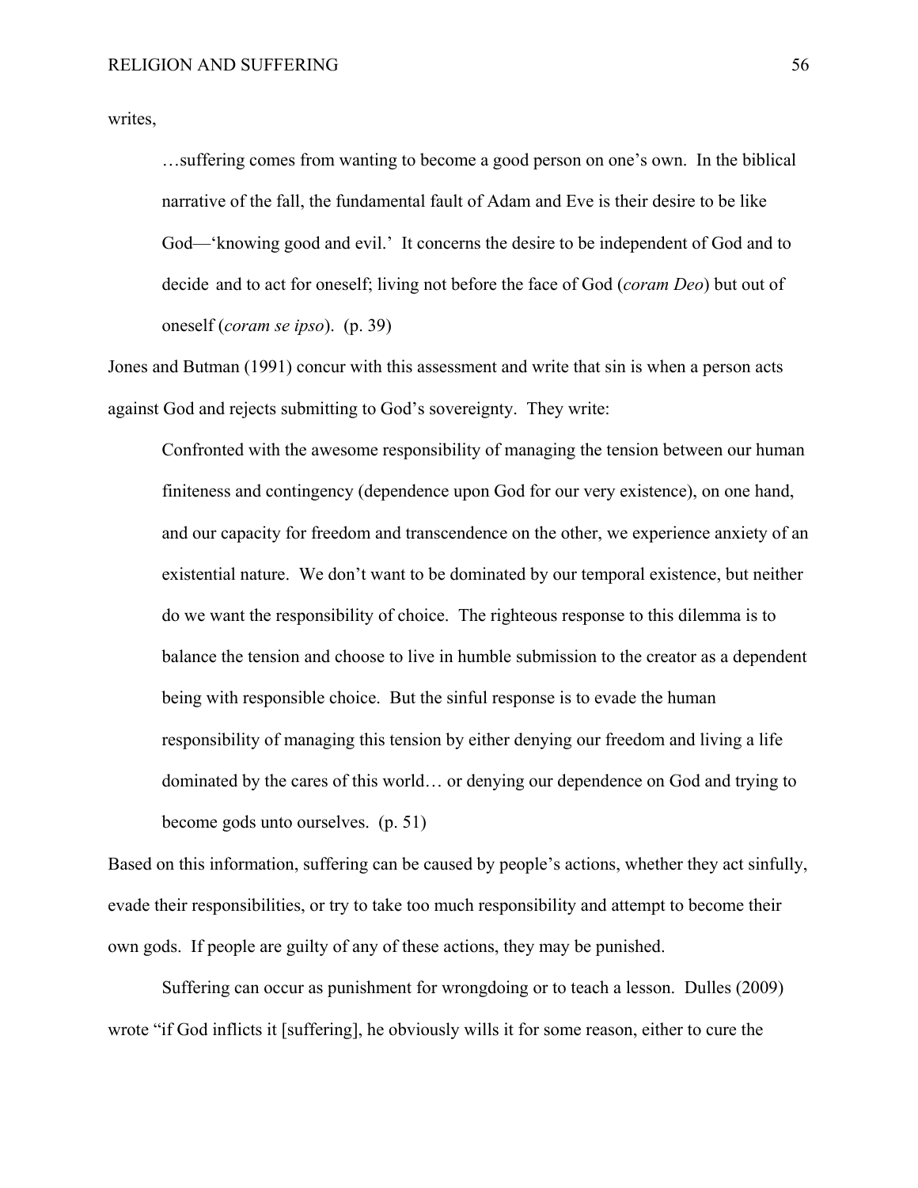writes,

> …suffering comes from wanting to become a good person on one's own. In the biblical narrative of the fall, the fundamental fault of Adam and Eve is their desire to be like God—'knowing good and evil.' It concerns the desire to be independent of God and to decide and to act for oneself; living not before the face of God (*coram Deo*) but out of oneself (*coram se ipso*). (p. 39)

Jones and Butman (1991) concur with this assessment and write that sin is when a person acts against God and rejects submitting to God's sovereignty. They write:

> Confronted with the awesome responsibility of managing the tension between our human finiteness and contingency (dependence upon God for our very existence), on one hand, and our capacity for freedom and transcendence on the other, we experience anxiety of an existential nature. We don't want to be dominated by our temporal existence, but neither do we want the responsibility of choice. The righteous response to this dilemma is to balance the tension and choose to live in humble submission to the creator as a dependent being with responsible choice. But the sinful response is to evade the human responsibility of managing this tension by either denying our freedom and living a life dominated by the cares of this world… or denying our dependence on God and trying to become gods unto ourselves. (p. 51)

Based on this information, suffering can be caused by people's actions, whether they act sinfully, evade their responsibilities, or try to take too much responsibility and attempt to become their own gods. If people are guilty of any of these actions, they may be punished.

Suffering can occur as punishment for wrongdoing or to teach a lesson. Dulles (2009) wrote "if God inflicts it [suffering], he obviously wills it for some reason, either to cure the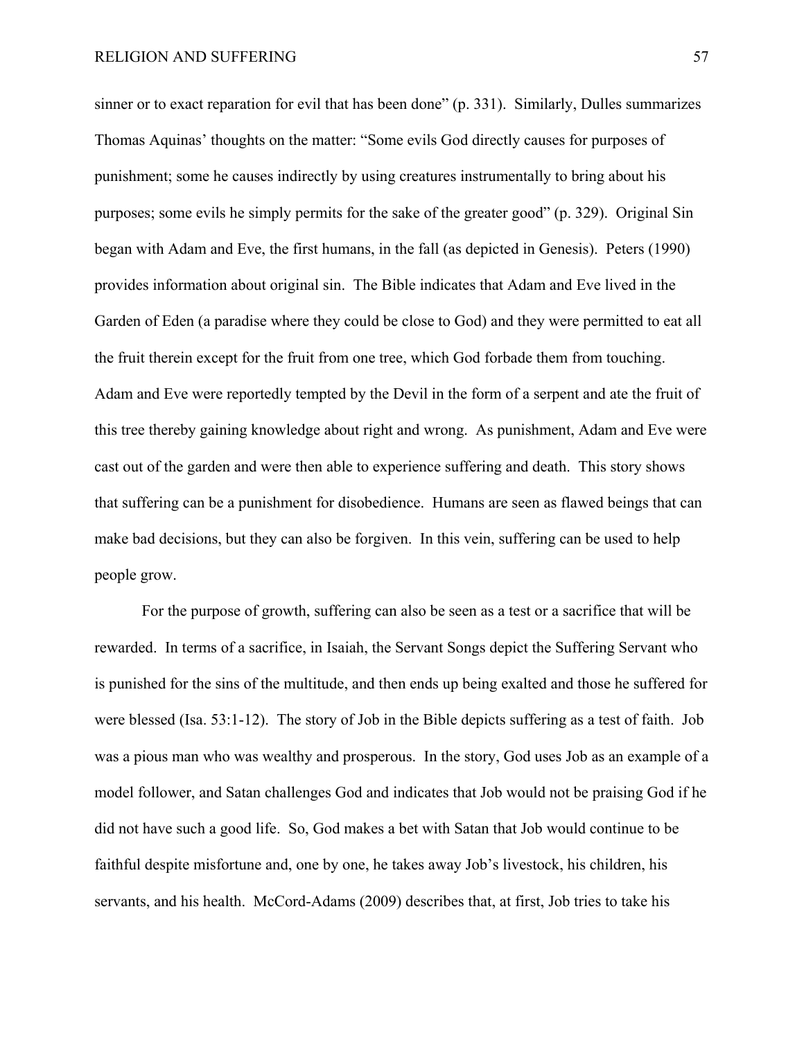sinner or to exact reparation for evil that has been done" (p. 331). Similarly, Dulles summarizes Thomas Aquinas' thoughts on the matter: "Some evils God directly causes for purposes of punishment; some he causes indirectly by using creatures instrumentally to bring about his purposes; some evils he simply permits for the sake of the greater good" (p. 329). Original Sin began with Adam and Eve, the first humans, in the fall (as depicted in Genesis). Peters (1990) provides information about original sin. The Bible indicates that Adam and Eve lived in the Garden of Eden (a paradise where they could be close to God) and they were permitted to eat all the fruit therein except for the fruit from one tree, which God forbade them from touching. Adam and Eve were reportedly tempted by the Devil in the form of a serpent and ate the fruit of this tree thereby gaining knowledge about right and wrong. As punishment, Adam and Eve were cast out of the garden and were then able to experience suffering and death. This story shows that suffering can be a punishment for disobedience. Humans are seen as flawed beings that can make bad decisions, but they can also be forgiven. In this vein, suffering can be used to help people grow.

For the purpose of growth, suffering can also be seen as a test or a sacrifice that will be rewarded. In terms of a sacrifice, in Isaiah, the Servant Songs depict the Suffering Servant who is punished for the sins of the multitude, and then ends up being exalted and those he suffered for were blessed (Isa. 53:1-12). The story of Job in the Bible depicts suffering as a test of faith. Job was a pious man who was wealthy and prosperous. In the story, God uses Job as an example of a model follower, and Satan challenges God and indicates that Job would not be praising God if he did not have such a good life. So, God makes a bet with Satan that Job would continue to be faithful despite misfortune and, one by one, he takes away Job's livestock, his children, his servants, and his health. McCord-Adams (2009) describes that, at first, Job tries to take his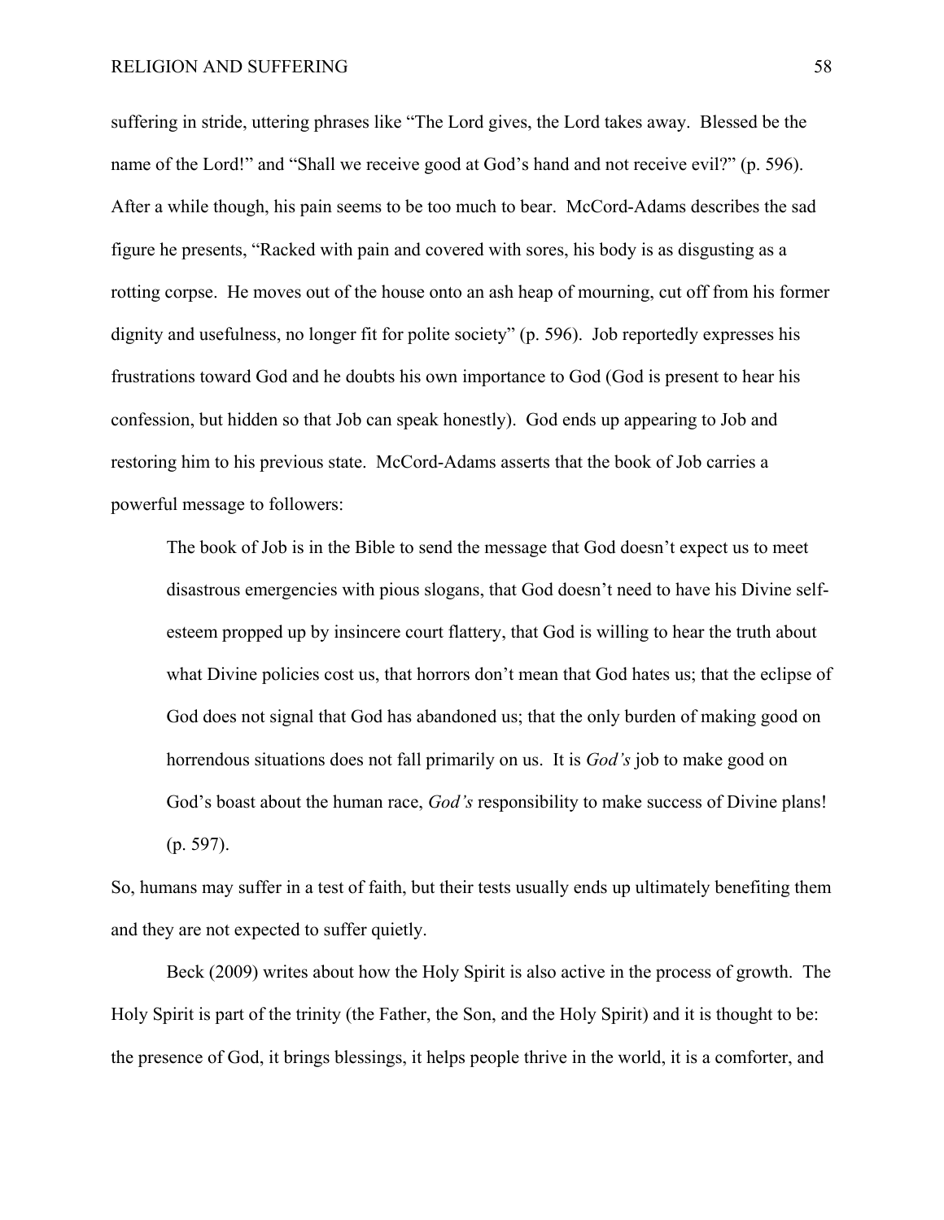suffering in stride, uttering phrases like "The Lord gives, the Lord takes away. Blessed be the name of the Lord!" and "Shall we receive good at God's hand and not receive evil?" (p. 596). After a while though, his pain seems to be too much to bear. McCord-Adams describes the sad figure he presents, "Racked with pain and covered with sores, his body is as disgusting as a rotting corpse. He moves out of the house onto an ash heap of mourning, cut off from his former dignity and usefulness, no longer fit for polite society" (p. 596). Job reportedly expresses his frustrations toward God and he doubts his own importance to God (God is present to hear his confession, but hidden so that Job can speak honestly). God ends up appearing to Job and restoring him to his previous state. McCord-Adams asserts that the book of Job carries a powerful message to followers:

> The book of Job is in the Bible to send the message that God doesn't expect us to meet disastrous emergencies with pious slogans, that God doesn't need to have his Divine self-esteem propped up by insincere court flattery, that God is willing to hear the truth about what Divine policies cost us, that horrors don't mean that God hates us; that the eclipse of God does not signal that God has abandoned us; that the only burden of making good on horrendous situations does not fall primarily on us. It is *God's* job to make good on God's boast about the human race, *God's* responsibility to make success of Divine plans! (p. 597).

So, humans may suffer in a test of faith, but their tests usually ends up ultimately benefiting them and they are not expected to suffer quietly.

Beck (2009) writes about how the Holy Spirit is also active in the process of growth. The Holy Spirit is part of the trinity (the Father, the Son, and the Holy Spirit) and it is thought to be: the presence of God, it brings blessings, it helps people thrive in the world, it is a comforter, and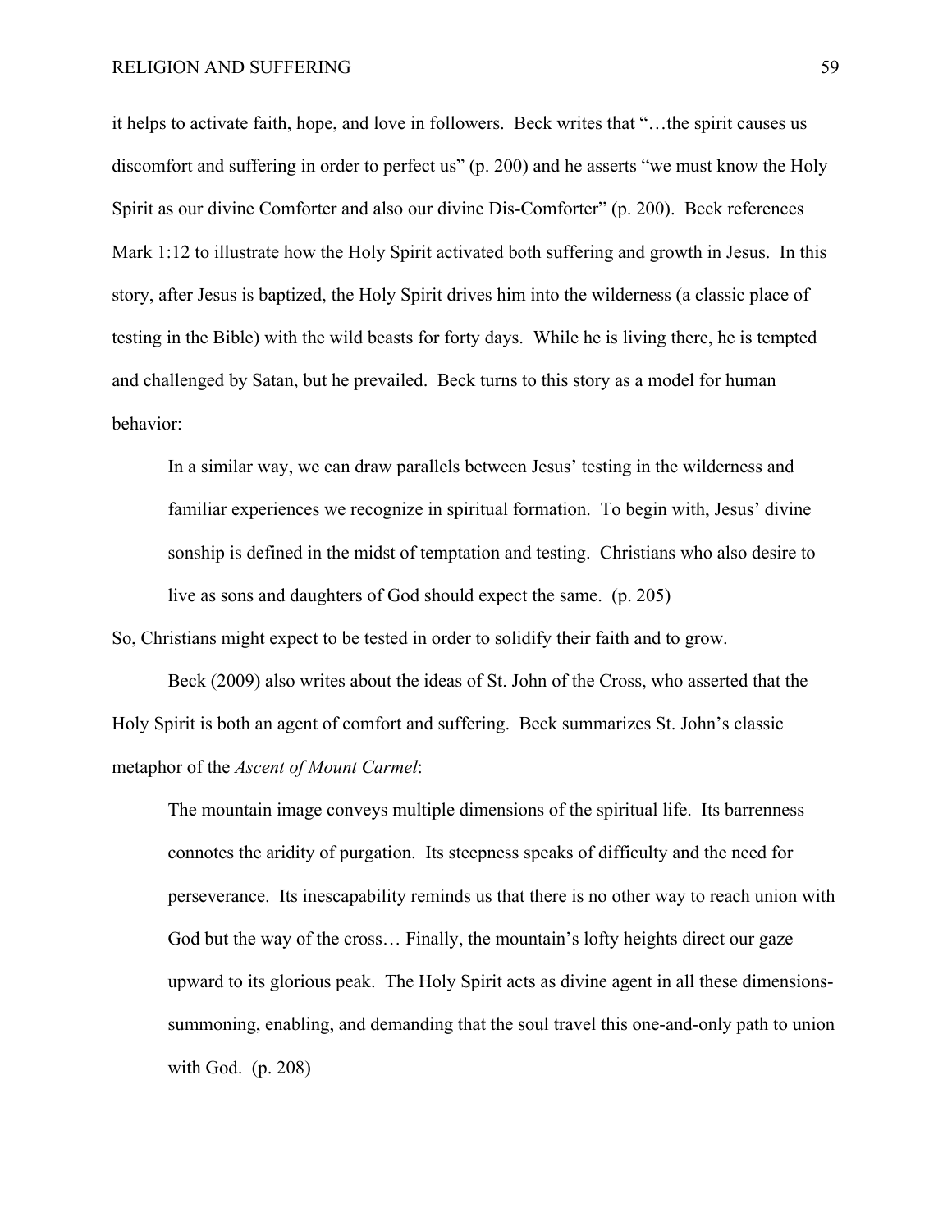it helps to activate faith, hope, and love in followers. Beck writes that "…the spirit causes us discomfort and suffering in order to perfect us" (p. 200) and he asserts "we must know the Holy Spirit as our divine Comforter and also our divine Dis-Comforter" (p. 200). Beck references Mark 1:12 to illustrate how the Holy Spirit activated both suffering and growth in Jesus. In this story, after Jesus is baptized, the Holy Spirit drives him into the wilderness (a classic place of testing in the Bible) with the wild beasts for forty days. While he is living there, he is tempted and challenged by Satan, but he prevailed. Beck turns to this story as a model for human behavior:

> In a similar way, we can draw parallels between Jesus' testing in the wilderness and familiar experiences we recognize in spiritual formation. To begin with, Jesus' divine sonship is defined in the midst of temptation and testing. Christians who also desire to live as sons and daughters of God should expect the same. (p. 205)

So, Christians might expect to be tested in order to solidify their faith and to grow.

Beck (2009) also writes about the ideas of St. John of the Cross, who asserted that the Holy Spirit is both an agent of comfort and suffering. Beck summarizes St. John's classic metaphor of the *Ascent of Mount Carmel*:

> The mountain image conveys multiple dimensions of the spiritual life. Its barrenness connotes the aridity of purgation. Its steepness speaks of difficulty and the need for perseverance. Its inescapability reminds us that there is no other way to reach union with God but the way of the cross… Finally, the mountain's lofty heights direct our gaze upward to its glorious peak. The Holy Spirit acts as divine agent in all these dimensions-summoning, enabling, and demanding that the soul travel this one-and-only path to union with God. (p. 208)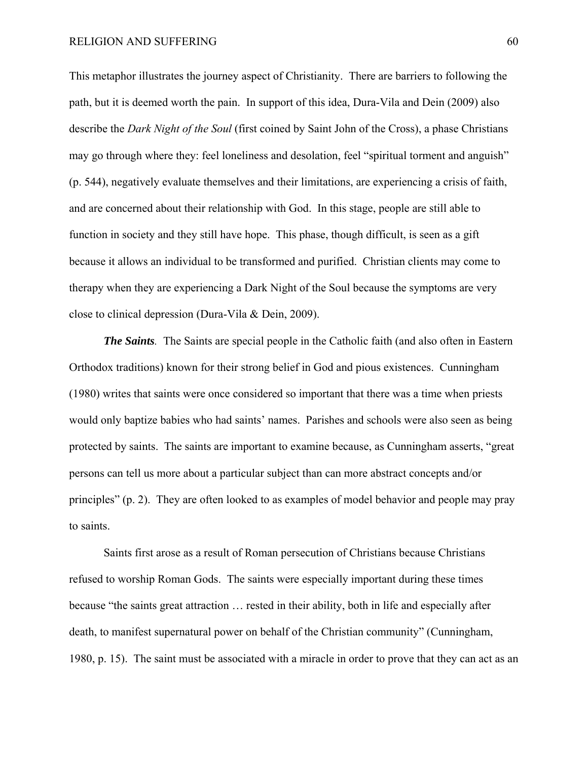This metaphor illustrates the journey aspect of Christianity. There are barriers to following the path, but it is deemed worth the pain. In support of this idea, Dura-Vila and Dein (2009) also describe the *Dark Night of the Soul* (first coined by Saint John of the Cross), a phase Christians may go through where they: feel loneliness and desolation, feel "spiritual torment and anguish" (p. 544), negatively evaluate themselves and their limitations, are experiencing a crisis of faith, and are concerned about their relationship with God. In this stage, people are still able to function in society and they still have hope. This phase, though difficult, is seen as a gift because it allows an individual to be transformed and purified. Christian clients may come to therapy when they are experiencing a Dark Night of the Soul because the symptoms are very close to clinical depression (Dura-Vila & Dein, 2009).

***The Saints**.* The Saints are special people in the Catholic faith (and also often in Eastern Orthodox traditions) known for their strong belief in God and pious existences. Cunningham (1980) writes that saints were once considered so important that there was a time when priests would only baptize babies who had saints' names. Parishes and schools were also seen as being protected by saints. The saints are important to examine because, as Cunningham asserts, "great persons can tell us more about a particular subject than can more abstract concepts and/or principles" (p. 2). They are often looked to as examples of model behavior and people may pray to saints.

Saints first arose as a result of Roman persecution of Christians because Christians refused to worship Roman Gods. The saints were especially important during these times because "the saints great attraction … rested in their ability, both in life and especially after death, to manifest supernatural power on behalf of the Christian community" (Cunningham, 1980, p. 15). The saint must be associated with a miracle in order to prove that they can act as an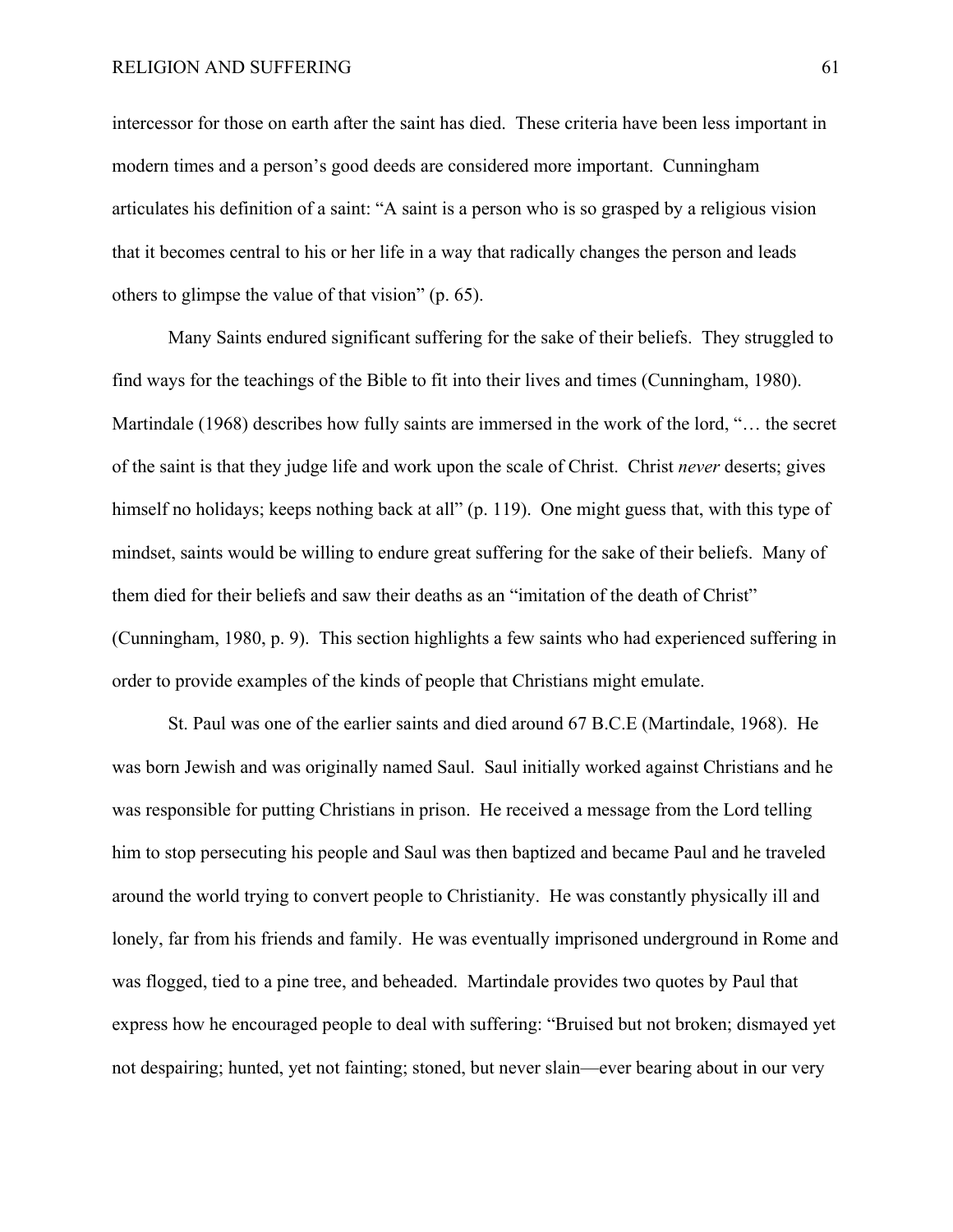intercessor for those on earth after the saint has died. These criteria have been less important in modern times and a person's good deeds are considered more important. Cunningham articulates his definition of a saint: "A saint is a person who is so grasped by a religious vision that it becomes central to his or her life in a way that radically changes the person and leads others to glimpse the value of that vision" (p. 65).

Many Saints endured significant suffering for the sake of their beliefs. They struggled to find ways for the teachings of the Bible to fit into their lives and times (Cunningham, 1980). Martindale (1968) describes how fully saints are immersed in the work of the lord, "… the secret of the saint is that they judge life and work upon the scale of Christ. Christ *never* deserts; gives himself no holidays; keeps nothing back at all" (p. 119). One might guess that, with this type of mindset, saints would be willing to endure great suffering for the sake of their beliefs. Many of them died for their beliefs and saw their deaths as an "imitation of the death of Christ" (Cunningham, 1980, p. 9). This section highlights a few saints who had experienced suffering in order to provide examples of the kinds of people that Christians might emulate.

St. Paul was one of the earlier saints and died around 67 B.C.E (Martindale, 1968). He was born Jewish and was originally named Saul. Saul initially worked against Christians and he was responsible for putting Christians in prison. He received a message from the Lord telling him to stop persecuting his people and Saul was then baptized and became Paul and he traveled around the world trying to convert people to Christianity. He was constantly physically ill and lonely, far from his friends and family. He was eventually imprisoned underground in Rome and was flogged, tied to a pine tree, and beheaded. Martindale provides two quotes by Paul that express how he encouraged people to deal with suffering: "Bruised but not broken; dismayed yet not despairing; hunted, yet not fainting; stoned, but never slain—ever bearing about in our very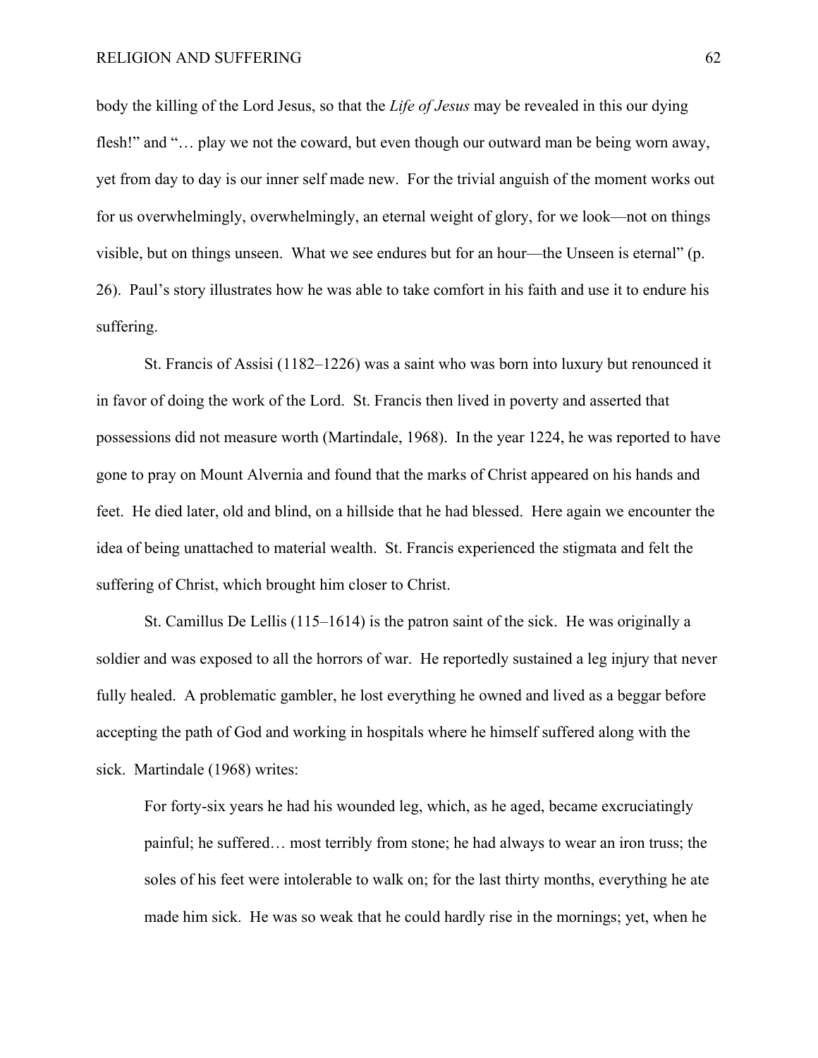body the killing of the Lord Jesus, so that the *Life of Jesus* may be revealed in this our dying flesh!" and "… play we not the coward, but even though our outward man be being worn away, yet from day to day is our inner self made new. For the trivial anguish of the moment works out for us overwhelmingly, overwhelmingly, an eternal weight of glory, for we look—not on things visible, but on things unseen. What we see endures but for an hour—the Unseen is eternal" (p. 26). Paul's story illustrates how he was able to take comfort in his faith and use it to endure his suffering.

St. Francis of Assisi (1182–1226) was a saint who was born into luxury but renounced it in favor of doing the work of the Lord. St. Francis then lived in poverty and asserted that possessions did not measure worth (Martindale, 1968). In the year 1224, he was reported to have gone to pray on Mount Alvernia and found that the marks of Christ appeared on his hands and feet. He died later, old and blind, on a hillside that he had blessed. Here again we encounter the idea of being unattached to material wealth. St. Francis experienced the stigmata and felt the suffering of Christ, which brought him closer to Christ.

St. Camillus De Lellis (115–1614) is the patron saint of the sick. He was originally a soldier and was exposed to all the horrors of war. He reportedly sustained a leg injury that never fully healed. A problematic gambler, he lost everything he owned and lived as a beggar before accepting the path of God and working in hospitals where he himself suffered along with the sick. Martindale (1968) writes:

> For forty-six years he had his wounded leg, which, as he aged, became excruciatingly painful; he suffered… most terribly from stone; he had always to wear an iron truss; the soles of his feet were intolerable to walk on; for the last thirty months, everything he ate made him sick. He was so weak that he could hardly rise in the mornings; yet, when he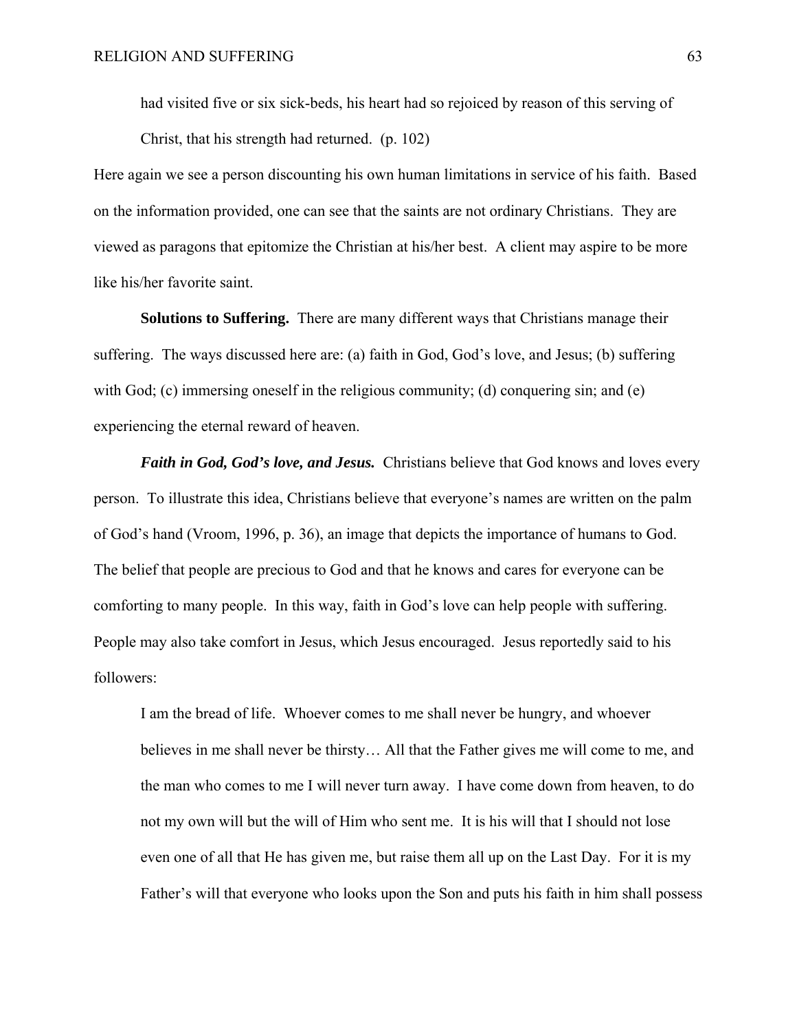> had visited five or six sick-beds, his heart had so rejoiced by reason of this serving of Christ, that his strength had returned. (p. 102)

Here again we see a person discounting his own human limitations in service of his faith. Based on the information provided, one can see that the saints are not ordinary Christians. They are viewed as paragons that epitomize the Christian at his/her best. A client may aspire to be more like his/her favorite saint.

**Solutions to Suffering.** There are many different ways that Christians manage their suffering. The ways discussed here are: (a) faith in God, God's love, and Jesus; (b) suffering with God; (c) immersing oneself in the religious community; (d) conquering sin; and (e) experiencing the eternal reward of heaven.

***Faith in God, God's love, and Jesus.*** Christians believe that God knows and loves every person. To illustrate this idea, Christians believe that everyone's names are written on the palm of God's hand (Vroom, 1996, p. 36), an image that depicts the importance of humans to God. The belief that people are precious to God and that he knows and cares for everyone can be comforting to many people. In this way, faith in God's love can help people with suffering. People may also take comfort in Jesus, which Jesus encouraged. Jesus reportedly said to his followers:

> I am the bread of life. Whoever comes to me shall never be hungry, and whoever believes in me shall never be thirsty… All that the Father gives me will come to me, and the man who comes to me I will never turn away. I have come down from heaven, to do not my own will but the will of Him who sent me. It is his will that I should not lose even one of all that He has given me, but raise them all up on the Last Day. For it is my Father's will that everyone who looks upon the Son and puts his faith in him shall possess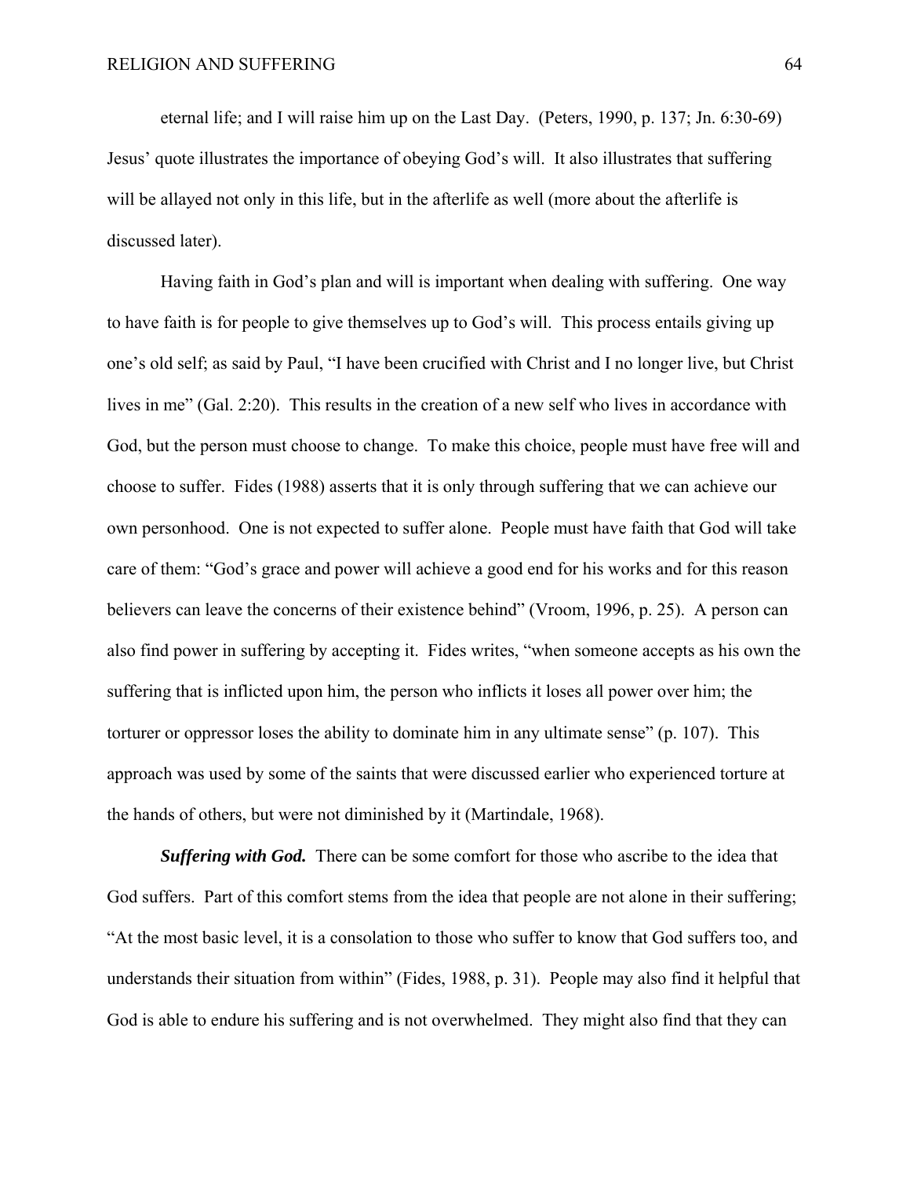eternal life; and I will raise him up on the Last Day. (Peters, 1990, p. 137; Jn. 6:30-69)

Jesus' quote illustrates the importance of obeying God's will. It also illustrates that suffering will be allayed not only in this life, but in the afterlife as well (more about the afterlife is discussed later).

Having faith in God's plan and will is important when dealing with suffering. One way to have faith is for people to give themselves up to God's will. This process entails giving up one's old self; as said by Paul, "I have been crucified with Christ and I no longer live, but Christ lives in me" (Gal. 2:20). This results in the creation of a new self who lives in accordance with God, but the person must choose to change. To make this choice, people must have free will and choose to suffer. Fides (1988) asserts that it is only through suffering that we can achieve our own personhood. One is not expected to suffer alone. People must have faith that God will take care of them: "God's grace and power will achieve a good end for his works and for this reason believers can leave the concerns of their existence behind" (Vroom, 1996, p. 25). A person can also find power in suffering by accepting it. Fides writes, "when someone accepts as his own the suffering that is inflicted upon him, the person who inflicts it loses all power over him; the torturer or oppressor loses the ability to dominate him in any ultimate sense" (p. 107). This approach was used by some of the saints that were discussed earlier who experienced torture at the hands of others, but were not diminished by it (Martindale, 1968).

***Suffering with God.*** There can be some comfort for those who ascribe to the idea that God suffers. Part of this comfort stems from the idea that people are not alone in their suffering; "At the most basic level, it is a consolation to those who suffer to know that God suffers too, and understands their situation from within" (Fides, 1988, p. 31). People may also find it helpful that God is able to endure his suffering and is not overwhelmed. They might also find that they can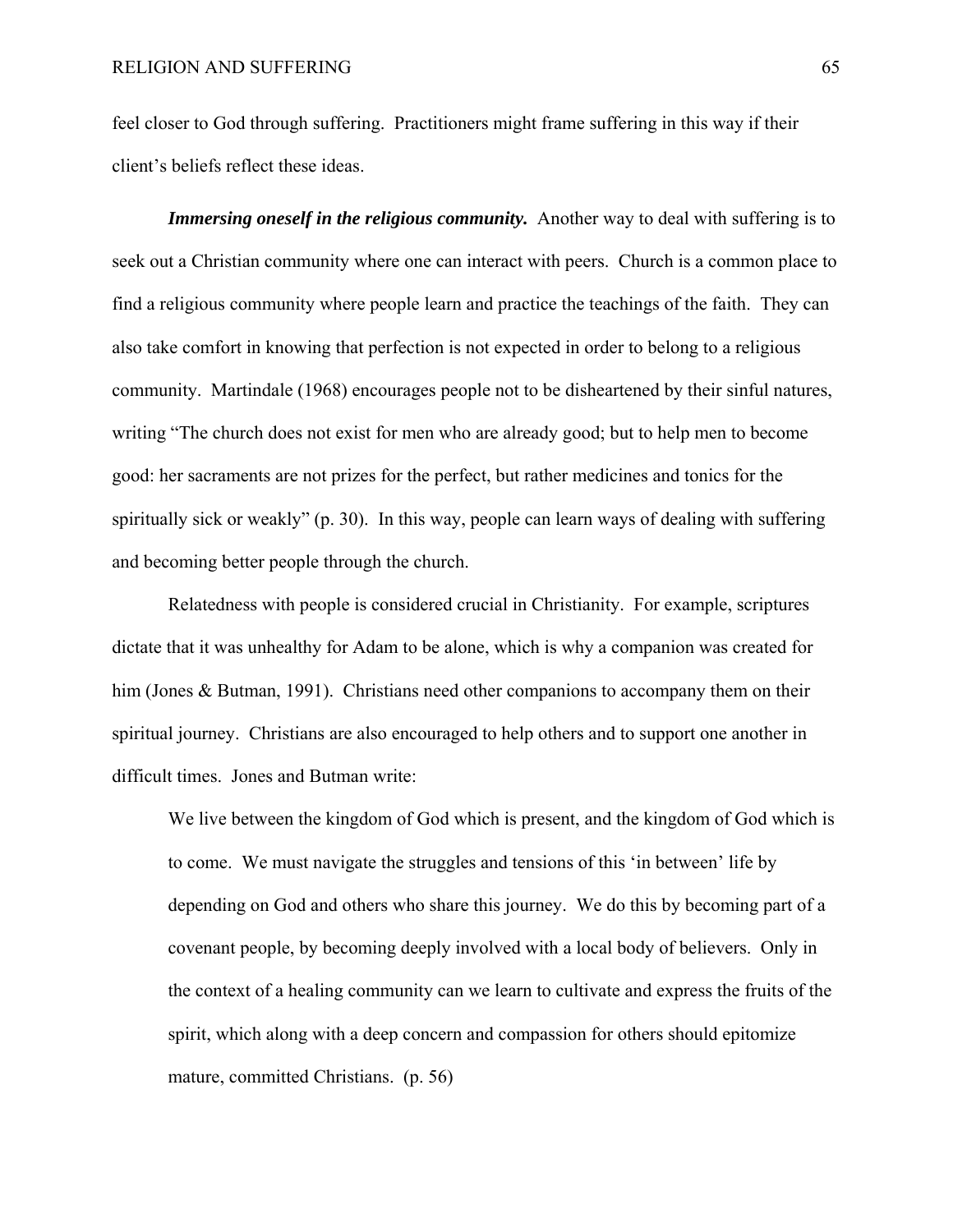feel closer to God through suffering. Practitioners might frame suffering in this way if their client's beliefs reflect these ideas.

***Immersing oneself in the religious community.*** Another way to deal with suffering is to seek out a Christian community where one can interact with peers. Church is a common place to find a religious community where people learn and practice the teachings of the faith. They can also take comfort in knowing that perfection is not expected in order to belong to a religious community. Martindale (1968) encourages people not to be disheartened by their sinful natures, writing "The church does not exist for men who are already good; but to help men to become good: her sacraments are not prizes for the perfect, but rather medicines and tonics for the spiritually sick or weakly" (p. 30). In this way, people can learn ways of dealing with suffering and becoming better people through the church.

Relatedness with people is considered crucial in Christianity. For example, scriptures dictate that it was unhealthy for Adam to be alone, which is why a companion was created for him (Jones & Butman, 1991). Christians need other companions to accompany them on their spiritual journey. Christians are also encouraged to help others and to support one another in difficult times. Jones and Butman write:

> We live between the kingdom of God which is present, and the kingdom of God which is to come. We must navigate the struggles and tensions of this 'in between' life by depending on God and others who share this journey. We do this by becoming part of a covenant people, by becoming deeply involved with a local body of believers. Only in the context of a healing community can we learn to cultivate and express the fruits of the spirit, which along with a deep concern and compassion for others should epitomize mature, committed Christians. (p. 56)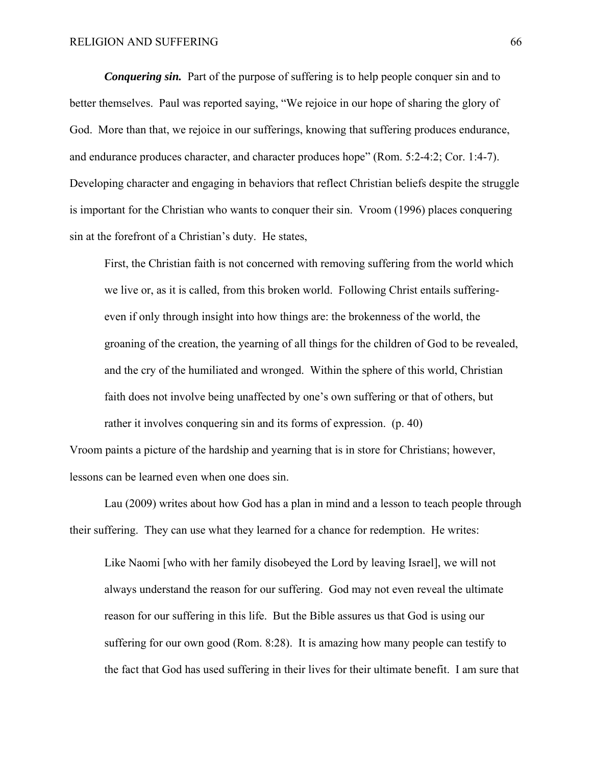***Conquering sin.*** Part of the purpose of suffering is to help people conquer sin and to better themselves. Paul was reported saying, "We rejoice in our hope of sharing the glory of God. More than that, we rejoice in our sufferings, knowing that suffering produces endurance, and endurance produces character, and character produces hope" (Rom. 5:2-4:2; Cor. 1:4-7). Developing character and engaging in behaviors that reflect Christian beliefs despite the struggle is important for the Christian who wants to conquer their sin. Vroom (1996) places conquering sin at the forefront of a Christian's duty. He states,

> First, the Christian faith is not concerned with removing suffering from the world which we live or, as it is called, from this broken world. Following Christ entails suffering- even if only through insight into how things are: the brokenness of the world, the groaning of the creation, the yearning of all things for the children of God to be revealed, and the cry of the humiliated and wronged. Within the sphere of this world, Christian faith does not involve being unaffected by one's own suffering or that of others, but rather it involves conquering sin and its forms of expression. (p. 40)

Vroom paints a picture of the hardship and yearning that is in store for Christians; however, lessons can be learned even when one does sin.

Lau (2009) writes about how God has a plan in mind and a lesson to teach people through their suffering. They can use what they learned for a chance for redemption. He writes:

> Like Naomi [who with her family disobeyed the Lord by leaving Israel], we will not always understand the reason for our suffering. God may not even reveal the ultimate reason for our suffering in this life. But the Bible assures us that God is using our suffering for our own good (Rom. 8:28). It is amazing how many people can testify to the fact that God has used suffering in their lives for their ultimate benefit. I am sure that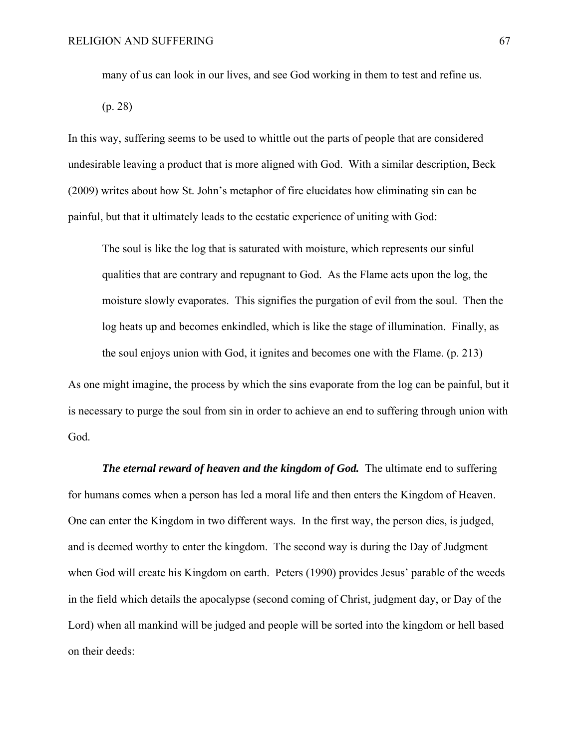> many of us can look in our lives, and see God working in them to test and refine us. (p. 28)

In this way, suffering seems to be used to whittle out the parts of people that are considered undesirable leaving a product that is more aligned with God. With a similar description, Beck (2009) writes about how St. John's metaphor of fire elucidates how eliminating sin can be painful, but that it ultimately leads to the ecstatic experience of uniting with God:

> The soul is like the log that is saturated with moisture, which represents our sinful qualities that are contrary and repugnant to God. As the Flame acts upon the log, the moisture slowly evaporates. This signifies the purgation of evil from the soul. Then the log heats up and becomes enkindled, which is like the stage of illumination. Finally, as the soul enjoys union with God, it ignites and becomes one with the Flame. (p. 213)

As one might imagine, the process by which the sins evaporate from the log can be painful, but it is necessary to purge the soul from sin in order to achieve an end to suffering through union with God.

***The eternal reward of heaven and the kingdom of God.*** The ultimate end to suffering for humans comes when a person has led a moral life and then enters the Kingdom of Heaven. One can enter the Kingdom in two different ways. In the first way, the person dies, is judged, and is deemed worthy to enter the kingdom. The second way is during the Day of Judgment when God will create his Kingdom on earth. Peters (1990) provides Jesus' parable of the weeds in the field which details the apocalypse (second coming of Christ, judgment day, or Day of the Lord) when all mankind will be judged and people will be sorted into the kingdom or hell based on their deeds: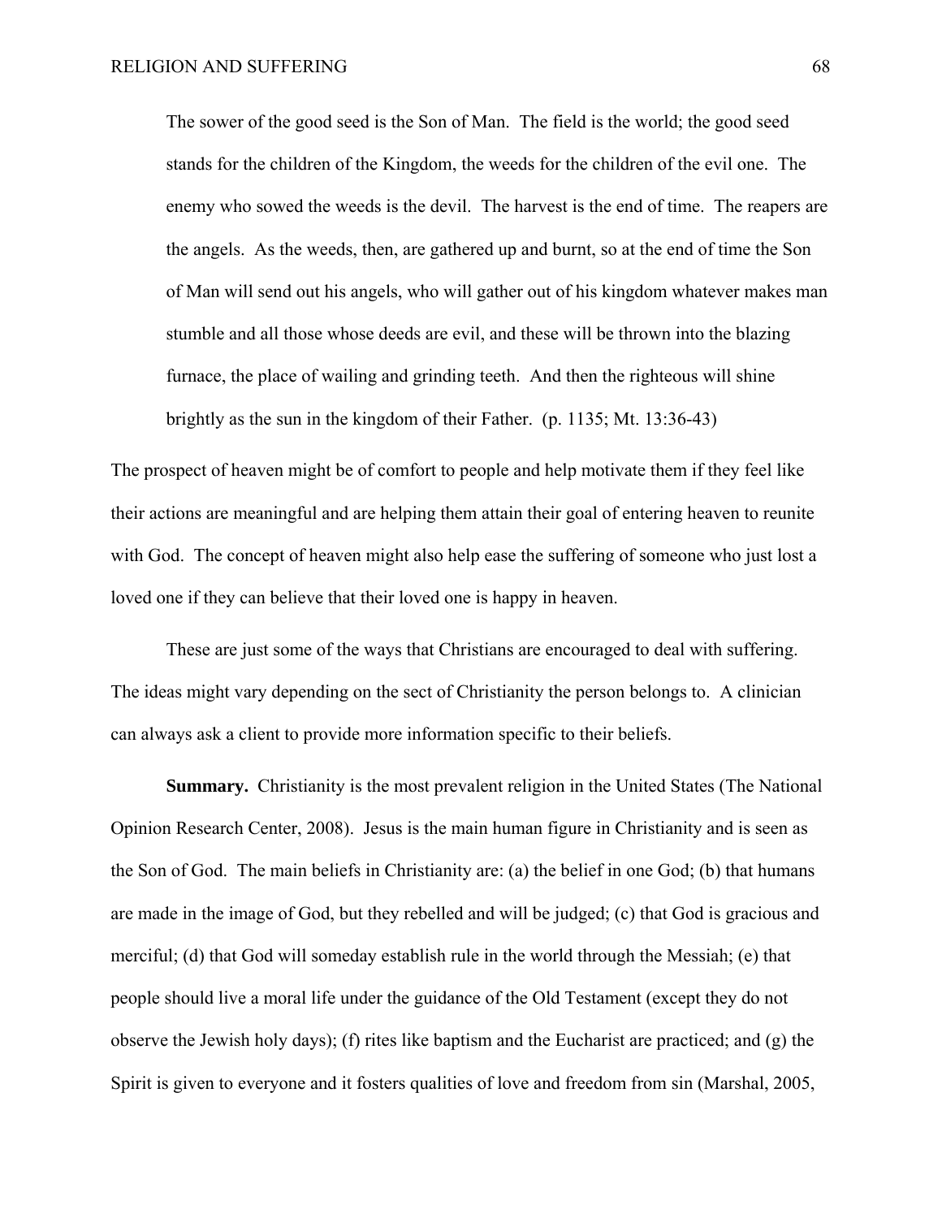> The sower of the good seed is the Son of Man. The field is the world; the good seed stands for the children of the Kingdom, the weeds for the children of the evil one. The enemy who sowed the weeds is the devil. The harvest is the end of time. The reapers are the angels. As the weeds, then, are gathered up and burnt, so at the end of time the Son of Man will send out his angels, who will gather out of his kingdom whatever makes man stumble and all those whose deeds are evil, and these will be thrown into the blazing furnace, the place of wailing and grinding teeth. And then the righteous will shine brightly as the sun in the kingdom of their Father. (p. 1135; Mt. 13:36-43)

The prospect of heaven might be of comfort to people and help motivate them if they feel like their actions are meaningful and are helping them attain their goal of entering heaven to reunite with God. The concept of heaven might also help ease the suffering of someone who just lost a loved one if they can believe that their loved one is happy in heaven.

These are just some of the ways that Christians are encouraged to deal with suffering. The ideas might vary depending on the sect of Christianity the person belongs to. A clinician can always ask a client to provide more information specific to their beliefs.

**Summary.** Christianity is the most prevalent religion in the United States (The National Opinion Research Center, 2008). Jesus is the main human figure in Christianity and is seen as the Son of God. The main beliefs in Christianity are: (a) the belief in one God; (b) that humans are made in the image of God, but they rebelled and will be judged; (c) that God is gracious and merciful; (d) that God will someday establish rule in the world through the Messiah; (e) that people should live a moral life under the guidance of the Old Testament (except they do not observe the Jewish holy days); (f) rites like baptism and the Eucharist are practiced; and (g) the Spirit is given to everyone and it fosters qualities of love and freedom from sin (Marshal, 2005,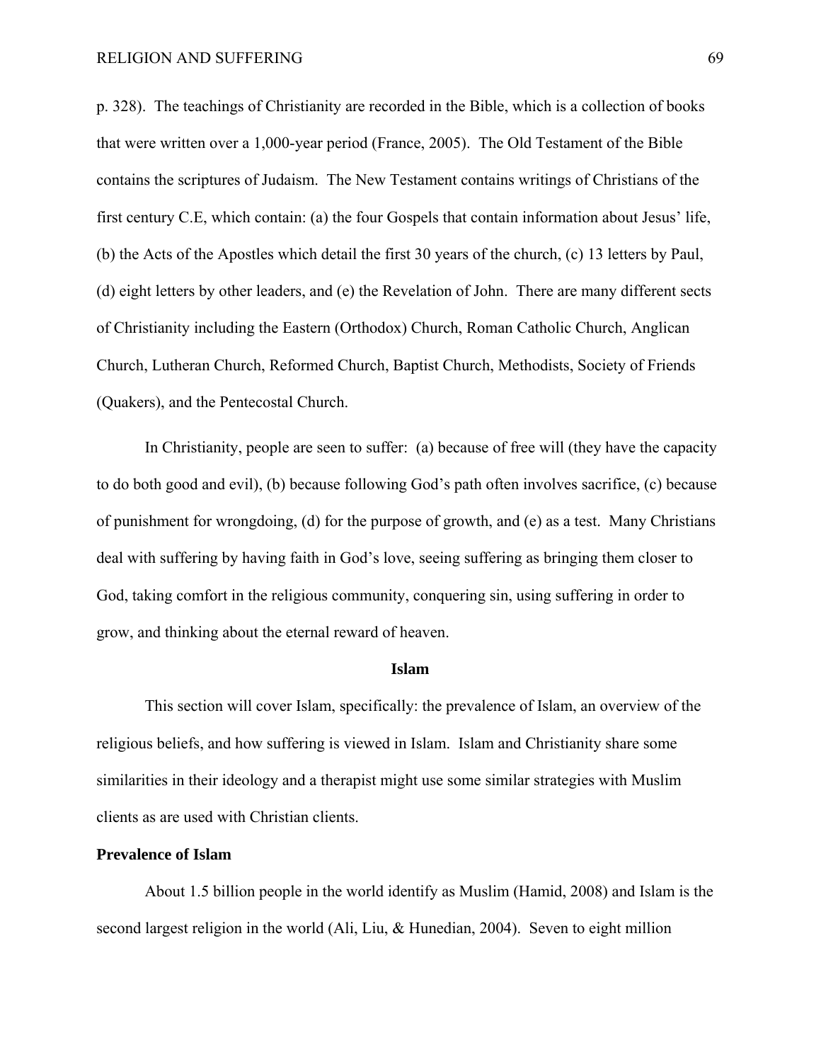p. 328). The teachings of Christianity are recorded in the Bible, which is a collection of books that were written over a 1,000-year period (France, 2005). The Old Testament of the Bible contains the scriptures of Judaism. The New Testament contains writings of Christians of the first century C.E, which contain: (a) the four Gospels that contain information about Jesus' life, (b) the Acts of the Apostles which detail the first 30 years of the church, (c) 13 letters by Paul, (d) eight letters by other leaders, and (e) the Revelation of John. There are many different sects of Christianity including the Eastern (Orthodox) Church, Roman Catholic Church, Anglican Church, Lutheran Church, Reformed Church, Baptist Church, Methodists, Society of Friends (Quakers), and the Pentecostal Church.

In Christianity, people are seen to suffer: (a) because of free will (they have the capacity to do both good and evil), (b) because following God's path often involves sacrifice, (c) because of punishment for wrongdoing, (d) for the purpose of growth, and (e) as a test. Many Christians deal with suffering by having faith in God's love, seeing suffering as bringing them closer to God, taking comfort in the religious community, conquering sin, using suffering in order to grow, and thinking about the eternal reward of heaven.

## Islam

This section will cover Islam, specifically: the prevalence of Islam, an overview of the religious beliefs, and how suffering is viewed in Islam. Islam and Christianity share some similarities in their ideology and a therapist might use some similar strategies with Muslim clients as are used with Christian clients.

### Prevalence of Islam

About 1.5 billion people in the world identify as Muslim (Hamid, 2008) and Islam is the second largest religion in the world (Ali, Liu, & Hunedian, 2004). Seven to eight million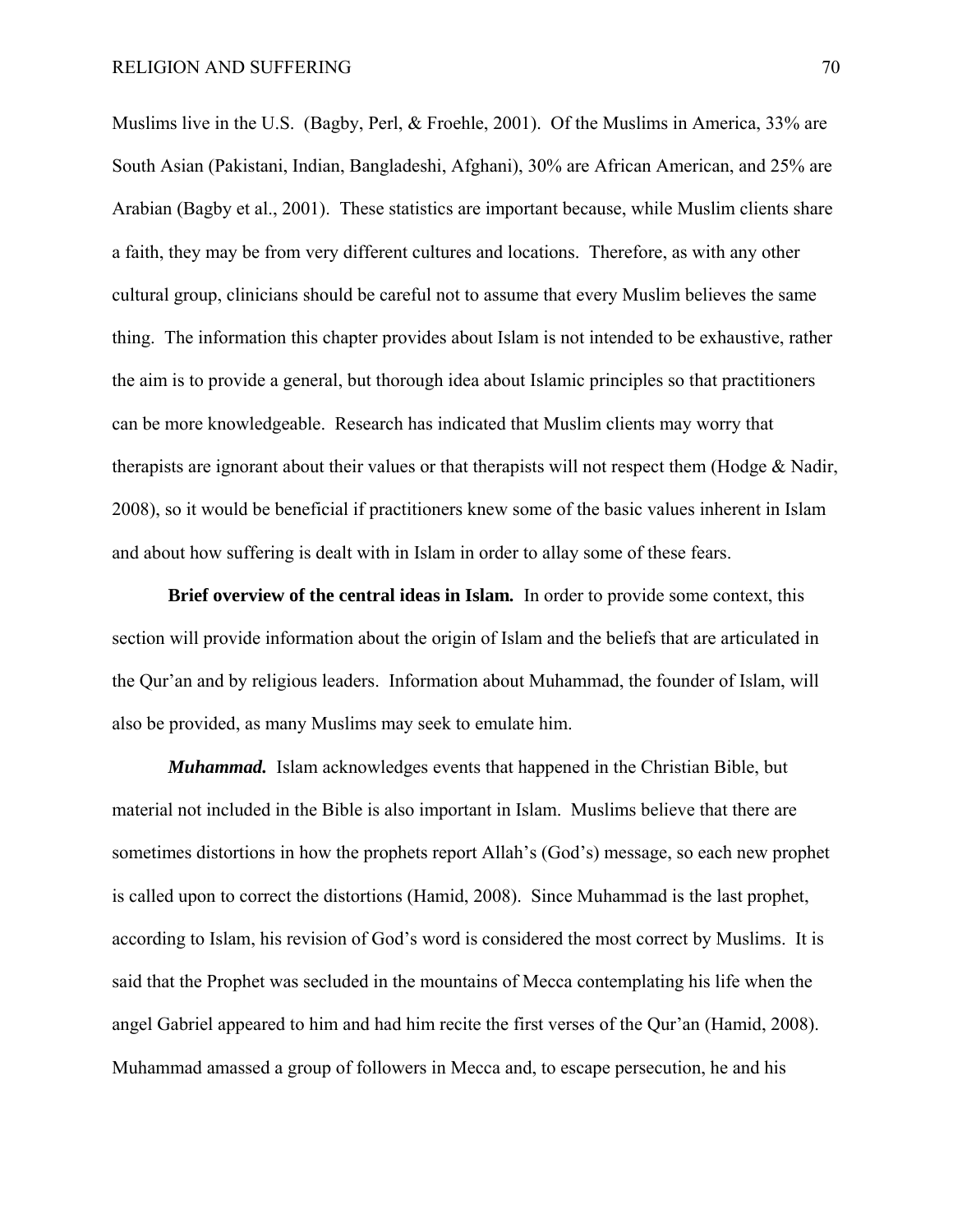Muslims live in the U.S. (Bagby, Perl, & Froehle, 2001). Of the Muslims in America, 33% are South Asian (Pakistani, Indian, Bangladeshi, Afghani), 30% are African American, and 25% are Arabian (Bagby et al., 2001). These statistics are important because, while Muslim clients share a faith, they may be from very different cultures and locations. Therefore, as with any other cultural group, clinicians should be careful not to assume that every Muslim believes the same thing. The information this chapter provides about Islam is not intended to be exhaustive, rather the aim is to provide a general, but thorough idea about Islamic principles so that practitioners can be more knowledgeable. Research has indicated that Muslim clients may worry that therapists are ignorant about their values or that therapists will not respect them (Hodge & Nadir, 2008), so it would be beneficial if practitioners knew some of the basic values inherent in Islam and about how suffering is dealt with in Islam in order to allay some of these fears.

**Brief overview of the central ideas in Islam.** In order to provide some context, this section will provide information about the origin of Islam and the beliefs that are articulated in the Qur'an and by religious leaders. Information about Muhammad, the founder of Islam, will also be provided, as many Muslims may seek to emulate him.

***Muhammad.*** Islam acknowledges events that happened in the Christian Bible, but material not included in the Bible is also important in Islam. Muslims believe that there are sometimes distortions in how the prophets report Allah's (God's) message, so each new prophet is called upon to correct the distortions (Hamid, 2008). Since Muhammad is the last prophet, according to Islam, his revision of God's word is considered the most correct by Muslims. It is said that the Prophet was secluded in the mountains of Mecca contemplating his life when the angel Gabriel appeared to him and had him recite the first verses of the Qur'an (Hamid, 2008). Muhammad amassed a group of followers in Mecca and, to escape persecution, he and his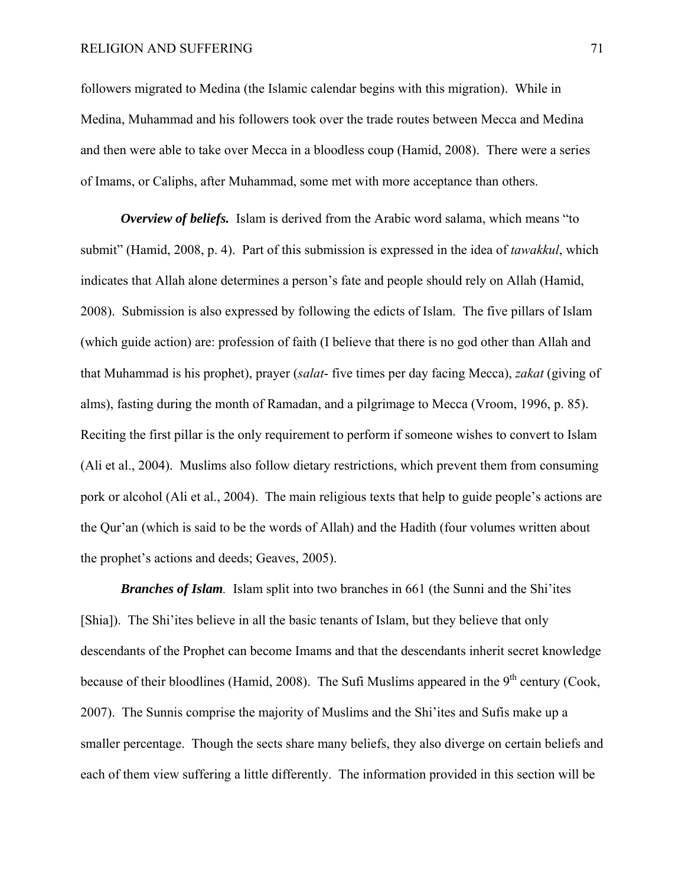followers migrated to Medina (the Islamic calendar begins with this migration). While in Medina, Muhammad and his followers took over the trade routes between Mecca and Medina and then were able to take over Mecca in a bloodless coup (Hamid, 2008). There were a series of Imams, or Caliphs, after Muhammad, some met with more acceptance than others.

***Overview of beliefs.*** Islam is derived from the Arabic word salama, which means "to submit" (Hamid, 2008, p. 4). Part of this submission is expressed in the idea of *tawakkul*, which indicates that Allah alone determines a person's fate and people should rely on Allah (Hamid, 2008). Submission is also expressed by following the edicts of Islam. The five pillars of Islam (which guide action) are: profession of faith (I believe that there is no god other than Allah and that Muhammad is his prophet), prayer (*salat*- five times per day facing Mecca), *zakat* (giving of alms), fasting during the month of Ramadan, and a pilgrimage to Mecca (Vroom, 1996, p. 85). Reciting the first pillar is the only requirement to perform if someone wishes to convert to Islam (Ali et al., 2004). Muslims also follow dietary restrictions, which prevent them from consuming pork or alcohol (Ali et al., 2004). The main religious texts that help to guide people's actions are the Qur'an (which is said to be the words of Allah) and the Hadith (four volumes written about the prophet's actions and deeds; Geaves, 2005).

***Branches of Islam.*** Islam split into two branches in 661 (the Sunni and the Shi'ites [Shia]). The Shi'ites believe in all the basic tenants of Islam, but they believe that only descendants of the Prophet can become Imams and that the descendants inherit secret knowledge because of their bloodlines (Hamid, 2008). The Sufi Muslims appeared in the 9th century (Cook, 2007). The Sunnis comprise the majority of Muslims and the Shi'ites and Sufis make up a smaller percentage. Though the sects share many beliefs, they also diverge on certain beliefs and each of them view suffering a little differently. The information provided in this section will be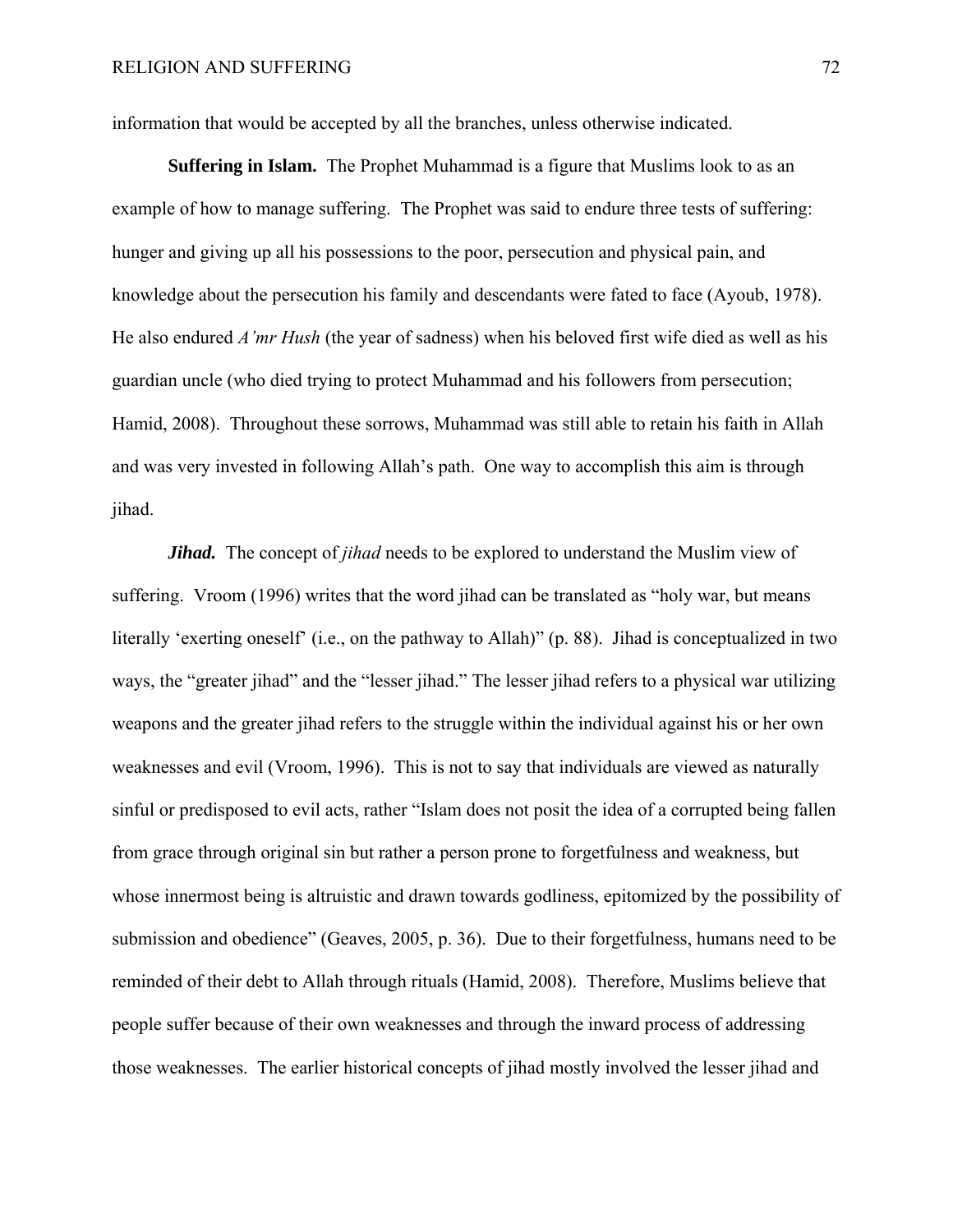information that would be accepted by all the branches, unless otherwise indicated.

**Suffering in Islam.** The Prophet Muhammad is a figure that Muslims look to as an example of how to manage suffering. The Prophet was said to endure three tests of suffering: hunger and giving up all his possessions to the poor, persecution and physical pain, and knowledge about the persecution his family and descendants were fated to face (Ayoub, 1978). He also endured *A'mr Hush* (the year of sadness) when his beloved first wife died as well as his guardian uncle (who died trying to protect Muhammad and his followers from persecution; Hamid, 2008). Throughout these sorrows, Muhammad was still able to retain his faith in Allah and was very invested in following Allah's path. One way to accomplish this aim is through jihad.

***Jihad.*** The concept of *jihad* needs to be explored to understand the Muslim view of suffering. Vroom (1996) writes that the word jihad can be translated as "holy war, but means literally 'exerting oneself' (i.e., on the pathway to Allah)" (p. 88). Jihad is conceptualized in two ways, the "greater jihad" and the "lesser jihad." The lesser jihad refers to a physical war utilizing weapons and the greater jihad refers to the struggle within the individual against his or her own weaknesses and evil (Vroom, 1996). This is not to say that individuals are viewed as naturally sinful or predisposed to evil acts, rather "Islam does not posit the idea of a corrupted being fallen from grace through original sin but rather a person prone to forgetfulness and weakness, but whose innermost being is altruistic and drawn towards godliness, epitomized by the possibility of submission and obedience" (Geaves, 2005, p. 36). Due to their forgetfulness, humans need to be reminded of their debt to Allah through rituals (Hamid, 2008). Therefore, Muslims believe that people suffer because of their own weaknesses and through the inward process of addressing those weaknesses. The earlier historical concepts of jihad mostly involved the lesser jihad and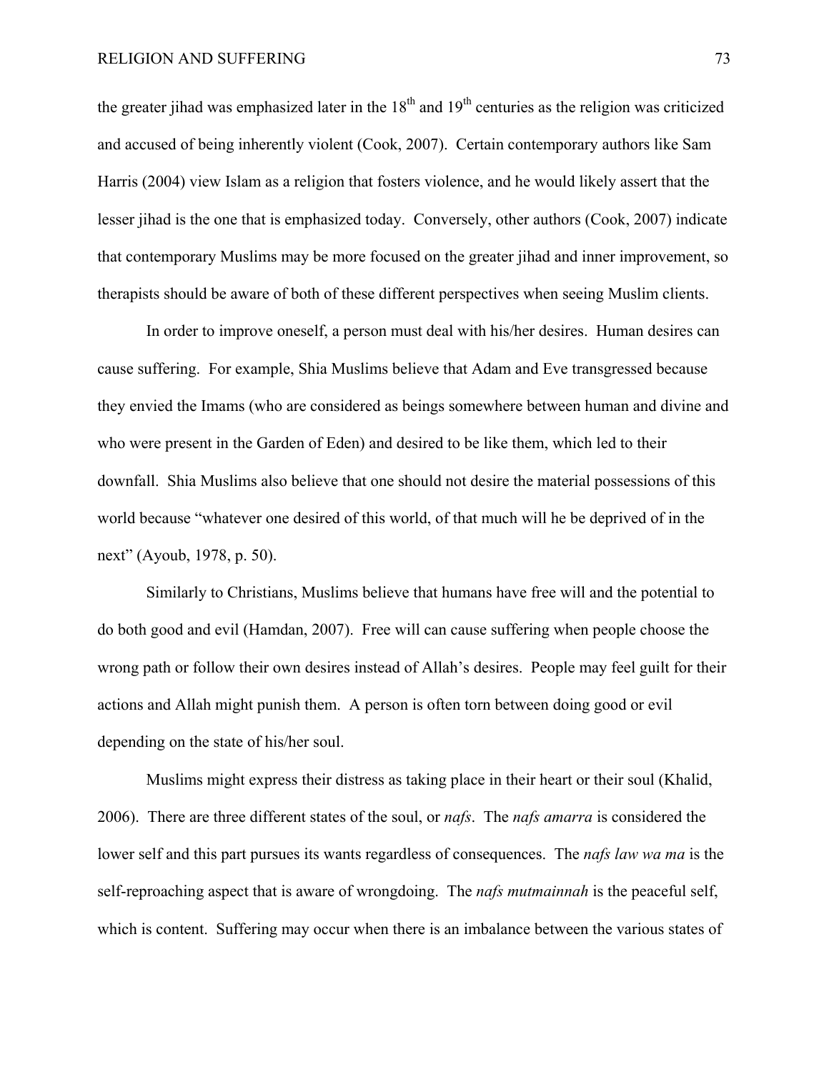the greater jihad was emphasized later in the 18th and 19th centuries as the religion was criticized and accused of being inherently violent (Cook, 2007). Certain contemporary authors like Sam Harris (2004) view Islam as a religion that fosters violence, and he would likely assert that the lesser jihad is the one that is emphasized today. Conversely, other authors (Cook, 2007) indicate that contemporary Muslims may be more focused on the greater jihad and inner improvement, so therapists should be aware of both of these different perspectives when seeing Muslim clients.

In order to improve oneself, a person must deal with his/her desires. Human desires can cause suffering. For example, Shia Muslims believe that Adam and Eve transgressed because they envied the Imams (who are considered as beings somewhere between human and divine and who were present in the Garden of Eden) and desired to be like them, which led to their downfall. Shia Muslims also believe that one should not desire the material possessions of this world because "whatever one desired of this world, of that much will he be deprived of in the next" (Ayoub, 1978, p. 50).

Similarly to Christians, Muslims believe that humans have free will and the potential to do both good and evil (Hamdan, 2007). Free will can cause suffering when people choose the wrong path or follow their own desires instead of Allah's desires. People may feel guilt for their actions and Allah might punish them. A person is often torn between doing good or evil depending on the state of his/her soul.

Muslims might express their distress as taking place in their heart or their soul (Khalid, 2006). There are three different states of the soul, or *nafs*. The *nafs amarra* is considered the lower self and this part pursues its wants regardless of consequences. The *nafs law wa ma* is the self-reproaching aspect that is aware of wrongdoing. The *nafs mutmainnah* is the peaceful self, which is content. Suffering may occur when there is an imbalance between the various states of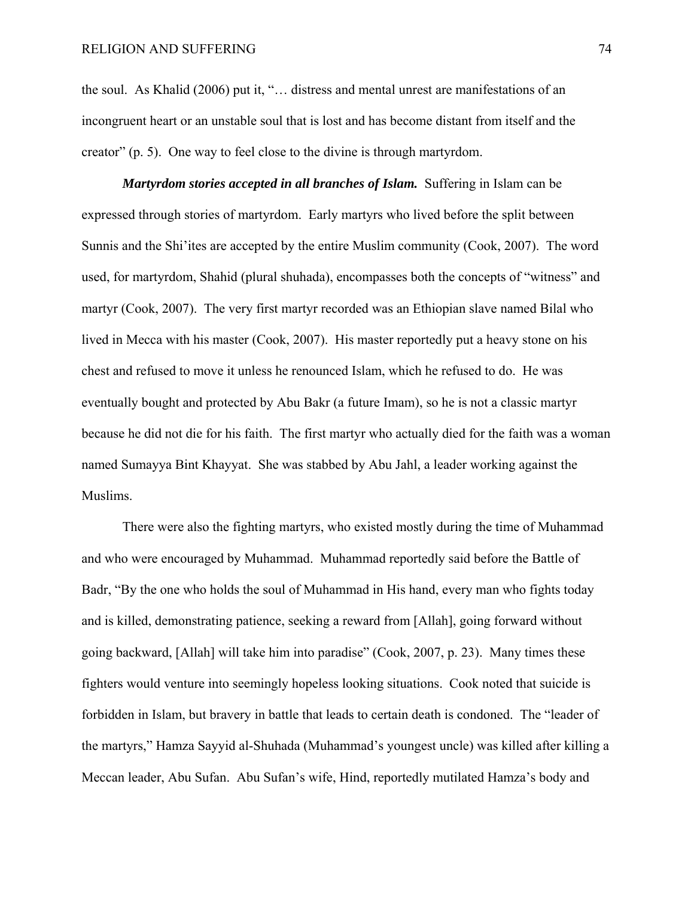the soul. As Khalid (2006) put it, "… distress and mental unrest are manifestations of an incongruent heart or an unstable soul that is lost and has become distant from itself and the creator" (p. 5). One way to feel close to the divine is through martyrdom.

***Martyrdom stories accepted in all branches of Islam.*** Suffering in Islam can be expressed through stories of martyrdom. Early martyrs who lived before the split between Sunnis and the Shi'ites are accepted by the entire Muslim community (Cook, 2007). The word used, for martyrdom, Shahid (plural shuhada), encompasses both the concepts of "witness" and martyr (Cook, 2007). The very first martyr recorded was an Ethiopian slave named Bilal who lived in Mecca with his master (Cook, 2007). His master reportedly put a heavy stone on his chest and refused to move it unless he renounced Islam, which he refused to do. He was eventually bought and protected by Abu Bakr (a future Imam), so he is not a classic martyr because he did not die for his faith. The first martyr who actually died for the faith was a woman named Sumayya Bint Khayyat. She was stabbed by Abu Jahl, a leader working against the Muslims.

There were also the fighting martyrs, who existed mostly during the time of Muhammad and who were encouraged by Muhammad. Muhammad reportedly said before the Battle of Badr, "By the one who holds the soul of Muhammad in His hand, every man who fights today and is killed, demonstrating patience, seeking a reward from [Allah], going forward without going backward, [Allah] will take him into paradise" (Cook, 2007, p. 23). Many times these fighters would venture into seemingly hopeless looking situations. Cook noted that suicide is forbidden in Islam, but bravery in battle that leads to certain death is condoned. The "leader of the martyrs," Hamza Sayyid al-Shuhada (Muhammad's youngest uncle) was killed after killing a Meccan leader, Abu Sufan. Abu Sufan's wife, Hind, reportedly mutilated Hamza's body and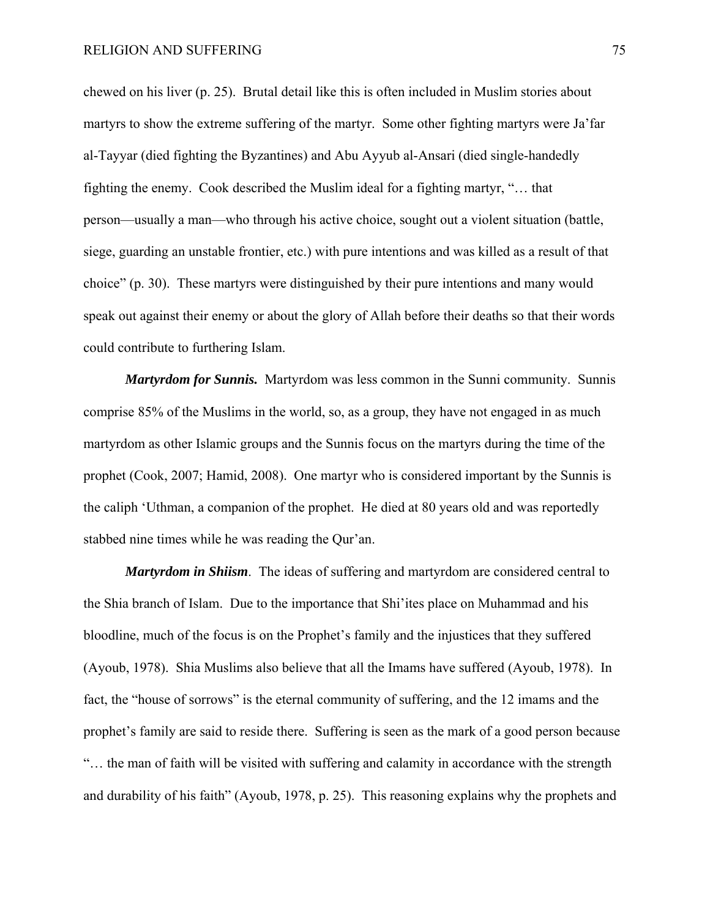chewed on his liver (p. 25). Brutal detail like this is often included in Muslim stories about martyrs to show the extreme suffering of the martyr. Some other fighting martyrs were Ja'far al-Tayyar (died fighting the Byzantines) and Abu Ayyub al-Ansari (died single-handedly fighting the enemy. Cook described the Muslim ideal for a fighting martyr, "… that person—usually a man—who through his active choice, sought out a violent situation (battle, siege, guarding an unstable frontier, etc.) with pure intentions and was killed as a result of that choice" (p. 30). These martyrs were distinguished by their pure intentions and many would speak out against their enemy or about the glory of Allah before their deaths so that their words could contribute to furthering Islam.

***Martyrdom for Sunnis.*** Martyrdom was less common in the Sunni community. Sunnis comprise 85% of the Muslims in the world, so, as a group, they have not engaged in as much martyrdom as other Islamic groups and the Sunnis focus on the martyrs during the time of the prophet (Cook, 2007; Hamid, 2008). One martyr who is considered important by the Sunnis is the caliph 'Uthman, a companion of the prophet. He died at 80 years old and was reportedly stabbed nine times while he was reading the Qur'an.

***Martyrdom in Shiism***. The ideas of suffering and martyrdom are considered central to the Shia branch of Islam. Due to the importance that Shi'ites place on Muhammad and his bloodline, much of the focus is on the Prophet's family and the injustices that they suffered (Ayoub, 1978). Shia Muslims also believe that all the Imams have suffered (Ayoub, 1978). In fact, the "house of sorrows" is the eternal community of suffering, and the 12 imams and the prophet's family are said to reside there. Suffering is seen as the mark of a good person because "… the man of faith will be visited with suffering and calamity in accordance with the strength and durability of his faith" (Ayoub, 1978, p. 25). This reasoning explains why the prophets and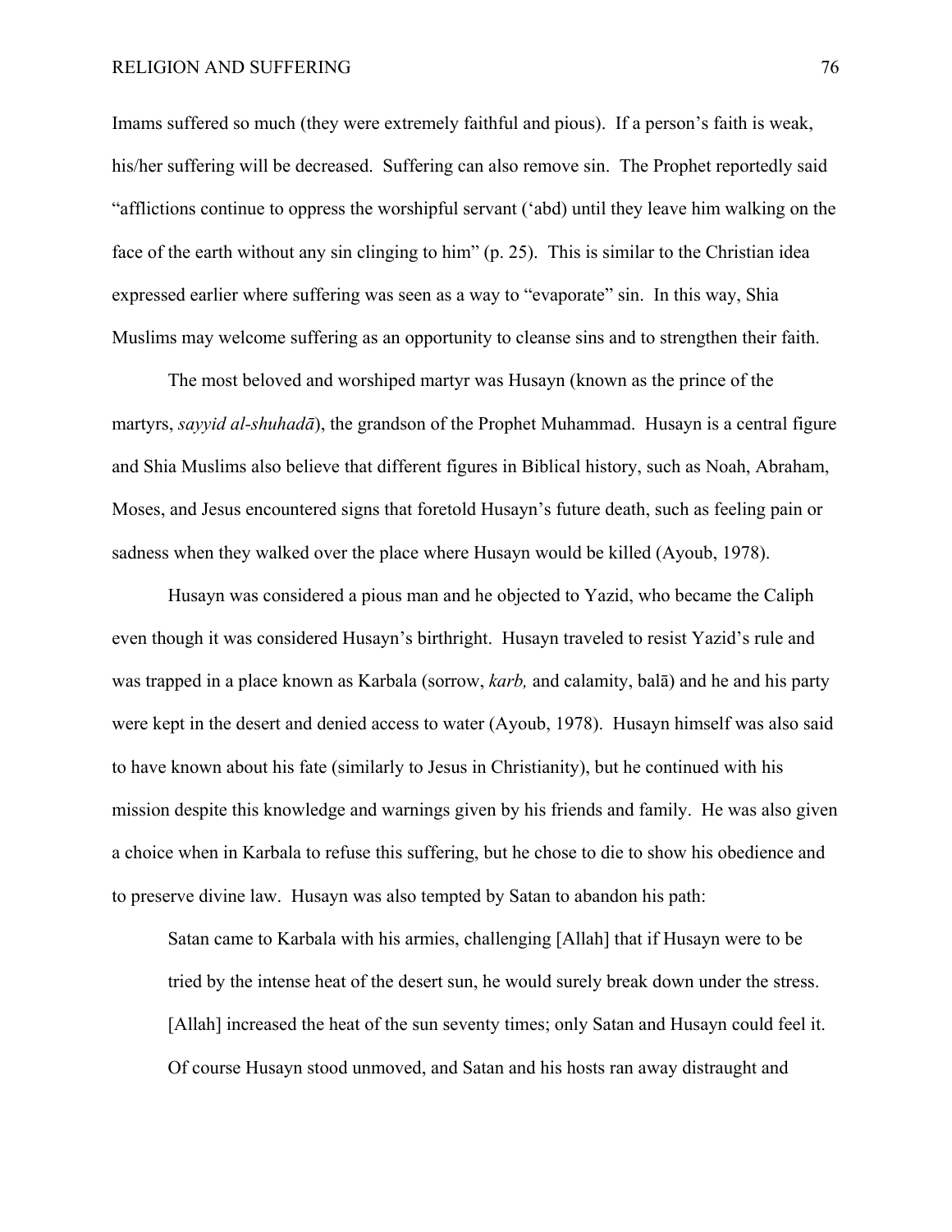Imams suffered so much (they were extremely faithful and pious). If a person's faith is weak, his/her suffering will be decreased. Suffering can also remove sin. The Prophet reportedly said "afflictions continue to oppress the worshipful servant ('abd) until they leave him walking on the face of the earth without any sin clinging to him" (p. 25). This is similar to the Christian idea expressed earlier where suffering was seen as a way to "evaporate" sin. In this way, Shia Muslims may welcome suffering as an opportunity to cleanse sins and to strengthen their faith.

The most beloved and worshiped martyr was Husayn (known as the prince of the martyrs, *sayyid al-shuhadā*), the grandson of the Prophet Muhammad. Husayn is a central figure and Shia Muslims also believe that different figures in Biblical history, such as Noah, Abraham, Moses, and Jesus encountered signs that foretold Husayn's future death, such as feeling pain or sadness when they walked over the place where Husayn would be killed (Ayoub, 1978).

Husayn was considered a pious man and he objected to Yazid, who became the Caliph even though it was considered Husayn's birthright. Husayn traveled to resist Yazid's rule and was trapped in a place known as Karbala (sorrow, *karb,* and calamity, balā) and he and his party were kept in the desert and denied access to water (Ayoub, 1978). Husayn himself was also said to have known about his fate (similarly to Jesus in Christianity), but he continued with his mission despite this knowledge and warnings given by his friends and family. He was also given a choice when in Karbala to refuse this suffering, but he chose to die to show his obedience and to preserve divine law. Husayn was also tempted by Satan to abandon his path:

> Satan came to Karbala with his armies, challenging [Allah] that if Husayn were to be tried by the intense heat of the desert sun, he would surely break down under the stress. [Allah] increased the heat of the sun seventy times; only Satan and Husayn could feel it. Of course Husayn stood unmoved, and Satan and his hosts ran away distraught and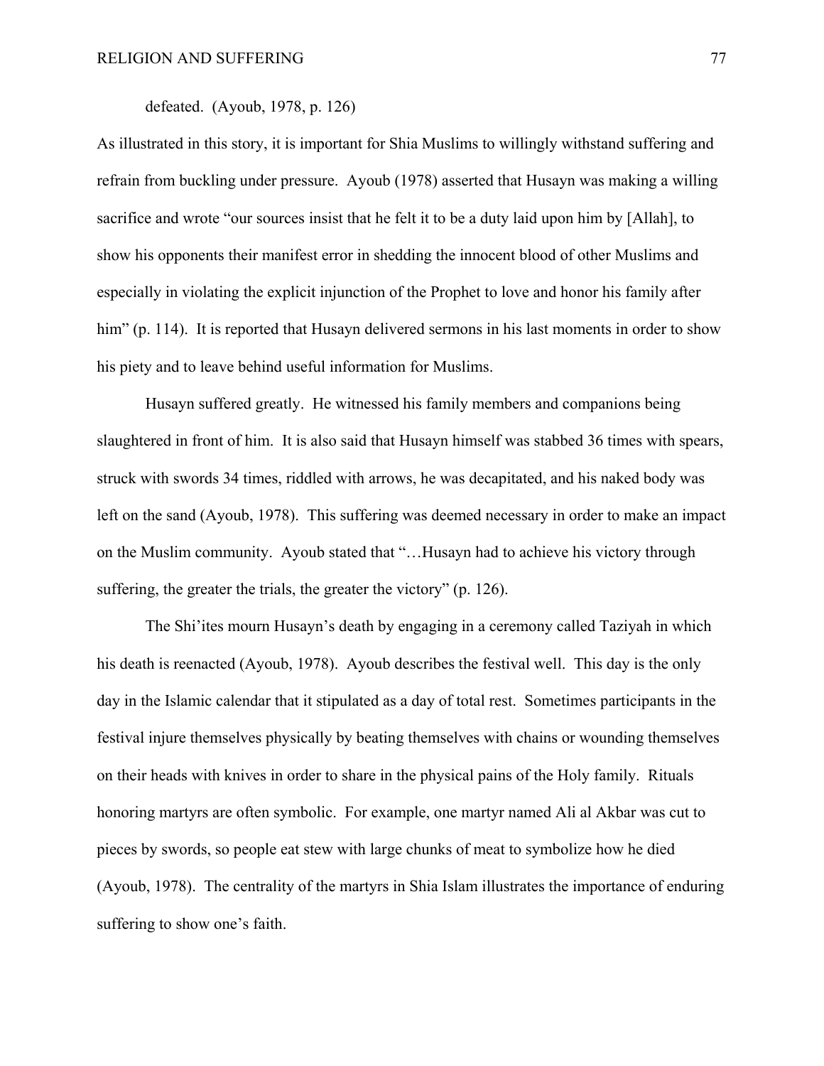defeated. (Ayoub, 1978, p. 126)

As illustrated in this story, it is important for Shia Muslims to willingly withstand suffering and refrain from buckling under pressure. Ayoub (1978) asserted that Husayn was making a willing sacrifice and wrote "our sources insist that he felt it to be a duty laid upon him by [Allah], to show his opponents their manifest error in shedding the innocent blood of other Muslims and especially in violating the explicit injunction of the Prophet to love and honor his family after him" (p. 114). It is reported that Husayn delivered sermons in his last moments in order to show his piety and to leave behind useful information for Muslims.

Husayn suffered greatly. He witnessed his family members and companions being slaughtered in front of him. It is also said that Husayn himself was stabbed 36 times with spears, struck with swords 34 times, riddled with arrows, he was decapitated, and his naked body was left on the sand (Ayoub, 1978). This suffering was deemed necessary in order to make an impact on the Muslim community. Ayoub stated that "…Husayn had to achieve his victory through suffering, the greater the trials, the greater the victory" (p. 126).

The Shi'ites mourn Husayn's death by engaging in a ceremony called Taziyah in which his death is reenacted (Ayoub, 1978). Ayoub describes the festival well. This day is the only day in the Islamic calendar that it stipulated as a day of total rest. Sometimes participants in the festival injure themselves physically by beating themselves with chains or wounding themselves on their heads with knives in order to share in the physical pains of the Holy family. Rituals honoring martyrs are often symbolic. For example, one martyr named Ali al Akbar was cut to pieces by swords, so people eat stew with large chunks of meat to symbolize how he died (Ayoub, 1978). The centrality of the martyrs in Shia Islam illustrates the importance of enduring suffering to show one's faith.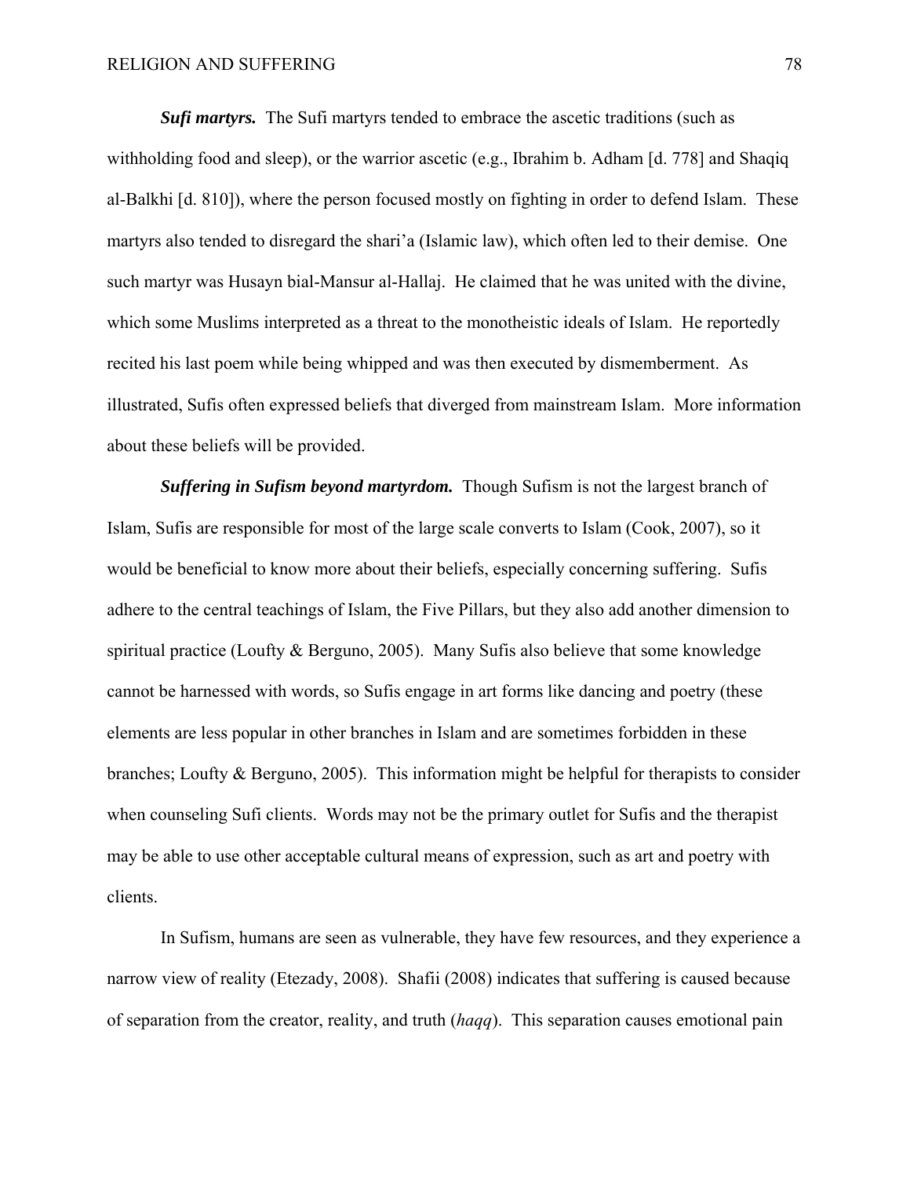***Sufi martyrs.*** The Sufi martyrs tended to embrace the ascetic traditions (such as withholding food and sleep), or the warrior ascetic (e.g., Ibrahim b. Adham [d. 778] and Shaqiq al-Balkhi [d. 810]), where the person focused mostly on fighting in order to defend Islam. These martyrs also tended to disregard the shari'a (Islamic law), which often led to their demise. One such martyr was Husayn bial-Mansur al-Hallaj. He claimed that he was united with the divine, which some Muslims interpreted as a threat to the monotheistic ideals of Islam. He reportedly recited his last poem while being whipped and was then executed by dismemberment. As illustrated, Sufis often expressed beliefs that diverged from mainstream Islam. More information about these beliefs will be provided.

***Suffering in Sufism beyond martyrdom.*** Though Sufism is not the largest branch of Islam, Sufis are responsible for most of the large scale converts to Islam (Cook, 2007), so it would be beneficial to know more about their beliefs, especially concerning suffering. Sufis adhere to the central teachings of Islam, the Five Pillars, but they also add another dimension to spiritual practice (Loufty & Berguno, 2005). Many Sufis also believe that some knowledge cannot be harnessed with words, so Sufis engage in art forms like dancing and poetry (these elements are less popular in other branches in Islam and are sometimes forbidden in these branches; Loufty & Berguno, 2005). This information might be helpful for therapists to consider when counseling Sufi clients. Words may not be the primary outlet for Sufis and the therapist may be able to use other acceptable cultural means of expression, such as art and poetry with clients.

In Sufism, humans are seen as vulnerable, they have few resources, and they experience a narrow view of reality (Etezady, 2008). Shafii (2008) indicates that suffering is caused because of separation from the creator, reality, and truth (*haqq*). This separation causes emotional pain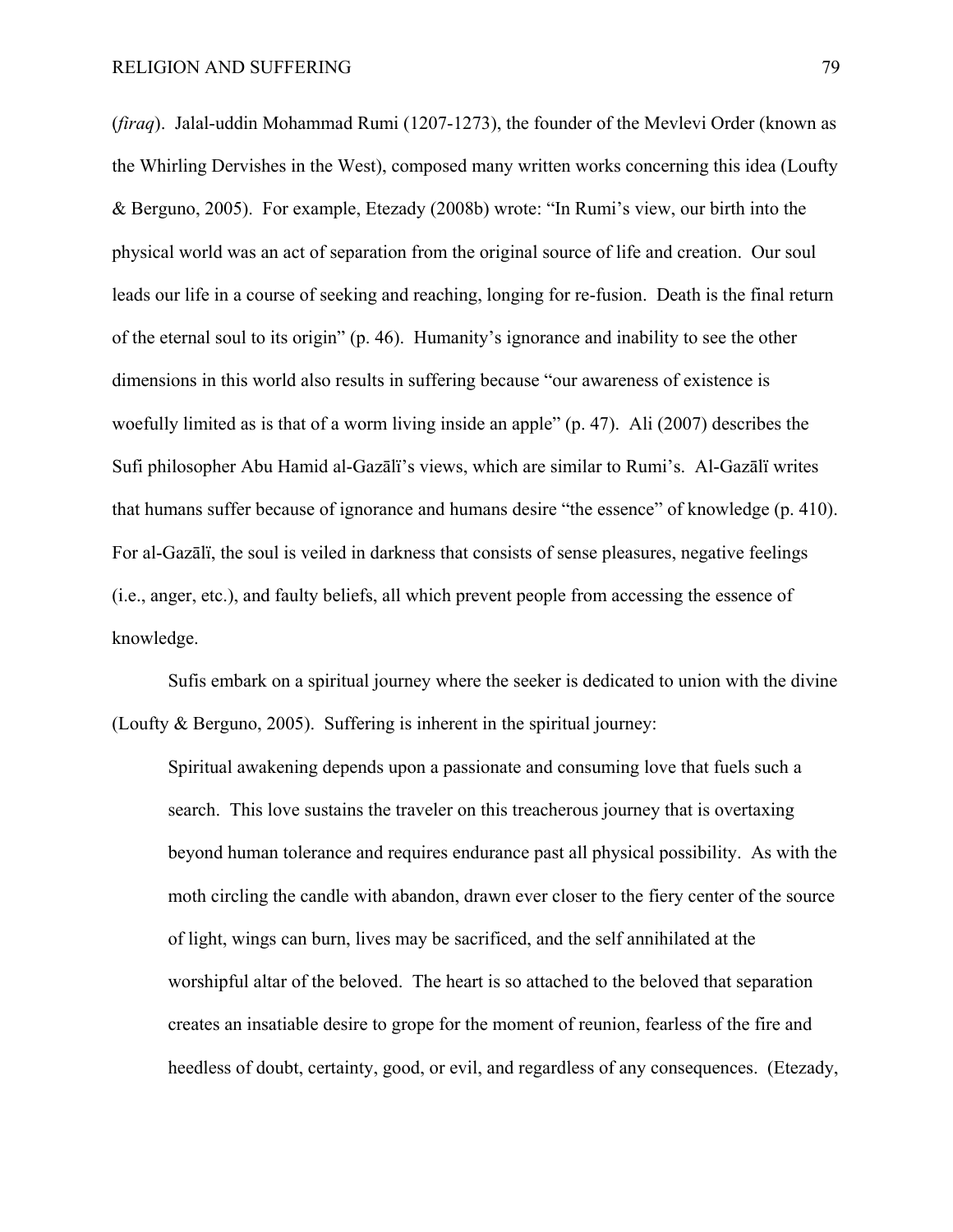(*firaq*). Jalal-uddin Mohammad Rumi (1207-1273), the founder of the Mevlevi Order (known as the Whirling Dervishes in the West), composed many written works concerning this idea (Loufty & Berguno, 2005). For example, Etezady (2008b) wrote: "In Rumi's view, our birth into the physical world was an act of separation from the original source of life and creation. Our soul leads our life in a course of seeking and reaching, longing for re-fusion. Death is the final return of the eternal soul to its origin" (p. 46). Humanity's ignorance and inability to see the other dimensions in this world also results in suffering because "our awareness of existence is woefully limited as is that of a worm living inside an apple" (p. 47). Ali (2007) describes the Sufi philosopher Abu Hamid al-Gazālï's views, which are similar to Rumi's. Al-Gazālï writes that humans suffer because of ignorance and humans desire "the essence" of knowledge (p. 410). For al-Gazālï, the soul is veiled in darkness that consists of sense pleasures, negative feelings (i.e., anger, etc.), and faulty beliefs, all which prevent people from accessing the essence of knowledge.

Sufis embark on a spiritual journey where the seeker is dedicated to union with the divine (Loufty & Berguno, 2005). Suffering is inherent in the spiritual journey:

> Spiritual awakening depends upon a passionate and consuming love that fuels such a search. This love sustains the traveler on this treacherous journey that is overtaxing beyond human tolerance and requires endurance past all physical possibility. As with the moth circling the candle with abandon, drawn ever closer to the fiery center of the source of light, wings can burn, lives may be sacrificed, and the self annihilated at the worshipful altar of the beloved. The heart is so attached to the beloved that separation creates an insatiable desire to grope for the moment of reunion, fearless of the fire and heedless of doubt, certainty, good, or evil, and regardless of any consequences. (Etezady,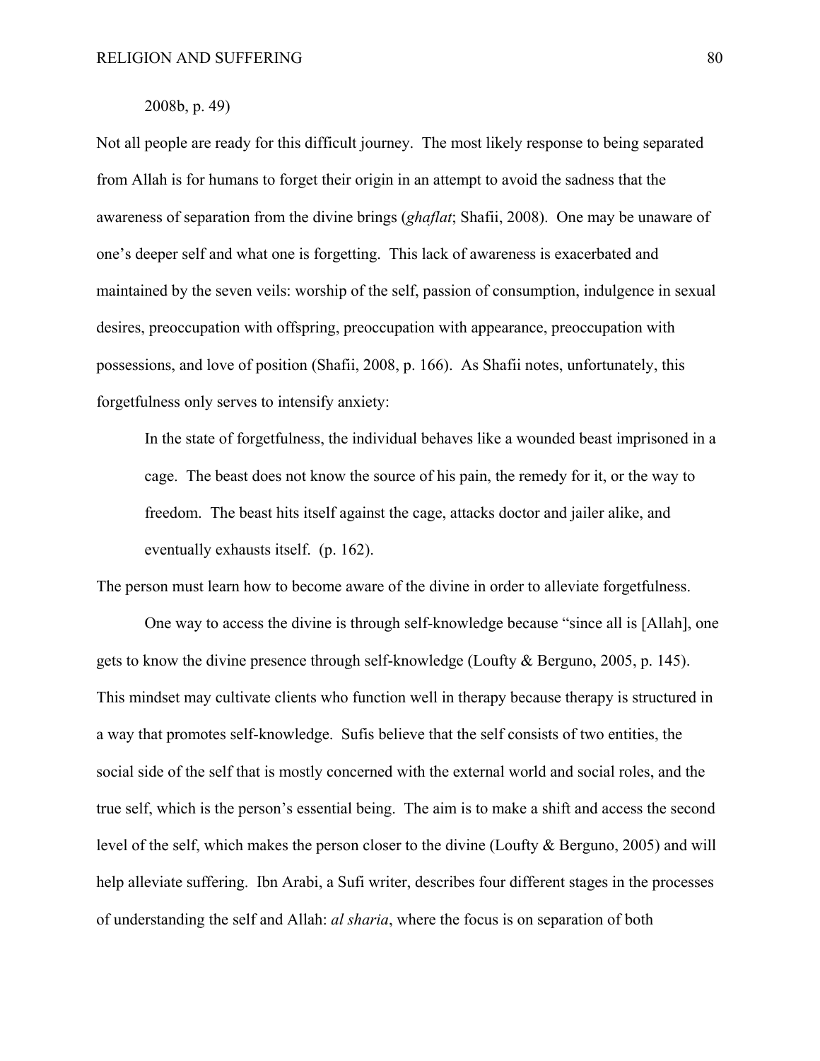2008b, p. 49)

Not all people are ready for this difficult journey. The most likely response to being separated from Allah is for humans to forget their origin in an attempt to avoid the sadness that the awareness of separation from the divine brings (*ghaflat*; Shafii, 2008). One may be unaware of one's deeper self and what one is forgetting. This lack of awareness is exacerbated and maintained by the seven veils: worship of the self, passion of consumption, indulgence in sexual desires, preoccupation with offspring, preoccupation with appearance, preoccupation with possessions, and love of position (Shafii, 2008, p. 166). As Shafii notes, unfortunately, this forgetfulness only serves to intensify anxiety:

> In the state of forgetfulness, the individual behaves like a wounded beast imprisoned in a cage. The beast does not know the source of his pain, the remedy for it, or the way to freedom. The beast hits itself against the cage, attacks doctor and jailer alike, and eventually exhausts itself. (p. 162).

The person must learn how to become aware of the divine in order to alleviate forgetfulness.

One way to access the divine is through self-knowledge because "since all is [Allah], one gets to know the divine presence through self-knowledge (Loufty & Berguno, 2005, p. 145). This mindset may cultivate clients who function well in therapy because therapy is structured in a way that promotes self-knowledge. Sufis believe that the self consists of two entities, the social side of the self that is mostly concerned with the external world and social roles, and the true self, which is the person's essential being. The aim is to make a shift and access the second level of the self, which makes the person closer to the divine (Loufty & Berguno, 2005) and will help alleviate suffering. Ibn Arabi, a Sufi writer, describes four different stages in the processes of understanding the self and Allah: *al sharia*, where the focus is on separation of both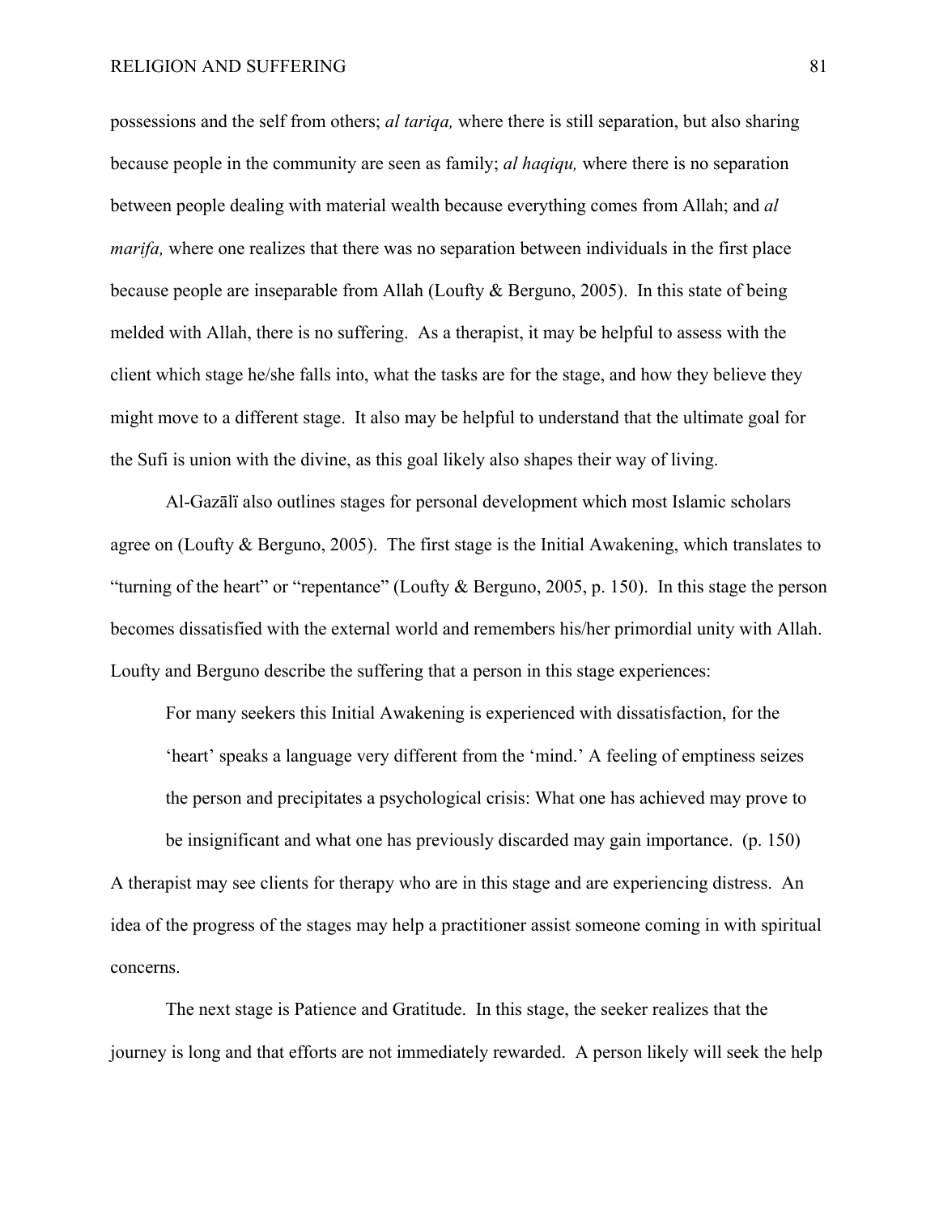possessions and the self from others; *al tariqa,* where there is still separation, but also sharing because people in the community are seen as family; *al haqiqu,* where there is no separation between people dealing with material wealth because everything comes from Allah; and *al marifa,* where one realizes that there was no separation between individuals in the first place because people are inseparable from Allah (Loufty & Berguno, 2005). In this state of being melded with Allah, there is no suffering. As a therapist, it may be helpful to assess with the client which stage he/she falls into, what the tasks are for the stage, and how they believe they might move to a different stage. It also may be helpful to understand that the ultimate goal for the Sufi is union with the divine, as this goal likely also shapes their way of living.

Al-Gazālī also outlines stages for personal development which most Islamic scholars agree on (Loufty & Berguno, 2005). The first stage is the Initial Awakening, which translates to "turning of the heart" or "repentance" (Loufty & Berguno, 2005, p. 150). In this stage the person becomes dissatisfied with the external world and remembers his/her primordial unity with Allah. Loufty and Berguno describe the suffering that a person in this stage experiences:

> For many seekers this Initial Awakening is experienced with dissatisfaction, for the 'heart' speaks a language very different from the 'mind.' A feeling of emptiness seizes the person and precipitates a psychological crisis: What one has achieved may prove to be insignificant and what one has previously discarded may gain importance. (p. 150)

A therapist may see clients for therapy who are in this stage and are experiencing distress. An idea of the progress of the stages may help a practitioner assist someone coming in with spiritual concerns.

The next stage is Patience and Gratitude. In this stage, the seeker realizes that the journey is long and that efforts are not immediately rewarded. A person likely will seek the help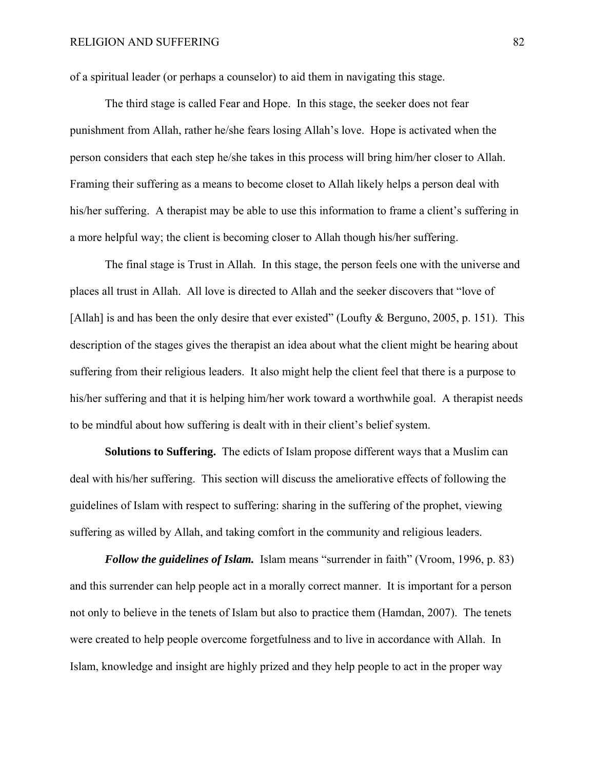of a spiritual leader (or perhaps a counselor) to aid them in navigating this stage.

The third stage is called Fear and Hope. In this stage, the seeker does not fear punishment from Allah, rather he/she fears losing Allah's love. Hope is activated when the person considers that each step he/she takes in this process will bring him/her closer to Allah. Framing their suffering as a means to become closet to Allah likely helps a person deal with his/her suffering. A therapist may be able to use this information to frame a client's suffering in a more helpful way; the client is becoming closer to Allah though his/her suffering.

The final stage is Trust in Allah. In this stage, the person feels one with the universe and places all trust in Allah. All love is directed to Allah and the seeker discovers that "love of [Allah] is and has been the only desire that ever existed" (Loufty & Berguno, 2005, p. 151). This description of the stages gives the therapist an idea about what the client might be hearing about suffering from their religious leaders. It also might help the client feel that there is a purpose to his/her suffering and that it is helping him/her work toward a worthwhile goal. A therapist needs to be mindful about how suffering is dealt with in their client's belief system.

**Solutions to Suffering.** The edicts of Islam propose different ways that a Muslim can deal with his/her suffering. This section will discuss the ameliorative effects of following the guidelines of Islam with respect to suffering: sharing in the suffering of the prophet, viewing suffering as willed by Allah, and taking comfort in the community and religious leaders.

***Follow the guidelines of Islam.*** Islam means "surrender in faith" (Vroom, 1996, p. 83) and this surrender can help people act in a morally correct manner. It is important for a person not only to believe in the tenets of Islam but also to practice them (Hamdan, 2007). The tenets were created to help people overcome forgetfulness and to live in accordance with Allah. In Islam, knowledge and insight are highly prized and they help people to act in the proper way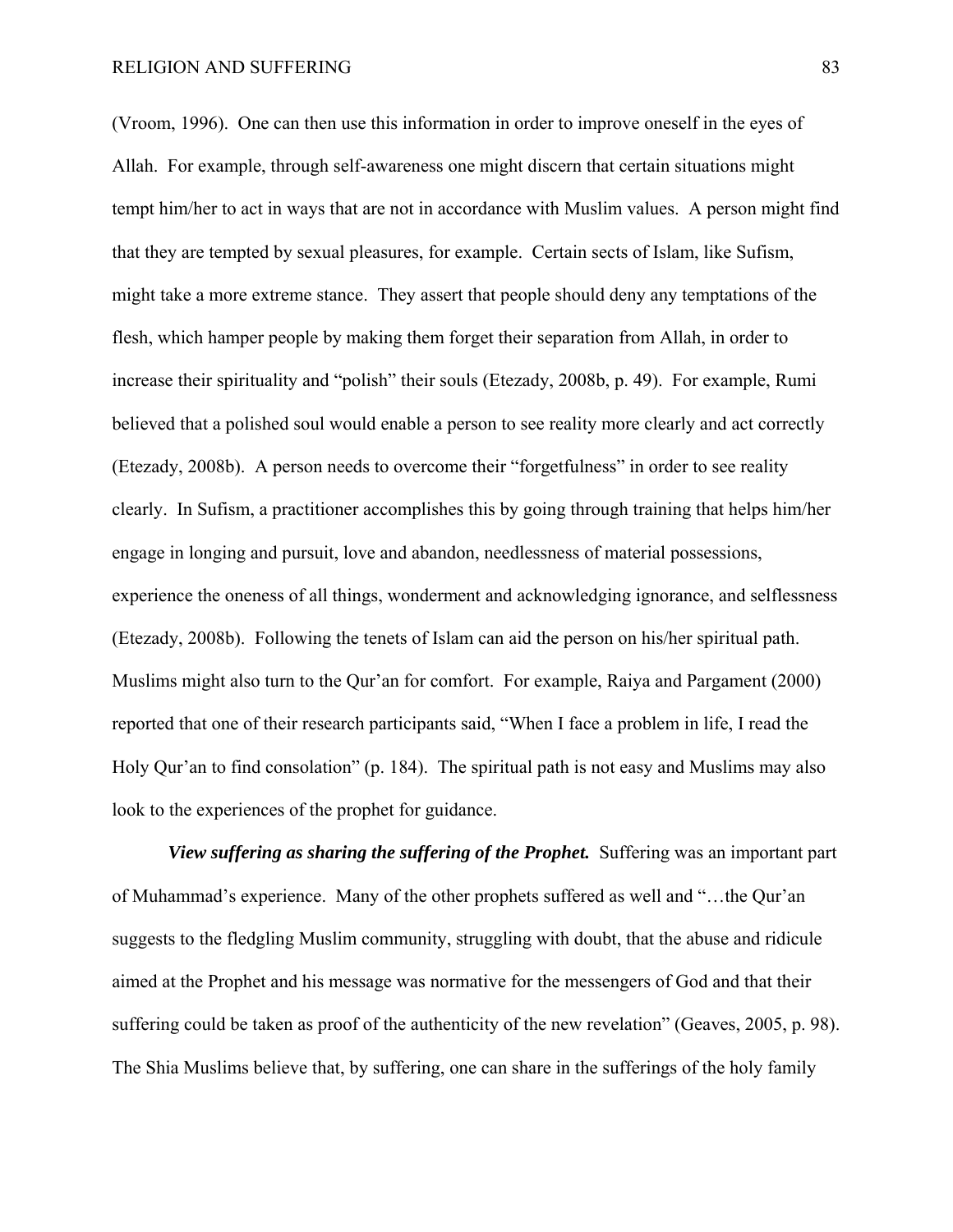(Vroom, 1996). One can then use this information in order to improve oneself in the eyes of Allah. For example, through self-awareness one might discern that certain situations might tempt him/her to act in ways that are not in accordance with Muslim values. A person might find that they are tempted by sexual pleasures, for example. Certain sects of Islam, like Sufism, might take a more extreme stance. They assert that people should deny any temptations of the flesh, which hamper people by making them forget their separation from Allah, in order to increase their spirituality and "polish" their souls (Etezady, 2008b, p. 49). For example, Rumi believed that a polished soul would enable a person to see reality more clearly and act correctly (Etezady, 2008b). A person needs to overcome their "forgetfulness" in order to see reality clearly. In Sufism, a practitioner accomplishes this by going through training that helps him/her engage in longing and pursuit, love and abandon, needlessness of material possessions, experience the oneness of all things, wonderment and acknowledging ignorance, and selflessness (Etezady, 2008b). Following the tenets of Islam can aid the person on his/her spiritual path. Muslims might also turn to the Qur'an for comfort. For example, Raiya and Pargament (2000) reported that one of their research participants said, "When I face a problem in life, I read the Holy Qur'an to find consolation" (p. 184). The spiritual path is not easy and Muslims may also look to the experiences of the prophet for guidance.

***View suffering as sharing the suffering of the Prophet.*** Suffering was an important part of Muhammad's experience. Many of the other prophets suffered as well and "…the Qur'an suggests to the fledgling Muslim community, struggling with doubt, that the abuse and ridicule aimed at the Prophet and his message was normative for the messengers of God and that their suffering could be taken as proof of the authenticity of the new revelation" (Geaves, 2005, p. 98). The Shia Muslims believe that, by suffering, one can share in the sufferings of the holy family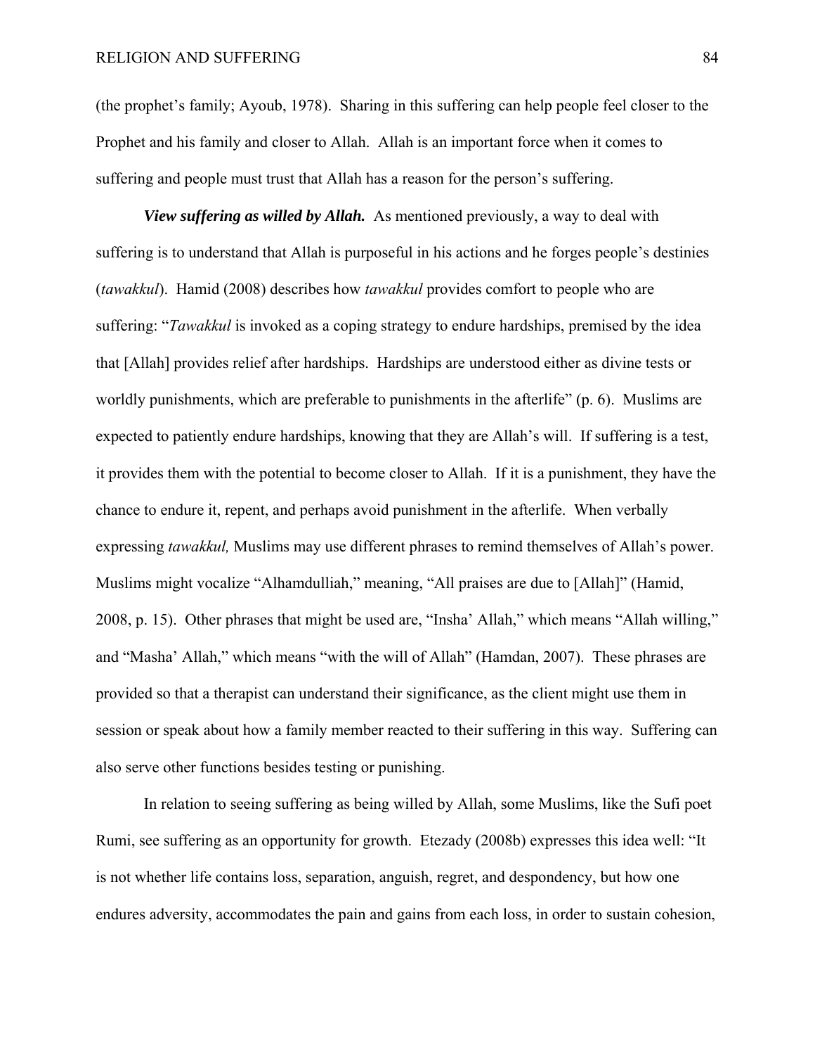(the prophet's family; Ayoub, 1978). Sharing in this suffering can help people feel closer to the Prophet and his family and closer to Allah. Allah is an important force when it comes to suffering and people must trust that Allah has a reason for the person's suffering.

***View suffering as willed by Allah.*** As mentioned previously, a way to deal with suffering is to understand that Allah is purposeful in his actions and he forges people's destinies (*tawakkul*). Hamid (2008) describes how *tawakkul* provides comfort to people who are suffering: "*Tawakkul* is invoked as a coping strategy to endure hardships, premised by the idea that [Allah] provides relief after hardships. Hardships are understood either as divine tests or worldly punishments, which are preferable to punishments in the afterlife" (p. 6). Muslims are expected to patiently endure hardships, knowing that they are Allah's will. If suffering is a test, it provides them with the potential to become closer to Allah. If it is a punishment, they have the chance to endure it, repent, and perhaps avoid punishment in the afterlife. When verbally expressing *tawakkul,* Muslims may use different phrases to remind themselves of Allah's power. Muslims might vocalize "Alhamdulliah," meaning, "All praises are due to [Allah]" (Hamid, 2008, p. 15). Other phrases that might be used are, "Insha' Allah," which means "Allah willing," and "Masha' Allah," which means "with the will of Allah" (Hamdan, 2007). These phrases are provided so that a therapist can understand their significance, as the client might use them in session or speak about how a family member reacted to their suffering in this way. Suffering can also serve other functions besides testing or punishing.

In relation to seeing suffering as being willed by Allah, some Muslims, like the Sufi poet Rumi, see suffering as an opportunity for growth. Etezady (2008b) expresses this idea well: "It is not whether life contains loss, separation, anguish, regret, and despondency, but how one endures adversity, accommodates the pain and gains from each loss, in order to sustain cohesion,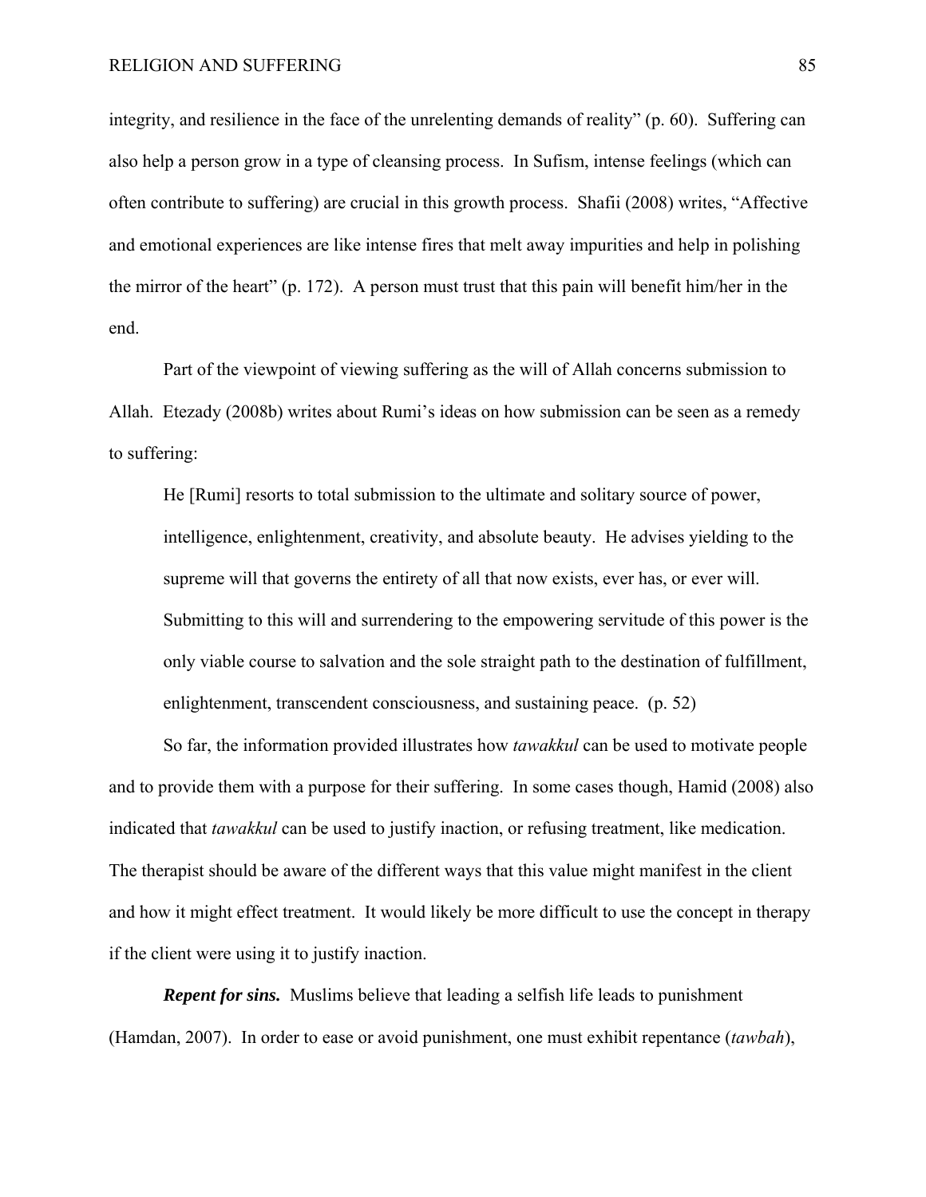integrity, and resilience in the face of the unrelenting demands of reality" (p. 60). Suffering can also help a person grow in a type of cleansing process. In Sufism, intense feelings (which can often contribute to suffering) are crucial in this growth process. Shafii (2008) writes, "Affective and emotional experiences are like intense fires that melt away impurities and help in polishing the mirror of the heart" (p. 172). A person must trust that this pain will benefit him/her in the end.

Part of the viewpoint of viewing suffering as the will of Allah concerns submission to Allah. Etezady (2008b) writes about Rumi's ideas on how submission can be seen as a remedy to suffering:

> He [Rumi] resorts to total submission to the ultimate and solitary source of power, intelligence, enlightenment, creativity, and absolute beauty. He advises yielding to the supreme will that governs the entirety of all that now exists, ever has, or ever will. Submitting to this will and surrendering to the empowering servitude of this power is the only viable course to salvation and the sole straight path to the destination of fulfillment, enlightenment, transcendent consciousness, and sustaining peace. (p. 52)

So far, the information provided illustrates how *tawakkul* can be used to motivate people and to provide them with a purpose for their suffering. In some cases though, Hamid (2008) also indicated that *tawakkul* can be used to justify inaction, or refusing treatment, like medication. The therapist should be aware of the different ways that this value might manifest in the client and how it might effect treatment. It would likely be more difficult to use the concept in therapy if the client were using it to justify inaction.

***Repent for sins.*** Muslims believe that leading a selfish life leads to punishment (Hamdan, 2007). In order to ease or avoid punishment, one must exhibit repentance (*tawbah*),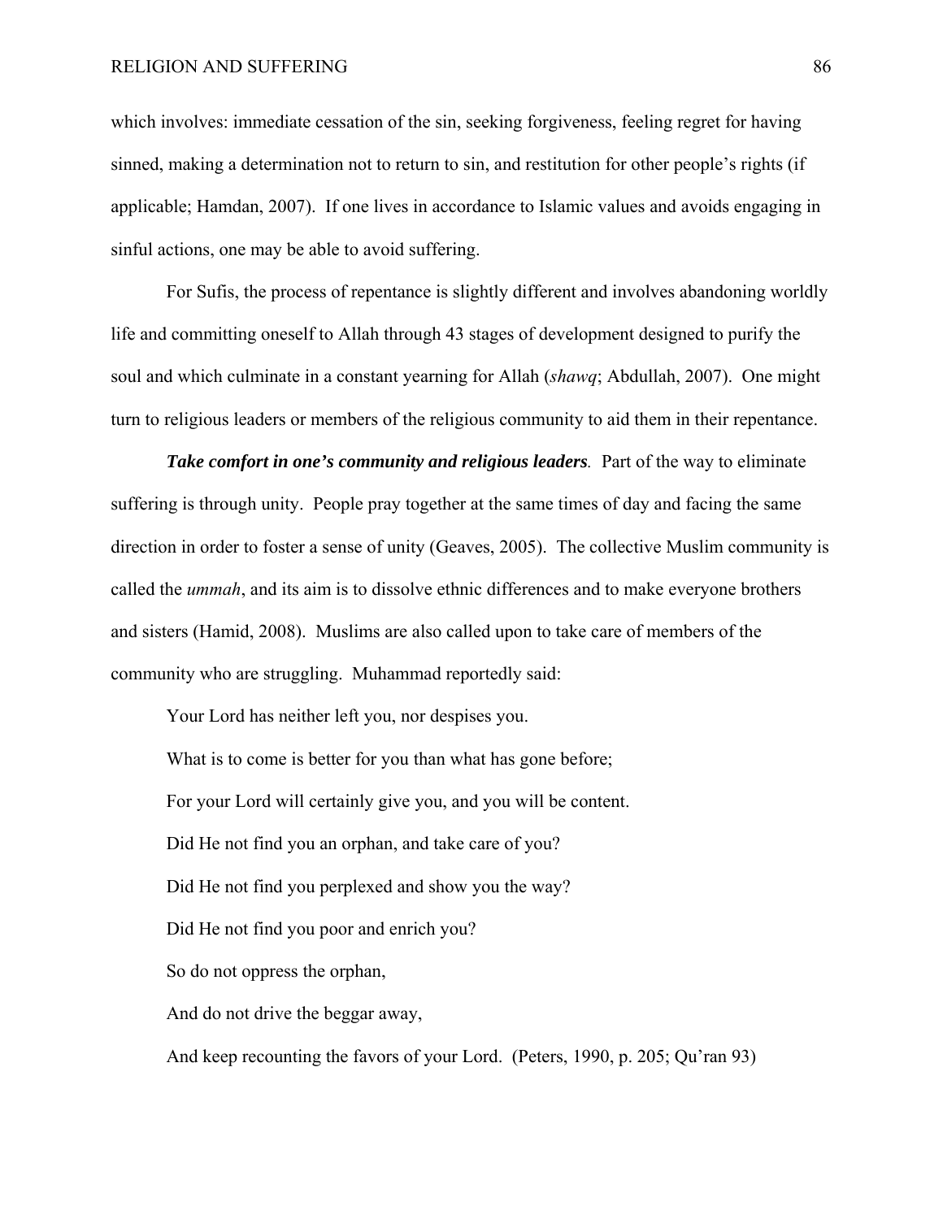which involves: immediate cessation of the sin, seeking forgiveness, feeling regret for having sinned, making a determination not to return to sin, and restitution for other people's rights (if applicable; Hamdan, 2007). If one lives in accordance to Islamic values and avoids engaging in sinful actions, one may be able to avoid suffering.

For Sufis, the process of repentance is slightly different and involves abandoning worldly life and committing oneself to Allah through 43 stages of development designed to purify the soul and which culminate in a constant yearning for Allah (*shawq*; Abdullah, 2007). One might turn to religious leaders or members of the religious community to aid them in their repentance.

***Take comfort in one's community and religious leaders*.** Part of the way to eliminate suffering is through unity. People pray together at the same times of day and facing the same direction in order to foster a sense of unity (Geaves, 2005). The collective Muslim community is called the *ummah*, and its aim is to dissolve ethnic differences and to make everyone brothers and sisters (Hamid, 2008). Muslims are also called upon to take care of members of the community who are struggling. Muhammad reportedly said:

> Your Lord has neither left you, nor despises you.
>
> What is to come is better for you than what has gone before;
>
> For your Lord will certainly give you, and you will be content.
>
> Did He not find you an orphan, and take care of you?
>
> Did He not find you perplexed and show you the way?
>
> Did He not find you poor and enrich you?
>
> So do not oppress the orphan,
>
> And do not drive the beggar away,
>
> And keep recounting the favors of your Lord. (Peters, 1990, p. 205; Qu'ran 93)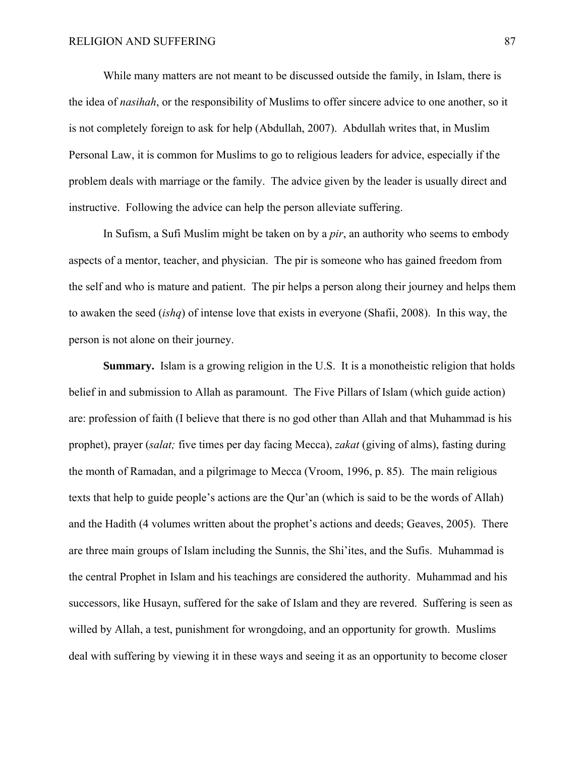While many matters are not meant to be discussed outside the family, in Islam, there is the idea of *nasihah*, or the responsibility of Muslims to offer sincere advice to one another, so it is not completely foreign to ask for help (Abdullah, 2007). Abdullah writes that, in Muslim Personal Law, it is common for Muslims to go to religious leaders for advice, especially if the problem deals with marriage or the family. The advice given by the leader is usually direct and instructive. Following the advice can help the person alleviate suffering.

In Sufism, a Sufi Muslim might be taken on by a *pir*, an authority who seems to embody aspects of a mentor, teacher, and physician. The pir is someone who has gained freedom from the self and who is mature and patient. The pir helps a person along their journey and helps them to awaken the seed (*ishq*) of intense love that exists in everyone (Shafii, 2008). In this way, the person is not alone on their journey.

**Summary.** Islam is a growing religion in the U.S. It is a monotheistic religion that holds belief in and submission to Allah as paramount. The Five Pillars of Islam (which guide action) are: profession of faith (I believe that there is no god other than Allah and that Muhammad is his prophet), prayer (*salat;* five times per day facing Mecca), *zakat* (giving of alms), fasting during the month of Ramadan, and a pilgrimage to Mecca (Vroom, 1996, p. 85). The main religious texts that help to guide people's actions are the Qur'an (which is said to be the words of Allah) and the Hadith (4 volumes written about the prophet's actions and deeds; Geaves, 2005). There are three main groups of Islam including the Sunnis, the Shi'ites, and the Sufis. Muhammad is the central Prophet in Islam and his teachings are considered the authority. Muhammad and his successors, like Husayn, suffered for the sake of Islam and they are revered. Suffering is seen as willed by Allah, a test, punishment for wrongdoing, and an opportunity for growth. Muslims deal with suffering by viewing it in these ways and seeing it as an opportunity to become closer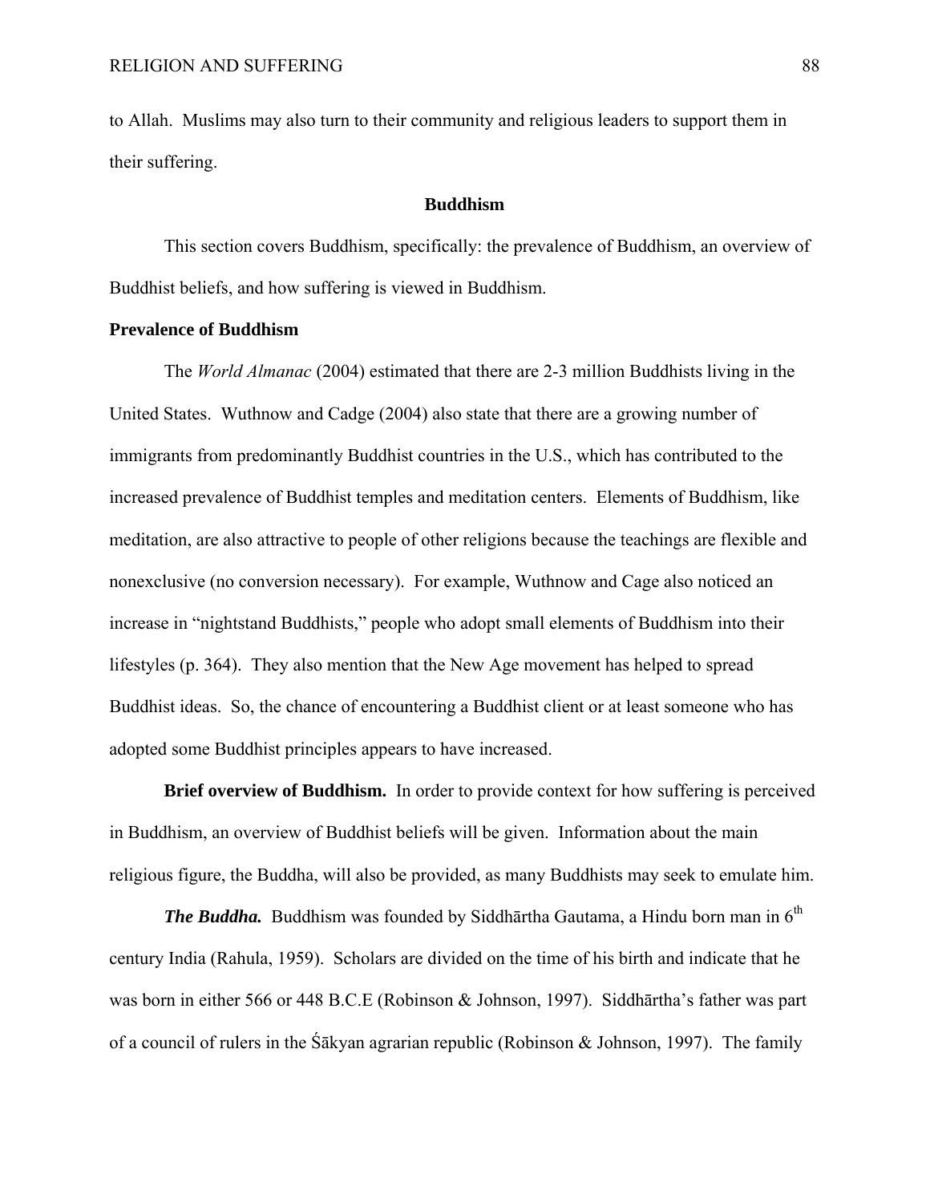to Allah. Muslims may also turn to their community and religious leaders to support them in their suffering.

## Buddhism

This section covers Buddhism, specifically: the prevalence of Buddhism, an overview of Buddhist beliefs, and how suffering is viewed in Buddhism.

### Prevalence of Buddhism

The *World Almanac* (2004) estimated that there are 2-3 million Buddhists living in the United States. Wuthnow and Cadge (2004) also state that there are a growing number of immigrants from predominantly Buddhist countries in the U.S., which has contributed to the increased prevalence of Buddhist temples and meditation centers. Elements of Buddhism, like meditation, are also attractive to people of other religions because the teachings are flexible and nonexclusive (no conversion necessary). For example, Wuthnow and Cage also noticed an increase in "nightstand Buddhists," people who adopt small elements of Buddhism into their lifestyles (p. 364). They also mention that the New Age movement has helped to spread Buddhist ideas. So, the chance of encountering a Buddhist client or at least someone who has adopted some Buddhist principles appears to have increased.

**Brief overview of Buddhism.** In order to provide context for how suffering is perceived in Buddhism, an overview of Buddhist beliefs will be given. Information about the main religious figure, the Buddha, will also be provided, as many Buddhists may seek to emulate him.

***The Buddha.*** Buddhism was founded by Siddhārtha Gautama, a Hindu born man in 6th century India (Rahula, 1959). Scholars are divided on the time of his birth and indicate that he was born in either 566 or 448 B.C.E (Robinson & Johnson, 1997). Siddhārtha's father was part of a council of rulers in the Śākyan agrarian republic (Robinson & Johnson, 1997). The family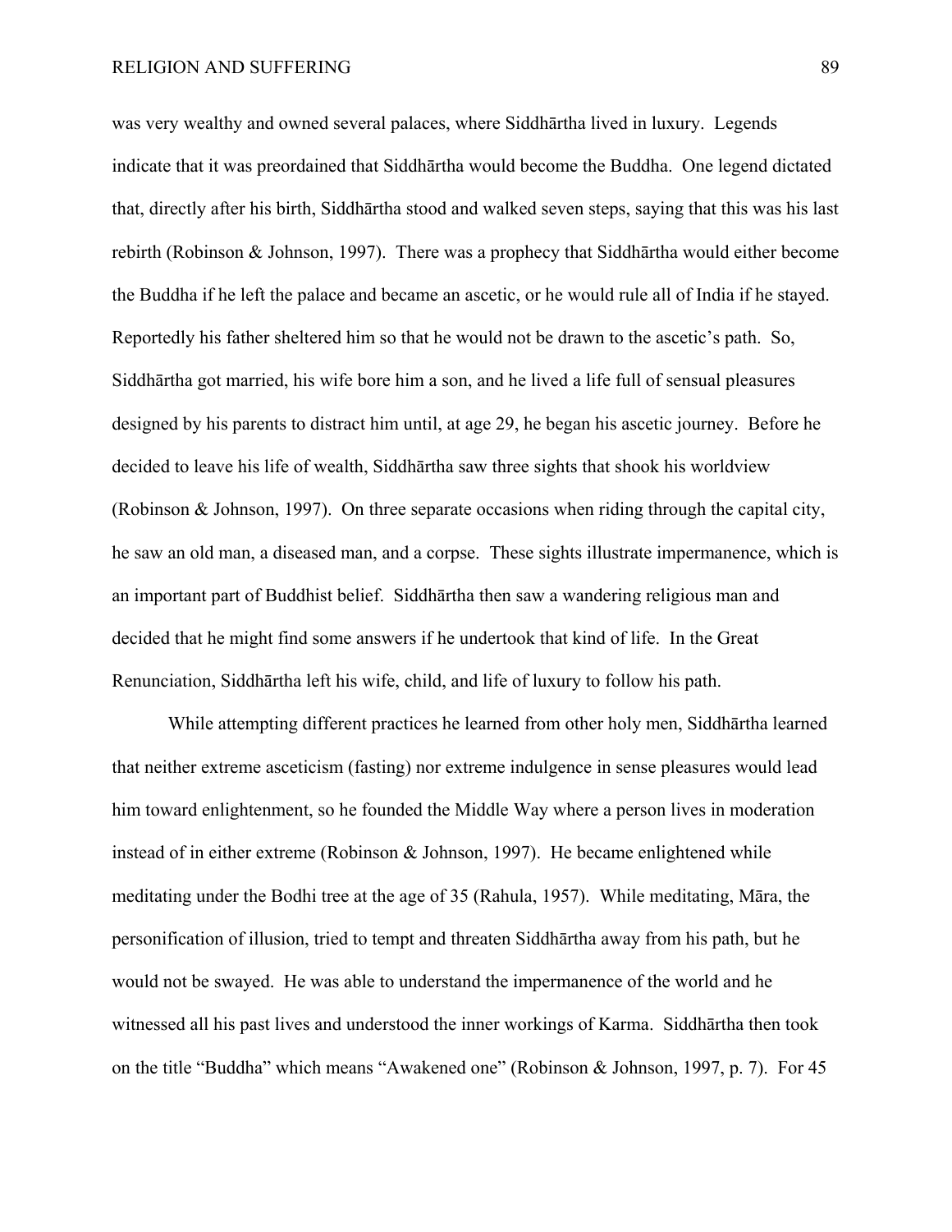was very wealthy and owned several palaces, where Siddhārtha lived in luxury. Legends indicate that it was preordained that Siddhārtha would become the Buddha. One legend dictated that, directly after his birth, Siddhārtha stood and walked seven steps, saying that this was his last rebirth (Robinson & Johnson, 1997). There was a prophecy that Siddhārtha would either become the Buddha if he left the palace and became an ascetic, or he would rule all of India if he stayed. Reportedly his father sheltered him so that he would not be drawn to the ascetic's path. So, Siddhārtha got married, his wife bore him a son, and he lived a life full of sensual pleasures designed by his parents to distract him until, at age 29, he began his ascetic journey. Before he decided to leave his life of wealth, Siddhārtha saw three sights that shook his worldview (Robinson & Johnson, 1997). On three separate occasions when riding through the capital city, he saw an old man, a diseased man, and a corpse. These sights illustrate impermanence, which is an important part of Buddhist belief. Siddhārtha then saw a wandering religious man and decided that he might find some answers if he undertook that kind of life. In the Great Renunciation, Siddhārtha left his wife, child, and life of luxury to follow his path.

While attempting different practices he learned from other holy men, Siddhārtha learned that neither extreme asceticism (fasting) nor extreme indulgence in sense pleasures would lead him toward enlightenment, so he founded the Middle Way where a person lives in moderation instead of in either extreme (Robinson & Johnson, 1997). He became enlightened while meditating under the Bodhi tree at the age of 35 (Rahula, 1957). While meditating, Māra, the personification of illusion, tried to tempt and threaten Siddhārtha away from his path, but he would not be swayed. He was able to understand the impermanence of the world and he witnessed all his past lives and understood the inner workings of Karma. Siddhārtha then took on the title "Buddha" which means "Awakened one" (Robinson & Johnson, 1997, p. 7). For 45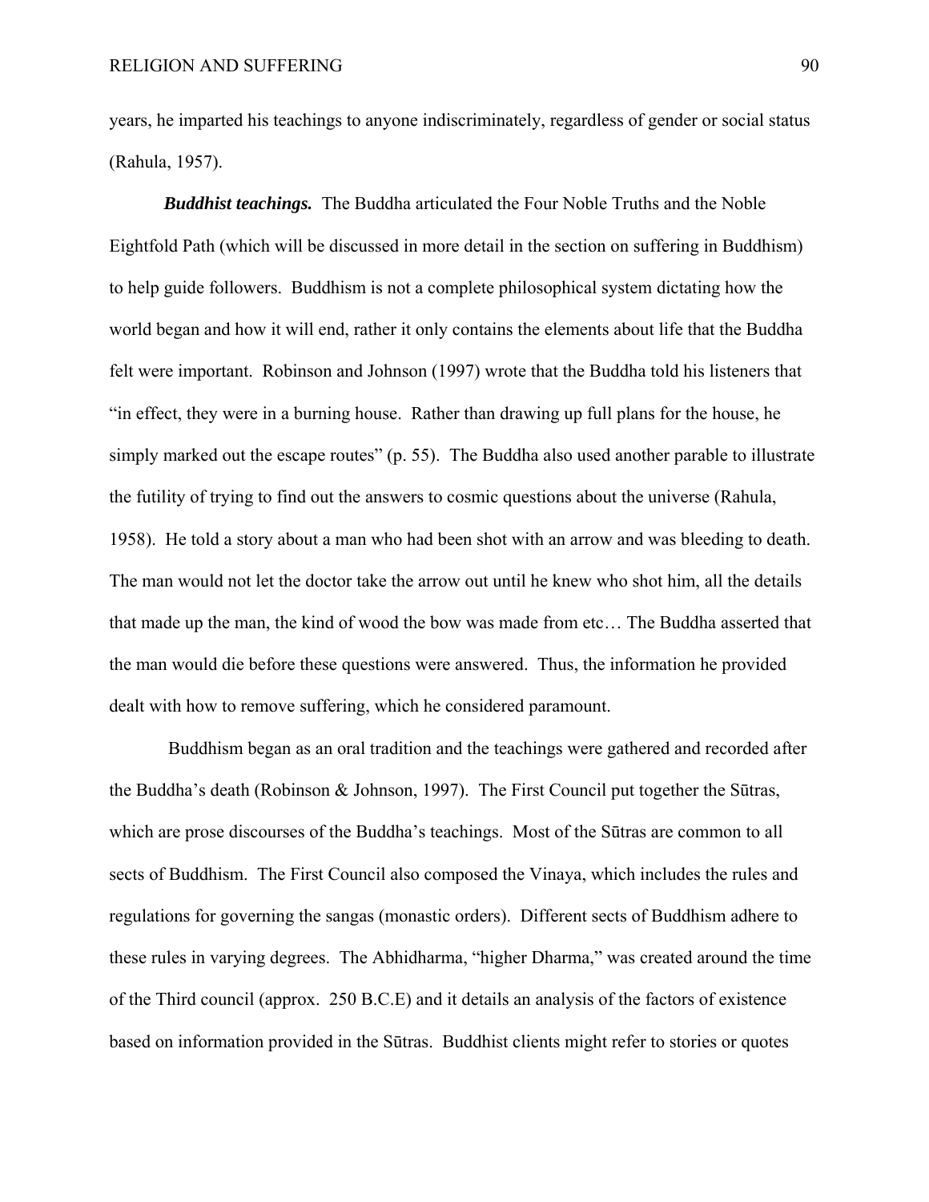years, he imparted his teachings to anyone indiscriminately, regardless of gender or social status (Rahula, 1957).

***Buddhist teachings.*** The Buddha articulated the Four Noble Truths and the Noble Eightfold Path (which will be discussed in more detail in the section on suffering in Buddhism) to help guide followers. Buddhism is not a complete philosophical system dictating how the world began and how it will end, rather it only contains the elements about life that the Buddha felt were important. Robinson and Johnson (1997) wrote that the Buddha told his listeners that "in effect, they were in a burning house. Rather than drawing up full plans for the house, he simply marked out the escape routes" (p. 55). The Buddha also used another parable to illustrate the futility of trying to find out the answers to cosmic questions about the universe (Rahula, 1958). He told a story about a man who had been shot with an arrow and was bleeding to death. The man would not let the doctor take the arrow out until he knew who shot him, all the details that made up the man, the kind of wood the bow was made from etc… The Buddha asserted that the man would die before these questions were answered. Thus, the information he provided dealt with how to remove suffering, which he considered paramount.

Buddhism began as an oral tradition and the teachings were gathered and recorded after the Buddha's death (Robinson & Johnson, 1997). The First Council put together the Sūtras, which are prose discourses of the Buddha's teachings. Most of the Sūtras are common to all sects of Buddhism. The First Council also composed the Vinaya, which includes the rules and regulations for governing the sangas (monastic orders). Different sects of Buddhism adhere to these rules in varying degrees. The Abhidharma, "higher Dharma," was created around the time of the Third council (approx. 250 B.C.E) and it details an analysis of the factors of existence based on information provided in the Sūtras. Buddhist clients might refer to stories or quotes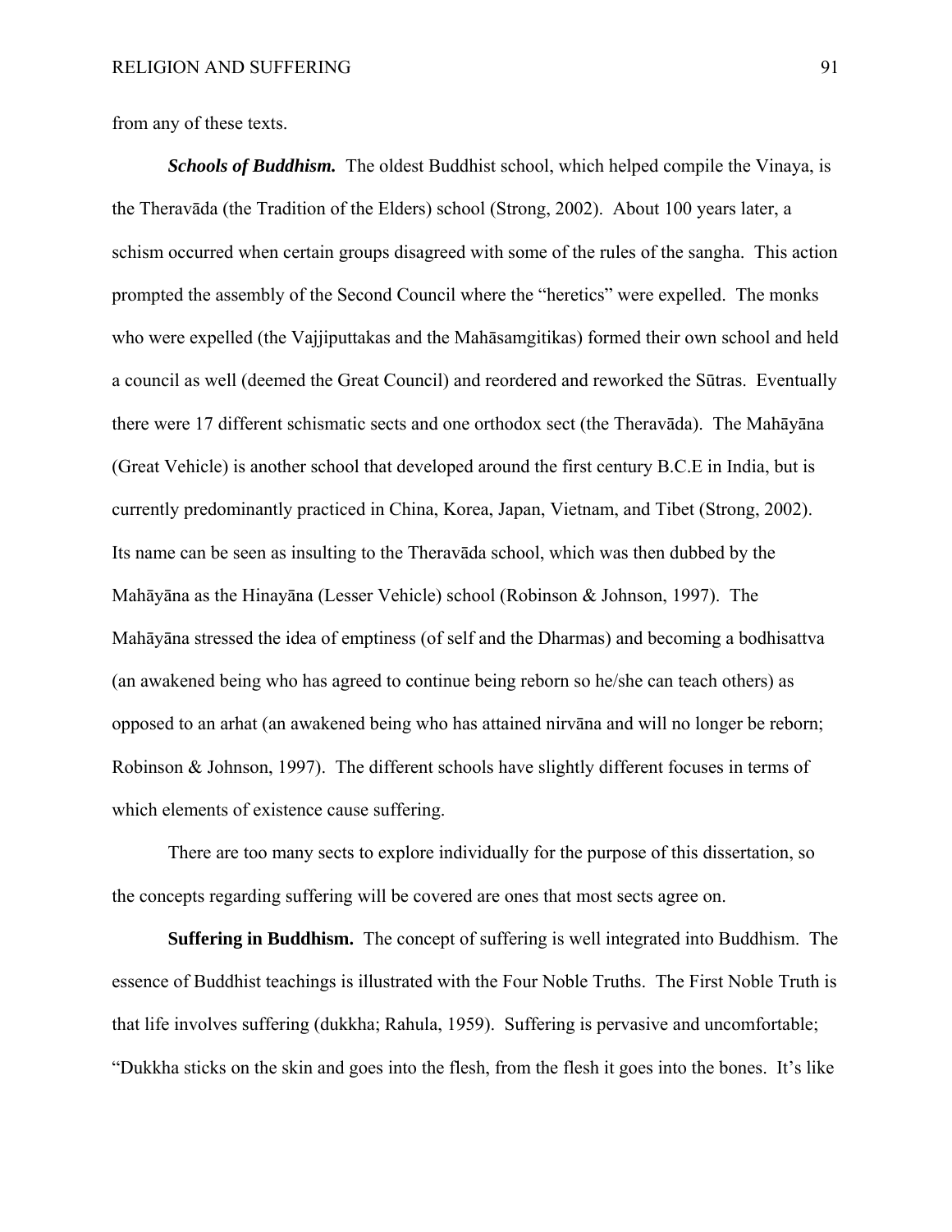from any of these texts.

***Schools of Buddhism.*** The oldest Buddhist school, which helped compile the Vinaya, is the Theravāda (the Tradition of the Elders) school (Strong, 2002). About 100 years later, a schism occurred when certain groups disagreed with some of the rules of the sangha. This action prompted the assembly of the Second Council where the "heretics" were expelled. The monks who were expelled (the Vajjiputtakas and the Mahāsamgitikas) formed their own school and held a council as well (deemed the Great Council) and reordered and reworked the Sūtras. Eventually there were 17 different schismatic sects and one orthodox sect (the Theravāda). The Mahāyāna (Great Vehicle) is another school that developed around the first century B.C.E in India, but is currently predominantly practiced in China, Korea, Japan, Vietnam, and Tibet (Strong, 2002). Its name can be seen as insulting to the Theravāda school, which was then dubbed by the Mahāyāna as the Hinayāna (Lesser Vehicle) school (Robinson & Johnson, 1997). The Mahāyāna stressed the idea of emptiness (of self and the Dharmas) and becoming a bodhisattva (an awakened being who has agreed to continue being reborn so he/she can teach others) as opposed to an arhat (an awakened being who has attained nirvāna and will no longer be reborn; Robinson & Johnson, 1997). The different schools have slightly different focuses in terms of which elements of existence cause suffering.

There are too many sects to explore individually for the purpose of this dissertation, so the concepts regarding suffering will be covered are ones that most sects agree on.

**Suffering in Buddhism.** The concept of suffering is well integrated into Buddhism. The essence of Buddhist teachings is illustrated with the Four Noble Truths. The First Noble Truth is that life involves suffering (dukkha; Rahula, 1959). Suffering is pervasive and uncomfortable; "Dukkha sticks on the skin and goes into the flesh, from the flesh it goes into the bones. It's like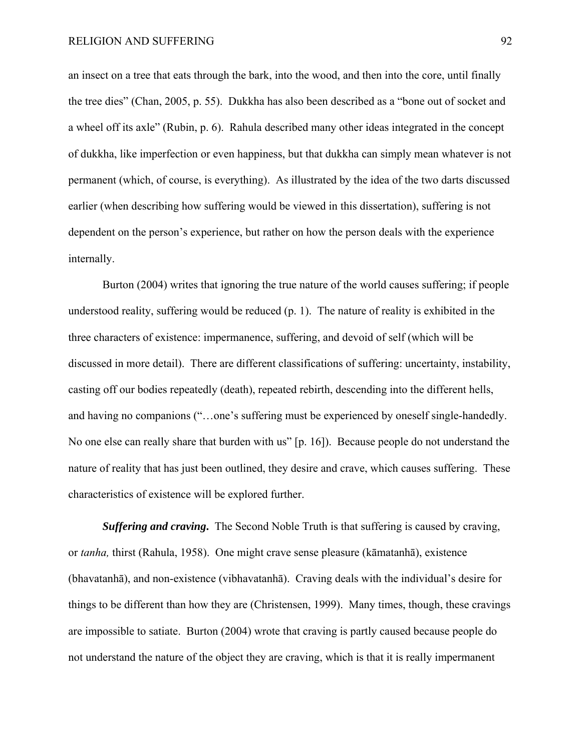an insect on a tree that eats through the bark, into the wood, and then into the core, until finally the tree dies" (Chan, 2005, p. 55). Dukkha has also been described as a "bone out of socket and a wheel off its axle" (Rubin, p. 6). Rahula described many other ideas integrated in the concept of dukkha, like imperfection or even happiness, but that dukkha can simply mean whatever is not permanent (which, of course, is everything). As illustrated by the idea of the two darts discussed earlier (when describing how suffering would be viewed in this dissertation), suffering is not dependent on the person's experience, but rather on how the person deals with the experience internally.

Burton (2004) writes that ignoring the true nature of the world causes suffering; if people understood reality, suffering would be reduced (p. 1). The nature of reality is exhibited in the three characters of existence: impermanence, suffering, and devoid of self (which will be discussed in more detail). There are different classifications of suffering: uncertainty, instability, casting off our bodies repeatedly (death), repeated rebirth, descending into the different hells, and having no companions ("…one's suffering must be experienced by oneself single-handedly. No one else can really share that burden with us" [p. 16]). Because people do not understand the nature of reality that has just been outlined, they desire and crave, which causes suffering. These characteristics of existence will be explored further.

***Suffering and craving.*** The Second Noble Truth is that suffering is caused by craving, or *tanha,* thirst (Rahula, 1958). One might crave sense pleasure (kāmatanhā), existence (bhavatanhā), and non-existence (vibhavatanhā). Craving deals with the individual's desire for things to be different than how they are (Christensen, 1999). Many times, though, these cravings are impossible to satiate. Burton (2004) wrote that craving is partly caused because people do not understand the nature of the object they are craving, which is that it is really impermanent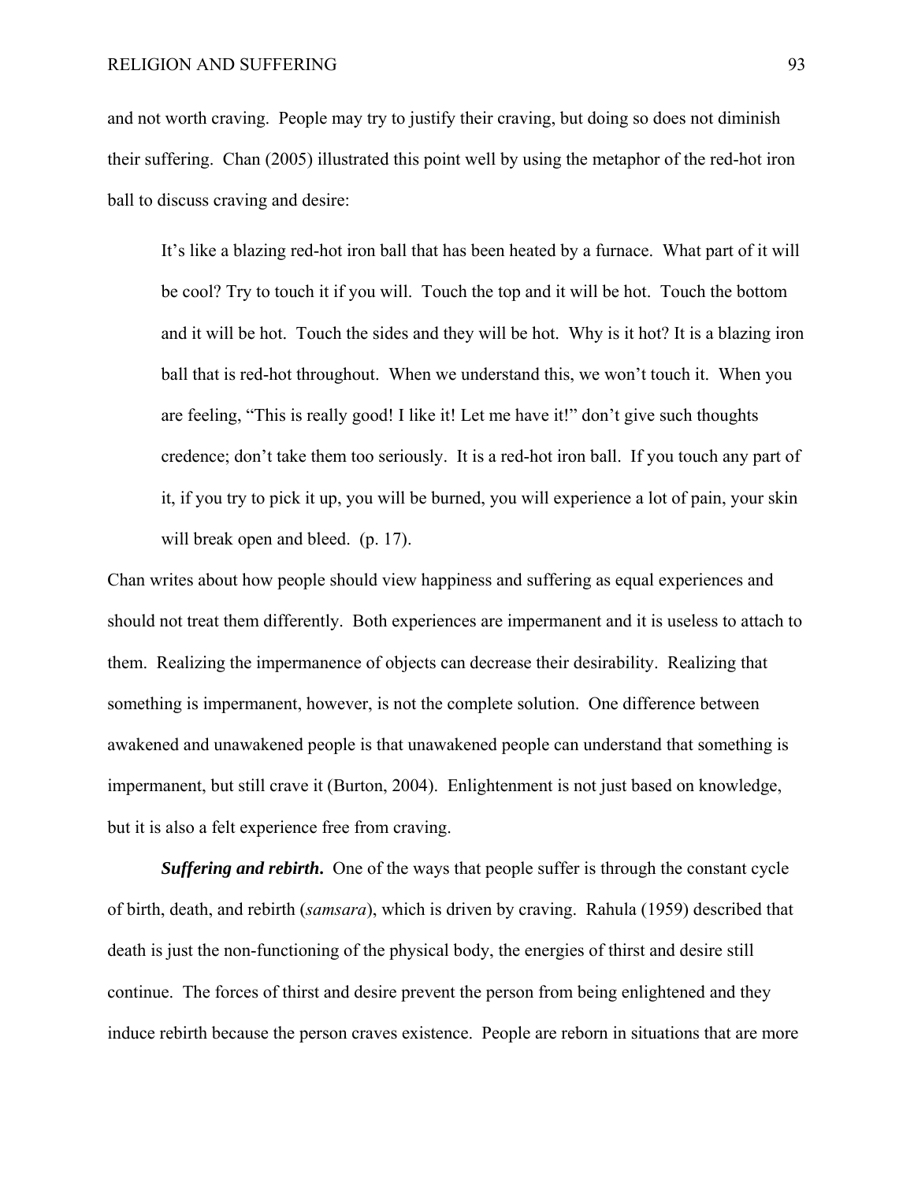and not worth craving. People may try to justify their craving, but doing so does not diminish their suffering. Chan (2005) illustrated this point well by using the metaphor of the red-hot iron ball to discuss craving and desire:

> It's like a blazing red-hot iron ball that has been heated by a furnace. What part of it will be cool? Try to touch it if you will. Touch the top and it will be hot. Touch the bottom and it will be hot. Touch the sides and they will be hot. Why is it hot? It is a blazing iron ball that is red-hot throughout. When we understand this, we won't touch it. When you are feeling, "This is really good! I like it! Let me have it!" don't give such thoughts credence; don't take them too seriously. It is a red-hot iron ball. If you touch any part of it, if you try to pick it up, you will be burned, you will experience a lot of pain, your skin will break open and bleed. (p. 17).

Chan writes about how people should view happiness and suffering as equal experiences and should not treat them differently. Both experiences are impermanent and it is useless to attach to them. Realizing the impermanence of objects can decrease their desirability. Realizing that something is impermanent, however, is not the complete solution. One difference between awakened and unawakened people is that unawakened people can understand that something is impermanent, but still crave it (Burton, 2004). Enlightenment is not just based on knowledge, but it is also a felt experience free from craving.

***Suffering and rebirth.*** One of the ways that people suffer is through the constant cycle of birth, death, and rebirth (*samsara*), which is driven by craving. Rahula (1959) described that death is just the non-functioning of the physical body, the energies of thirst and desire still continue. The forces of thirst and desire prevent the person from being enlightened and they induce rebirth because the person craves existence. People are reborn in situations that are more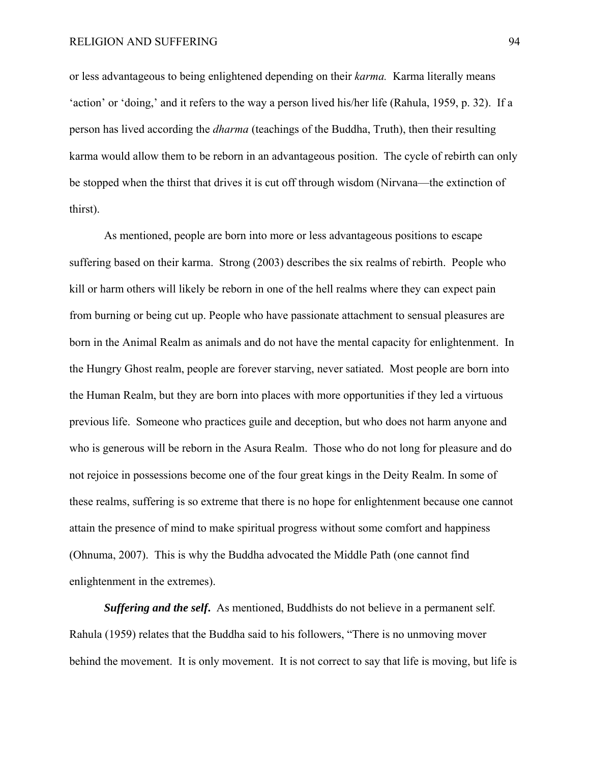or less advantageous to being enlightened depending on their *karma.* Karma literally means 'action' or 'doing,' and it refers to the way a person lived his/her life (Rahula, 1959, p. 32). If a person has lived according the *dharma* (teachings of the Buddha, Truth), then their resulting karma would allow them to be reborn in an advantageous position. The cycle of rebirth can only be stopped when the thirst that drives it is cut off through wisdom (Nirvana—the extinction of thirst).

As mentioned, people are born into more or less advantageous positions to escape suffering based on their karma. Strong (2003) describes the six realms of rebirth. People who kill or harm others will likely be reborn in one of the hell realms where they can expect pain from burning or being cut up. People who have passionate attachment to sensual pleasures are born in the Animal Realm as animals and do not have the mental capacity for enlightenment. In the Hungry Ghost realm, people are forever starving, never satiated. Most people are born into the Human Realm, but they are born into places with more opportunities if they led a virtuous previous life. Someone who practices guile and deception, but who does not harm anyone and who is generous will be reborn in the Asura Realm. Those who do not long for pleasure and do not rejoice in possessions become one of the four great kings in the Deity Realm. In some of these realms, suffering is so extreme that there is no hope for enlightenment because one cannot attain the presence of mind to make spiritual progress without some comfort and happiness (Ohnuma, 2007). This is why the Buddha advocated the Middle Path (one cannot find enlightenment in the extremes).

***Suffering and the self.*** As mentioned, Buddhists do not believe in a permanent self. Rahula (1959) relates that the Buddha said to his followers, "There is no unmoving mover behind the movement. It is only movement. It is not correct to say that life is moving, but life is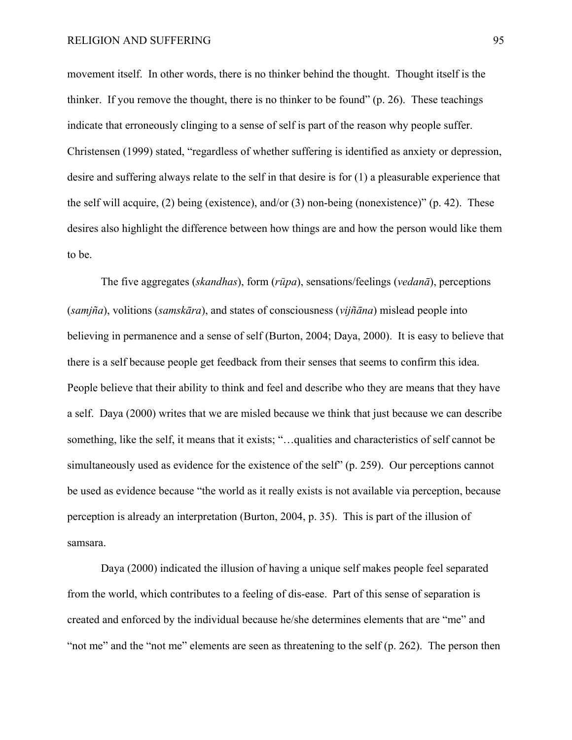movement itself. In other words, there is no thinker behind the thought. Thought itself is the thinker. If you remove the thought, there is no thinker to be found" (p. 26). These teachings indicate that erroneously clinging to a sense of self is part of the reason why people suffer. Christensen (1999) stated, "regardless of whether suffering is identified as anxiety or depression, desire and suffering always relate to the self in that desire is for (1) a pleasurable experience that the self will acquire, (2) being (existence), and/or (3) non-being (nonexistence)" (p. 42). These desires also highlight the difference between how things are and how the person would like them to be.

The five aggregates (*skandhas*), form (*rūpa*), sensations/feelings (*vedanā*), perceptions (*samjña*), volitions (*samskāra*), and states of consciousness (*vijñāna*) mislead people into believing in permanence and a sense of self (Burton, 2004; Daya, 2000). It is easy to believe that there is a self because people get feedback from their senses that seems to confirm this idea. People believe that their ability to think and feel and describe who they are means that they have a self. Daya (2000) writes that we are misled because we think that just because we can describe something, like the self, it means that it exists; "…qualities and characteristics of self cannot be simultaneously used as evidence for the existence of the self" (p. 259). Our perceptions cannot be used as evidence because "the world as it really exists is not available via perception, because perception is already an interpretation (Burton, 2004, p. 35). This is part of the illusion of samsara.

Daya (2000) indicated the illusion of having a unique self makes people feel separated from the world, which contributes to a feeling of dis-ease. Part of this sense of separation is created and enforced by the individual because he/she determines elements that are "me" and "not me" and the "not me" elements are seen as threatening to the self (p. 262). The person then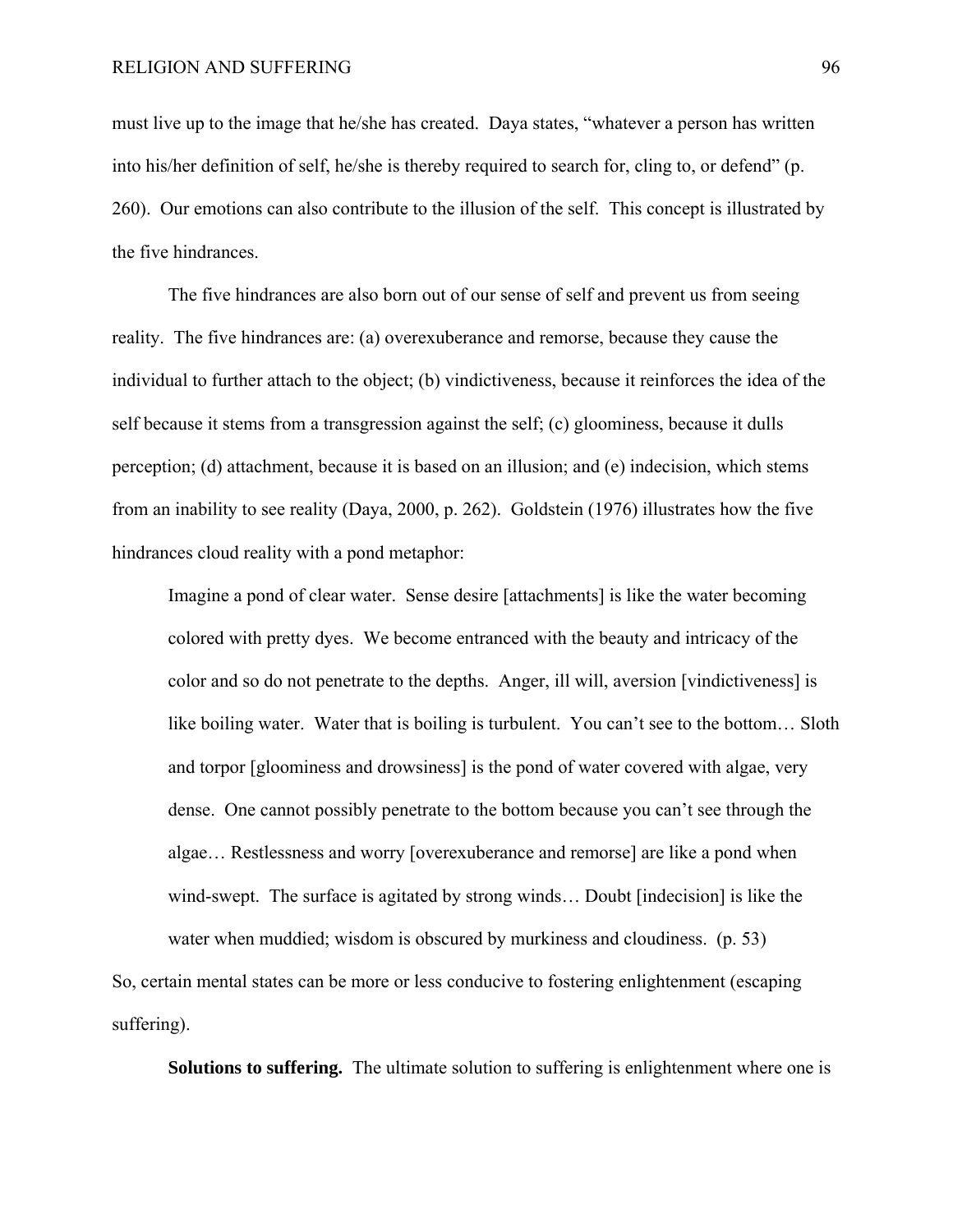must live up to the image that he/she has created. Daya states, "whatever a person has written into his/her definition of self, he/she is thereby required to search for, cling to, or defend" (p. 260). Our emotions can also contribute to the illusion of the self. This concept is illustrated by the five hindrances.

The five hindrances are also born out of our sense of self and prevent us from seeing reality. The five hindrances are: (a) overexuberance and remorse, because they cause the individual to further attach to the object; (b) vindictiveness, because it reinforces the idea of the self because it stems from a transgression against the self; (c) gloominess, because it dulls perception; (d) attachment, because it is based on an illusion; and (e) indecision, which stems from an inability to see reality (Daya, 2000, p. 262). Goldstein (1976) illustrates how the five hindrances cloud reality with a pond metaphor:

> Imagine a pond of clear water. Sense desire [attachments] is like the water becoming colored with pretty dyes. We become entranced with the beauty and intricacy of the color and so do not penetrate to the depths. Anger, ill will, aversion [vindictiveness] is like boiling water. Water that is boiling is turbulent. You can't see to the bottom… Sloth and torpor [gloominess and drowsiness] is the pond of water covered with algae, very dense. One cannot possibly penetrate to the bottom because you can't see through the algae… Restlessness and worry [overexuberance and remorse] are like a pond when wind-swept. The surface is agitated by strong winds… Doubt [indecision] is like the water when muddied; wisdom is obscured by murkiness and cloudiness. (p. 53)

So, certain mental states can be more or less conducive to fostering enlightenment (escaping suffering).

**Solutions to suffering.** The ultimate solution to suffering is enlightenment where one is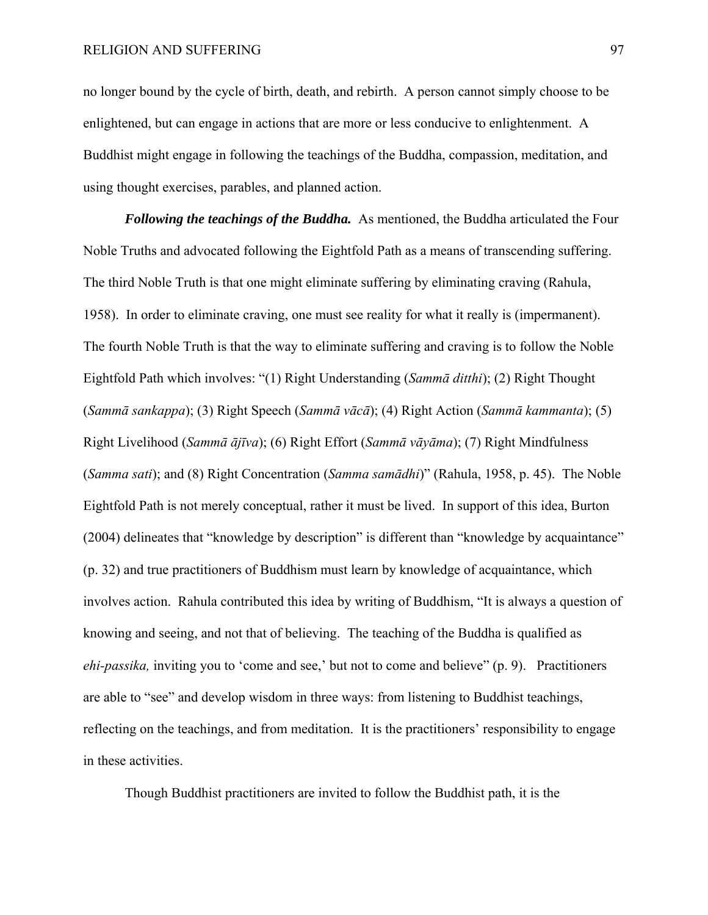no longer bound by the cycle of birth, death, and rebirth. A person cannot simply choose to be enlightened, but can engage in actions that are more or less conducive to enlightenment. A Buddhist might engage in following the teachings of the Buddha, compassion, meditation, and using thought exercises, parables, and planned action.

***Following the teachings of the Buddha.*** As mentioned, the Buddha articulated the Four Noble Truths and advocated following the Eightfold Path as a means of transcending suffering. The third Noble Truth is that one might eliminate suffering by eliminating craving (Rahula, 1958). In order to eliminate craving, one must see reality for what it really is (impermanent). The fourth Noble Truth is that the way to eliminate suffering and craving is to follow the Noble Eightfold Path which involves: "(1) Right Understanding (*Sammā ditthi*); (2) Right Thought (*Sammā sankappa*); (3) Right Speech (*Sammā vācā*); (4) Right Action (*Sammā kammanta*); (5) Right Livelihood (*Sammā ājīva*); (6) Right Effort (*Sammā vāyāma*); (7) Right Mindfulness (*Samma sati*); and (8) Right Concentration (*Samma samādhi*)" (Rahula, 1958, p. 45). The Noble Eightfold Path is not merely conceptual, rather it must be lived. In support of this idea, Burton (2004) delineates that "knowledge by description" is different than "knowledge by acquaintance" (p. 32) and true practitioners of Buddhism must learn by knowledge of acquaintance, which involves action. Rahula contributed this idea by writing of Buddhism, "It is always a question of knowing and seeing, and not that of believing. The teaching of the Buddha is qualified as *ehi-passika,* inviting you to 'come and see,' but not to come and believe" (p. 9). Practitioners are able to "see" and develop wisdom in three ways: from listening to Buddhist teachings, reflecting on the teachings, and from meditation. It is the practitioners' responsibility to engage in these activities.

Though Buddhist practitioners are invited to follow the Buddhist path, it is the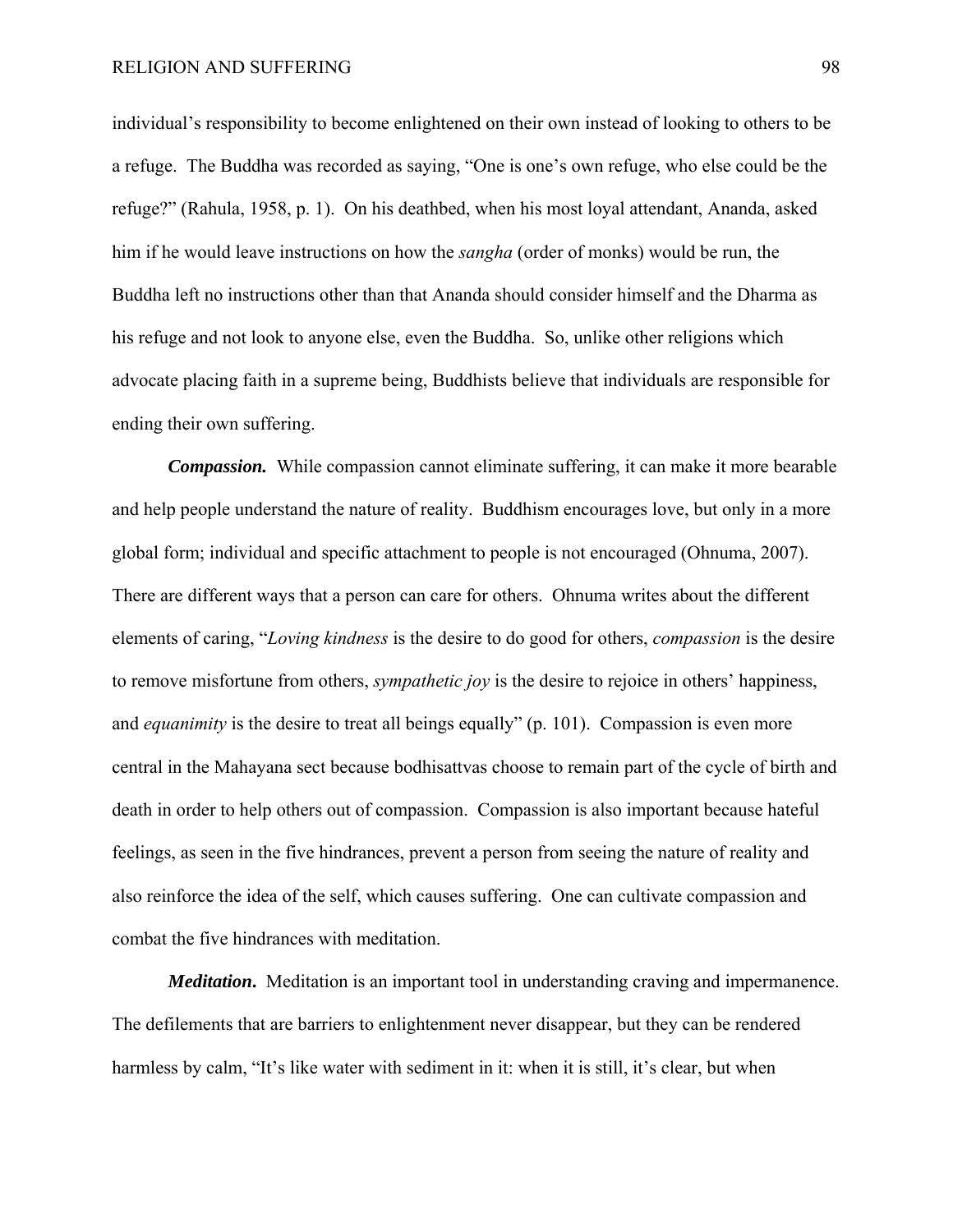individual's responsibility to become enlightened on their own instead of looking to others to be a refuge. The Buddha was recorded as saying, "One is one's own refuge, who else could be the refuge?" (Rahula, 1958, p. 1). On his deathbed, when his most loyal attendant, Ananda, asked him if he would leave instructions on how the *sangha* (order of monks) would be run, the Buddha left no instructions other than that Ananda should consider himself and the Dharma as his refuge and not look to anyone else, even the Buddha. So, unlike other religions which advocate placing faith in a supreme being, Buddhists believe that individuals are responsible for ending their own suffering.

***Compassion.*** While compassion cannot eliminate suffering, it can make it more bearable and help people understand the nature of reality. Buddhism encourages love, but only in a more global form; individual and specific attachment to people is not encouraged (Ohnuma, 2007). There are different ways that a person can care for others. Ohnuma writes about the different elements of caring, "*Loving kindness* is the desire to do good for others, *compassion* is the desire to remove misfortune from others, *sympathetic joy* is the desire to rejoice in others' happiness, and *equanimity* is the desire to treat all beings equally" (p. 101). Compassion is even more central in the Mahayana sect because bodhisattvas choose to remain part of the cycle of birth and death in order to help others out of compassion. Compassion is also important because hateful feelings, as seen in the five hindrances, prevent a person from seeing the nature of reality and also reinforce the idea of the self, which causes suffering. One can cultivate compassion and combat the five hindrances with meditation.

***Meditation.*** Meditation is an important tool in understanding craving and impermanence. The defilements that are barriers to enlightenment never disappear, but they can be rendered harmless by calm, "It's like water with sediment in it: when it is still, it's clear, but when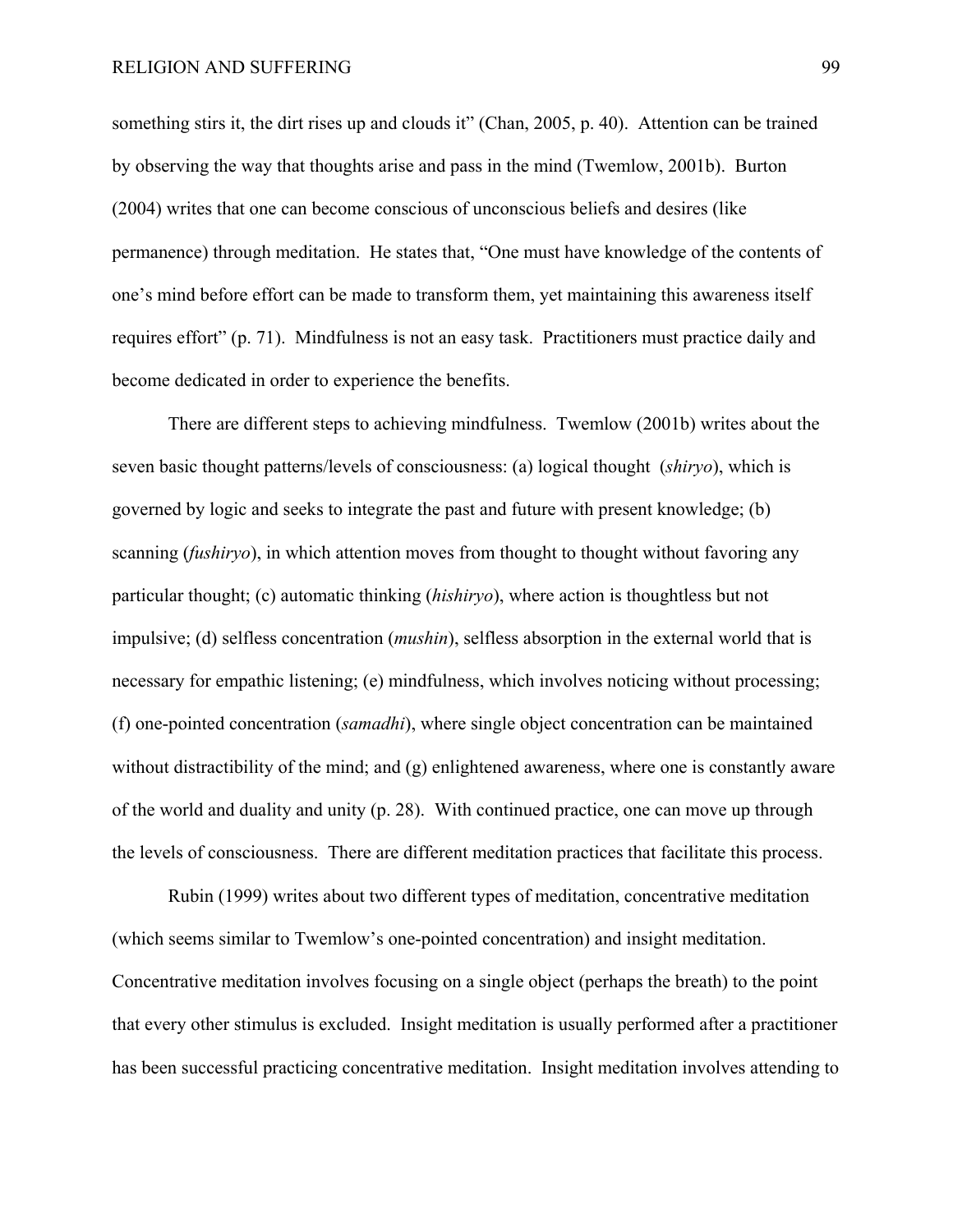something stirs it, the dirt rises up and clouds it" (Chan, 2005, p. 40). Attention can be trained by observing the way that thoughts arise and pass in the mind (Twemlow, 2001b). Burton (2004) writes that one can become conscious of unconscious beliefs and desires (like permanence) through meditation. He states that, "One must have knowledge of the contents of one's mind before effort can be made to transform them, yet maintaining this awareness itself requires effort" (p. 71). Mindfulness is not an easy task. Practitioners must practice daily and become dedicated in order to experience the benefits.

There are different steps to achieving mindfulness. Twemlow (2001b) writes about the seven basic thought patterns/levels of consciousness: (a) logical thought (*shiryo*), which is governed by logic and seeks to integrate the past and future with present knowledge; (b) scanning (*fushiryo*), in which attention moves from thought to thought without favoring any particular thought; (c) automatic thinking (*hishiryo*), where action is thoughtless but not impulsive; (d) selfless concentration (*mushin*), selfless absorption in the external world that is necessary for empathic listening; (e) mindfulness, which involves noticing without processing; (f) one-pointed concentration (*samadhi*), where single object concentration can be maintained without distractibility of the mind; and (g) enlightened awareness, where one is constantly aware of the world and duality and unity (p. 28). With continued practice, one can move up through the levels of consciousness. There are different meditation practices that facilitate this process.

Rubin (1999) writes about two different types of meditation, concentrative meditation (which seems similar to Twemlow's one-pointed concentration) and insight meditation. Concentrative meditation involves focusing on a single object (perhaps the breath) to the point that every other stimulus is excluded. Insight meditation is usually performed after a practitioner has been successful practicing concentrative meditation. Insight meditation involves attending to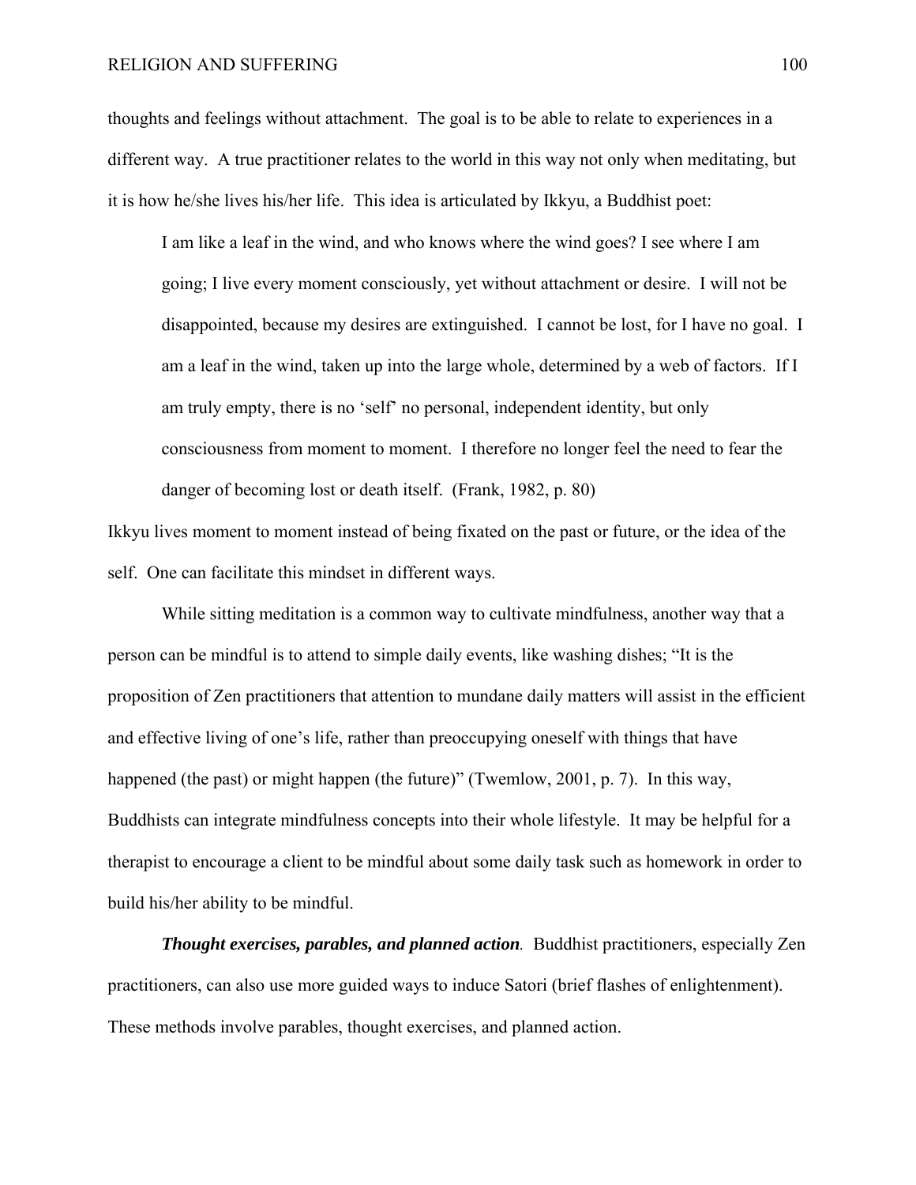thoughts and feelings without attachment. The goal is to be able to relate to experiences in a different way. A true practitioner relates to the world in this way not only when meditating, but it is how he/she lives his/her life. This idea is articulated by Ikkyu, a Buddhist poet:

> I am like a leaf in the wind, and who knows where the wind goes? I see where I am going; I live every moment consciously, yet without attachment or desire. I will not be disappointed, because my desires are extinguished. I cannot be lost, for I have no goal. I am a leaf in the wind, taken up into the large whole, determined by a web of factors. If I am truly empty, there is no 'self' no personal, independent identity, but only consciousness from moment to moment. I therefore no longer feel the need to fear the danger of becoming lost or death itself. (Frank, 1982, p. 80)

Ikkyu lives moment to moment instead of being fixated on the past or future, or the idea of the self. One can facilitate this mindset in different ways.

While sitting meditation is a common way to cultivate mindfulness, another way that a person can be mindful is to attend to simple daily events, like washing dishes; "It is the proposition of Zen practitioners that attention to mundane daily matters will assist in the efficient and effective living of one's life, rather than preoccupying oneself with things that have happened (the past) or might happen (the future)" (Twemlow, 2001, p. 7). In this way, Buddhists can integrate mindfulness concepts into their whole lifestyle. It may be helpful for a therapist to encourage a client to be mindful about some daily task such as homework in order to build his/her ability to be mindful.

***Thought exercises, parables, and planned action***. Buddhist practitioners, especially Zen practitioners, can also use more guided ways to induce Satori (brief flashes of enlightenment). These methods involve parables, thought exercises, and planned action.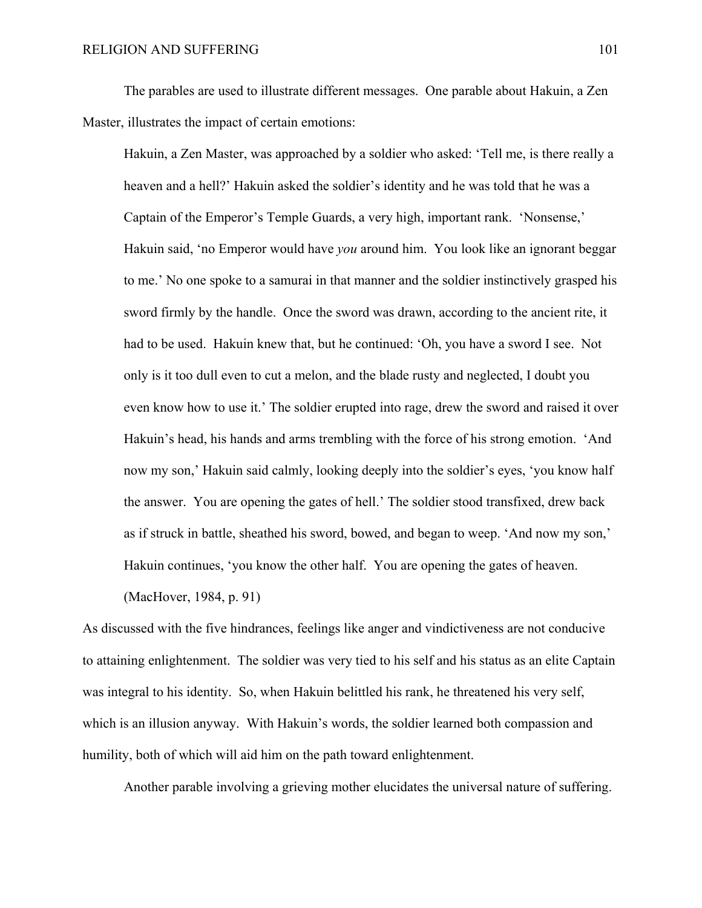The parables are used to illustrate different messages. One parable about Hakuin, a Zen Master, illustrates the impact of certain emotions:

> Hakuin, a Zen Master, was approached by a soldier who asked: 'Tell me, is there really a heaven and a hell?' Hakuin asked the soldier's identity and he was told that he was a Captain of the Emperor's Temple Guards, a very high, important rank. 'Nonsense,' Hakuin said, 'no Emperor would have *you* around him. You look like an ignorant beggar to me.' No one spoke to a samurai in that manner and the soldier instinctively grasped his sword firmly by the handle. Once the sword was drawn, according to the ancient rite, it had to be used. Hakuin knew that, but he continued: 'Oh, you have a sword I see. Not only is it too dull even to cut a melon, and the blade rusty and neglected, I doubt you even know how to use it.' The soldier erupted into rage, drew the sword and raised it over Hakuin's head, his hands and arms trembling with the force of his strong emotion. 'And now my son,' Hakuin said calmly, looking deeply into the soldier's eyes, 'you know half the answer. You are opening the gates of hell.' The soldier stood transfixed, drew back as if struck in battle, sheathed his sword, bowed, and began to weep. 'And now my son,' Hakuin continues, 'you know the other half. You are opening the gates of heaven. (MacHover, 1984, p. 91)

As discussed with the five hindrances, feelings like anger and vindictiveness are not conducive to attaining enlightenment. The soldier was very tied to his self and his status as an elite Captain was integral to his identity. So, when Hakuin belittled his rank, he threatened his very self, which is an illusion anyway. With Hakuin's words, the soldier learned both compassion and humility, both of which will aid him on the path toward enlightenment.

Another parable involving a grieving mother elucidates the universal nature of suffering.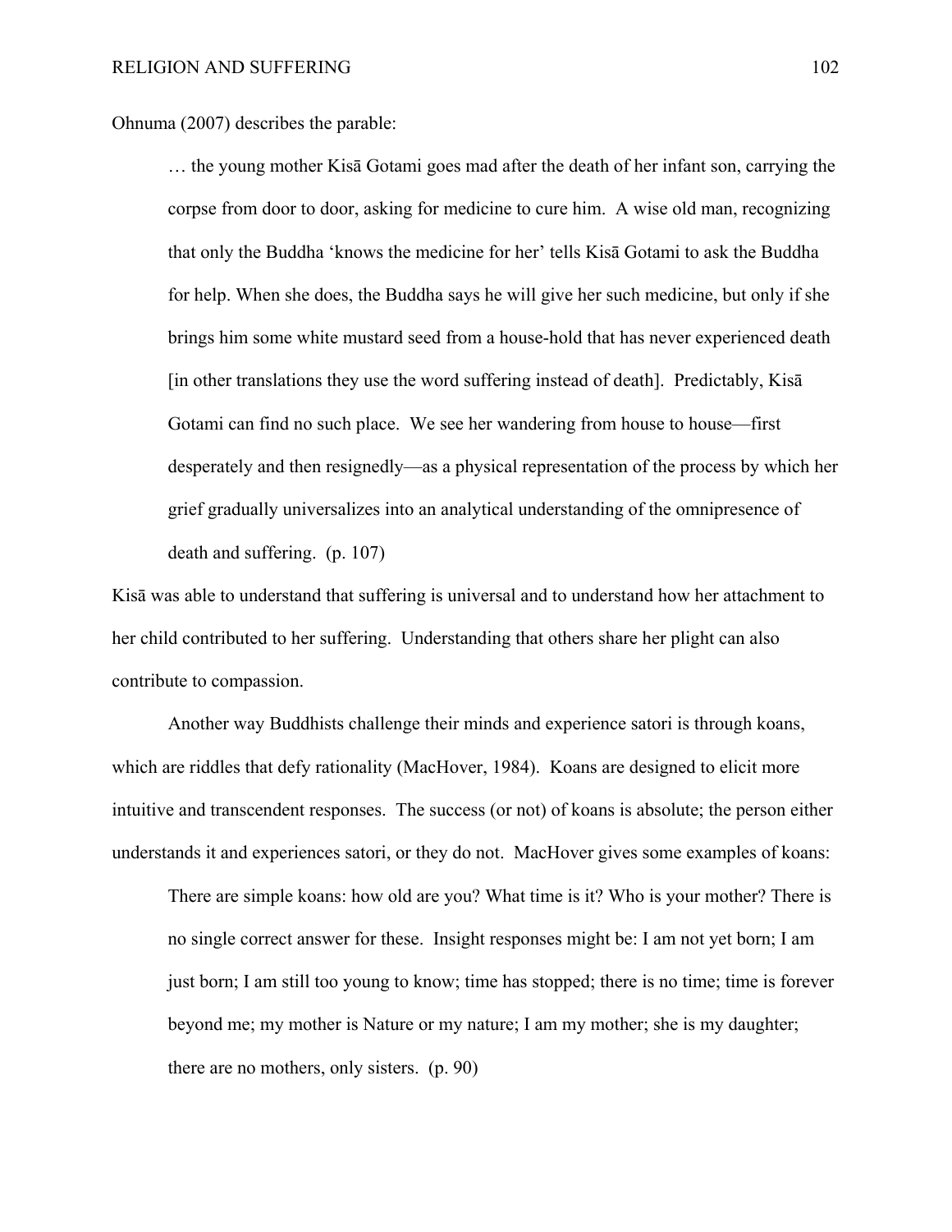Ohnuma (2007) describes the parable:

> … the young mother Kisā Gotami goes mad after the death of her infant son, carrying the corpse from door to door, asking for medicine to cure him. A wise old man, recognizing that only the Buddha 'knows the medicine for her' tells Kisā Gotami to ask the Buddha for help. When she does, the Buddha says he will give her such medicine, but only if she brings him some white mustard seed from a house-hold that has never experienced death [in other translations they use the word suffering instead of death]. Predictably, Kisā Gotami can find no such place. We see her wandering from house to house—first desperately and then resignedly—as a physical representation of the process by which her grief gradually universalizes into an analytical understanding of the omnipresence of death and suffering. (p. 107)

Kisā was able to understand that suffering is universal and to understand how her attachment to her child contributed to her suffering. Understanding that others share her plight can also contribute to compassion.

Another way Buddhists challenge their minds and experience satori is through koans, which are riddles that defy rationality (MacHover, 1984). Koans are designed to elicit more intuitive and transcendent responses. The success (or not) of koans is absolute; the person either understands it and experiences satori, or they do not. MacHover gives some examples of koans:

> There are simple koans: how old are you? What time is it? Who is your mother? There is no single correct answer for these. Insight responses might be: I am not yet born; I am just born; I am still too young to know; time has stopped; there is no time; time is forever beyond me; my mother is Nature or my nature; I am my mother; she is my daughter; there are no mothers, only sisters. (p. 90)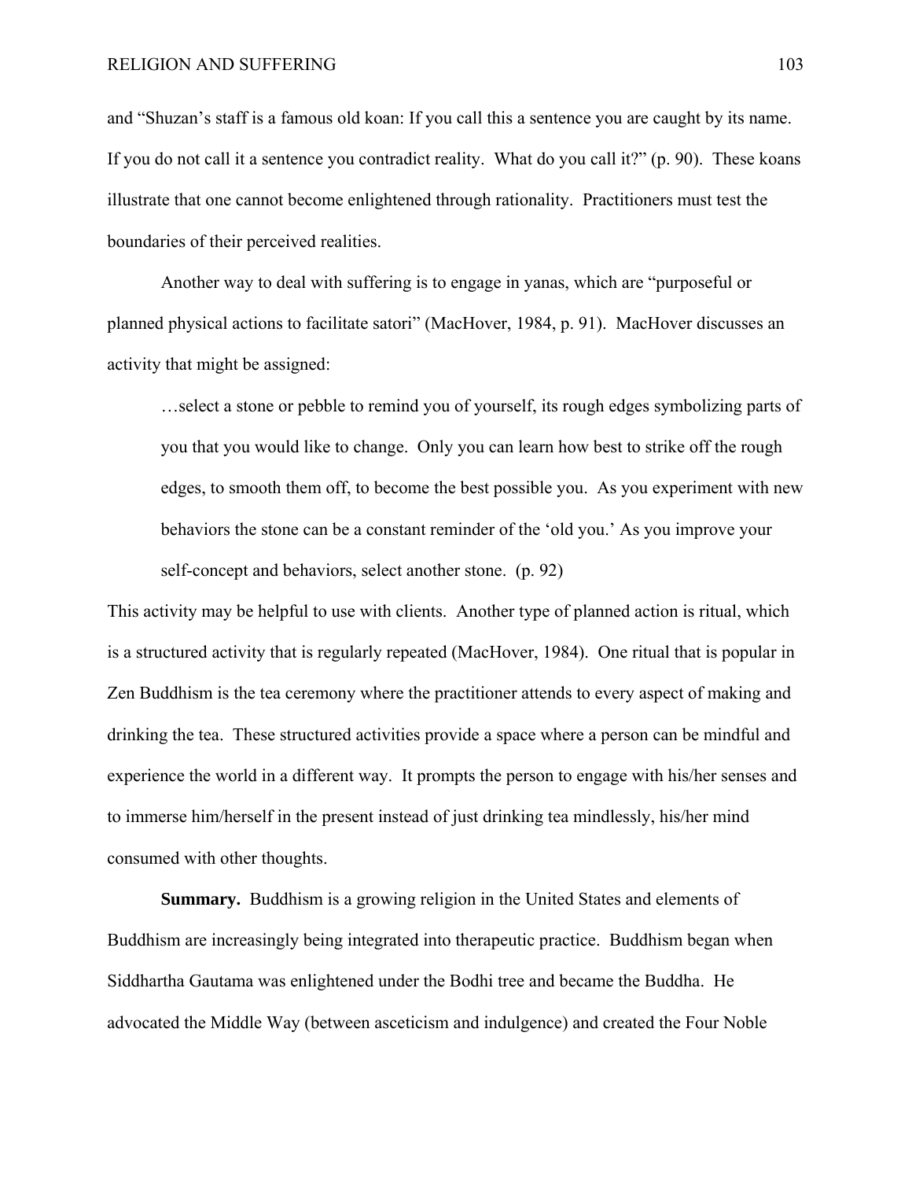and "Shuzan's staff is a famous old koan: If you call this a sentence you are caught by its name. If you do not call it a sentence you contradict reality. What do you call it?" (p. 90). These koans illustrate that one cannot become enlightened through rationality. Practitioners must test the boundaries of their perceived realities.

Another way to deal with suffering is to engage in yanas, which are "purposeful or planned physical actions to facilitate satori" (MacHover, 1984, p. 91). MacHover discusses an activity that might be assigned:

> …select a stone or pebble to remind you of yourself, its rough edges symbolizing parts of you that you would like to change. Only you can learn how best to strike off the rough edges, to smooth them off, to become the best possible you. As you experiment with new behaviors the stone can be a constant reminder of the 'old you.' As you improve your self-concept and behaviors, select another stone. (p. 92)

This activity may be helpful to use with clients. Another type of planned action is ritual, which is a structured activity that is regularly repeated (MacHover, 1984). One ritual that is popular in Zen Buddhism is the tea ceremony where the practitioner attends to every aspect of making and drinking the tea. These structured activities provide a space where a person can be mindful and experience the world in a different way. It prompts the person to engage with his/her senses and to immerse him/herself in the present instead of just drinking tea mindlessly, his/her mind consumed with other thoughts.

**Summary.** Buddhism is a growing religion in the United States and elements of Buddhism are increasingly being integrated into therapeutic practice. Buddhism began when Siddhartha Gautama was enlightened under the Bodhi tree and became the Buddha. He advocated the Middle Way (between asceticism and indulgence) and created the Four Noble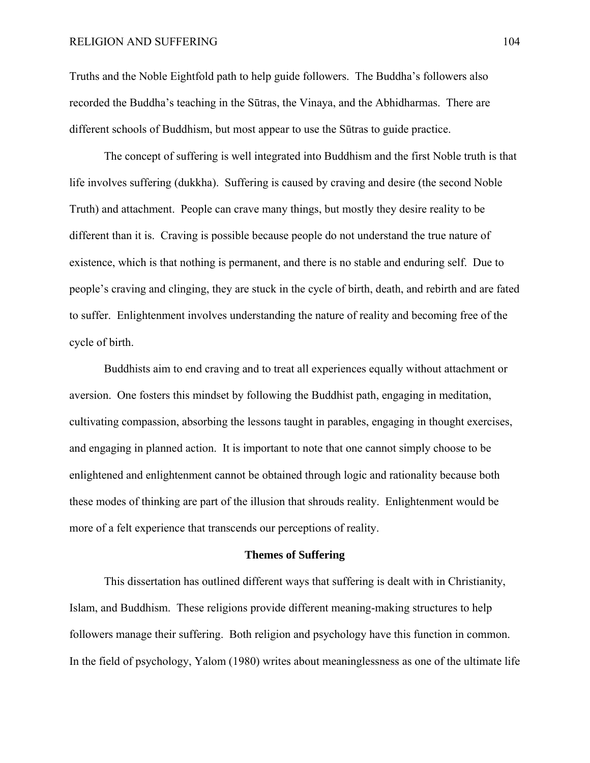Truths and the Noble Eightfold path to help guide followers. The Buddha's followers also recorded the Buddha's teaching in the Sūtras, the Vinaya, and the Abhidharmas. There are different schools of Buddhism, but most appear to use the Sūtras to guide practice.

The concept of suffering is well integrated into Buddhism and the first Noble truth is that life involves suffering (dukkha). Suffering is caused by craving and desire (the second Noble Truth) and attachment. People can crave many things, but mostly they desire reality to be different than it is. Craving is possible because people do not understand the true nature of existence, which is that nothing is permanent, and there is no stable and enduring self. Due to people's craving and clinging, they are stuck in the cycle of birth, death, and rebirth and are fated to suffer. Enlightenment involves understanding the nature of reality and becoming free of the cycle of birth.

Buddhists aim to end craving and to treat all experiences equally without attachment or aversion. One fosters this mindset by following the Buddhist path, engaging in meditation, cultivating compassion, absorbing the lessons taught in parables, engaging in thought exercises, and engaging in planned action. It is important to note that one cannot simply choose to be enlightened and enlightenment cannot be obtained through logic and rationality because both these modes of thinking are part of the illusion that shrouds reality. Enlightenment would be more of a felt experience that transcends our perceptions of reality.

## Themes of Suffering

This dissertation has outlined different ways that suffering is dealt with in Christianity, Islam, and Buddhism. These religions provide different meaning-making structures to help followers manage their suffering. Both religion and psychology have this function in common. In the field of psychology, Yalom (1980) writes about meaninglessness as one of the ultimate life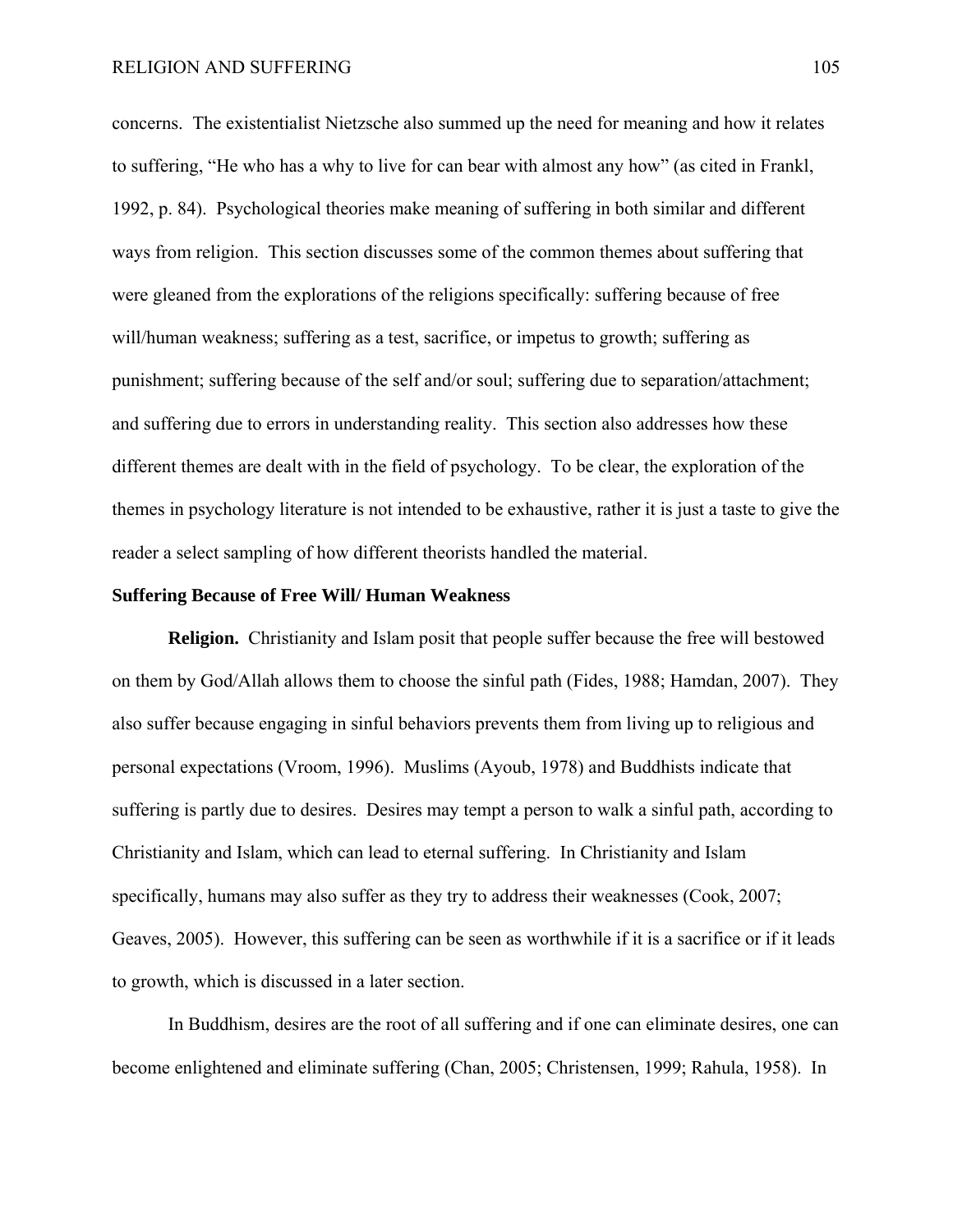concerns. The existentialist Nietzsche also summed up the need for meaning and how it relates to suffering, "He who has a why to live for can bear with almost any how" (as cited in Frankl, 1992, p. 84). Psychological theories make meaning of suffering in both similar and different ways from religion. This section discusses some of the common themes about suffering that were gleaned from the explorations of the religions specifically: suffering because of free will/human weakness; suffering as a test, sacrifice, or impetus to growth; suffering as punishment; suffering because of the self and/or soul; suffering due to separation/attachment; and suffering due to errors in understanding reality. This section also addresses how these different themes are dealt with in the field of psychology. To be clear, the exploration of the themes in psychology literature is not intended to be exhaustive, rather it is just a taste to give the reader a select sampling of how different theorists handled the material.

**Suffering Because of Free Will/ Human Weakness**

**Religion.** Christianity and Islam posit that people suffer because the free will bestowed on them by God/Allah allows them to choose the sinful path (Fides, 1988; Hamdan, 2007). They also suffer because engaging in sinful behaviors prevents them from living up to religious and personal expectations (Vroom, 1996). Muslims (Ayoub, 1978) and Buddhists indicate that suffering is partly due to desires. Desires may tempt a person to walk a sinful path, according to Christianity and Islam, which can lead to eternal suffering. In Christianity and Islam specifically, humans may also suffer as they try to address their weaknesses (Cook, 2007; Geaves, 2005). However, this suffering can be seen as worthwhile if it is a sacrifice or if it leads to growth, which is discussed in a later section.

In Buddhism, desires are the root of all suffering and if one can eliminate desires, one can become enlightened and eliminate suffering (Chan, 2005; Christensen, 1999; Rahula, 1958). In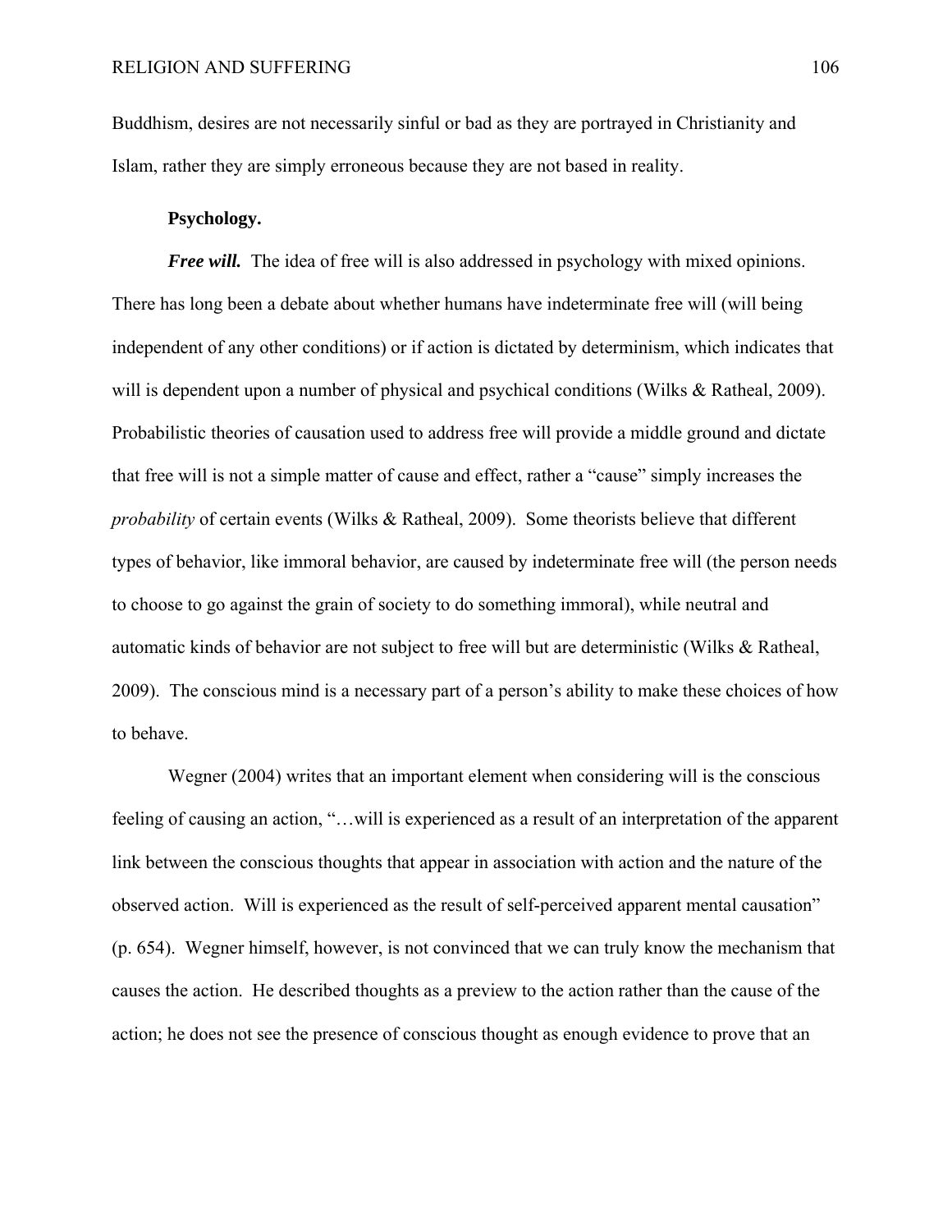Buddhism, desires are not necessarily sinful or bad as they are portrayed in Christianity and Islam, rather they are simply erroneous because they are not based in reality.

### Psychology.

***Free will.*** The idea of free will is also addressed in psychology with mixed opinions. There has long been a debate about whether humans have indeterminate free will (will being independent of any other conditions) or if action is dictated by determinism, which indicates that will is dependent upon a number of physical and psychical conditions (Wilks & Ratheal, 2009). Probabilistic theories of causation used to address free will provide a middle ground and dictate that free will is not a simple matter of cause and effect, rather a "cause" simply increases the *probability* of certain events (Wilks & Ratheal, 2009). Some theorists believe that different types of behavior, like immoral behavior, are caused by indeterminate free will (the person needs to choose to go against the grain of society to do something immoral), while neutral and automatic kinds of behavior are not subject to free will but are deterministic (Wilks & Ratheal, 2009). The conscious mind is a necessary part of a person's ability to make these choices of how to behave.

Wegner (2004) writes that an important element when considering will is the conscious feeling of causing an action, "…will is experienced as a result of an interpretation of the apparent link between the conscious thoughts that appear in association with action and the nature of the observed action. Will is experienced as the result of self-perceived apparent mental causation" (p. 654). Wegner himself, however, is not convinced that we can truly know the mechanism that causes the action. He described thoughts as a preview to the action rather than the cause of the action; he does not see the presence of conscious thought as enough evidence to prove that an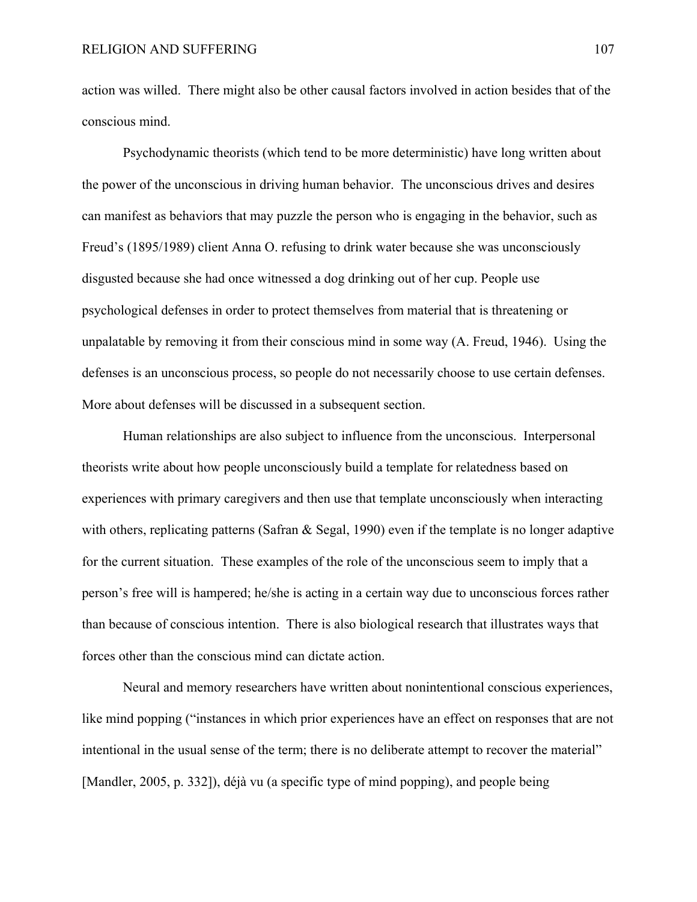action was willed. There might also be other causal factors involved in action besides that of the conscious mind.

Psychodynamic theorists (which tend to be more deterministic) have long written about the power of the unconscious in driving human behavior. The unconscious drives and desires can manifest as behaviors that may puzzle the person who is engaging in the behavior, such as Freud's (1895/1989) client Anna O. refusing to drink water because she was unconsciously disgusted because she had once witnessed a dog drinking out of her cup. People use psychological defenses in order to protect themselves from material that is threatening or unpalatable by removing it from their conscious mind in some way (A. Freud, 1946). Using the defenses is an unconscious process, so people do not necessarily choose to use certain defenses. More about defenses will be discussed in a subsequent section.

Human relationships are also subject to influence from the unconscious. Interpersonal theorists write about how people unconsciously build a template for relatedness based on experiences with primary caregivers and then use that template unconsciously when interacting with others, replicating patterns (Safran & Segal, 1990) even if the template is no longer adaptive for the current situation. These examples of the role of the unconscious seem to imply that a person's free will is hampered; he/she is acting in a certain way due to unconscious forces rather than because of conscious intention. There is also biological research that illustrates ways that forces other than the conscious mind can dictate action.

Neural and memory researchers have written about nonintentional conscious experiences, like mind popping ("instances in which prior experiences have an effect on responses that are not intentional in the usual sense of the term; there is no deliberate attempt to recover the material" [Mandler, 2005, p. 332]), déjà vu (a specific type of mind popping), and people being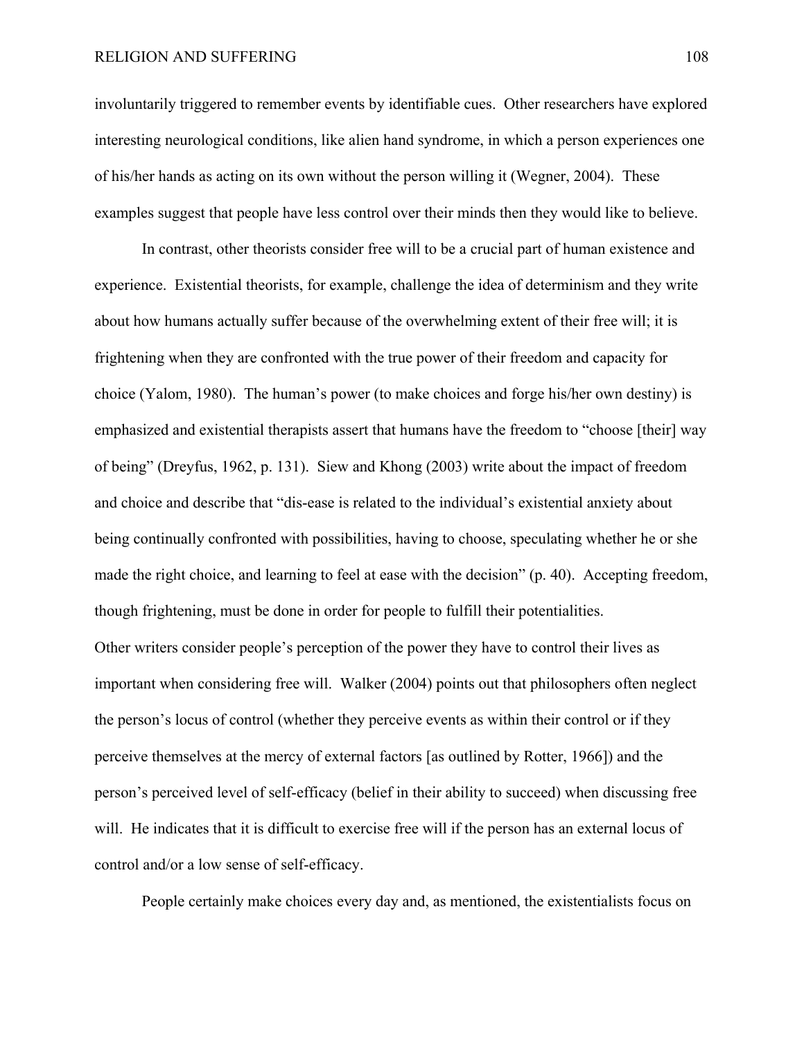involuntarily triggered to remember events by identifiable cues. Other researchers have explored interesting neurological conditions, like alien hand syndrome, in which a person experiences one of his/her hands as acting on its own without the person willing it (Wegner, 2004). These examples suggest that people have less control over their minds then they would like to believe.

In contrast, other theorists consider free will to be a crucial part of human existence and experience. Existential theorists, for example, challenge the idea of determinism and they write about how humans actually suffer because of the overwhelming extent of their free will; it is frightening when they are confronted with the true power of their freedom and capacity for choice (Yalom, 1980). The human's power (to make choices and forge his/her own destiny) is emphasized and existential therapists assert that humans have the freedom to "choose [their] way of being" (Dreyfus, 1962, p. 131). Siew and Khong (2003) write about the impact of freedom and choice and describe that "dis-ease is related to the individual's existential anxiety about being continually confronted with possibilities, having to choose, speculating whether he or she made the right choice, and learning to feel at ease with the decision" (p. 40). Accepting freedom, though frightening, must be done in order for people to fulfill their potentialities.

Other writers consider people's perception of the power they have to control their lives as important when considering free will. Walker (2004) points out that philosophers often neglect the person's locus of control (whether they perceive events as within their control or if they perceive themselves at the mercy of external factors [as outlined by Rotter, 1966]) and the person's perceived level of self-efficacy (belief in their ability to succeed) when discussing free will. He indicates that it is difficult to exercise free will if the person has an external locus of control and/or a low sense of self-efficacy.

People certainly make choices every day and, as mentioned, the existentialists focus on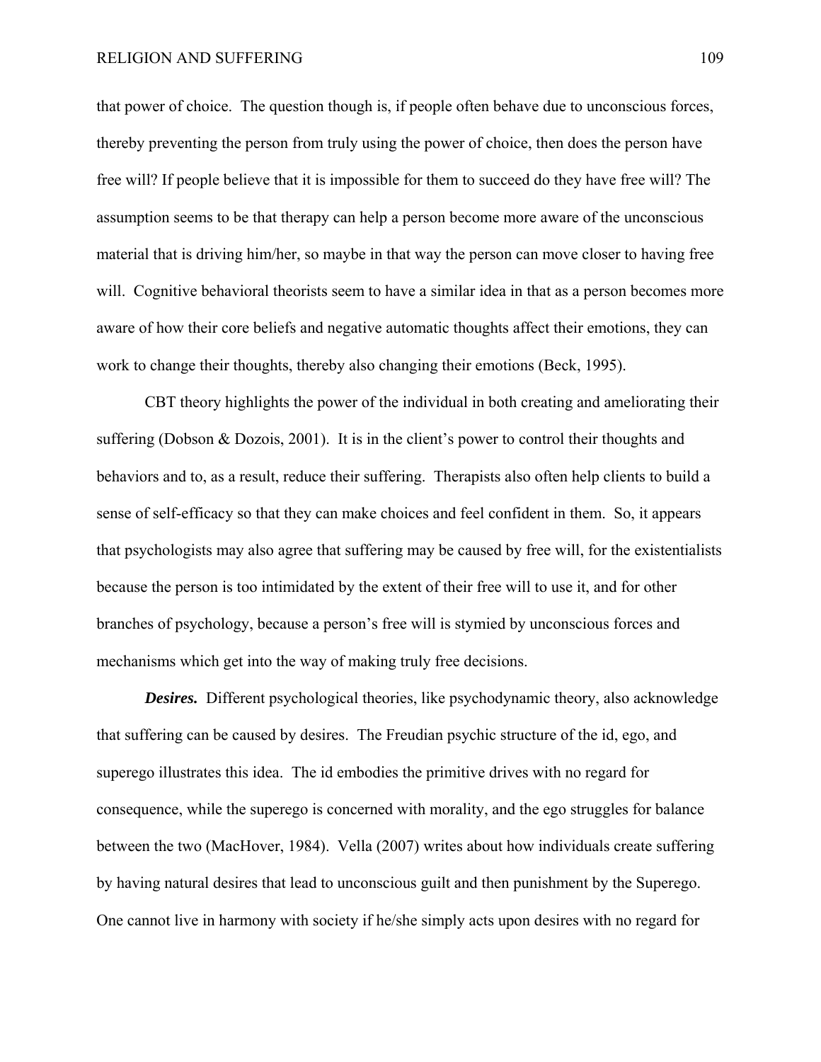that power of choice. The question though is, if people often behave due to unconscious forces, thereby preventing the person from truly using the power of choice, then does the person have free will? If people believe that it is impossible for them to succeed do they have free will? The assumption seems to be that therapy can help a person become more aware of the unconscious material that is driving him/her, so maybe in that way the person can move closer to having free will. Cognitive behavioral theorists seem to have a similar idea in that as a person becomes more aware of how their core beliefs and negative automatic thoughts affect their emotions, they can work to change their thoughts, thereby also changing their emotions (Beck, 1995).

CBT theory highlights the power of the individual in both creating and ameliorating their suffering (Dobson & Dozois, 2001). It is in the client's power to control their thoughts and behaviors and to, as a result, reduce their suffering. Therapists also often help clients to build a sense of self-efficacy so that they can make choices and feel confident in them. So, it appears that psychologists may also agree that suffering may be caused by free will, for the existentialists because the person is too intimidated by the extent of their free will to use it, and for other branches of psychology, because a person's free will is stymied by unconscious forces and mechanisms which get into the way of making truly free decisions.

***Desires.*** Different psychological theories, like psychodynamic theory, also acknowledge that suffering can be caused by desires. The Freudian psychic structure of the id, ego, and superego illustrates this idea. The id embodies the primitive drives with no regard for consequence, while the superego is concerned with morality, and the ego struggles for balance between the two (MacHover, 1984). Vella (2007) writes about how individuals create suffering by having natural desires that lead to unconscious guilt and then punishment by the Superego. One cannot live in harmony with society if he/she simply acts upon desires with no regard for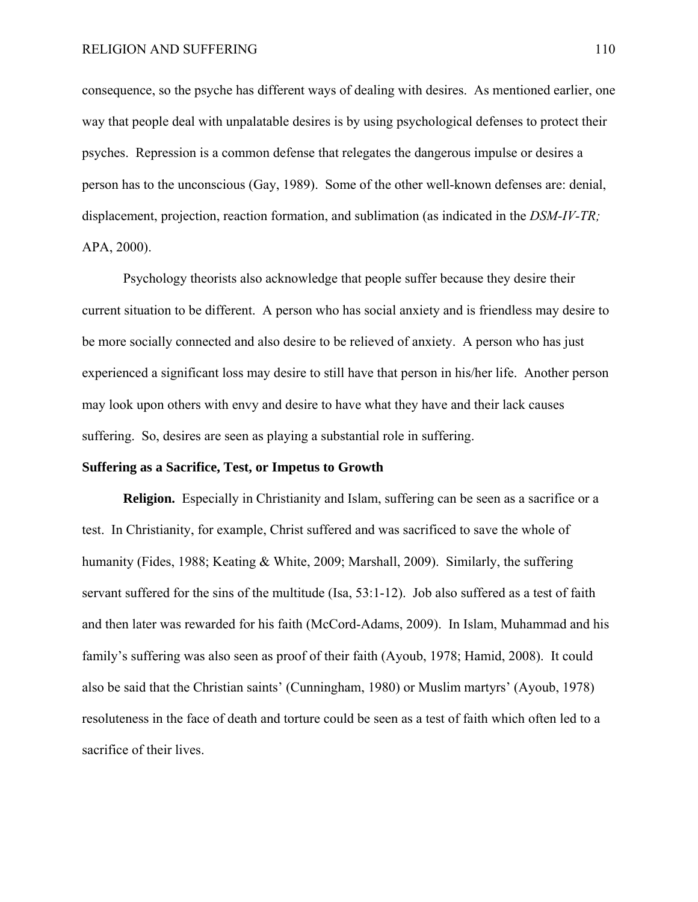consequence, so the psyche has different ways of dealing with desires. As mentioned earlier, one way that people deal with unpalatable desires is by using psychological defenses to protect their psyches. Repression is a common defense that relegates the dangerous impulse or desires a person has to the unconscious (Gay, 1989). Some of the other well-known defenses are: denial, displacement, projection, reaction formation, and sublimation (as indicated in the *DSM-IV-TR;* APA, 2000).

Psychology theorists also acknowledge that people suffer because they desire their current situation to be different. A person who has social anxiety and is friendless may desire to be more socially connected and also desire to be relieved of anxiety. A person who has just experienced a significant loss may desire to still have that person in his/her life. Another person may look upon others with envy and desire to have what they have and their lack causes suffering. So, desires are seen as playing a substantial role in suffering.

## Suffering as a Sacrifice, Test, or Impetus to Growth

**Religion.** Especially in Christianity and Islam, suffering can be seen as a sacrifice or a test. In Christianity, for example, Christ suffered and was sacrificed to save the whole of humanity (Fides, 1988; Keating & White, 2009; Marshall, 2009). Similarly, the suffering servant suffered for the sins of the multitude (Isa, 53:1-12). Job also suffered as a test of faith and then later was rewarded for his faith (McCord-Adams, 2009). In Islam, Muhammad and his family's suffering was also seen as proof of their faith (Ayoub, 1978; Hamid, 2008). It could also be said that the Christian saints' (Cunningham, 1980) or Muslim martyrs' (Ayoub, 1978) resoluteness in the face of death and torture could be seen as a test of faith which often led to a sacrifice of their lives.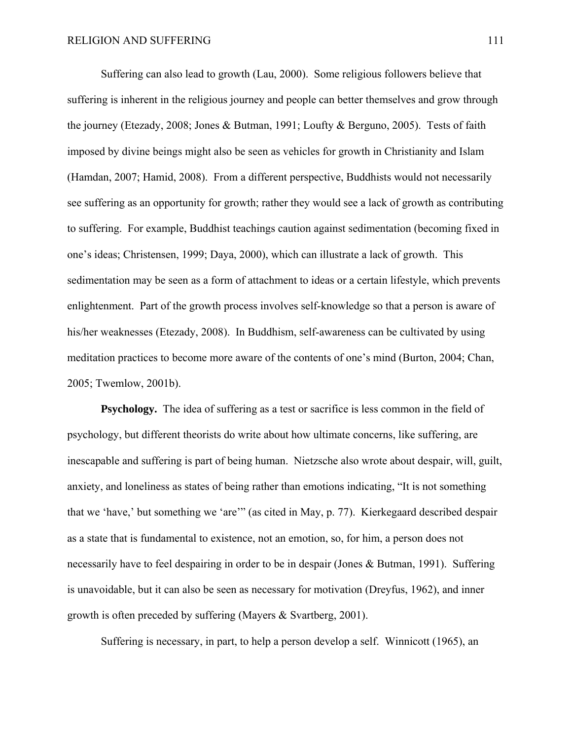Suffering can also lead to growth (Lau, 2000). Some religious followers believe that suffering is inherent in the religious journey and people can better themselves and grow through the journey (Etezady, 2008; Jones & Butman, 1991; Loufty & Berguno, 2005). Tests of faith imposed by divine beings might also be seen as vehicles for growth in Christianity and Islam (Hamdan, 2007; Hamid, 2008). From a different perspective, Buddhists would not necessarily see suffering as an opportunity for growth; rather they would see a lack of growth as contributing to suffering. For example, Buddhist teachings caution against sedimentation (becoming fixed in one's ideas; Christensen, 1999; Daya, 2000), which can illustrate a lack of growth. This sedimentation may be seen as a form of attachment to ideas or a certain lifestyle, which prevents enlightenment. Part of the growth process involves self-knowledge so that a person is aware of his/her weaknesses (Etezady, 2008). In Buddhism, self-awareness can be cultivated by using meditation practices to become more aware of the contents of one's mind (Burton, 2004; Chan, 2005; Twemlow, 2001b).

**Psychology.** The idea of suffering as a test or sacrifice is less common in the field of psychology, but different theorists do write about how ultimate concerns, like suffering, are inescapable and suffering is part of being human. Nietzsche also wrote about despair, will, guilt, anxiety, and loneliness as states of being rather than emotions indicating, "It is not something that we 'have,' but something we 'are'" (as cited in May, p. 77). Kierkegaard described despair as a state that is fundamental to existence, not an emotion, so, for him, a person does not necessarily have to feel despairing in order to be in despair (Jones & Butman, 1991). Suffering is unavoidable, but it can also be seen as necessary for motivation (Dreyfus, 1962), and inner growth is often preceded by suffering (Mayers & Svartberg, 2001).

Suffering is necessary, in part, to help a person develop a self. Winnicott (1965), an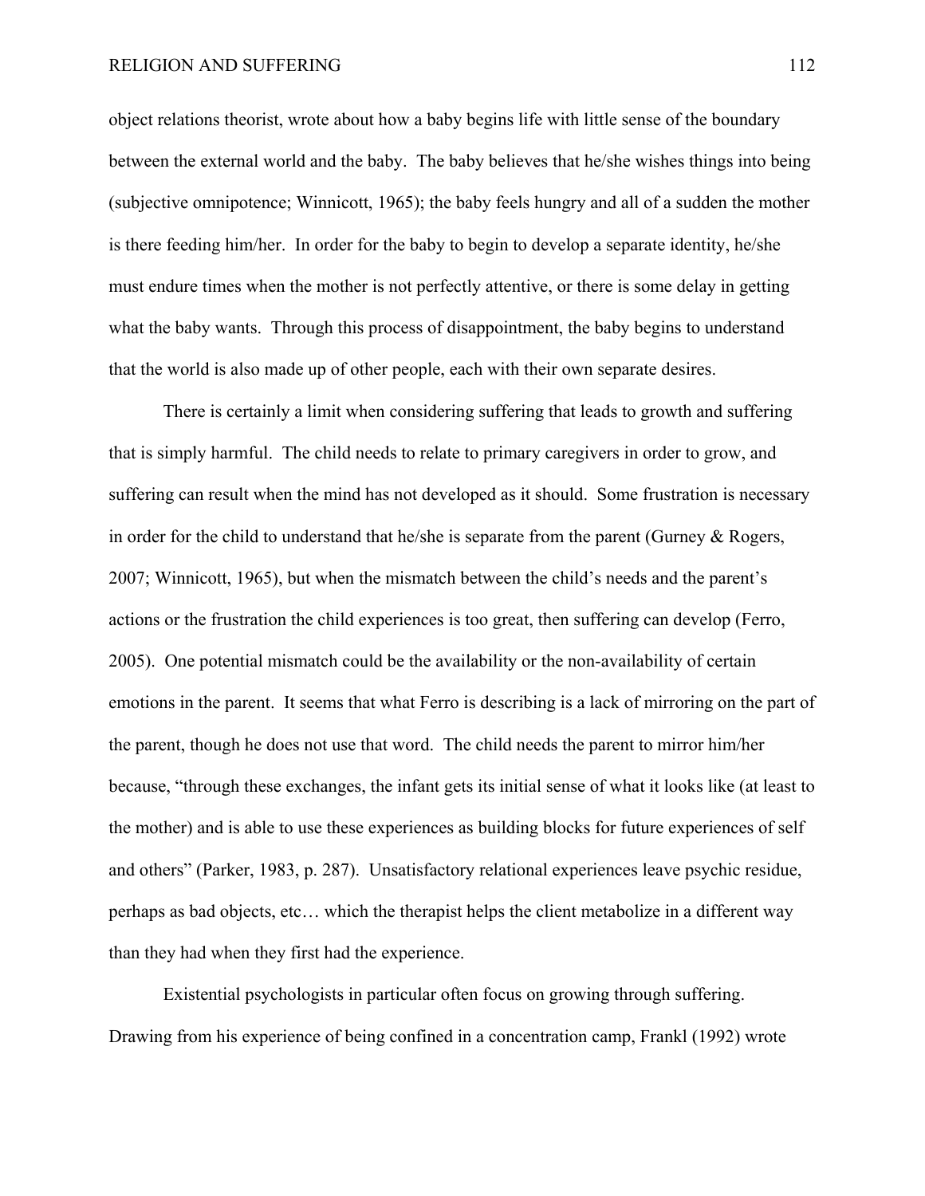object relations theorist, wrote about how a baby begins life with little sense of the boundary between the external world and the baby. The baby believes that he/she wishes things into being (subjective omnipotence; Winnicott, 1965); the baby feels hungry and all of a sudden the mother is there feeding him/her. In order for the baby to begin to develop a separate identity, he/she must endure times when the mother is not perfectly attentive, or there is some delay in getting what the baby wants. Through this process of disappointment, the baby begins to understand that the world is also made up of other people, each with their own separate desires.

There is certainly a limit when considering suffering that leads to growth and suffering that is simply harmful. The child needs to relate to primary caregivers in order to grow, and suffering can result when the mind has not developed as it should. Some frustration is necessary in order for the child to understand that he/she is separate from the parent (Gurney & Rogers, 2007; Winnicott, 1965), but when the mismatch between the child's needs and the parent's actions or the frustration the child experiences is too great, then suffering can develop (Ferro, 2005). One potential mismatch could be the availability or the non-availability of certain emotions in the parent. It seems that what Ferro is describing is a lack of mirroring on the part of the parent, though he does not use that word. The child needs the parent to mirror him/her because, "through these exchanges, the infant gets its initial sense of what it looks like (at least to the mother) and is able to use these experiences as building blocks for future experiences of self and others" (Parker, 1983, p. 287). Unsatisfactory relational experiences leave psychic residue, perhaps as bad objects, etc… which the therapist helps the client metabolize in a different way than they had when they first had the experience.

Existential psychologists in particular often focus on growing through suffering. Drawing from his experience of being confined in a concentration camp, Frankl (1992) wrote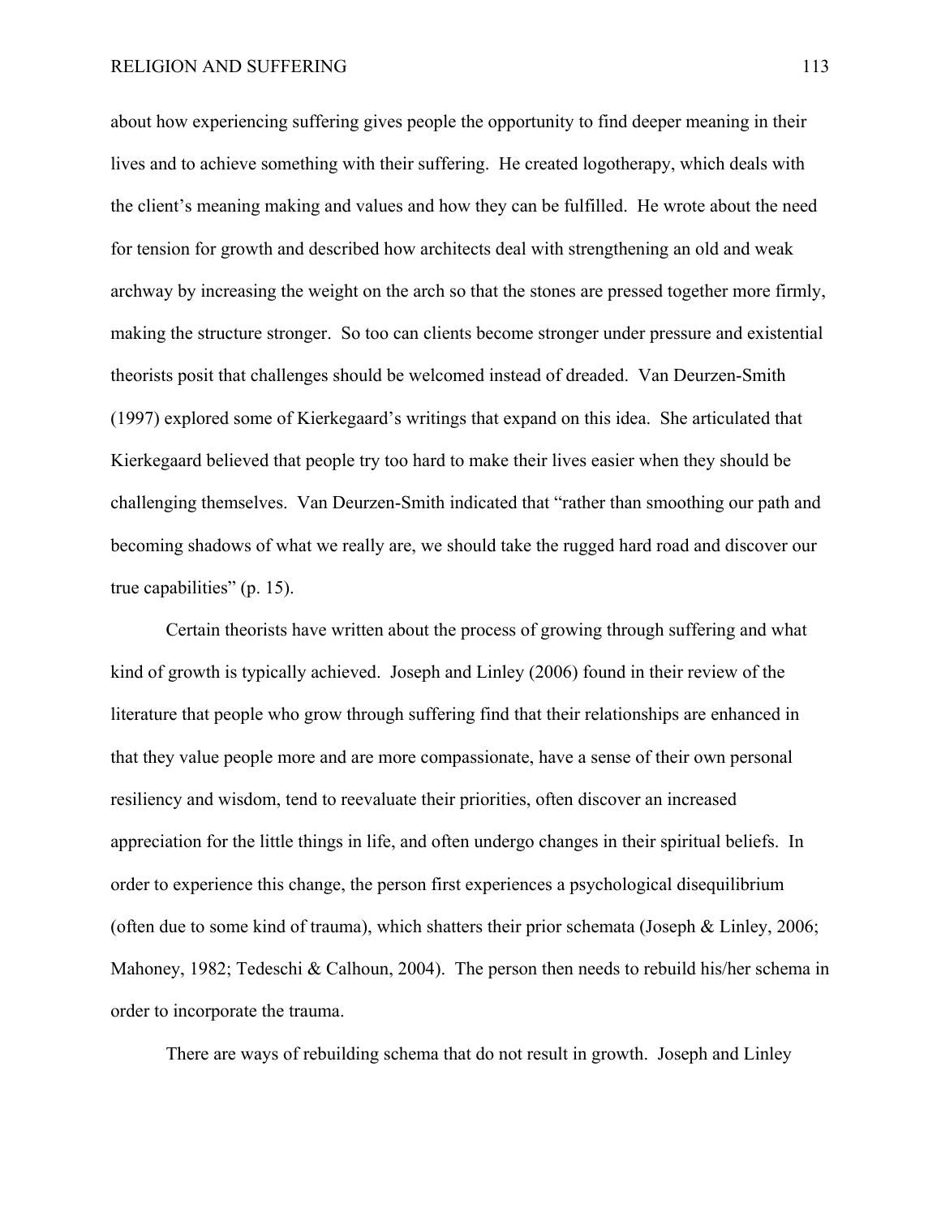about how experiencing suffering gives people the opportunity to find deeper meaning in their lives and to achieve something with their suffering. He created logotherapy, which deals with the client's meaning making and values and how they can be fulfilled. He wrote about the need for tension for growth and described how architects deal with strengthening an old and weak archway by increasing the weight on the arch so that the stones are pressed together more firmly, making the structure stronger. So too can clients become stronger under pressure and existential theorists posit that challenges should be welcomed instead of dreaded. Van Deurzen-Smith (1997) explored some of Kierkegaard's writings that expand on this idea. She articulated that Kierkegaard believed that people try too hard to make their lives easier when they should be challenging themselves. Van Deurzen-Smith indicated that "rather than smoothing our path and becoming shadows of what we really are, we should take the rugged hard road and discover our true capabilities" (p. 15).

Certain theorists have written about the process of growing through suffering and what kind of growth is typically achieved. Joseph and Linley (2006) found in their review of the literature that people who grow through suffering find that their relationships are enhanced in that they value people more and are more compassionate, have a sense of their own personal resiliency and wisdom, tend to reevaluate their priorities, often discover an increased appreciation for the little things in life, and often undergo changes in their spiritual beliefs. In order to experience this change, the person first experiences a psychological disequilibrium (often due to some kind of trauma), which shatters their prior schemata (Joseph & Linley, 2006; Mahoney, 1982; Tedeschi & Calhoun, 2004). The person then needs to rebuild his/her schema in order to incorporate the trauma.

There are ways of rebuilding schema that do not result in growth. Joseph and Linley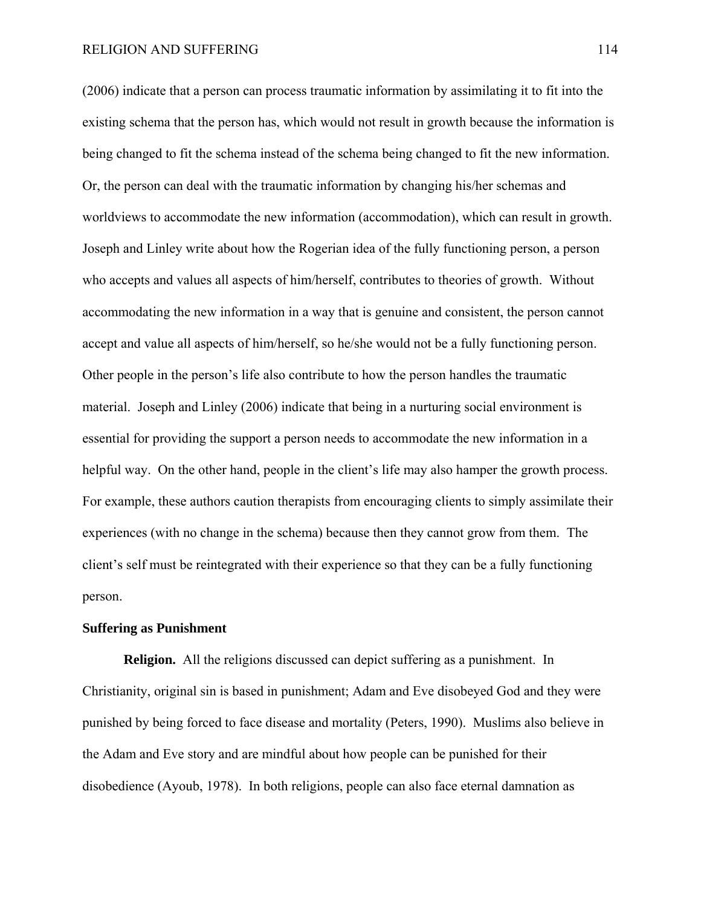(2006) indicate that a person can process traumatic information by assimilating it to fit into the existing schema that the person has, which would not result in growth because the information is being changed to fit the schema instead of the schema being changed to fit the new information. Or, the person can deal with the traumatic information by changing his/her schemas and worldviews to accommodate the new information (accommodation), which can result in growth. Joseph and Linley write about how the Rogerian idea of the fully functioning person, a person who accepts and values all aspects of him/herself, contributes to theories of growth. Without accommodating the new information in a way that is genuine and consistent, the person cannot accept and value all aspects of him/herself, so he/she would not be a fully functioning person. Other people in the person's life also contribute to how the person handles the traumatic material. Joseph and Linley (2006) indicate that being in a nurturing social environment is essential for providing the support a person needs to accommodate the new information in a helpful way. On the other hand, people in the client's life may also hamper the growth process. For example, these authors caution therapists from encouraging clients to simply assimilate their experiences (with no change in the schema) because then they cannot grow from them. The client's self must be reintegrated with their experience so that they can be a fully functioning person.

### Suffering as Punishment

**Religion.** All the religions discussed can depict suffering as a punishment. In Christianity, original sin is based in punishment; Adam and Eve disobeyed God and they were punished by being forced to face disease and mortality (Peters, 1990). Muslims also believe in the Adam and Eve story and are mindful about how people can be punished for their disobedience (Ayoub, 1978). In both religions, people can also face eternal damnation as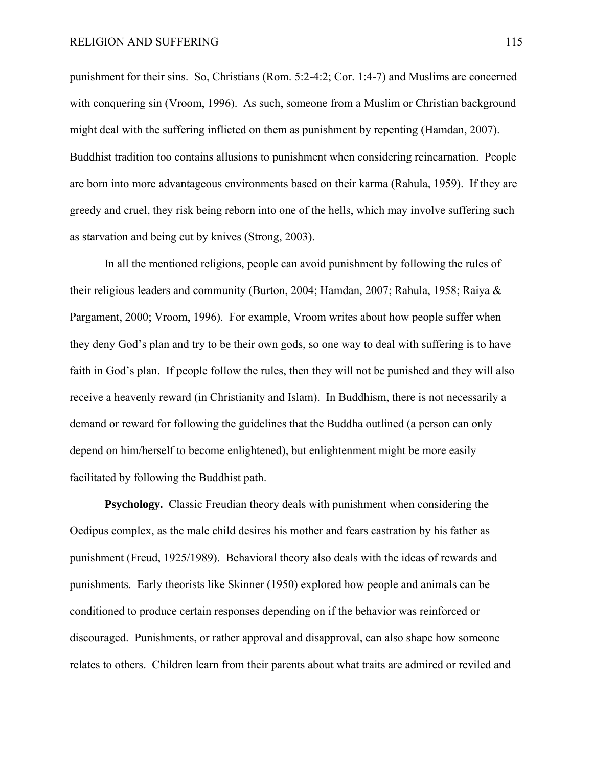punishment for their sins. So, Christians (Rom. 5:2-4:2; Cor. 1:4-7) and Muslims are concerned with conquering sin (Vroom, 1996). As such, someone from a Muslim or Christian background might deal with the suffering inflicted on them as punishment by repenting (Hamdan, 2007). Buddhist tradition too contains allusions to punishment when considering reincarnation. People are born into more advantageous environments based on their karma (Rahula, 1959). If they are greedy and cruel, they risk being reborn into one of the hells, which may involve suffering such as starvation and being cut by knives (Strong, 2003).

In all the mentioned religions, people can avoid punishment by following the rules of their religious leaders and community (Burton, 2004; Hamdan, 2007; Rahula, 1958; Raiya & Pargament, 2000; Vroom, 1996). For example, Vroom writes about how people suffer when they deny God's plan and try to be their own gods, so one way to deal with suffering is to have faith in God's plan. If people follow the rules, then they will not be punished and they will also receive a heavenly reward (in Christianity and Islam). In Buddhism, there is not necessarily a demand or reward for following the guidelines that the Buddha outlined (a person can only depend on him/herself to become enlightened), but enlightenment might be more easily facilitated by following the Buddhist path.

**Psychology.** Classic Freudian theory deals with punishment when considering the Oedipus complex, as the male child desires his mother and fears castration by his father as punishment (Freud, 1925/1989). Behavioral theory also deals with the ideas of rewards and punishments. Early theorists like Skinner (1950) explored how people and animals can be conditioned to produce certain responses depending on if the behavior was reinforced or discouraged. Punishments, or rather approval and disapproval, can also shape how someone relates to others. Children learn from their parents about what traits are admired or reviled and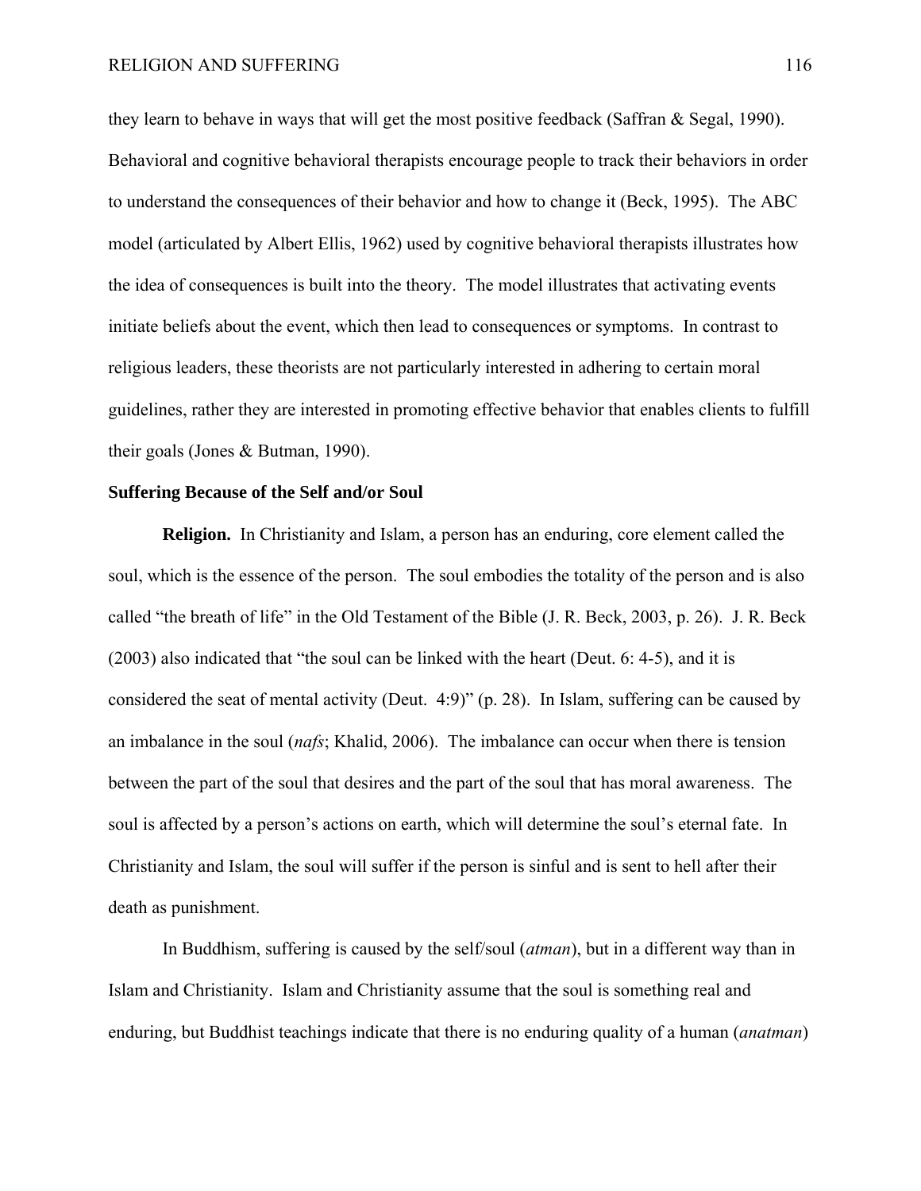they learn to behave in ways that will get the most positive feedback (Saffran & Segal, 1990). Behavioral and cognitive behavioral therapists encourage people to track their behaviors in order to understand the consequences of their behavior and how to change it (Beck, 1995). The ABC model (articulated by Albert Ellis, 1962) used by cognitive behavioral therapists illustrates how the idea of consequences is built into the theory. The model illustrates that activating events initiate beliefs about the event, which then lead to consequences or symptoms. In contrast to religious leaders, these theorists are not particularly interested in adhering to certain moral guidelines, rather they are interested in promoting effective behavior that enables clients to fulfill their goals (Jones & Butman, 1990).

**Suffering Because of the Self and/or Soul**

**Religion.** In Christianity and Islam, a person has an enduring, core element called the soul, which is the essence of the person. The soul embodies the totality of the person and is also called "the breath of life" in the Old Testament of the Bible (J. R. Beck, 2003, p. 26). J. R. Beck (2003) also indicated that "the soul can be linked with the heart (Deut. 6: 4-5), and it is considered the seat of mental activity (Deut. 4:9)" (p. 28). In Islam, suffering can be caused by an imbalance in the soul (*nafs*; Khalid, 2006). The imbalance can occur when there is tension between the part of the soul that desires and the part of the soul that has moral awareness. The soul is affected by a person's actions on earth, which will determine the soul's eternal fate. In Christianity and Islam, the soul will suffer if the person is sinful and is sent to hell after their death as punishment.

In Buddhism, suffering is caused by the self/soul (*atman*), but in a different way than in Islam and Christianity. Islam and Christianity assume that the soul is something real and enduring, but Buddhist teachings indicate that there is no enduring quality of a human (*anatman*)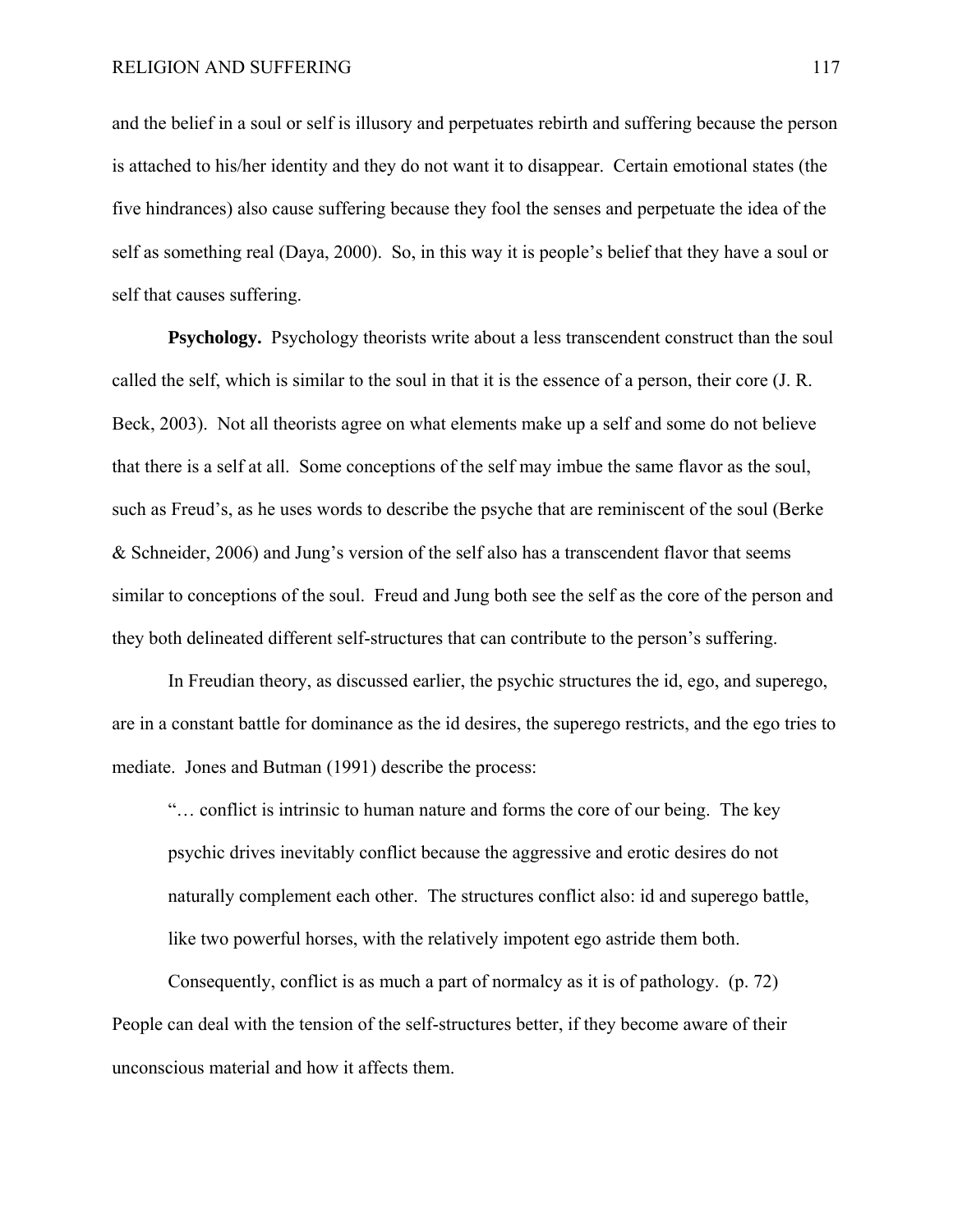and the belief in a soul or self is illusory and perpetuates rebirth and suffering because the person is attached to his/her identity and they do not want it to disappear. Certain emotional states (the five hindrances) also cause suffering because they fool the senses and perpetuate the idea of the self as something real (Daya, 2000). So, in this way it is people's belief that they have a soul or self that causes suffering.

**Psychology.** Psychology theorists write about a less transcendent construct than the soul called the self, which is similar to the soul in that it is the essence of a person, their core (J. R. Beck, 2003). Not all theorists agree on what elements make up a self and some do not believe that there is a self at all. Some conceptions of the self may imbue the same flavor as the soul, such as Freud's, as he uses words to describe the psyche that are reminiscent of the soul (Berke & Schneider, 2006) and Jung's version of the self also has a transcendent flavor that seems similar to conceptions of the soul. Freud and Jung both see the self as the core of the person and they both delineated different self-structures that can contribute to the person's suffering.

In Freudian theory, as discussed earlier, the psychic structures the id, ego, and superego, are in a constant battle for dominance as the id desires, the superego restricts, and the ego tries to mediate. Jones and Butman (1991) describe the process:

> "… conflict is intrinsic to human nature and forms the core of our being. The key psychic drives inevitably conflict because the aggressive and erotic desires do not naturally complement each other. The structures conflict also: id and superego battle, like two powerful horses, with the relatively impotent ego astride them both.
>
> Consequently, conflict is as much a part of normalcy as it is of pathology. (p. 72)

People can deal with the tension of the self-structures better, if they become aware of their unconscious material and how it affects them.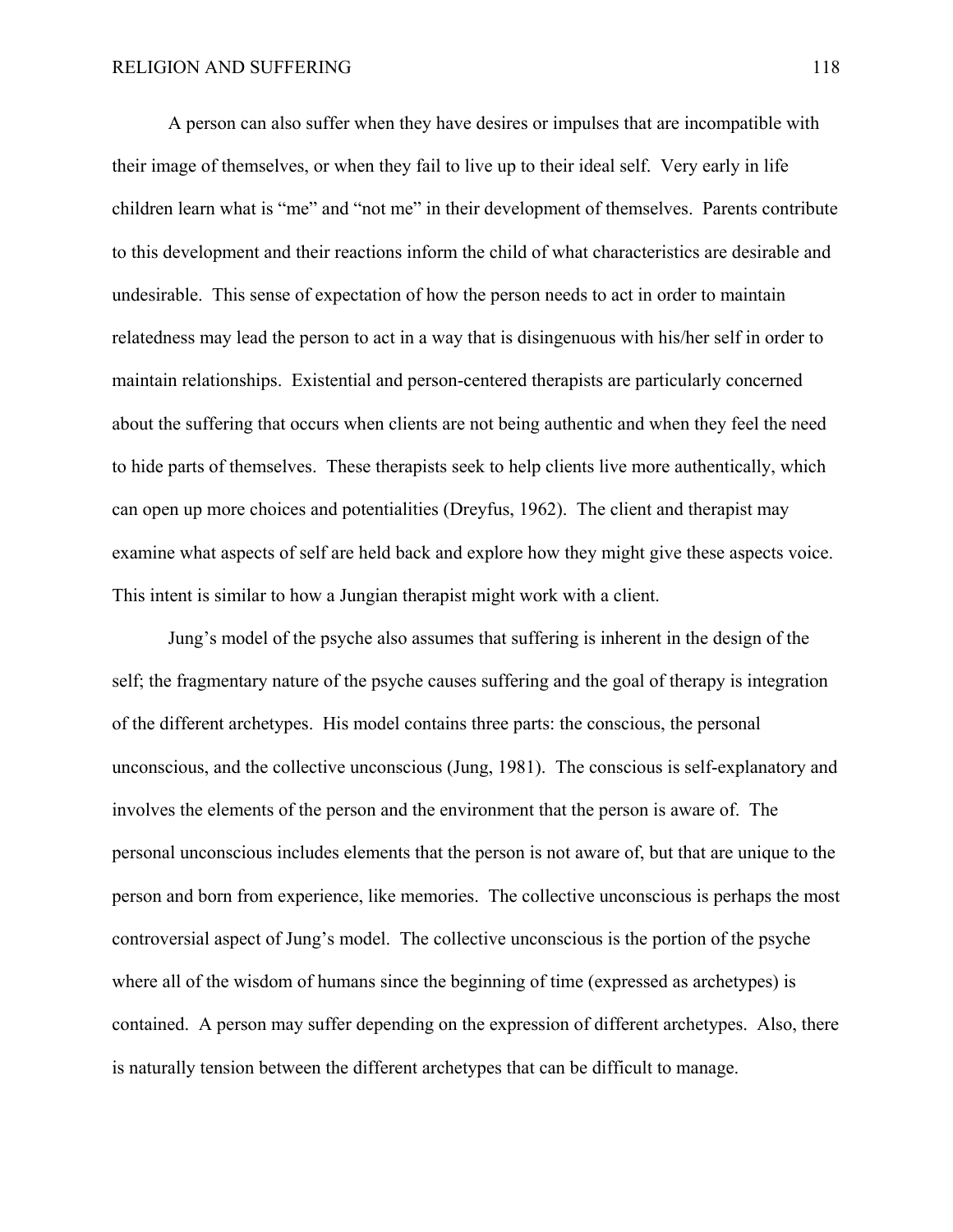A person can also suffer when they have desires or impulses that are incompatible with their image of themselves, or when they fail to live up to their ideal self. Very early in life children learn what is "me" and "not me" in their development of themselves. Parents contribute to this development and their reactions inform the child of what characteristics are desirable and undesirable. This sense of expectation of how the person needs to act in order to maintain relatedness may lead the person to act in a way that is disingenuous with his/her self in order to maintain relationships. Existential and person-centered therapists are particularly concerned about the suffering that occurs when clients are not being authentic and when they feel the need to hide parts of themselves. These therapists seek to help clients live more authentically, which can open up more choices and potentialities (Dreyfus, 1962). The client and therapist may examine what aspects of self are held back and explore how they might give these aspects voice. This intent is similar to how a Jungian therapist might work with a client.

Jung's model of the psyche also assumes that suffering is inherent in the design of the self; the fragmentary nature of the psyche causes suffering and the goal of therapy is integration of the different archetypes. His model contains three parts: the conscious, the personal unconscious, and the collective unconscious (Jung, 1981). The conscious is self-explanatory and involves the elements of the person and the environment that the person is aware of. The personal unconscious includes elements that the person is not aware of, but that are unique to the person and born from experience, like memories. The collective unconscious is perhaps the most controversial aspect of Jung's model. The collective unconscious is the portion of the psyche where all of the wisdom of humans since the beginning of time (expressed as archetypes) is contained. A person may suffer depending on the expression of different archetypes. Also, there is naturally tension between the different archetypes that can be difficult to manage.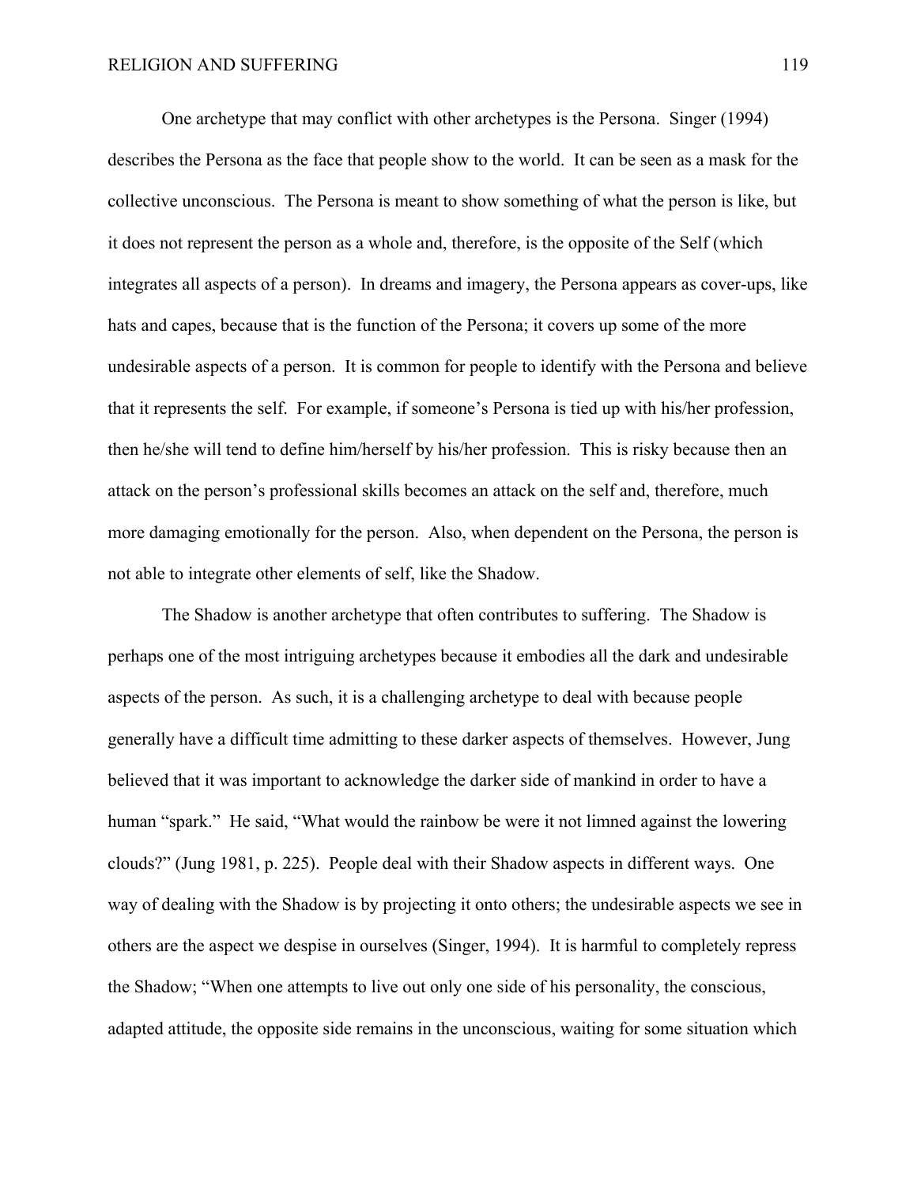One archetype that may conflict with other archetypes is the Persona. Singer (1994) describes the Persona as the face that people show to the world. It can be seen as a mask for the collective unconscious. The Persona is meant to show something of what the person is like, but it does not represent the person as a whole and, therefore, is the opposite of the Self (which integrates all aspects of a person). In dreams and imagery, the Persona appears as cover-ups, like hats and capes, because that is the function of the Persona; it covers up some of the more undesirable aspects of a person. It is common for people to identify with the Persona and believe that it represents the self. For example, if someone's Persona is tied up with his/her profession, then he/she will tend to define him/herself by his/her profession. This is risky because then an attack on the person's professional skills becomes an attack on the self and, therefore, much more damaging emotionally for the person. Also, when dependent on the Persona, the person is not able to integrate other elements of self, like the Shadow.

The Shadow is another archetype that often contributes to suffering. The Shadow is perhaps one of the most intriguing archetypes because it embodies all the dark and undesirable aspects of the person. As such, it is a challenging archetype to deal with because people generally have a difficult time admitting to these darker aspects of themselves. However, Jung believed that it was important to acknowledge the darker side of mankind in order to have a human "spark." He said, "What would the rainbow be were it not limned against the lowering clouds?" (Jung 1981, p. 225). People deal with their Shadow aspects in different ways. One way of dealing with the Shadow is by projecting it onto others; the undesirable aspects we see in others are the aspect we despise in ourselves (Singer, 1994). It is harmful to completely repress the Shadow; "When one attempts to live out only one side of his personality, the conscious, adapted attitude, the opposite side remains in the unconscious, waiting for some situation which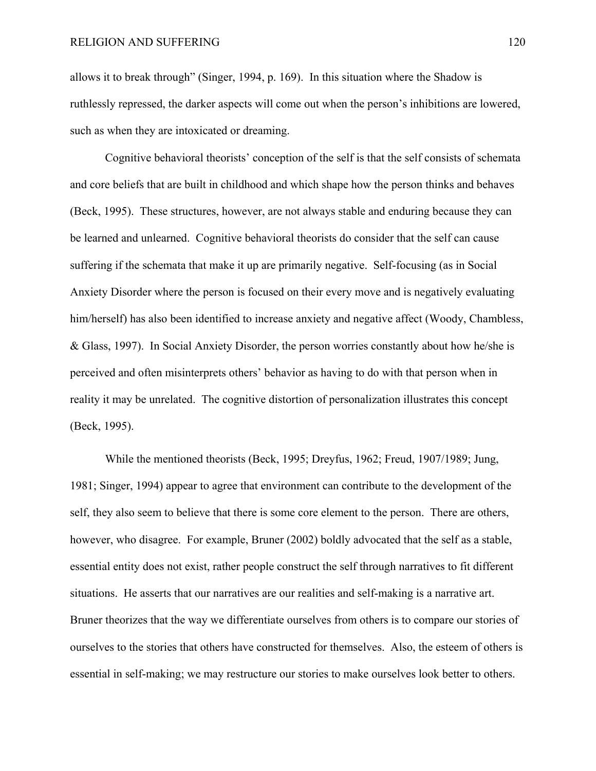allows it to break through" (Singer, 1994, p. 169). In this situation where the Shadow is ruthlessly repressed, the darker aspects will come out when the person's inhibitions are lowered, such as when they are intoxicated or dreaming.

Cognitive behavioral theorists' conception of the self is that the self consists of schemata and core beliefs that are built in childhood and which shape how the person thinks and behaves (Beck, 1995). These structures, however, are not always stable and enduring because they can be learned and unlearned. Cognitive behavioral theorists do consider that the self can cause suffering if the schemata that make it up are primarily negative. Self-focusing (as in Social Anxiety Disorder where the person is focused on their every move and is negatively evaluating him/herself) has also been identified to increase anxiety and negative affect (Woody, Chambless, & Glass, 1997). In Social Anxiety Disorder, the person worries constantly about how he/she is perceived and often misinterprets others' behavior as having to do with that person when in reality it may be unrelated. The cognitive distortion of personalization illustrates this concept (Beck, 1995).

While the mentioned theorists (Beck, 1995; Dreyfus, 1962; Freud, 1907/1989; Jung, 1981; Singer, 1994) appear to agree that environment can contribute to the development of the self, they also seem to believe that there is some core element to the person. There are others, however, who disagree. For example, Bruner (2002) boldly advocated that the self as a stable, essential entity does not exist, rather people construct the self through narratives to fit different situations. He asserts that our narratives are our realities and self-making is a narrative art. Bruner theorizes that the way we differentiate ourselves from others is to compare our stories of ourselves to the stories that others have constructed for themselves. Also, the esteem of others is essential in self-making; we may restructure our stories to make ourselves look better to others.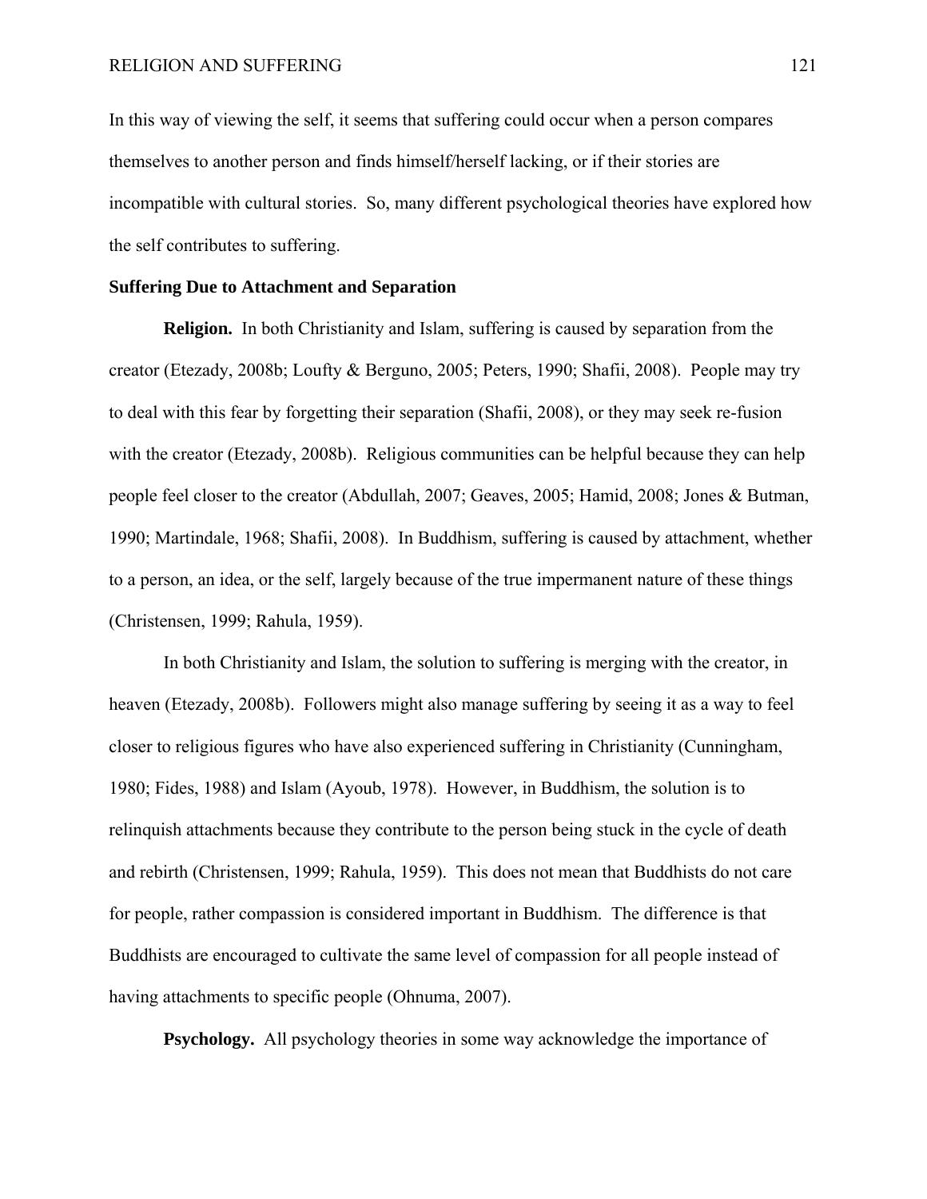In this way of viewing the self, it seems that suffering could occur when a person compares themselves to another person and finds himself/herself lacking, or if their stories are incompatible with cultural stories. So, many different psychological theories have explored how the self contributes to suffering.

### Suffering Due to Attachment and Separation

**Religion.** In both Christianity and Islam, suffering is caused by separation from the creator (Etezady, 2008b; Loufty & Berguno, 2005; Peters, 1990; Shafii, 2008). People may try to deal with this fear by forgetting their separation (Shafii, 2008), or they may seek re-fusion with the creator (Etezady, 2008b). Religious communities can be helpful because they can help people feel closer to the creator (Abdullah, 2007; Geaves, 2005; Hamid, 2008; Jones & Butman, 1990; Martindale, 1968; Shafii, 2008). In Buddhism, suffering is caused by attachment, whether to a person, an idea, or the self, largely because of the true impermanent nature of these things (Christensen, 1999; Rahula, 1959).

In both Christianity and Islam, the solution to suffering is merging with the creator, in heaven (Etezady, 2008b). Followers might also manage suffering by seeing it as a way to feel closer to religious figures who have also experienced suffering in Christianity (Cunningham, 1980; Fides, 1988) and Islam (Ayoub, 1978). However, in Buddhism, the solution is to relinquish attachments because they contribute to the person being stuck in the cycle of death and rebirth (Christensen, 1999; Rahula, 1959). This does not mean that Buddhists do not care for people, rather compassion is considered important in Buddhism. The difference is that Buddhists are encouraged to cultivate the same level of compassion for all people instead of having attachments to specific people (Ohnuma, 2007).

**Psychology.** All psychology theories in some way acknowledge the importance of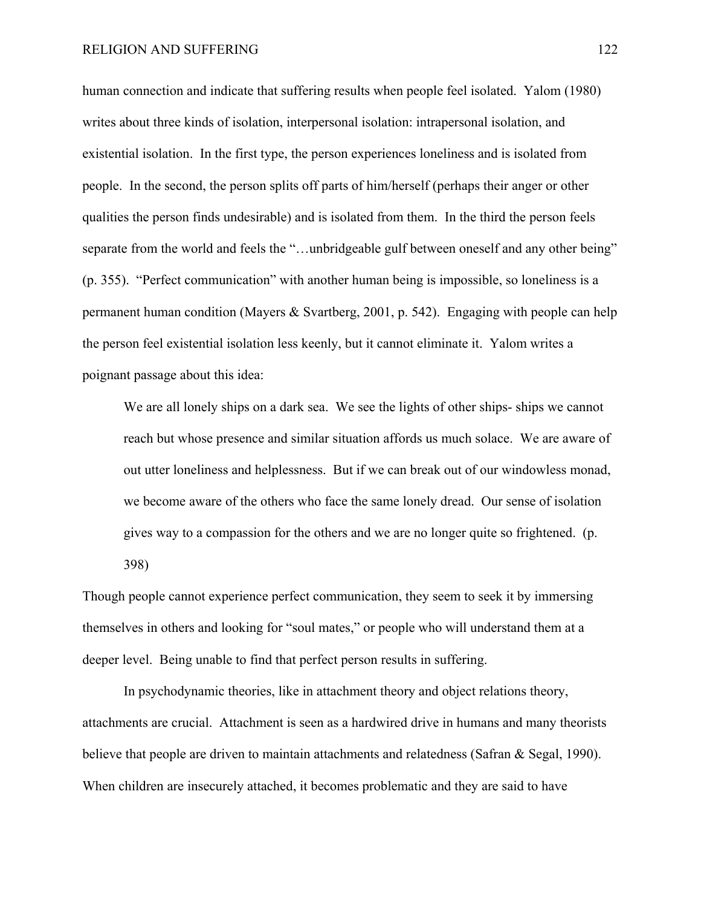human connection and indicate that suffering results when people feel isolated. Yalom (1980) writes about three kinds of isolation, interpersonal isolation: intrapersonal isolation, and existential isolation. In the first type, the person experiences loneliness and is isolated from people. In the second, the person splits off parts of him/herself (perhaps their anger or other qualities the person finds undesirable) and is isolated from them. In the third the person feels separate from the world and feels the "…unbridgeable gulf between oneself and any other being" (p. 355). "Perfect communication" with another human being is impossible, so loneliness is a permanent human condition (Mayers & Svartberg, 2001, p. 542). Engaging with people can help the person feel existential isolation less keenly, but it cannot eliminate it. Yalom writes a poignant passage about this idea:

> We are all lonely ships on a dark sea. We see the lights of other ships- ships we cannot reach but whose presence and similar situation affords us much solace. We are aware of out utter loneliness and helplessness. But if we can break out of our windowless monad, we become aware of the others who face the same lonely dread. Our sense of isolation gives way to a compassion for the others and we are no longer quite so frightened. (p. 398)

Though people cannot experience perfect communication, they seem to seek it by immersing themselves in others and looking for "soul mates," or people who will understand them at a deeper level. Being unable to find that perfect person results in suffering.

In psychodynamic theories, like in attachment theory and object relations theory, attachments are crucial. Attachment is seen as a hardwired drive in humans and many theorists believe that people are driven to maintain attachments and relatedness (Safran & Segal, 1990). When children are insecurely attached, it becomes problematic and they are said to have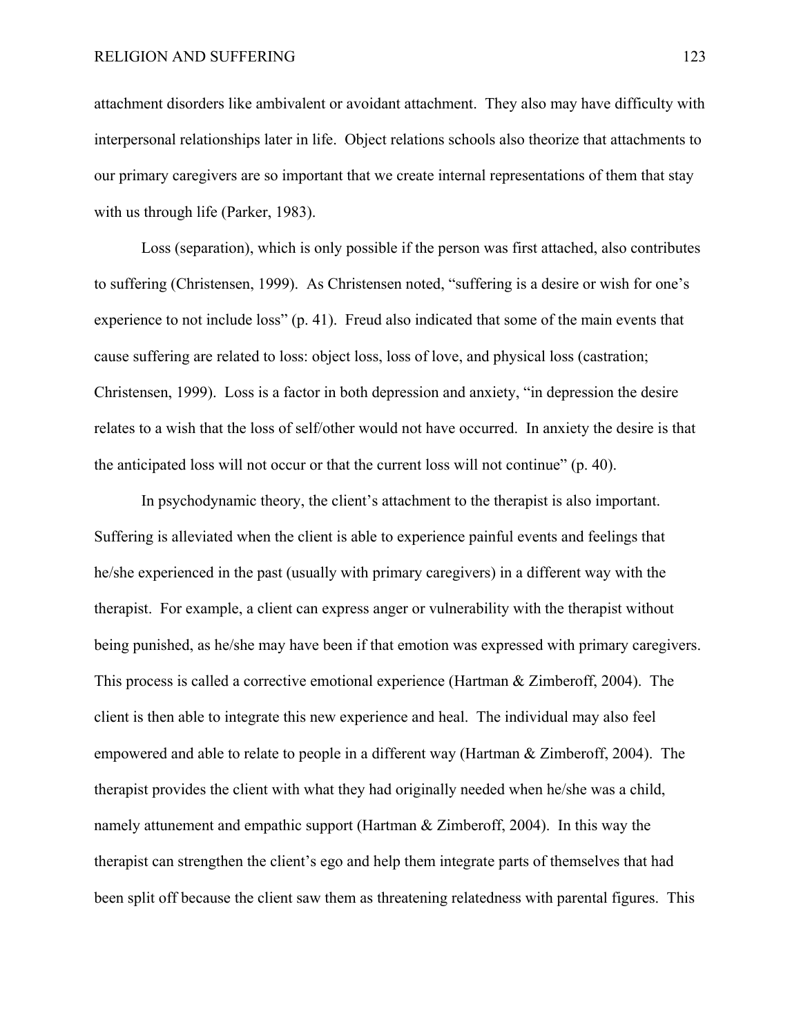attachment disorders like ambivalent or avoidant attachment. They also may have difficulty with interpersonal relationships later in life. Object relations schools also theorize that attachments to our primary caregivers are so important that we create internal representations of them that stay with us through life (Parker, 1983).

Loss (separation), which is only possible if the person was first attached, also contributes to suffering (Christensen, 1999). As Christensen noted, "suffering is a desire or wish for one's experience to not include loss" (p. 41). Freud also indicated that some of the main events that cause suffering are related to loss: object loss, loss of love, and physical loss (castration; Christensen, 1999). Loss is a factor in both depression and anxiety, "in depression the desire relates to a wish that the loss of self/other would not have occurred. In anxiety the desire is that the anticipated loss will not occur or that the current loss will not continue" (p. 40).

In psychodynamic theory, the client's attachment to the therapist is also important. Suffering is alleviated when the client is able to experience painful events and feelings that he/she experienced in the past (usually with primary caregivers) in a different way with the therapist. For example, a client can express anger or vulnerability with the therapist without being punished, as he/she may have been if that emotion was expressed with primary caregivers. This process is called a corrective emotional experience (Hartman & Zimberoff, 2004). The client is then able to integrate this new experience and heal. The individual may also feel empowered and able to relate to people in a different way (Hartman & Zimberoff, 2004). The therapist provides the client with what they had originally needed when he/she was a child, namely attunement and empathic support (Hartman & Zimberoff, 2004). In this way the therapist can strengthen the client's ego and help them integrate parts of themselves that had been split off because the client saw them as threatening relatedness with parental figures. This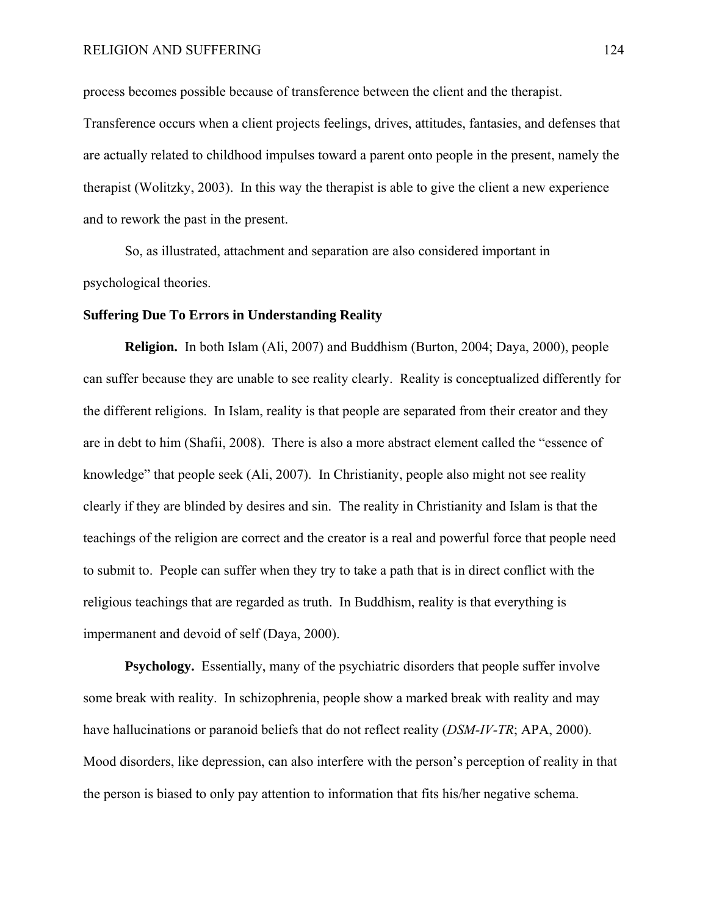process becomes possible because of transference between the client and the therapist. Transference occurs when a client projects feelings, drives, attitudes, fantasies, and defenses that are actually related to childhood impulses toward a parent onto people in the present, namely the therapist (Wolitzky, 2003). In this way the therapist is able to give the client a new experience and to rework the past in the present.

So, as illustrated, attachment and separation are also considered important in psychological theories.

### Suffering Due To Errors in Understanding Reality

**Religion.** In both Islam (Ali, 2007) and Buddhism (Burton, 2004; Daya, 2000), people can suffer because they are unable to see reality clearly. Reality is conceptualized differently for the different religions. In Islam, reality is that people are separated from their creator and they are in debt to him (Shafii, 2008). There is also a more abstract element called the "essence of knowledge" that people seek (Ali, 2007). In Christianity, people also might not see reality clearly if they are blinded by desires and sin. The reality in Christianity and Islam is that the teachings of the religion are correct and the creator is a real and powerful force that people need to submit to. People can suffer when they try to take a path that is in direct conflict with the religious teachings that are regarded as truth. In Buddhism, reality is that everything is impermanent and devoid of self (Daya, 2000).

**Psychology.** Essentially, many of the psychiatric disorders that people suffer involve some break with reality. In schizophrenia, people show a marked break with reality and may have hallucinations or paranoid beliefs that do not reflect reality (*DSM-IV-TR*; APA, 2000). Mood disorders, like depression, can also interfere with the person's perception of reality in that the person is biased to only pay attention to information that fits his/her negative schema.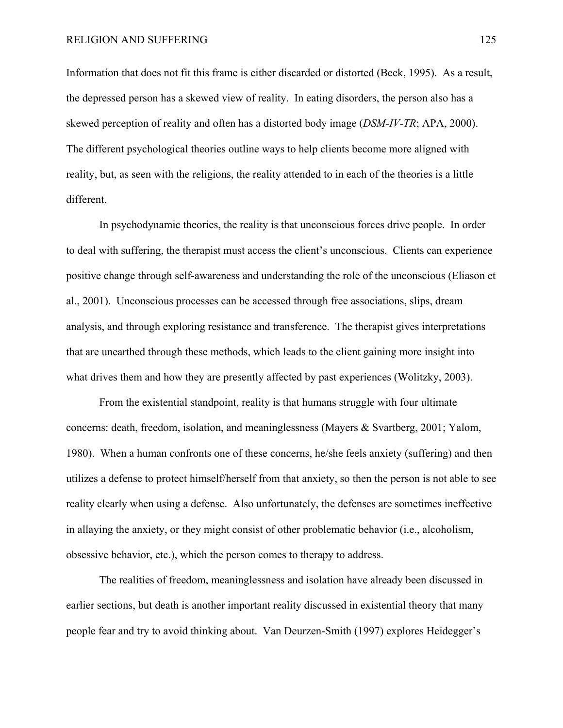Information that does not fit this frame is either discarded or distorted (Beck, 1995). As a result, the depressed person has a skewed view of reality. In eating disorders, the person also has a skewed perception of reality and often has a distorted body image (*DSM-IV-TR*; APA, 2000). The different psychological theories outline ways to help clients become more aligned with reality, but, as seen with the religions, the reality attended to in each of the theories is a little different.

In psychodynamic theories, the reality is that unconscious forces drive people. In order to deal with suffering, the therapist must access the client's unconscious. Clients can experience positive change through self-awareness and understanding the role of the unconscious (Eliason et al., 2001). Unconscious processes can be accessed through free associations, slips, dream analysis, and through exploring resistance and transference. The therapist gives interpretations that are unearthed through these methods, which leads to the client gaining more insight into what drives them and how they are presently affected by past experiences (Wolitzky, 2003).

From the existential standpoint, reality is that humans struggle with four ultimate concerns: death, freedom, isolation, and meaninglessness (Mayers & Svartberg, 2001; Yalom, 1980). When a human confronts one of these concerns, he/she feels anxiety (suffering) and then utilizes a defense to protect himself/herself from that anxiety, so then the person is not able to see reality clearly when using a defense. Also unfortunately, the defenses are sometimes ineffective in allaying the anxiety, or they might consist of other problematic behavior (i.e., alcoholism, obsessive behavior, etc.), which the person comes to therapy to address.

The realities of freedom, meaninglessness and isolation have already been discussed in earlier sections, but death is another important reality discussed in existential theory that many people fear and try to avoid thinking about. Van Deurzen-Smith (1997) explores Heidegger's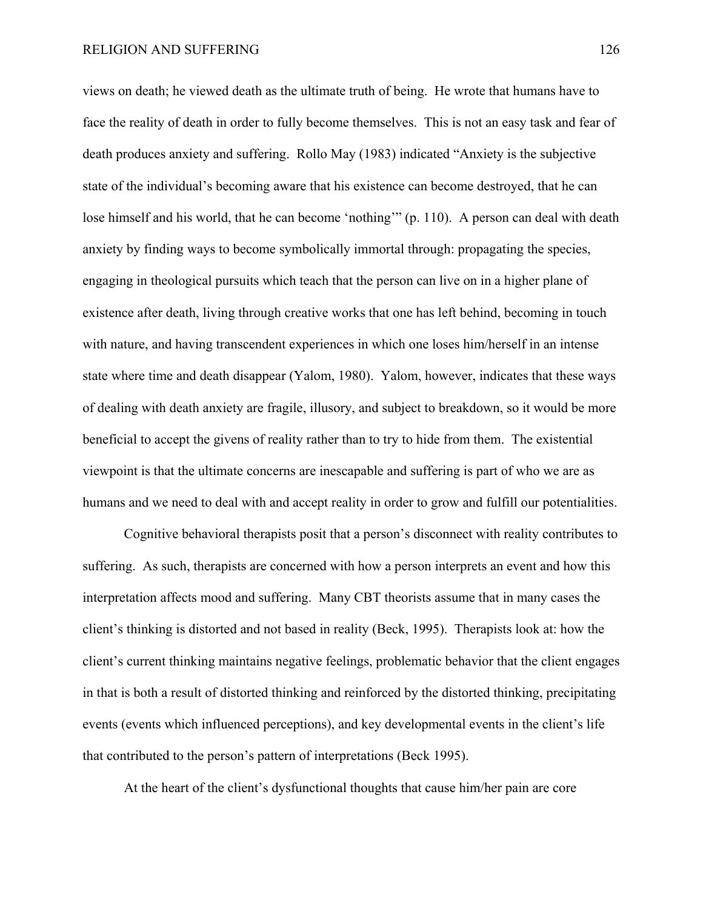views on death; he viewed death as the ultimate truth of being. He wrote that humans have to face the reality of death in order to fully become themselves. This is not an easy task and fear of death produces anxiety and suffering. Rollo May (1983) indicated "Anxiety is the subjective state of the individual's becoming aware that his existence can become destroyed, that he can lose himself and his world, that he can become 'nothing'" (p. 110). A person can deal with death anxiety by finding ways to become symbolically immortal through: propagating the species, engaging in theological pursuits which teach that the person can live on in a higher plane of existence after death, living through creative works that one has left behind, becoming in touch with nature, and having transcendent experiences in which one loses him/herself in an intense state where time and death disappear (Yalom, 1980). Yalom, however, indicates that these ways of dealing with death anxiety are fragile, illusory, and subject to breakdown, so it would be more beneficial to accept the givens of reality rather than to try to hide from them. The existential viewpoint is that the ultimate concerns are inescapable and suffering is part of who we are as humans and we need to deal with and accept reality in order to grow and fulfill our potentialities.

Cognitive behavioral therapists posit that a person's disconnect with reality contributes to suffering. As such, therapists are concerned with how a person interprets an event and how this interpretation affects mood and suffering. Many CBT theorists assume that in many cases the client's thinking is distorted and not based in reality (Beck, 1995). Therapists look at: how the client's current thinking maintains negative feelings, problematic behavior that the client engages in that is both a result of distorted thinking and reinforced by the distorted thinking, precipitating events (events which influenced perceptions), and key developmental events in the client's life that contributed to the person's pattern of interpretations (Beck 1995).

At the heart of the client's dysfunctional thoughts that cause him/her pain are core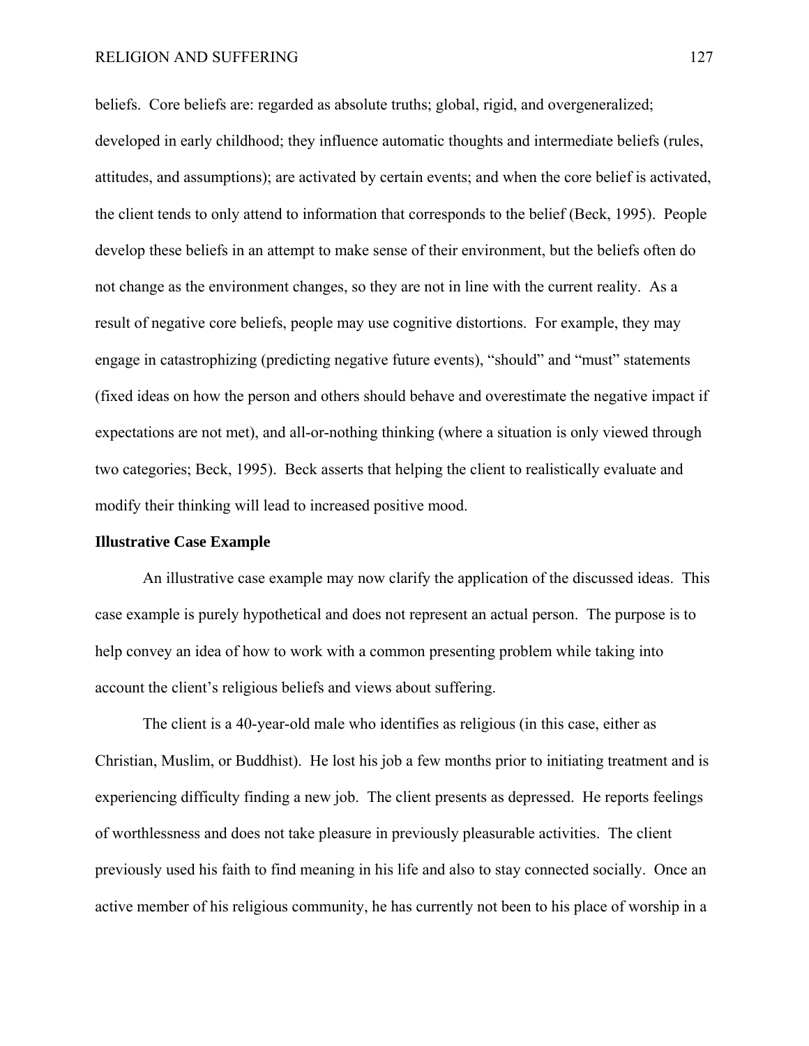beliefs. Core beliefs are: regarded as absolute truths; global, rigid, and overgeneralized; developed in early childhood; they influence automatic thoughts and intermediate beliefs (rules, attitudes, and assumptions); are activated by certain events; and when the core belief is activated, the client tends to only attend to information that corresponds to the belief (Beck, 1995). People develop these beliefs in an attempt to make sense of their environment, but the beliefs often do not change as the environment changes, so they are not in line with the current reality. As a result of negative core beliefs, people may use cognitive distortions. For example, they may engage in catastrophizing (predicting negative future events), "should" and "must" statements (fixed ideas on how the person and others should behave and overestimate the negative impact if expectations are not met), and all-or-nothing thinking (where a situation is only viewed through two categories; Beck, 1995). Beck asserts that helping the client to realistically evaluate and modify their thinking will lead to increased positive mood.

**Illustrative Case Example**

An illustrative case example may now clarify the application of the discussed ideas. This case example is purely hypothetical and does not represent an actual person. The purpose is to help convey an idea of how to work with a common presenting problem while taking into account the client's religious beliefs and views about suffering.

The client is a 40-year-old male who identifies as religious (in this case, either as Christian, Muslim, or Buddhist). He lost his job a few months prior to initiating treatment and is experiencing difficulty finding a new job. The client presents as depressed. He reports feelings of worthlessness and does not take pleasure in previously pleasurable activities. The client previously used his faith to find meaning in his life and also to stay connected socially. Once an active member of his religious community, he has currently not been to his place of worship in a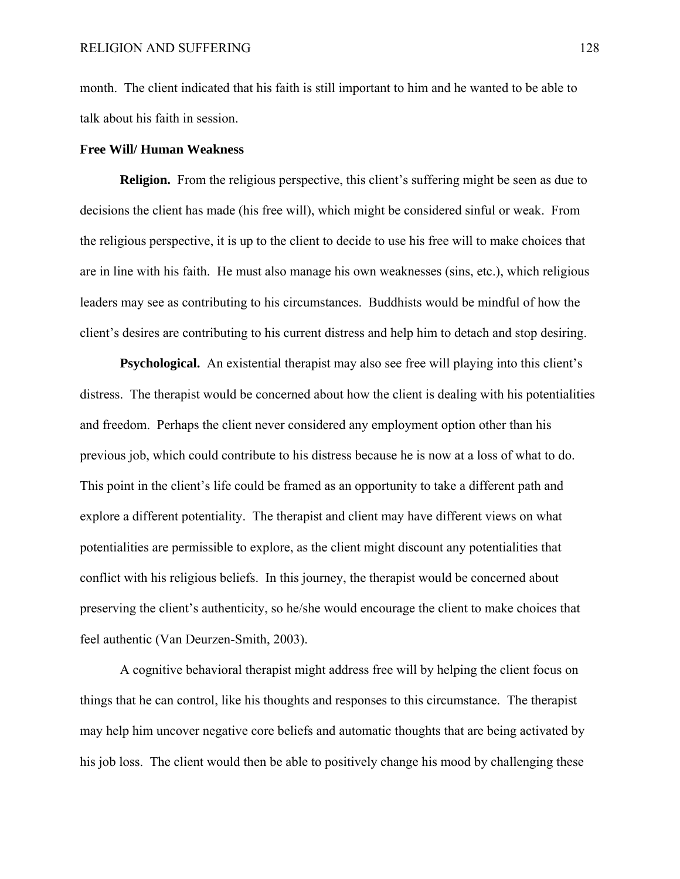month. The client indicated that his faith is still important to him and he wanted to be able to talk about his faith in session.

**Free Will/ Human Weakness**

**Religion.** From the religious perspective, this client's suffering might be seen as due to decisions the client has made (his free will), which might be considered sinful or weak. From the religious perspective, it is up to the client to decide to use his free will to make choices that are in line with his faith. He must also manage his own weaknesses (sins, etc.), which religious leaders may see as contributing to his circumstances. Buddhists would be mindful of how the client's desires are contributing to his current distress and help him to detach and stop desiring.

**Psychological.** An existential therapist may also see free will playing into this client's distress. The therapist would be concerned about how the client is dealing with his potentialities and freedom. Perhaps the client never considered any employment option other than his previous job, which could contribute to his distress because he is now at a loss of what to do. This point in the client's life could be framed as an opportunity to take a different path and explore a different potentiality. The therapist and client may have different views on what potentialities are permissible to explore, as the client might discount any potentialities that conflict with his religious beliefs. In this journey, the therapist would be concerned about preserving the client's authenticity, so he/she would encourage the client to make choices that feel authentic (Van Deurzen-Smith, 2003).

A cognitive behavioral therapist might address free will by helping the client focus on things that he can control, like his thoughts and responses to this circumstance. The therapist may help him uncover negative core beliefs and automatic thoughts that are being activated by his job loss. The client would then be able to positively change his mood by challenging these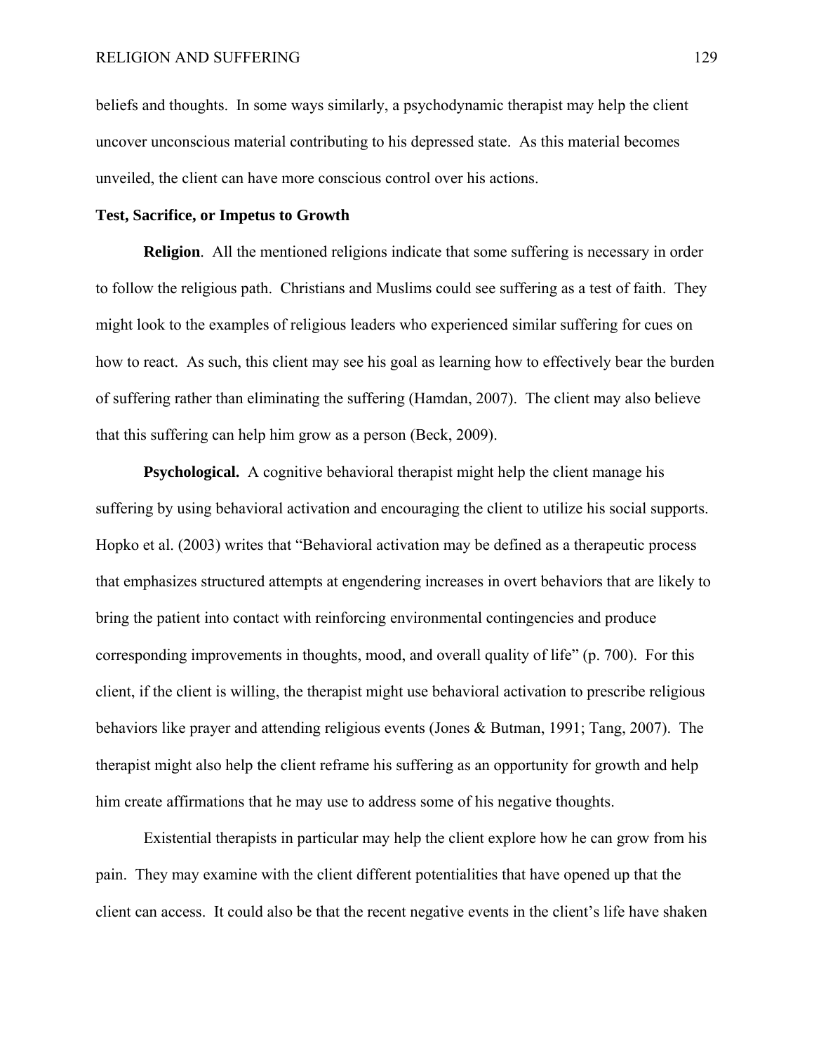beliefs and thoughts. In some ways similarly, a psychodynamic therapist may help the client uncover unconscious material contributing to his depressed state. As this material becomes unveiled, the client can have more conscious control over his actions.

**Test, Sacrifice, or Impetus to Growth**

**Religion**. All the mentioned religions indicate that some suffering is necessary in order to follow the religious path. Christians and Muslims could see suffering as a test of faith. They might look to the examples of religious leaders who experienced similar suffering for cues on how to react. As such, this client may see his goal as learning how to effectively bear the burden of suffering rather than eliminating the suffering (Hamdan, 2007). The client may also believe that this suffering can help him grow as a person (Beck, 2009).

**Psychological.** A cognitive behavioral therapist might help the client manage his suffering by using behavioral activation and encouraging the client to utilize his social supports. Hopko et al. (2003) writes that "Behavioral activation may be defined as a therapeutic process that emphasizes structured attempts at engendering increases in overt behaviors that are likely to bring the patient into contact with reinforcing environmental contingencies and produce corresponding improvements in thoughts, mood, and overall quality of life" (p. 700). For this client, if the client is willing, the therapist might use behavioral activation to prescribe religious behaviors like prayer and attending religious events (Jones & Butman, 1991; Tang, 2007). The therapist might also help the client reframe his suffering as an opportunity for growth and help him create affirmations that he may use to address some of his negative thoughts.

Existential therapists in particular may help the client explore how he can grow from his pain. They may examine with the client different potentialities that have opened up that the client can access. It could also be that the recent negative events in the client's life have shaken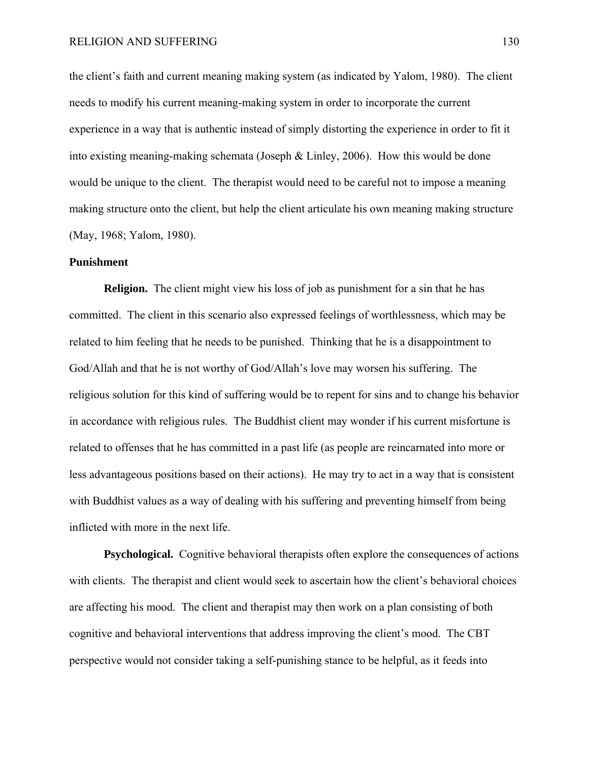the client's faith and current meaning making system (as indicated by Yalom, 1980). The client needs to modify his current meaning-making system in order to incorporate the current experience in a way that is authentic instead of simply distorting the experience in order to fit it into existing meaning-making schemata (Joseph & Linley, 2006). How this would be done would be unique to the client. The therapist would need to be careful not to impose a meaning making structure onto the client, but help the client articulate his own meaning making structure (May, 1968; Yalom, 1980).

## Punishment

**Religion.** The client might view his loss of job as punishment for a sin that he has committed. The client in this scenario also expressed feelings of worthlessness, which may be related to him feeling that he needs to be punished. Thinking that he is a disappointment to God/Allah and that he is not worthy of God/Allah's love may worsen his suffering. The religious solution for this kind of suffering would be to repent for sins and to change his behavior in accordance with religious rules. The Buddhist client may wonder if his current misfortune is related to offenses that he has committed in a past life (as people are reincarnated into more or less advantageous positions based on their actions). He may try to act in a way that is consistent with Buddhist values as a way of dealing with his suffering and preventing himself from being inflicted with more in the next life.

**Psychological.** Cognitive behavioral therapists often explore the consequences of actions with clients. The therapist and client would seek to ascertain how the client's behavioral choices are affecting his mood. The client and therapist may then work on a plan consisting of both cognitive and behavioral interventions that address improving the client's mood. The CBT perspective would not consider taking a self-punishing stance to be helpful, as it feeds into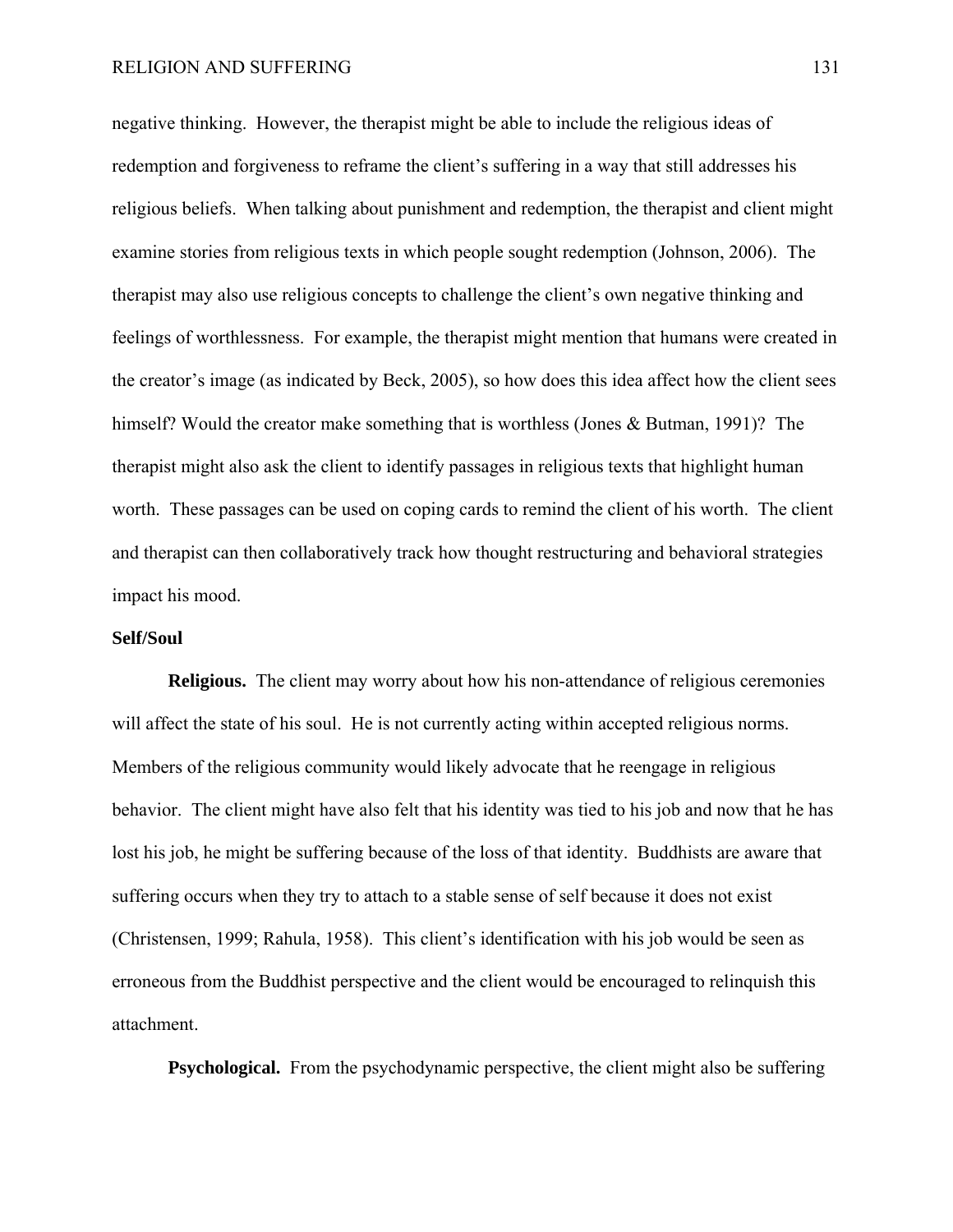negative thinking. However, the therapist might be able to include the religious ideas of redemption and forgiveness to reframe the client's suffering in a way that still addresses his religious beliefs. When talking about punishment and redemption, the therapist and client might examine stories from religious texts in which people sought redemption (Johnson, 2006). The therapist may also use religious concepts to challenge the client's own negative thinking and feelings of worthlessness. For example, the therapist might mention that humans were created in the creator's image (as indicated by Beck, 2005), so how does this idea affect how the client sees himself? Would the creator make something that is worthless (Jones & Butman, 1991)? The therapist might also ask the client to identify passages in religious texts that highlight human worth. These passages can be used on coping cards to remind the client of his worth. The client and therapist can then collaboratively track how thought restructuring and behavioral strategies impact his mood.

### Self/Soul

**Religious.** The client may worry about how his non-attendance of religious ceremonies will affect the state of his soul. He is not currently acting within accepted religious norms. Members of the religious community would likely advocate that he reengage in religious behavior. The client might have also felt that his identity was tied to his job and now that he has lost his job, he might be suffering because of the loss of that identity. Buddhists are aware that suffering occurs when they try to attach to a stable sense of self because it does not exist (Christensen, 1999; Rahula, 1958). This client's identification with his job would be seen as erroneous from the Buddhist perspective and the client would be encouraged to relinquish this attachment.

**Psychological.** From the psychodynamic perspective, the client might also be suffering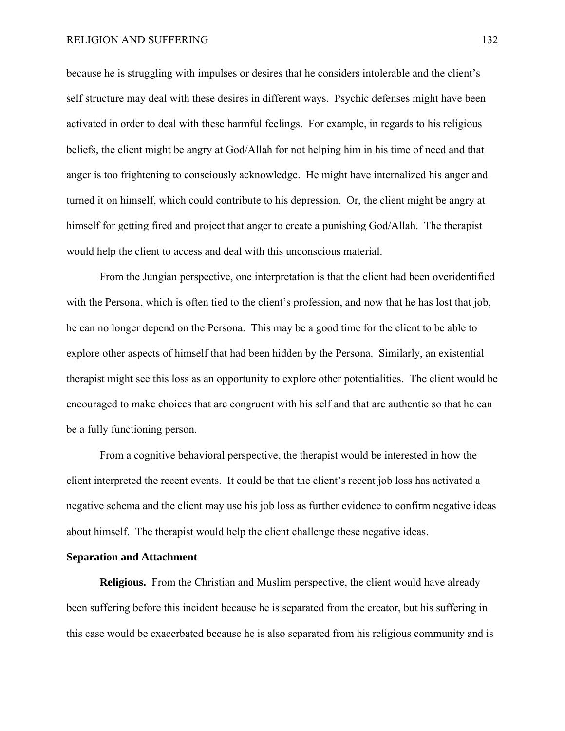because he is struggling with impulses or desires that he considers intolerable and the client's self structure may deal with these desires in different ways. Psychic defenses might have been activated in order to deal with these harmful feelings. For example, in regards to his religious beliefs, the client might be angry at God/Allah for not helping him in his time of need and that anger is too frightening to consciously acknowledge. He might have internalized his anger and turned it on himself, which could contribute to his depression. Or, the client might be angry at himself for getting fired and project that anger to create a punishing God/Allah. The therapist would help the client to access and deal with this unconscious material.

From the Jungian perspective, one interpretation is that the client had been overidentified with the Persona, which is often tied to the client's profession, and now that he has lost that job, he can no longer depend on the Persona. This may be a good time for the client to be able to explore other aspects of himself that had been hidden by the Persona. Similarly, an existential therapist might see this loss as an opportunity to explore other potentialities. The client would be encouraged to make choices that are congruent with his self and that are authentic so that he can be a fully functioning person.

From a cognitive behavioral perspective, the therapist would be interested in how the client interpreted the recent events. It could be that the client's recent job loss has activated a negative schema and the client may use his job loss as further evidence to confirm negative ideas about himself. The therapist would help the client challenge these negative ideas.

**Separation and Attachment**

**Religious.** From the Christian and Muslim perspective, the client would have already been suffering before this incident because he is separated from the creator, but his suffering in this case would be exacerbated because he is also separated from his religious community and is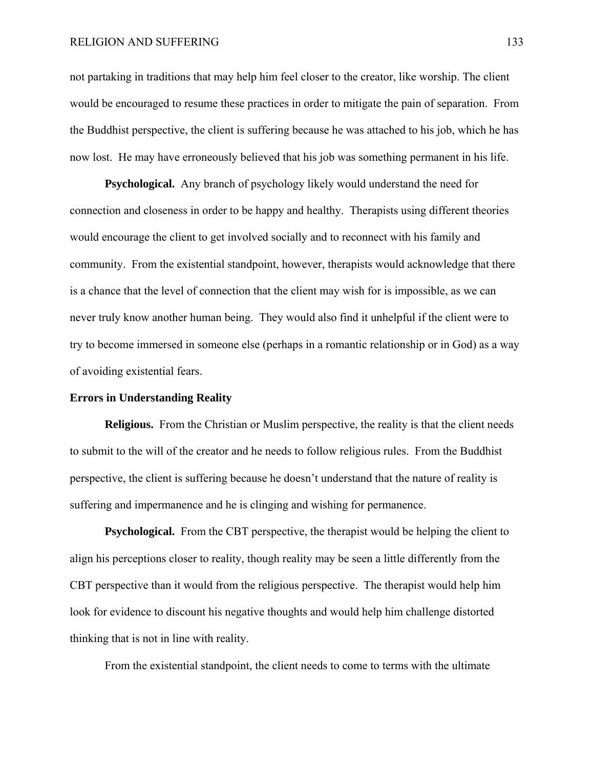not partaking in traditions that may help him feel closer to the creator, like worship. The client would be encouraged to resume these practices in order to mitigate the pain of separation. From the Buddhist perspective, the client is suffering because he was attached to his job, which he has now lost. He may have erroneously believed that his job was something permanent in his life.

**Psychological.** Any branch of psychology likely would understand the need for connection and closeness in order to be happy and healthy. Therapists using different theories would encourage the client to get involved socially and to reconnect with his family and community. From the existential standpoint, however, therapists would acknowledge that there is a chance that the level of connection that the client may wish for is impossible, as we can never truly know another human being. They would also find it unhelpful if the client were to try to become immersed in someone else (perhaps in a romantic relationship or in God) as a way of avoiding existential fears.

### Errors in Understanding Reality

**Religious.** From the Christian or Muslim perspective, the reality is that the client needs to submit to the will of the creator and he needs to follow religious rules. From the Buddhist perspective, the client is suffering because he doesn't understand that the nature of reality is suffering and impermanence and he is clinging and wishing for permanence.

**Psychological.** From the CBT perspective, the therapist would be helping the client to align his perceptions closer to reality, though reality may be seen a little differently from the CBT perspective than it would from the religious perspective. The therapist would help him look for evidence to discount his negative thoughts and would help him challenge distorted thinking that is not in line with reality.

From the existential standpoint, the client needs to come to terms with the ultimate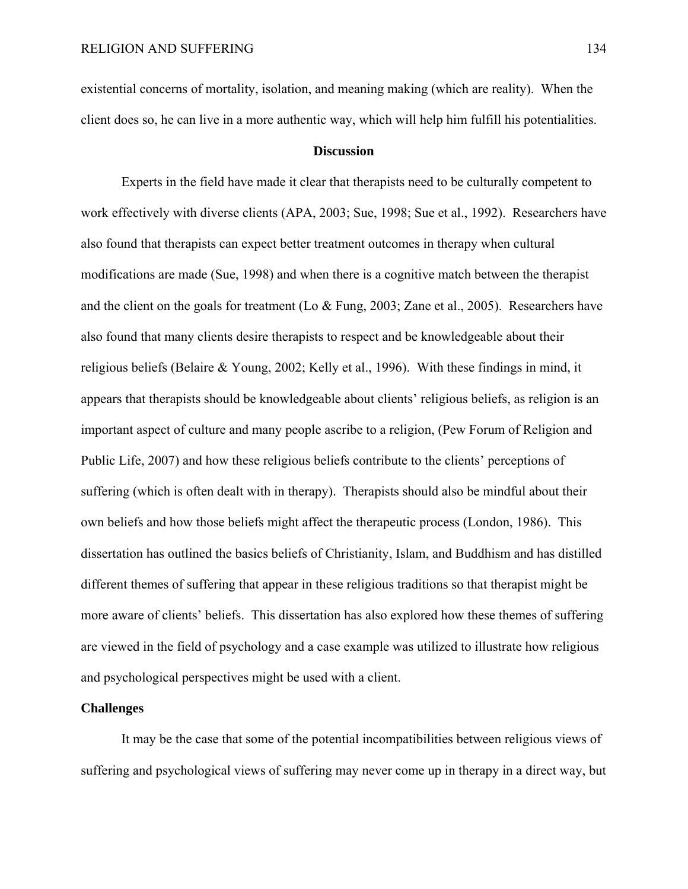existential concerns of mortality, isolation, and meaning making (which are reality). When the client does so, he can live in a more authentic way, which will help him fulfill his potentialities.

## Discussion

Experts in the field have made it clear that therapists need to be culturally competent to work effectively with diverse clients (APA, 2003; Sue, 1998; Sue et al., 1992). Researchers have also found that therapists can expect better treatment outcomes in therapy when cultural modifications are made (Sue, 1998) and when there is a cognitive match between the therapist and the client on the goals for treatment (Lo & Fung, 2003; Zane et al., 2005). Researchers have also found that many clients desire therapists to respect and be knowledgeable about their religious beliefs (Belaire & Young, 2002; Kelly et al., 1996). With these findings in mind, it appears that therapists should be knowledgeable about clients' religious beliefs, as religion is an important aspect of culture and many people ascribe to a religion, (Pew Forum of Religion and Public Life, 2007) and how these religious beliefs contribute to the clients' perceptions of suffering (which is often dealt with in therapy). Therapists should also be mindful about their own beliefs and how those beliefs might affect the therapeutic process (London, 1986). This dissertation has outlined the basics beliefs of Christianity, Islam, and Buddhism and has distilled different themes of suffering that appear in these religious traditions so that therapist might be more aware of clients' beliefs. This dissertation has also explored how these themes of suffering are viewed in the field of psychology and a case example was utilized to illustrate how religious and psychological perspectives might be used with a client.

### Challenges

It may be the case that some of the potential incompatibilities between religious views of suffering and psychological views of suffering may never come up in therapy in a direct way, but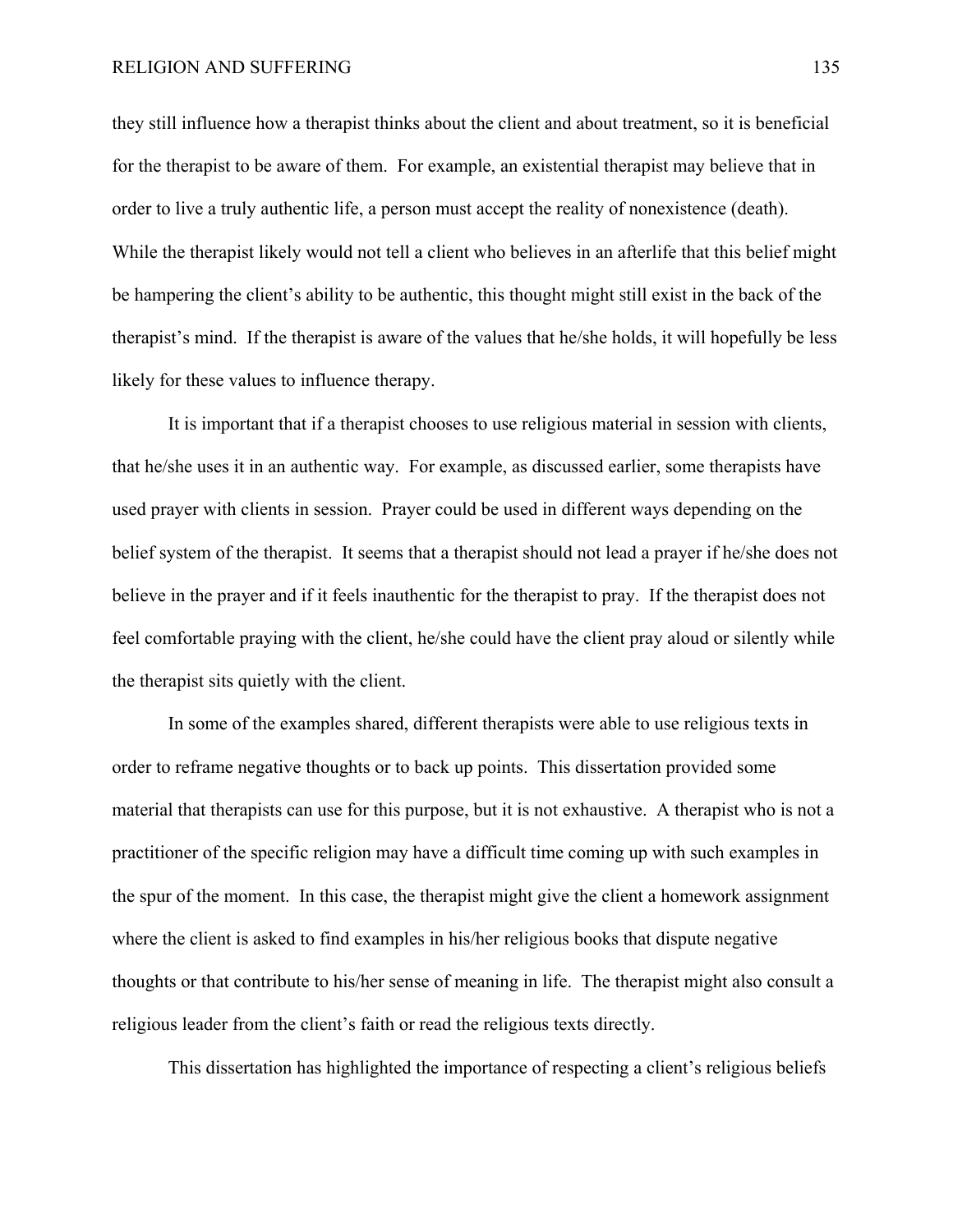they still influence how a therapist thinks about the client and about treatment, so it is beneficial for the therapist to be aware of them. For example, an existential therapist may believe that in order to live a truly authentic life, a person must accept the reality of nonexistence (death). While the therapist likely would not tell a client who believes in an afterlife that this belief might be hampering the client's ability to be authentic, this thought might still exist in the back of the therapist's mind. If the therapist is aware of the values that he/she holds, it will hopefully be less likely for these values to influence therapy.

It is important that if a therapist chooses to use religious material in session with clients, that he/she uses it in an authentic way. For example, as discussed earlier, some therapists have used prayer with clients in session. Prayer could be used in different ways depending on the belief system of the therapist. It seems that a therapist should not lead a prayer if he/she does not believe in the prayer and if it feels inauthentic for the therapist to pray. If the therapist does not feel comfortable praying with the client, he/she could have the client pray aloud or silently while the therapist sits quietly with the client.

In some of the examples shared, different therapists were able to use religious texts in order to reframe negative thoughts or to back up points. This dissertation provided some material that therapists can use for this purpose, but it is not exhaustive. A therapist who is not a practitioner of the specific religion may have a difficult time coming up with such examples in the spur of the moment. In this case, the therapist might give the client a homework assignment where the client is asked to find examples in his/her religious books that dispute negative thoughts or that contribute to his/her sense of meaning in life. The therapist might also consult a religious leader from the client's faith or read the religious texts directly.

This dissertation has highlighted the importance of respecting a client's religious beliefs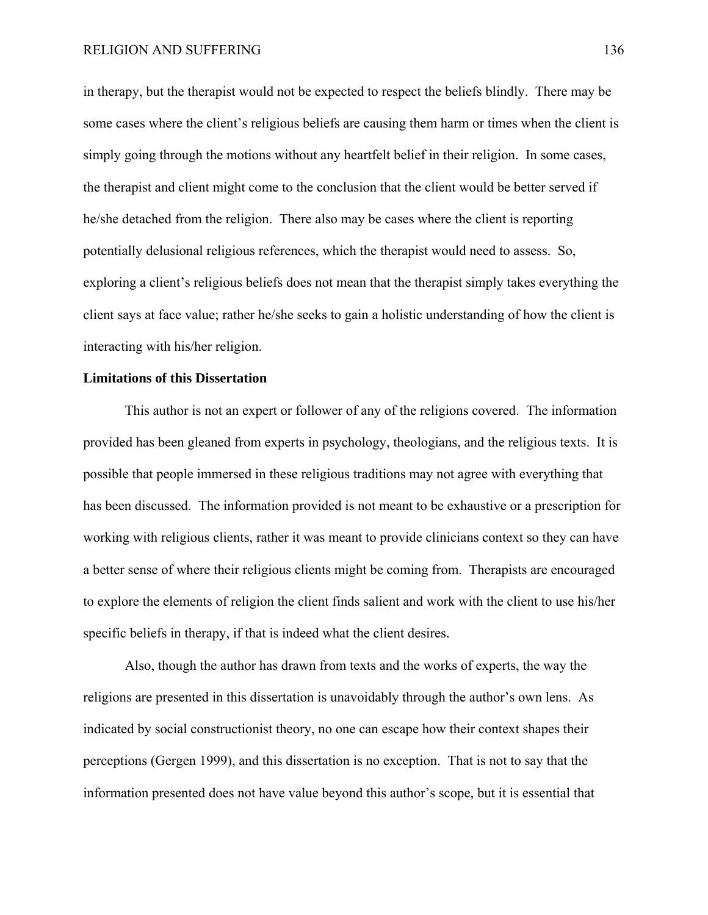in therapy, but the therapist would not be expected to respect the beliefs blindly. There may be some cases where the client's religious beliefs are causing them harm or times when the client is simply going through the motions without any heartfelt belief in their religion. In some cases, the therapist and client might come to the conclusion that the client would be better served if he/she detached from the religion. There also may be cases where the client is reporting potentially delusional religious references, which the therapist would need to assess. So, exploring a client's religious beliefs does not mean that the therapist simply takes everything the client says at face value; rather he/she seeks to gain a holistic understanding of how the client is interacting with his/her religion.

**Limitations of this Dissertation**

This author is not an expert or follower of any of the religions covered. The information provided has been gleaned from experts in psychology, theologians, and the religious texts. It is possible that people immersed in these religious traditions may not agree with everything that has been discussed. The information provided is not meant to be exhaustive or a prescription for working with religious clients, rather it was meant to provide clinicians context so they can have a better sense of where their religious clients might be coming from. Therapists are encouraged to explore the elements of religion the client finds salient and work with the client to use his/her specific beliefs in therapy, if that is indeed what the client desires.

Also, though the author has drawn from texts and the works of experts, the way the religions are presented in this dissertation is unavoidably through the author's own lens. As indicated by social constructionist theory, no one can escape how their context shapes their perceptions (Gergen 1999), and this dissertation is no exception. That is not to say that the information presented does not have value beyond this author's scope, but it is essential that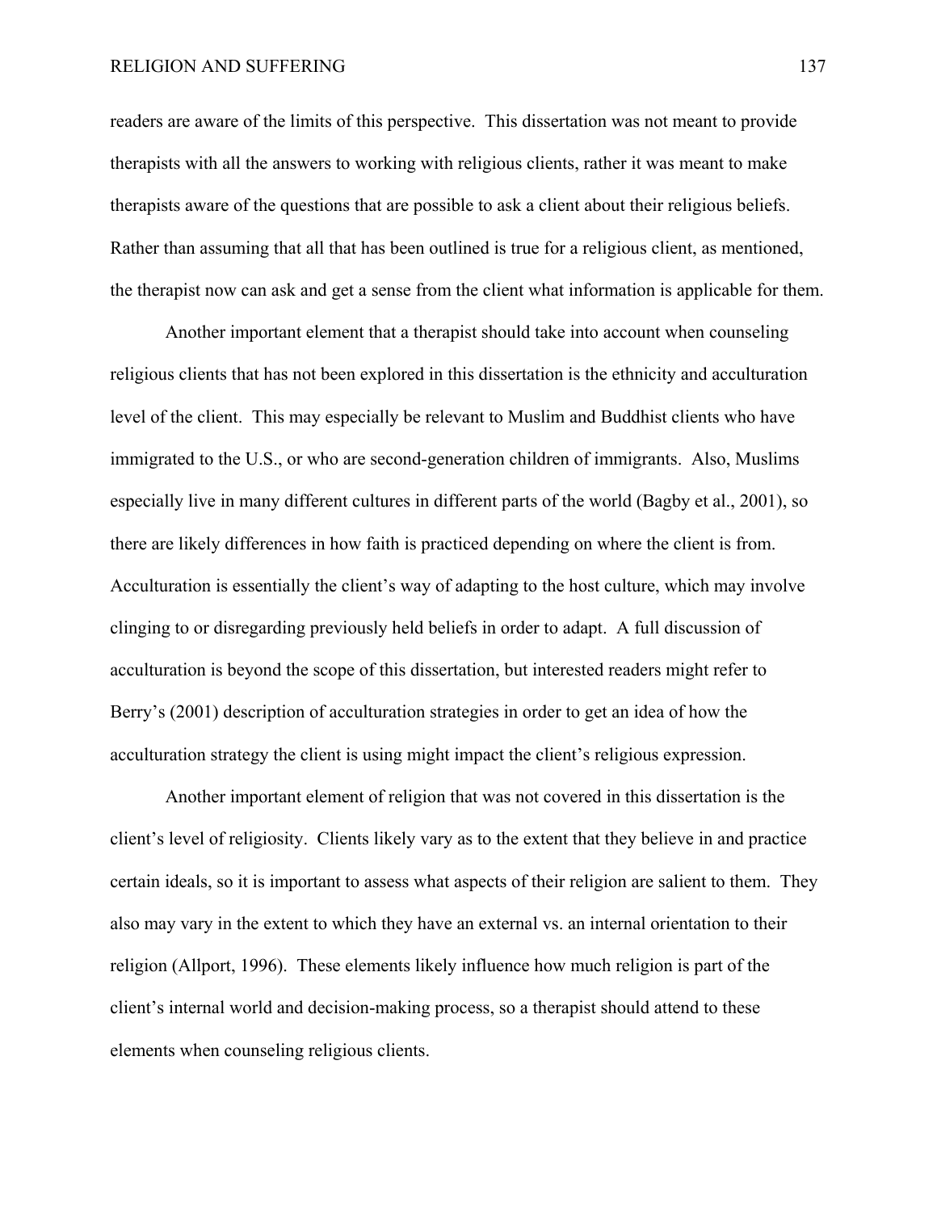readers are aware of the limits of this perspective. This dissertation was not meant to provide therapists with all the answers to working with religious clients, rather it was meant to make therapists aware of the questions that are possible to ask a client about their religious beliefs. Rather than assuming that all that has been outlined is true for a religious client, as mentioned, the therapist now can ask and get a sense from the client what information is applicable for them.

Another important element that a therapist should take into account when counseling religious clients that has not been explored in this dissertation is the ethnicity and acculturation level of the client. This may especially be relevant to Muslim and Buddhist clients who have immigrated to the U.S., or who are second-generation children of immigrants. Also, Muslims especially live in many different cultures in different parts of the world (Bagby et al., 2001), so there are likely differences in how faith is practiced depending on where the client is from. Acculturation is essentially the client's way of adapting to the host culture, which may involve clinging to or disregarding previously held beliefs in order to adapt. A full discussion of acculturation is beyond the scope of this dissertation, but interested readers might refer to Berry's (2001) description of acculturation strategies in order to get an idea of how the acculturation strategy the client is using might impact the client's religious expression.

Another important element of religion that was not covered in this dissertation is the client's level of religiosity. Clients likely vary as to the extent that they believe in and practice certain ideals, so it is important to assess what aspects of their religion are salient to them. They also may vary in the extent to which they have an external vs. an internal orientation to their religion (Allport, 1996). These elements likely influence how much religion is part of the client's internal world and decision-making process, so a therapist should attend to these elements when counseling religious clients.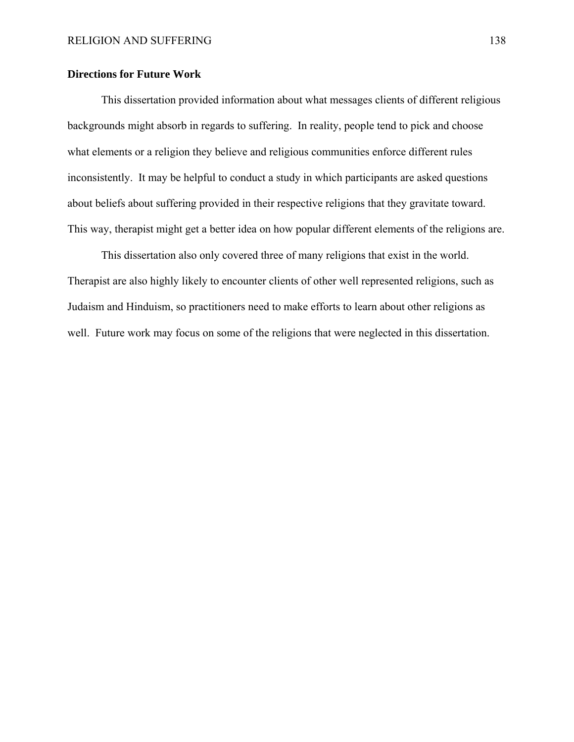## Directions for Future Work

This dissertation provided information about what messages clients of different religious backgrounds might absorb in regards to suffering. In reality, people tend to pick and choose what elements or a religion they believe and religious communities enforce different rules inconsistently. It may be helpful to conduct a study in which participants are asked questions about beliefs about suffering provided in their respective religions that they gravitate toward. This way, therapist might get a better idea on how popular different elements of the religions are.

This dissertation also only covered three of many religions that exist in the world. Therapist are also highly likely to encounter clients of other well represented religions, such as Judaism and Hinduism, so practitioners need to make efforts to learn about other religions as well. Future work may focus on some of the religions that were neglected in this dissertation.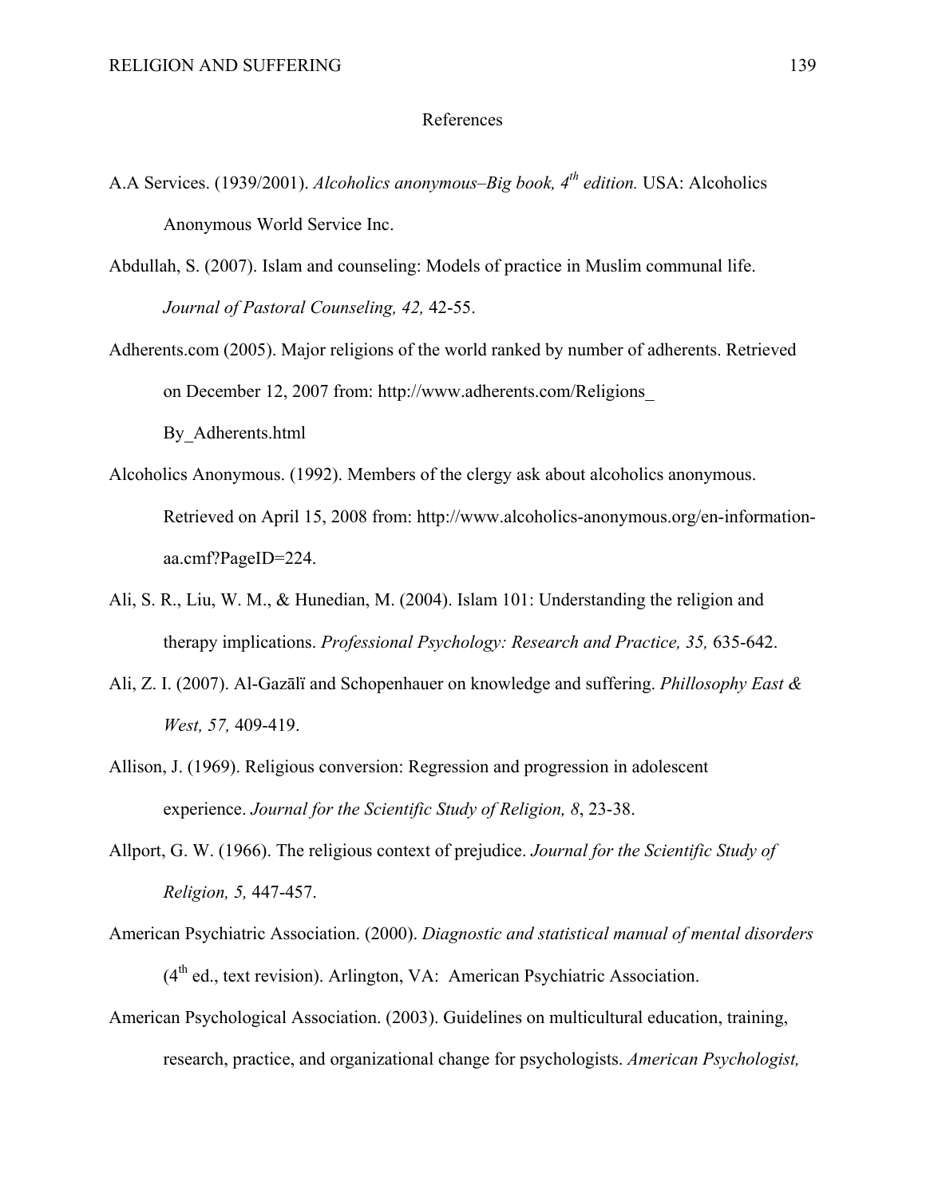# References

A.A Services. (1939/2001). *Alcoholics anonymous–Big book, 4th edition.* USA: Alcoholics Anonymous World Service Inc.

Abdullah, S. (2007). Islam and counseling: Models of practice in Muslim communal life. *Journal of Pastoral Counseling, 42,* 42-55.

Adherents.com (2005). Major religions of the world ranked by number of adherents. Retrieved on December 12, 2007 from: http://www.adherents.com/Religions_By_Adherents.html

Alcoholics Anonymous. (1992). Members of the clergy ask about alcoholics anonymous. Retrieved on April 15, 2008 from: http://www.alcoholics-anonymous.org/en-information-aa.cmf?PageID=224.

Ali, S. R., Liu, W. M., & Hunedian, M. (2004). Islam 101: Understanding the religion and therapy implications. *Professional Psychology: Research and Practice, 35,* 635-642.

Ali, Z. I. (2007). Al-Gazālï and Schopenhauer on knowledge and suffering. *Phillosophy East & West, 57,* 409-419.

Allison, J. (1969). Religious conversion: Regression and progression in adolescent experience. *Journal for the Scientific Study of Religion, 8*, 23-38.

Allport, G. W. (1966). The religious context of prejudice. *Journal for the Scientific Study of Religion, 5,* 447-457.

American Psychiatric Association. (2000). *Diagnostic and statistical manual of mental disorders* (4th ed., text revision). Arlington, VA: American Psychiatric Association.

American Psychological Association. (2003). Guidelines on multicultural education, training, research, practice, and organizational change for psychologists. *American Psychologist,*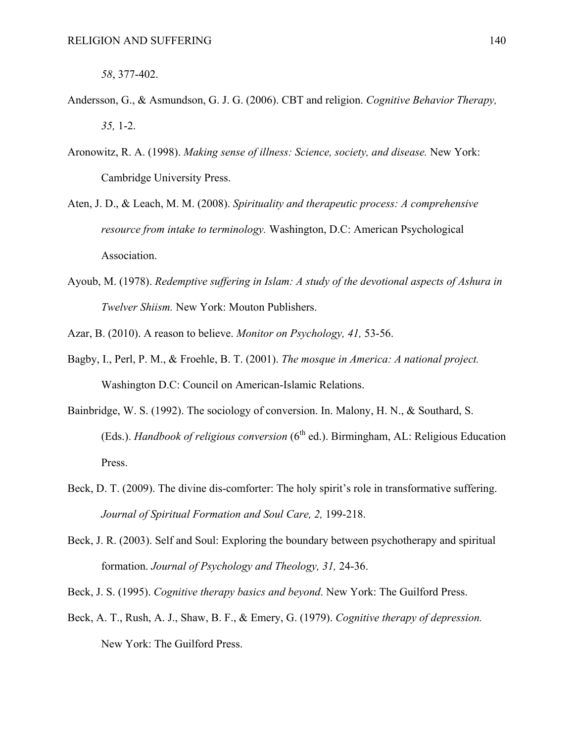*58*, 377-402.

Andersson, G., & Asmundson, G. J. G. (2006). CBT and religion. *Cognitive Behavior Therapy, 35,* 1-2.

Aronowitz, R. A. (1998). *Making sense of illness: Science, society, and disease.* New York: Cambridge University Press.

Aten, J. D., & Leach, M. M. (2008). *Spirituality and therapeutic process: A comprehensive resource from intake to terminology.* Washington, D.C: American Psychological Association.

Ayoub, M. (1978). *Redemptive suffering in Islam: A study of the devotional aspects of Ashura in Twelver Shiism.* New York: Mouton Publishers.

Azar, B. (2010). A reason to believe. *Monitor on Psychology, 41,* 53-56.

Bagby, I., Perl, P. M., & Froehle, B. T. (2001). *The mosque in America: A national project.* Washington D.C: Council on American-Islamic Relations.

Bainbridge, W. S. (1992). The sociology of conversion. In. Malony, H. N., & Southard, S. (Eds.). *Handbook of religious conversion* (6th ed.). Birmingham, AL: Religious Education Press.

Beck, D. T. (2009). The divine dis-comforter: The holy spirit's role in transformative suffering. *Journal of Spiritual Formation and Soul Care, 2,* 199-218.

Beck, J. R. (2003). Self and Soul: Exploring the boundary between psychotherapy and spiritual formation. *Journal of Psychology and Theology, 31,* 24-36.

Beck, J. S. (1995). *Cognitive therapy basics and beyond*. New York: The Guilford Press.

Beck, A. T., Rush, A. J., Shaw, B. F., & Emery, G. (1979). *Cognitive therapy of depression.* New York: The Guilford Press.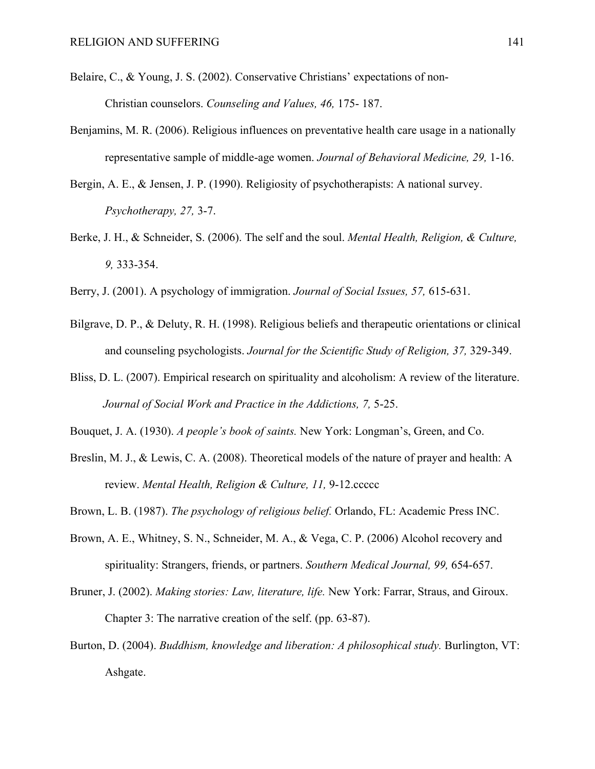Belaire, C., & Young, J. S. (2002). Conservative Christians' expectations of non-Christian counselors. *Counseling and Values, 46,* 175- 187.

Benjamins, M. R. (2006). Religious influences on preventative health care usage in a nationally representative sample of middle-age women. *Journal of Behavioral Medicine, 29,* 1-16.

Bergin, A. E., & Jensen, J. P. (1990). Religiosity of psychotherapists: A national survey. *Psychotherapy, 27,* 3-7.

Berke, J. H., & Schneider, S. (2006). The self and the soul. *Mental Health, Religion, & Culture, 9,* 333-354.

Berry, J. (2001). A psychology of immigration. *Journal of Social Issues, 57,* 615-631.

Bilgrave, D. P., & Deluty, R. H. (1998). Religious beliefs and therapeutic orientations or clinical and counseling psychologists. *Journal for the Scientific Study of Religion, 37,* 329-349.

Bliss, D. L. (2007). Empirical research on spirituality and alcoholism: A review of the literature. *Journal of Social Work and Practice in the Addictions, 7,* 5-25.

Bouquet, J. A. (1930). *A people's book of saints.* New York: Longman's, Green, and Co.

Breslin, M. J., & Lewis, C. A. (2008). Theoretical models of the nature of prayer and health: A review. *Mental Health, Religion & Culture, 11,* 9-12.ccccc

Brown, L. B. (1987). *The psychology of religious belief.* Orlando, FL: Academic Press INC.

Brown, A. E., Whitney, S. N., Schneider, M. A., & Vega, C. P. (2006) Alcohol recovery and spirituality: Strangers, friends, or partners. *Southern Medical Journal, 99,* 654-657.

Bruner, J. (2002). *Making stories: Law, literature, life.* New York: Farrar, Straus, and Giroux. Chapter 3: The narrative creation of the self. (pp. 63-87).

Burton, D. (2004). *Buddhism, knowledge and liberation: A philosophical study.* Burlington, VT: Ashgate.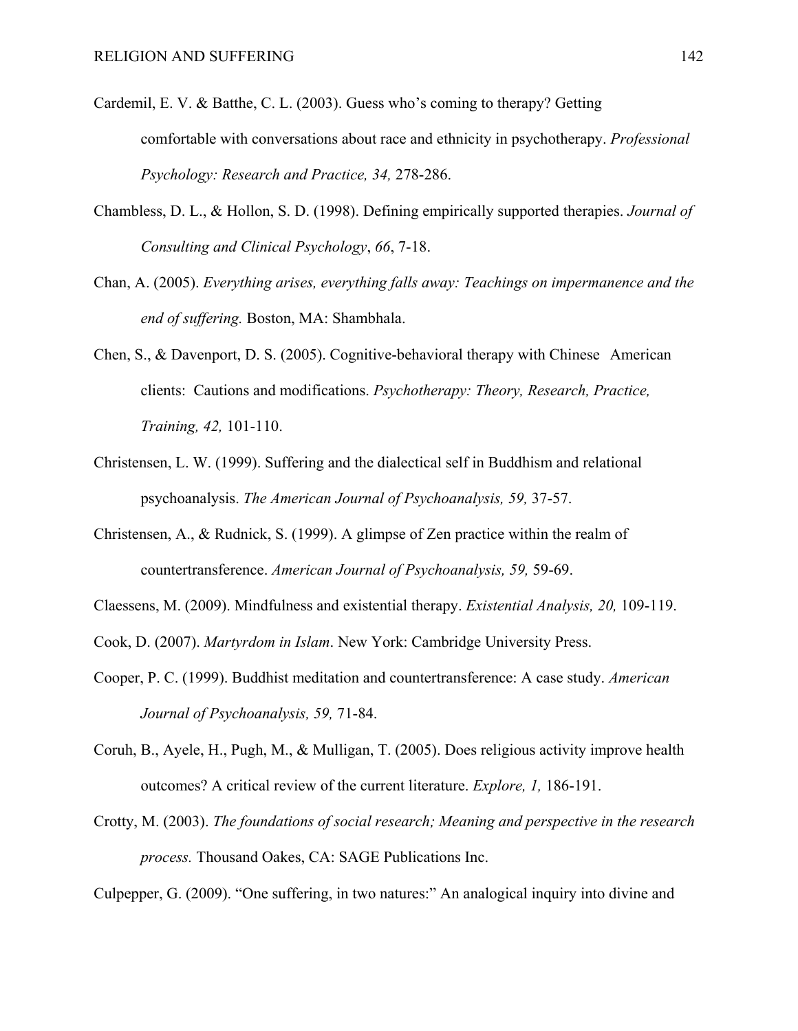Cardemil, E. V. & Batthe, C. L. (2003). Guess who's coming to therapy? Getting comfortable with conversations about race and ethnicity in psychotherapy. *Professional Psychology: Research and Practice, 34,* 278-286.

Chambless, D. L., & Hollon, S. D. (1998). Defining empirically supported therapies. *Journal of Consulting and Clinical Psychology*, *66*, 7-18.

Chan, A. (2005). *Everything arises, everything falls away: Teachings on impermanence and the end of suffering.* Boston, MA: Shambhala.

Chen, S., & Davenport, D. S. (2005). Cognitive-behavioral therapy with Chinese American clients: Cautions and modifications. *Psychotherapy: Theory, Research, Practice, Training, 42,* 101-110.

Christensen, L. W. (1999). Suffering and the dialectical self in Buddhism and relational psychoanalysis. *The American Journal of Psychoanalysis, 59,* 37-57.

Christensen, A., & Rudnick, S. (1999). A glimpse of Zen practice within the realm of countertransference. *American Journal of Psychoanalysis, 59,* 59-69.

Claessens, M. (2009). Mindfulness and existential therapy. *Existential Analysis, 20,* 109-119.

Cook, D. (2007). *Martyrdom in Islam*. New York: Cambridge University Press.

Cooper, P. C. (1999). Buddhist meditation and countertransference: A case study. *American Journal of Psychoanalysis, 59,* 71-84.

Coruh, B., Ayele, H., Pugh, M., & Mulligan, T. (2005). Does religious activity improve health outcomes? A critical review of the current literature. *Explore, 1,* 186-191.

Crotty, M. (2003). *The foundations of social research; Meaning and perspective in the research process.* Thousand Oakes, CA: SAGE Publications Inc.

Culpepper, G. (2009). "One suffering, in two natures:" An analogical inquiry into divine and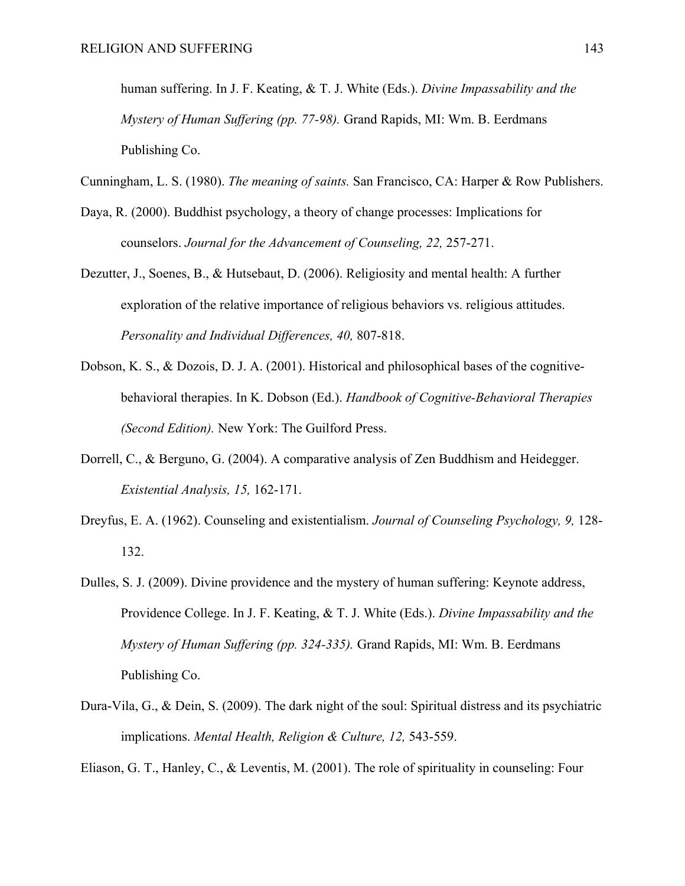human suffering. In J. F. Keating, & T. J. White (Eds.). *Divine Impassability and the Mystery of Human Suffering (pp. 77-98).* Grand Rapids, MI: Wm. B. Eerdmans Publishing Co.

Cunningham, L. S. (1980). *The meaning of saints.* San Francisco, CA: Harper & Row Publishers.

Daya, R. (2000). Buddhist psychology, a theory of change processes: Implications for counselors. *Journal for the Advancement of Counseling, 22,* 257-271.

Dezutter, J., Soenes, B., & Hutsebaut, D. (2006). Religiosity and mental health: A further exploration of the relative importance of religious behaviors vs. religious attitudes. *Personality and Individual Differences, 40,* 807-818.

Dobson, K. S., & Dozois, D. J. A. (2001). Historical and philosophical bases of the cognitive-behavioral therapies. In K. Dobson (Ed.). *Handbook of Cognitive-Behavioral Therapies (Second Edition).* New York: The Guilford Press.

Dorrell, C., & Berguno, G. (2004). A comparative analysis of Zen Buddhism and Heidegger. *Existential Analysis, 15,* 162-171.

Dreyfus, E. A. (1962). Counseling and existentialism. *Journal of Counseling Psychology, 9,* 128-132.

Dulles, S. J. (2009). Divine providence and the mystery of human suffering: Keynote address, Providence College. In J. F. Keating, & T. J. White (Eds.). *Divine Impassability and the Mystery of Human Suffering (pp. 324-335).* Grand Rapids, MI: Wm. B. Eerdmans Publishing Co.

Dura-Vila, G., & Dein, S. (2009). The dark night of the soul: Spiritual distress and its psychiatric implications. *Mental Health, Religion & Culture, 12,* 543-559.

Eliason, G. T., Hanley, C., & Leventis, M. (2001). The role of spirituality in counseling: Four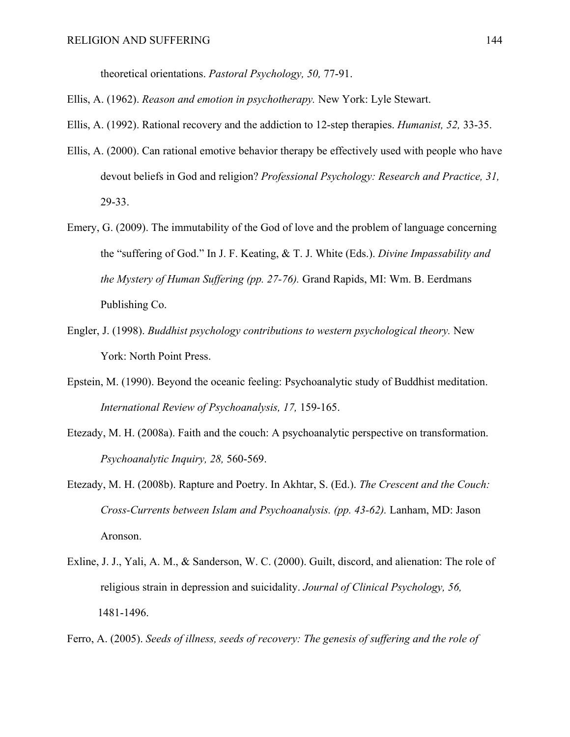theoretical orientations. *Pastoral Psychology, 50,* 77-91.

Ellis, A. (1962). *Reason and emotion in psychotherapy.* New York: Lyle Stewart.

Ellis, A. (1992). Rational recovery and the addiction to 12-step therapies. *Humanist, 52,* 33-35.

Ellis, A. (2000). Can rational emotive behavior therapy be effectively used with people who have devout beliefs in God and religion? *Professional Psychology: Research and Practice, 31,* 29-33.

Emery, G. (2009). The immutability of the God of love and the problem of language concerning the "suffering of God." In J. F. Keating, & T. J. White (Eds.). *Divine Impassability and the Mystery of Human Suffering (pp. 27-76).* Grand Rapids, MI: Wm. B. Eerdmans Publishing Co.

Engler, J. (1998). *Buddhist psychology contributions to western psychological theory.* New York: North Point Press.

Epstein, M. (1990). Beyond the oceanic feeling: Psychoanalytic study of Buddhist meditation. *International Review of Psychoanalysis, 17,* 159-165.

Etezady, M. H. (2008a). Faith and the couch: A psychoanalytic perspective on transformation. *Psychoanalytic Inquiry, 28,* 560-569.

Etezady, M. H. (2008b). Rapture and Poetry. In Akhtar, S. (Ed.). *The Crescent and the Couch: Cross-Currents between Islam and Psychoanalysis. (pp. 43-62).* Lanham, MD: Jason Aronson.

Exline, J. J., Yali, A. M., & Sanderson, W. C. (2000). Guilt, discord, and alienation: The role of religious strain in depression and suicidality. *Journal of Clinical Psychology, 56,* 1481-1496.

Ferro, A. (2005). *Seeds of illness, seeds of recovery: The genesis of suffering and the role of*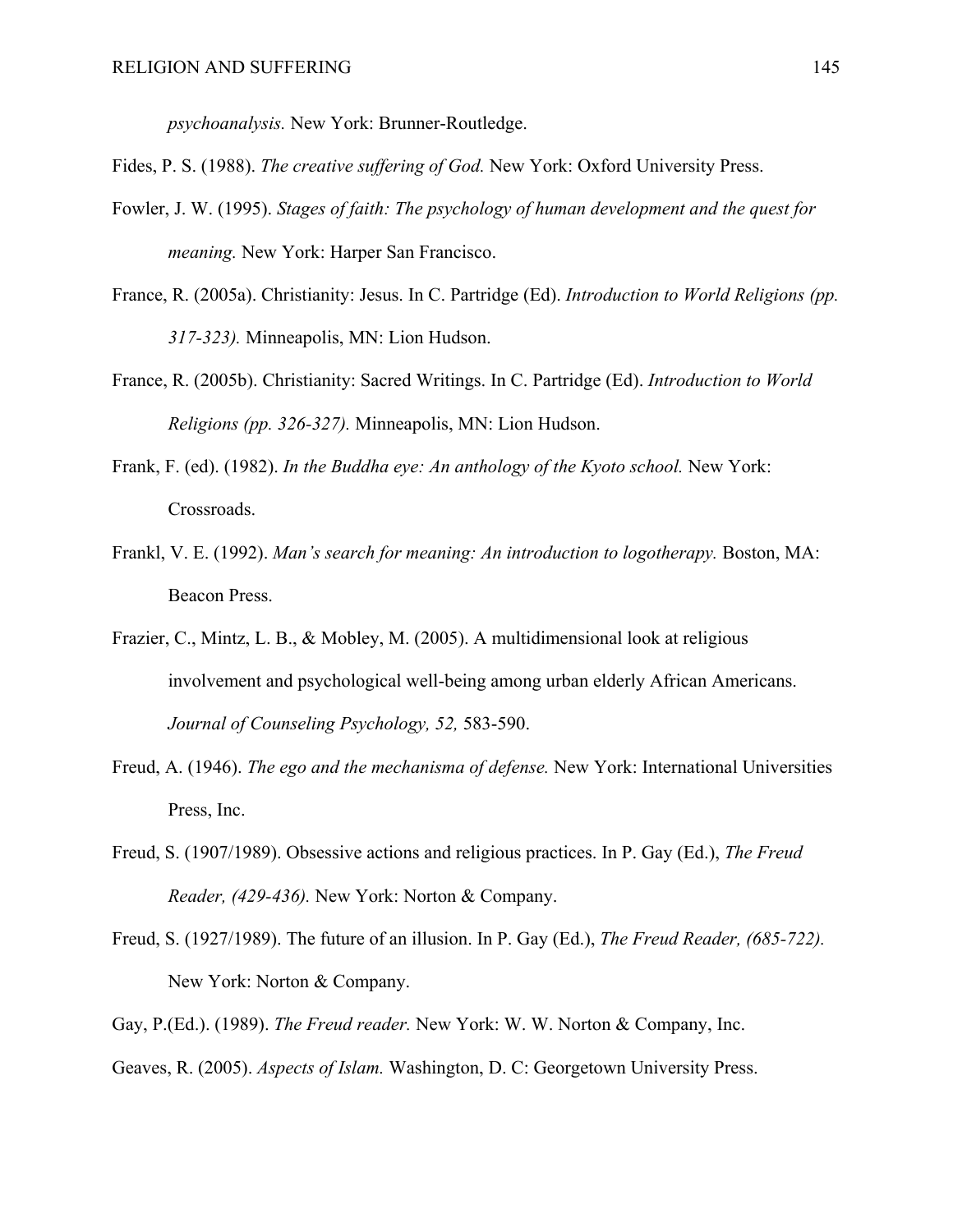*psychoanalysis.* New York: Brunner-Routledge.

Fides, P. S. (1988). *The creative suffering of God.* New York: Oxford University Press.

Fowler, J. W. (1995). *Stages of faith: The psychology of human development and the quest for meaning.* New York: Harper San Francisco.

France, R. (2005a). Christianity: Jesus. In C. Partridge (Ed). *Introduction to World Religions (pp. 317-323).* Minneapolis, MN: Lion Hudson.

France, R. (2005b). Christianity: Sacred Writings. In C. Partridge (Ed). *Introduction to World Religions (pp. 326-327).* Minneapolis, MN: Lion Hudson.

Frank, F. (ed). (1982). *In the Buddha eye: An anthology of the Kyoto school.* New York: Crossroads.

Frankl, V. E. (1992). *Man's search for meaning: An introduction to logotherapy.* Boston, MA: Beacon Press.

Frazier, C., Mintz, L. B., & Mobley, M. (2005). A multidimensional look at religious involvement and psychological well-being among urban elderly African Americans. *Journal of Counseling Psychology, 52,* 583-590.

Freud, A. (1946). *The ego and the mechanisma of defense.* New York: International Universities Press, Inc.

Freud, S. (1907/1989). Obsessive actions and religious practices. In P. Gay (Ed.), *The Freud Reader, (429-436).* New York: Norton & Company.

Freud, S. (1927/1989). The future of an illusion. In P. Gay (Ed.), *The Freud Reader, (685-722).* New York: Norton & Company.

Gay, P.(Ed.). (1989). *The Freud reader.* New York: W. W. Norton & Company, Inc.

Geaves, R. (2005). *Aspects of Islam.* Washington, D. C: Georgetown University Press.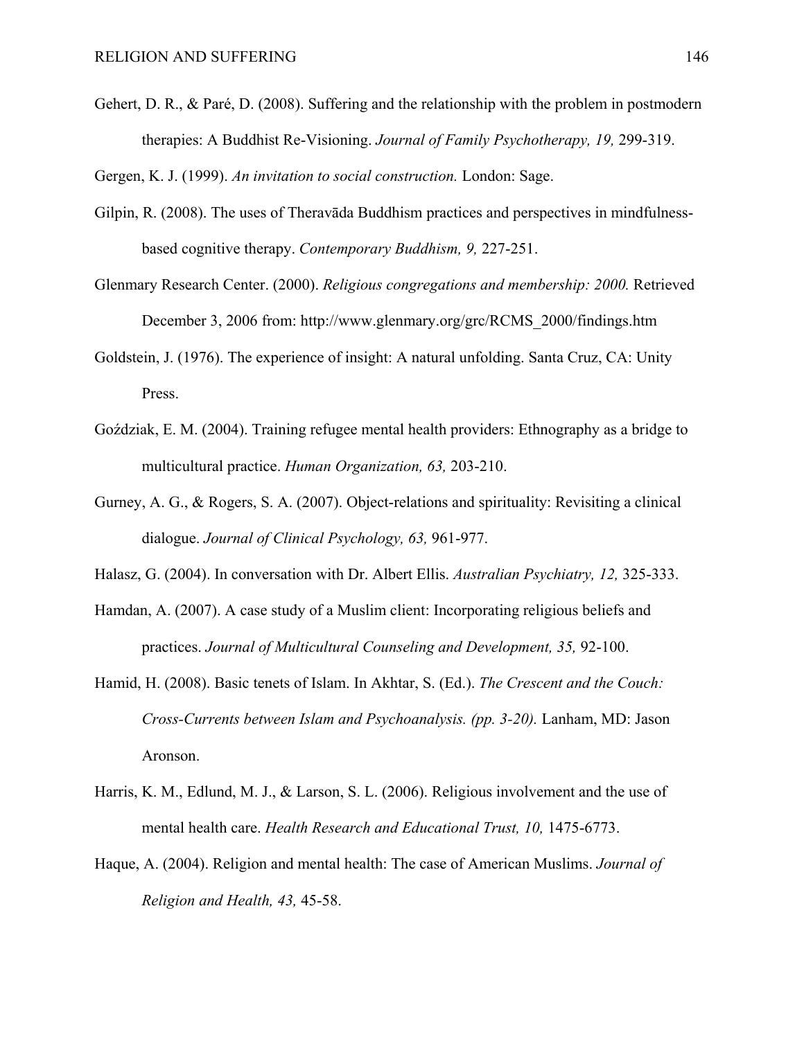Gehert, D. R., & Paré, D. (2008). Suffering and the relationship with the problem in postmodern therapies: A Buddhist Re-Visioning. *Journal of Family Psychotherapy, 19,* 299-319.

Gergen, K. J. (1999). *An invitation to social construction.* London: Sage.

Gilpin, R. (2008). The uses of Theravāda Buddhism practices and perspectives in mindfulness-based cognitive therapy. *Contemporary Buddhism, 9,* 227-251.

Glenmary Research Center. (2000). *Religious congregations and membership: 2000.* Retrieved December 3, 2006 from: http://www.glenmary.org/grc/RCMS_2000/findings.htm

Goldstein, J. (1976). The experience of insight: A natural unfolding. Santa Cruz, CA: Unity Press.

Goździak, E. M. (2004). Training refugee mental health providers: Ethnography as a bridge to multicultural practice. *Human Organization, 63,* 203-210.

Gurney, A. G., & Rogers, S. A. (2007). Object-relations and spirituality: Revisiting a clinical dialogue. *Journal of Clinical Psychology, 63,* 961-977.

Halasz, G. (2004). In conversation with Dr. Albert Ellis. *Australian Psychiatry, 12,* 325-333.

Hamdan, A. (2007). A case study of a Muslim client: Incorporating religious beliefs and practices. *Journal of Multicultural Counseling and Development, 35,* 92-100.

Hamid, H. (2008). Basic tenets of Islam. In Akhtar, S. (Ed.). *The Crescent and the Couch: Cross-Currents between Islam and Psychoanalysis. (pp. 3-20).* Lanham, MD: Jason Aronson.

Harris, K. M., Edlund, M. J., & Larson, S. L. (2006). Religious involvement and the use of mental health care. *Health Research and Educational Trust, 10,* 1475-6773.

Haque, A. (2004). Religion and mental health: The case of American Muslims. *Journal of Religion and Health, 43,* 45-58.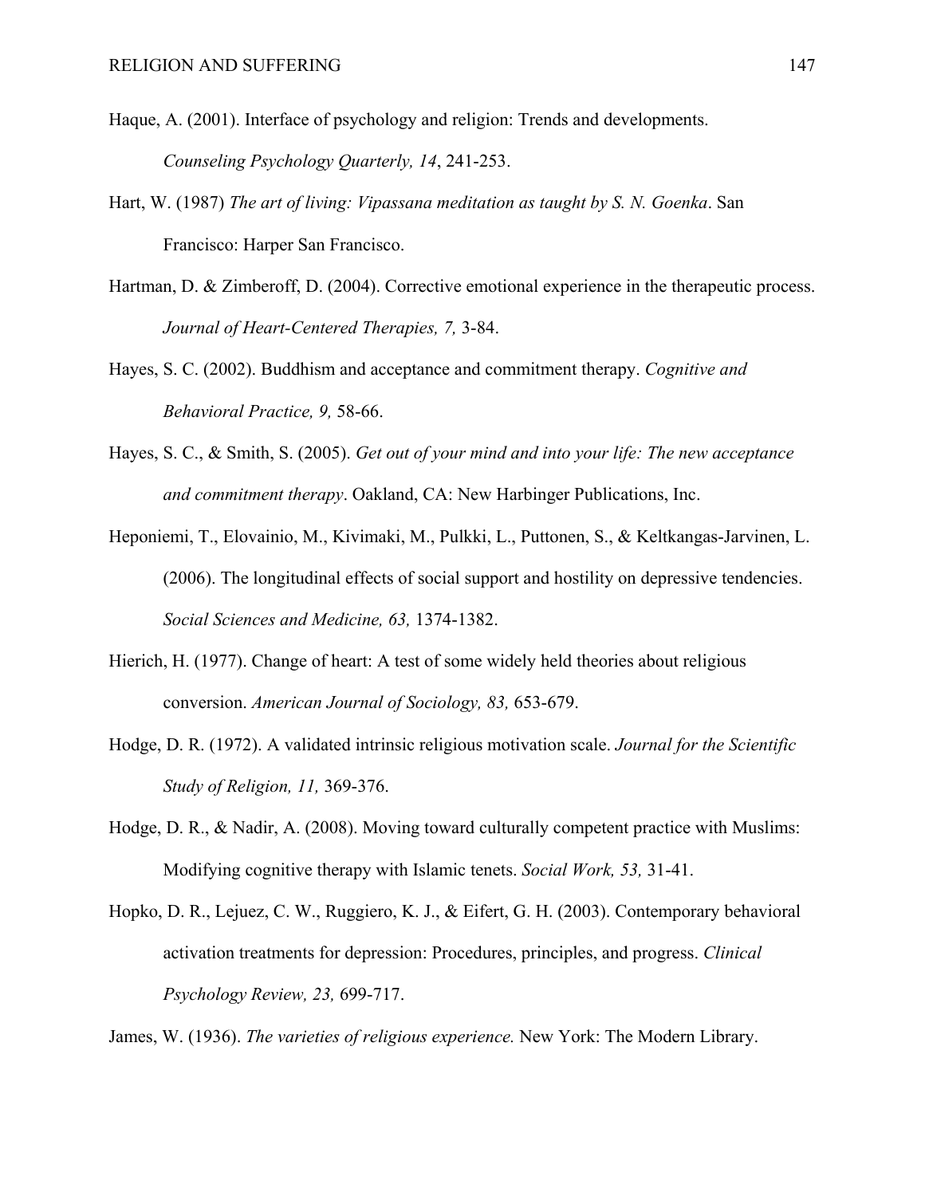Haque, A. (2001). Interface of psychology and religion: Trends and developments. *Counseling Psychology Quarterly, 14*, 241-253.

Hart, W. (1987) *The art of living: Vipassana meditation as taught by S. N. Goenka*. San Francisco: Harper San Francisco.

Hartman, D. & Zimberoff, D. (2004). Corrective emotional experience in the therapeutic process. *Journal of Heart-Centered Therapies, 7,* 3-84.

Hayes, S. C. (2002). Buddhism and acceptance and commitment therapy. *Cognitive and Behavioral Practice, 9,* 58-66.

Hayes, S. C., & Smith, S. (2005). *Get out of your mind and into your life: The new acceptance and commitment therapy*. Oakland, CA: New Harbinger Publications, Inc.

Heponiemi, T., Elovainio, M., Kivimaki, M., Pulkki, L., Puttonen, S., & Keltkangas-Jarvinen, L. (2006). The longitudinal effects of social support and hostility on depressive tendencies. *Social Sciences and Medicine, 63,* 1374-1382.

Hierich, H. (1977). Change of heart: A test of some widely held theories about religious conversion. *American Journal of Sociology, 83,* 653-679.

Hodge, D. R. (1972). A validated intrinsic religious motivation scale. *Journal for the Scientific Study of Religion, 11,* 369-376.

Hodge, D. R., & Nadir, A. (2008). Moving toward culturally competent practice with Muslims: Modifying cognitive therapy with Islamic tenets. *Social Work, 53,* 31-41.

Hopko, D. R., Lejuez, C. W., Ruggiero, K. J., & Eifert, G. H. (2003). Contemporary behavioral activation treatments for depression: Procedures, principles, and progress. *Clinical Psychology Review, 23,* 699-717.

James, W. (1936). *The varieties of religious experience.* New York: The Modern Library.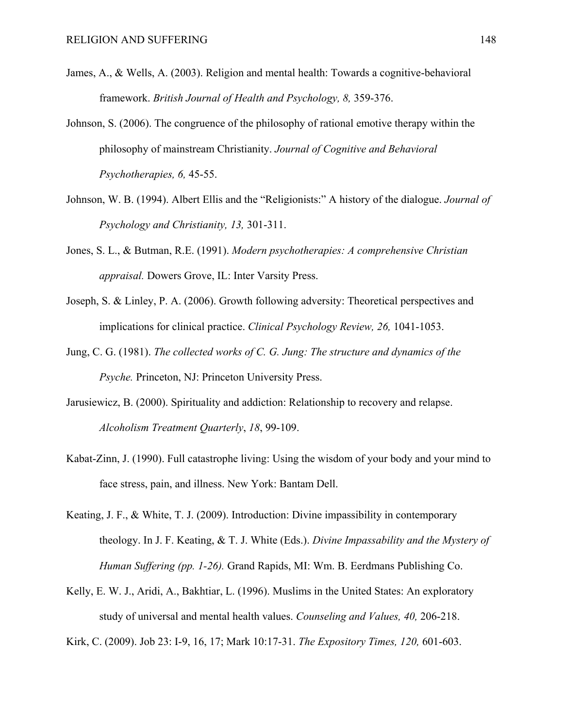James, A., & Wells, A. (2003). Religion and mental health: Towards a cognitive-behavioral framework. *British Journal of Health and Psychology, 8,* 359-376.

Johnson, S. (2006). The congruence of the philosophy of rational emotive therapy within the philosophy of mainstream Christianity. *Journal of Cognitive and Behavioral Psychotherapies, 6,* 45-55.

Johnson, W. B. (1994). Albert Ellis and the "Religionists:" A history of the dialogue. *Journal of Psychology and Christianity, 13,* 301-311.

Jones, S. L., & Butman, R.E. (1991). *Modern psychotherapies: A comprehensive Christian appraisal.* Dowers Grove, IL: Inter Varsity Press.

Joseph, S. & Linley, P. A. (2006). Growth following adversity: Theoretical perspectives and implications for clinical practice. *Clinical Psychology Review, 26,* 1041-1053.

Jung, C. G. (1981). *The collected works of C. G. Jung: The structure and dynamics of the Psyche.* Princeton, NJ: Princeton University Press.

Jarusiewicz, B. (2000). Spirituality and addiction: Relationship to recovery and relapse. *Alcoholism Treatment Quarterly*, *18*, 99-109.

Kabat-Zinn, J. (1990). Full catastrophe living: Using the wisdom of your body and your mind to face stress, pain, and illness. New York: Bantam Dell.

Keating, J. F., & White, T. J. (2009). Introduction: Divine impassibility in contemporary theology. In J. F. Keating, & T. J. White (Eds.). *Divine Impassability and the Mystery of Human Suffering (pp. 1-26).* Grand Rapids, MI: Wm. B. Eerdmans Publishing Co.

Kelly, E. W. J., Aridi, A., Bakhtiar, L. (1996). Muslims in the United States: An exploratory study of universal and mental health values. *Counseling and Values, 40,* 206-218.

Kirk, C. (2009). Job 23: I-9, 16, 17; Mark 10:17-31. *The Expository Times, 120,* 601-603.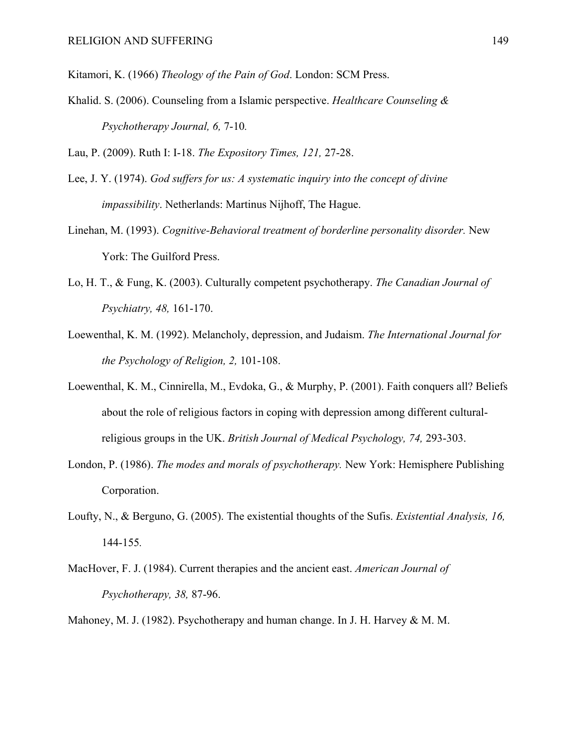Kitamori, K. (1966) *Theology of the Pain of God*. London: SCM Press.

Khalid. S. (2006). Counseling from a Islamic perspective. *Healthcare Counseling & Psychotherapy Journal, 6,* 7-10.

Lau, P. (2009). Ruth I: I-18. *The Expository Times, 121,* 27-28.

Lee, J. Y. (1974). *God suffers for us: A systematic inquiry into the concept of divine impassibility*. Netherlands: Martinus Nijhoff, The Hague.

Linehan, M. (1993). *Cognitive-Behavioral treatment of borderline personality disorder.* New York: The Guilford Press.

Lo, H. T., & Fung, K. (2003). Culturally competent psychotherapy. *The Canadian Journal of Psychiatry, 48,* 161-170.

Loewenthal, K. M. (1992). Melancholy, depression, and Judaism. *The International Journal for the Psychology of Religion, 2,* 101-108.

Loewenthal, K. M., Cinnirella, M., Evdoka, G., & Murphy, P. (2001). Faith conquers all? Beliefs about the role of religious factors in coping with depression among different cultural-religious groups in the UK. *British Journal of Medical Psychology, 74,* 293-303.

London, P. (1986). *The modes and morals of psychotherapy.* New York: Hemisphere Publishing Corporation.

Loufty, N., & Berguno, G. (2005). The existential thoughts of the Sufis. *Existential Analysis, 16,* 144-155.

MacHover, F. J. (1984). Current therapies and the ancient east. *American Journal of Psychotherapy, 38,* 87-96.

Mahoney, M. J. (1982). Psychotherapy and human change. In J. H. Harvey & M. M.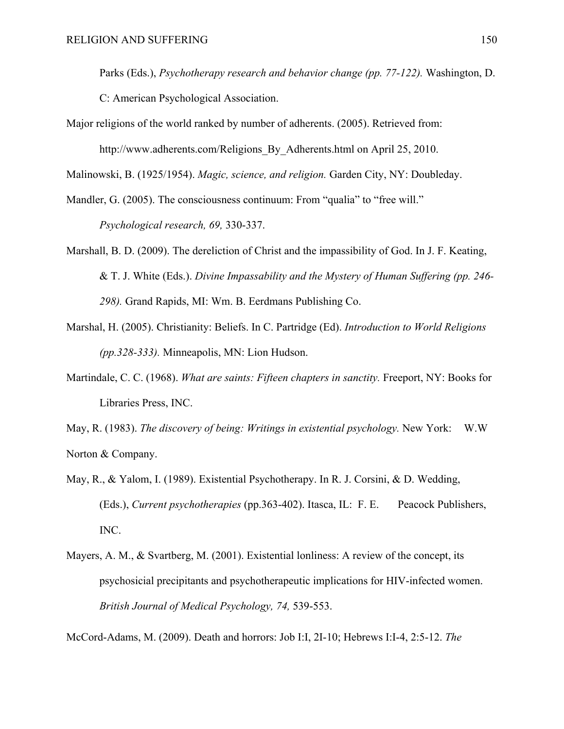Parks (Eds.), *Psychotherapy research and behavior change (pp. 77-122).* Washington, D. C: American Psychological Association.

Major religions of the world ranked by number of adherents. (2005). Retrieved from: http://www.adherents.com/Religions_By_Adherents.html on April 25, 2010.

Malinowski, B. (1925/1954). *Magic, science, and religion.* Garden City, NY: Doubleday.

Mandler, G. (2005). The consciousness continuum: From "qualia" to "free will." *Psychological research, 69,* 330-337.

Marshall, B. D. (2009). The dereliction of Christ and the impassibility of God. In J. F. Keating, & T. J. White (Eds.). *Divine Impassability and the Mystery of Human Suffering (pp. 246-298).* Grand Rapids, MI: Wm. B. Eerdmans Publishing Co.

Marshal, H. (2005). Christianity: Beliefs. In C. Partridge (Ed). *Introduction to World Religions (pp.328-333).* Minneapolis, MN: Lion Hudson.

Martindale, C. C. (1968). *What are saints: Fifteen chapters in sanctity.* Freeport, NY: Books for Libraries Press, INC.

May, R. (1983). *The discovery of being: Writings in existential psychology.* New York: W.W Norton & Company.

May, R., & Yalom, I. (1989). Existential Psychotherapy. In R. J. Corsini, & D. Wedding, (Eds.), *Current psychotherapies* (pp.363-402). Itasca, IL: F. E. Peacock Publishers, INC.

Mayers, A. M., & Svartberg, M. (2001). Existential lonliness: A review of the concept, its psychosicial precipitants and psychotherapeutic implications for HIV-infected women. *British Journal of Medical Psychology, 74,* 539-553.

McCord-Adams, M. (2009). Death and horrors: Job I:I, 2I-10; Hebrews I:I-4, 2:5-12. *The*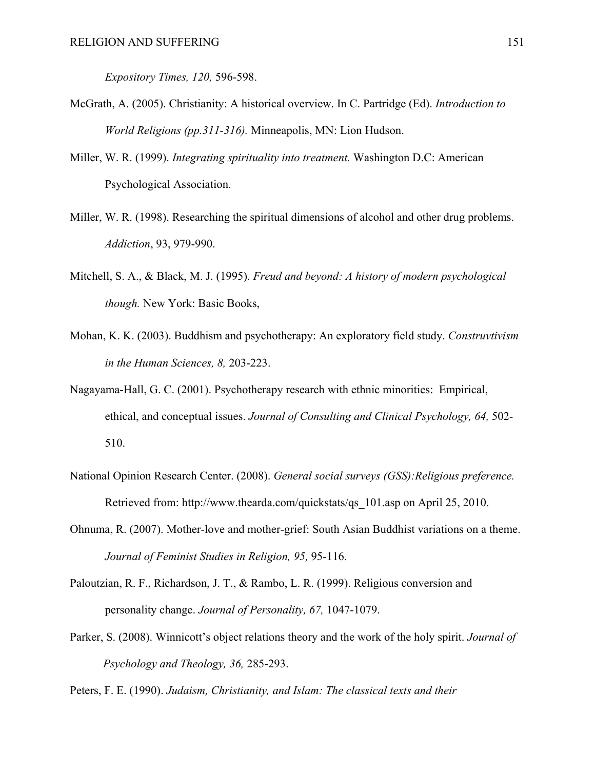*Expository Times, 120,* 596-598.

McGrath, A. (2005). Christianity: A historical overview. In C. Partridge (Ed). *Introduction to World Religions (pp.311-316).* Minneapolis, MN: Lion Hudson.

Miller, W. R. (1999). *Integrating spirituality into treatment.* Washington D.C: American Psychological Association.

Miller, W. R. (1998). Researching the spiritual dimensions of alcohol and other drug problems. *Addiction*, 93, 979-990.

Mitchell, S. A., & Black, M. J. (1995). *Freud and beyond: A history of modern psychological though.* New York: Basic Books,

Mohan, K. K. (2003). Buddhism and psychotherapy: An exploratory field study. *Construvtivism in the Human Sciences, 8,* 203-223.

Nagayama-Hall, G. C. (2001). Psychotherapy research with ethnic minorities: Empirical, ethical, and conceptual issues. *Journal of Consulting and Clinical Psychology, 64,* 502-510.

National Opinion Research Center. (2008). *General social surveys (GSS):Religious preference.* Retrieved from: http://www.thearda.com/quickstats/qs_101.asp on April 25, 2010.

Ohnuma, R. (2007). Mother-love and mother-grief: South Asian Buddhist variations on a theme. *Journal of Feminist Studies in Religion, 95,* 95-116.

Paloutzian, R. F., Richardson, J. T., & Rambo, L. R. (1999). Religious conversion and personality change. *Journal of Personality, 67,* 1047-1079.

Parker, S. (2008). Winnicott's object relations theory and the work of the holy spirit. *Journal of Psychology and Theology, 36,* 285-293.

Peters, F. E. (1990). *Judaism, Christianity, and Islam: The classical texts and their*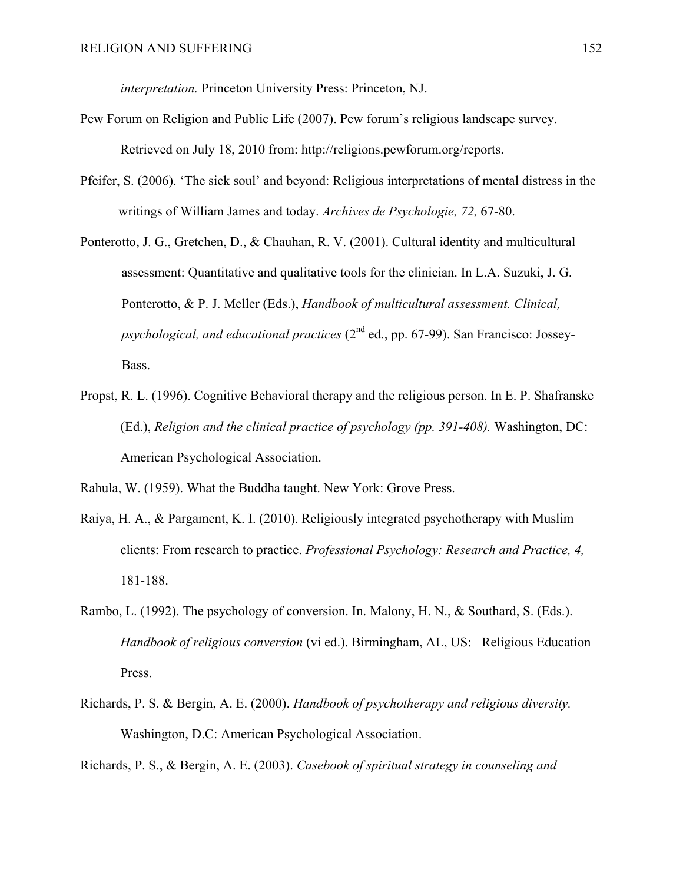*interpretation.* Princeton University Press: Princeton, NJ.

Pew Forum on Religion and Public Life (2007). Pew forum's religious landscape survey. Retrieved on July 18, 2010 from: http://religions.pewforum.org/reports.

Pfeifer, S. (2006). 'The sick soul' and beyond: Religious interpretations of mental distress in the writings of William James and today. *Archives de Psychologie, 72,* 67-80.

Ponterotto, J. G., Gretchen, D., & Chauhan, R. V. (2001). Cultural identity and multicultural assessment: Quantitative and qualitative tools for the clinician. In L.A. Suzuki, J. G. Ponterotto, & P. J. Meller (Eds.), *Handbook of multicultural assessment. Clinical, psychological, and educational practices* (2nd ed., pp. 67-99). San Francisco: Jossey-Bass.

Propst, R. L. (1996). Cognitive Behavioral therapy and the religious person. In E. P. Shafranske (Ed.), *Religion and the clinical practice of psychology (pp. 391-408).* Washington, DC: American Psychological Association.

Rahula, W. (1959). What the Buddha taught. New York: Grove Press.

Raiya, H. A., & Pargament, K. I. (2010). Religiously integrated psychotherapy with Muslim clients: From research to practice. *Professional Psychology: Research and Practice, 4,* 181-188.

Rambo, L. (1992). The psychology of conversion. In. Malony, H. N., & Southard, S. (Eds.). *Handbook of religious conversion* (vi ed.). Birmingham, AL, US: Religious Education Press.

Richards, P. S. & Bergin, A. E. (2000). *Handbook of psychotherapy and religious diversity.* Washington, D.C: American Psychological Association.

Richards, P. S., & Bergin, A. E. (2003). *Casebook of spiritual strategy in counseling and*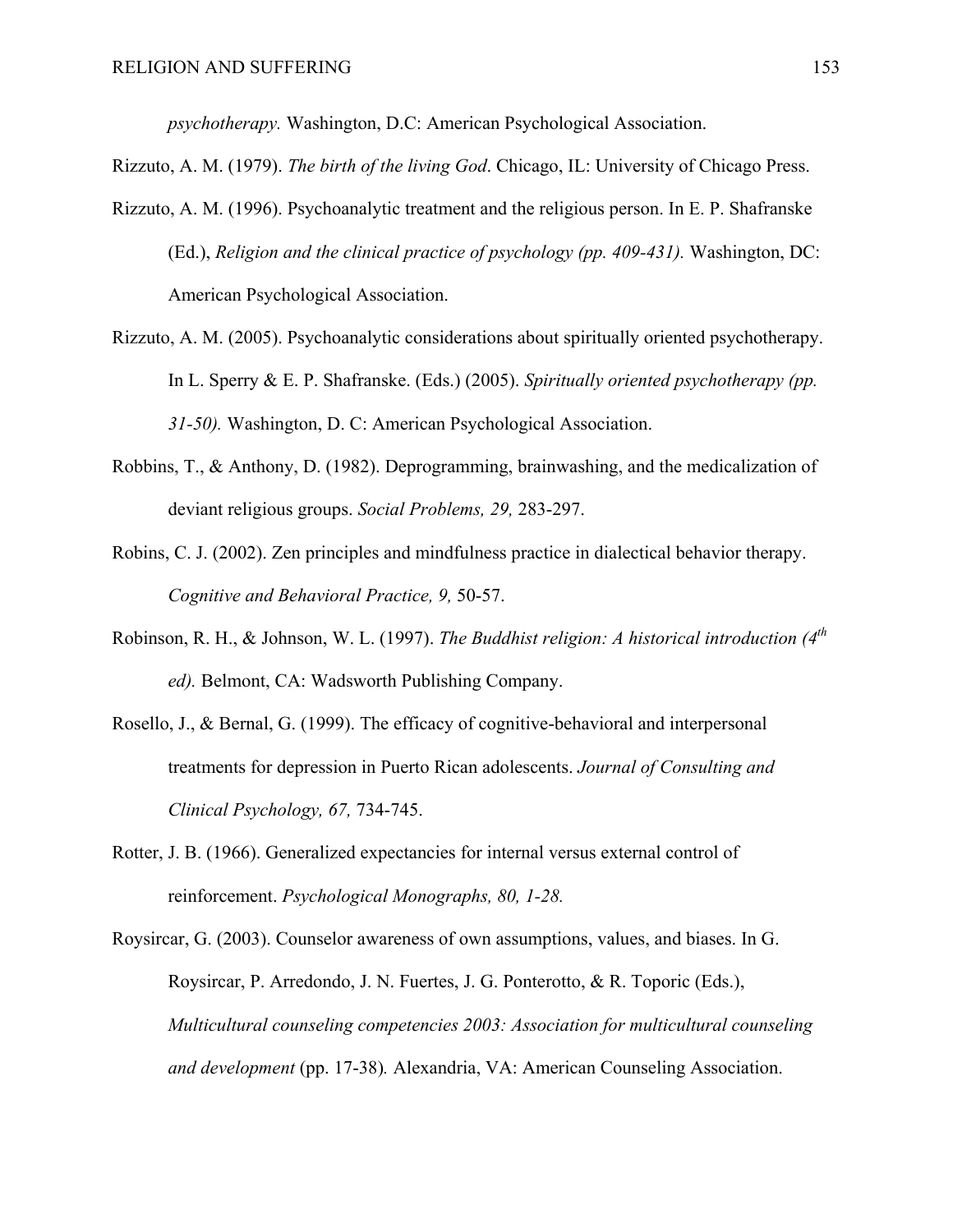*psychotherapy.* Washington, D.C: American Psychological Association.

Rizzuto, A. M. (1979). *The birth of the living God*. Chicago, IL: University of Chicago Press.

Rizzuto, A. M. (1996). Psychoanalytic treatment and the religious person. In E. P. Shafranske (Ed.), *Religion and the clinical practice of psychology (pp. 409-431).* Washington, DC: American Psychological Association.

Rizzuto, A. M. (2005). Psychoanalytic considerations about spiritually oriented psychotherapy. In L. Sperry & E. P. Shafranske. (Eds.) (2005). *Spiritually oriented psychotherapy (pp. 31-50).* Washington, D. C: American Psychological Association.

Robbins, T., & Anthony, D. (1982). Deprogramming, brainwashing, and the medicalization of deviant religious groups. *Social Problems, 29,* 283-297.

Robins, C. J. (2002). Zen principles and mindfulness practice in dialectical behavior therapy. *Cognitive and Behavioral Practice, 9,* 50-57.

Robinson, R. H., & Johnson, W. L. (1997). *The Buddhist religion: A historical introduction (4th ed).* Belmont, CA: Wadsworth Publishing Company.

Rosello, J., & Bernal, G. (1999). The efficacy of cognitive-behavioral and interpersonal treatments for depression in Puerto Rican adolescents. *Journal of Consulting and Clinical Psychology, 67,* 734-745.

Rotter, J. B. (1966). Generalized expectancies for internal versus external control of reinforcement. *Psychological Monographs, 80, 1-28.*

Roysircar, G. (2003). Counselor awareness of own assumptions, values, and biases. In G. Roysircar, P. Arredondo, J. N. Fuertes, J. G. Ponterotto, & R. Toporic (Eds.), *Multicultural counseling competencies 2003: Association for multicultural counseling and development* (pp. 17-38)*.* Alexandria, VA: American Counseling Association.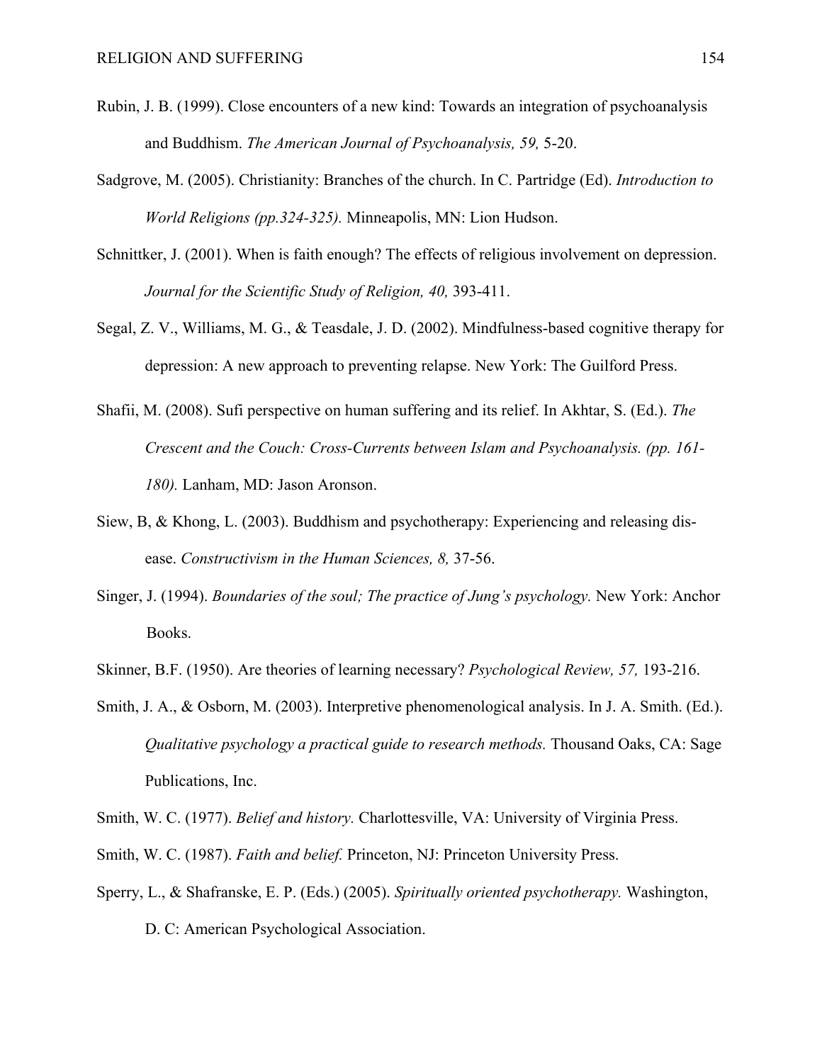Rubin, J. B. (1999). Close encounters of a new kind: Towards an integration of psychoanalysis and Buddhism. *The American Journal of Psychoanalysis, 59,* 5-20.

Sadgrove, M. (2005). Christianity: Branches of the church. In C. Partridge (Ed). *Introduction to World Religions (pp.324-325).* Minneapolis, MN: Lion Hudson.

Schnittker, J. (2001). When is faith enough? The effects of religious involvement on depression. *Journal for the Scientific Study of Religion, 40,* 393-411.

Segal, Z. V., Williams, M. G., & Teasdale, J. D. (2002). Mindfulness-based cognitive therapy for depression: A new approach to preventing relapse. New York: The Guilford Press.

Shafii, M. (2008). Sufi perspective on human suffering and its relief. In Akhtar, S. (Ed.). *The Crescent and the Couch: Cross-Currents between Islam and Psychoanalysis. (pp. 161-180).* Lanham, MD: Jason Aronson.

Siew, B, & Khong, L. (2003). Buddhism and psychotherapy: Experiencing and releasing dis-ease. *Constructivism in the Human Sciences, 8,* 37-56.

Singer, J. (1994). *Boundaries of the soul; The practice of Jung's psychology.* New York: Anchor Books.

Skinner, B.F. (1950). Are theories of learning necessary? *Psychological Review, 57,* 193-216.

Smith, J. A., & Osborn, M. (2003). Interpretive phenomenological analysis. In J. A. Smith. (Ed.). *Qualitative psychology a practical guide to research methods.* Thousand Oaks, CA: Sage Publications, Inc.

Smith, W. C. (1977). *Belief and history.* Charlottesville, VA: University of Virginia Press.

Smith, W. C. (1987). *Faith and belief.* Princeton, NJ: Princeton University Press.

Sperry, L., & Shafranske, E. P. (Eds.) (2005). *Spiritually oriented psychotherapy.* Washington, D. C: American Psychological Association.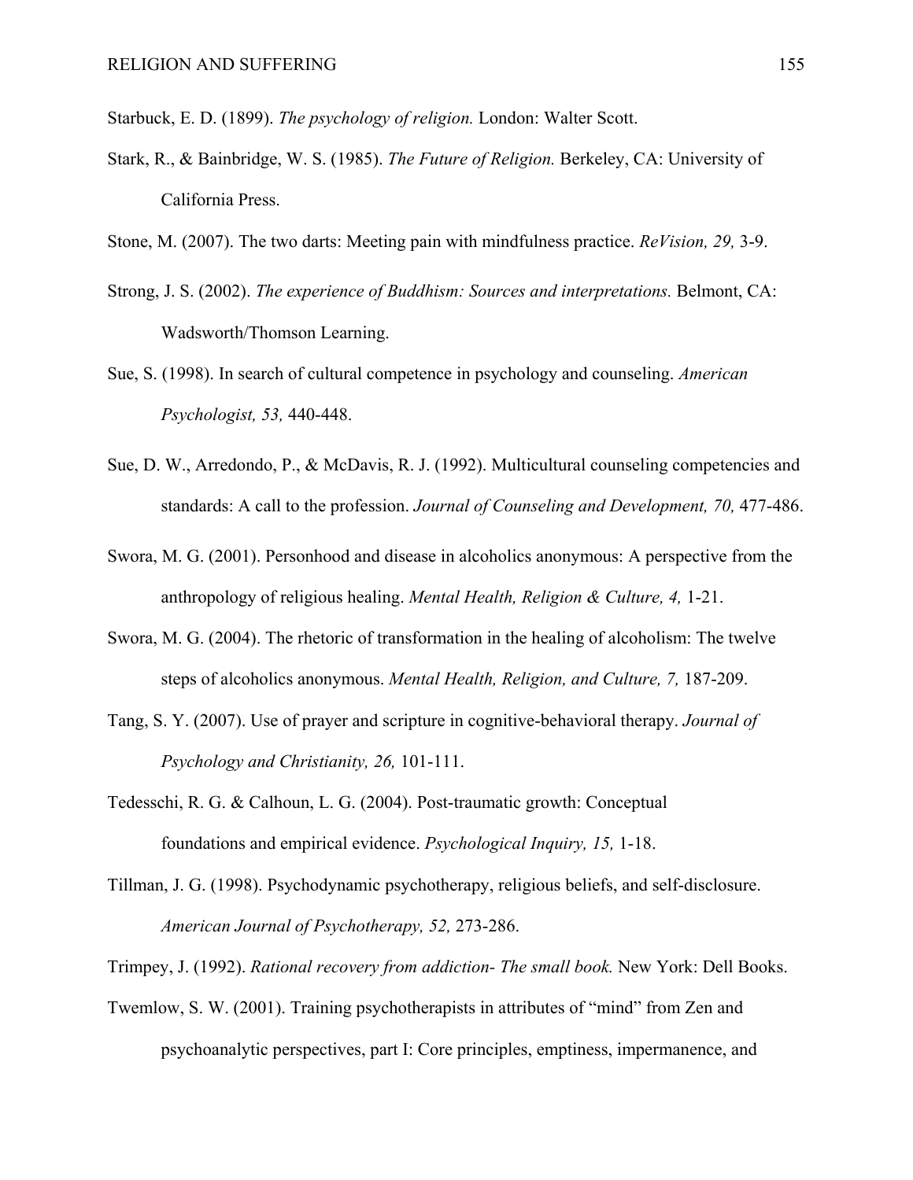Starbuck, E. D. (1899). *The psychology of religion.* London: Walter Scott.

Stark, R., & Bainbridge, W. S. (1985). *The Future of Religion.* Berkeley, CA: University of California Press.

Stone, M. (2007). The two darts: Meeting pain with mindfulness practice. *ReVision, 29,* 3-9.

Strong, J. S. (2002). *The experience of Buddhism: Sources and interpretations.* Belmont, CA: Wadsworth/Thomson Learning.

Sue, S. (1998). In search of cultural competence in psychology and counseling. *American Psychologist, 53,* 440-448.

Sue, D. W., Arredondo, P., & McDavis, R. J. (1992). Multicultural counseling competencies and standards: A call to the profession. *Journal of Counseling and Development, 70,* 477-486.

Swora, M. G. (2001). Personhood and disease in alcoholics anonymous: A perspective from the anthropology of religious healing. *Mental Health, Religion & Culture, 4,* 1-21.

Swora, M. G. (2004). The rhetoric of transformation in the healing of alcoholism: The twelve steps of alcoholics anonymous. *Mental Health, Religion, and Culture, 7,* 187-209.

Tang, S. Y. (2007). Use of prayer and scripture in cognitive-behavioral therapy. *Journal of Psychology and Christianity, 26,* 101-111.

Tedesschi, R. G. & Calhoun, L. G. (2004). Post-traumatic growth: Conceptual foundations and empirical evidence. *Psychological Inquiry, 15,* 1-18.

Tillman, J. G. (1998). Psychodynamic psychotherapy, religious beliefs, and self-disclosure. *American Journal of Psychotherapy, 52,* 273-286.

Trimpey, J. (1992). *Rational recovery from addiction- The small book.* New York: Dell Books.

Twemlow, S. W. (2001). Training psychotherapists in attributes of "mind" from Zen and psychoanalytic perspectives, part I: Core principles, emptiness, impermanence, and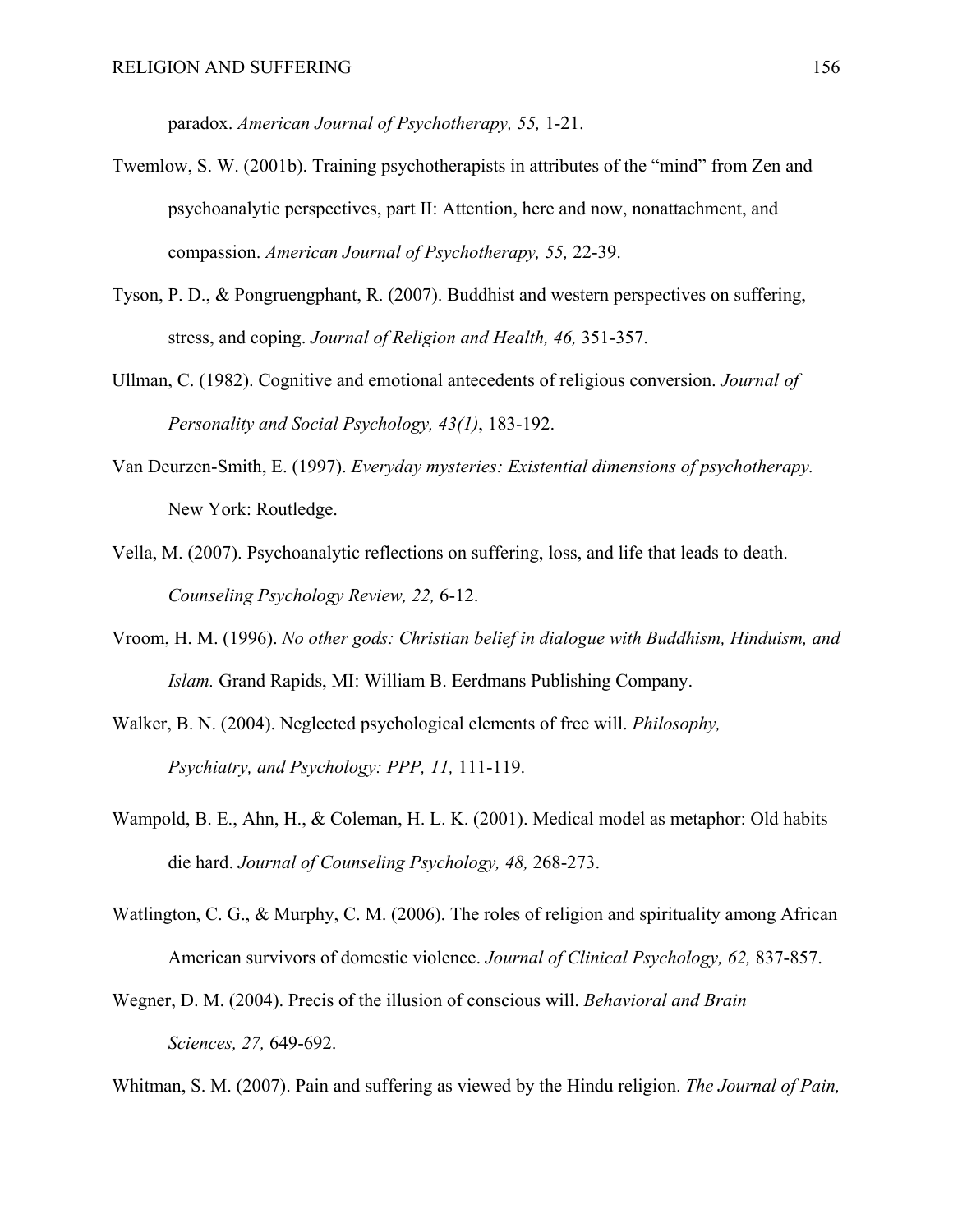paradox. *American Journal of Psychotherapy, 55,* 1-21.

Twemlow, S. W. (2001b). Training psychotherapists in attributes of the “mind” from Zen and psychoanalytic perspectives, part II: Attention, here and now, nonattachment, and compassion. *American Journal of Psychotherapy, 55,* 22-39.

Tyson, P. D., & Pongruengphant, R. (2007). Buddhist and western perspectives on suffering, stress, and coping. *Journal of Religion and Health, 46,* 351-357.

Ullman, C. (1982). Cognitive and emotional antecedents of religious conversion. *Journal of Personality and Social Psychology, 43(1)*, 183-192.

Van Deurzen-Smith, E. (1997). *Everyday mysteries: Existential dimensions of psychotherapy.* New York: Routledge.

Vella, M. (2007). Psychoanalytic reflections on suffering, loss, and life that leads to death. *Counseling Psychology Review, 22,* 6-12.

Vroom, H. M. (1996). *No other gods: Christian belief in dialogue with Buddhism, Hinduism, and Islam.* Grand Rapids, MI: William B. Eerdmans Publishing Company.

Walker, B. N. (2004). Neglected psychological elements of free will. *Philosophy, Psychiatry, and Psychology: PPP, 11,* 111-119.

Wampold, B. E., Ahn, H., & Coleman, H. L. K. (2001). Medical model as metaphor: Old habits die hard. *Journal of Counseling Psychology, 48,* 268-273.

Watlington, C. G., & Murphy, C. M. (2006). The roles of religion and spirituality among African American survivors of domestic violence. *Journal of Clinical Psychology, 62,* 837-857.

Wegner, D. M. (2004). Precis of the illusion of conscious will. *Behavioral and Brain Sciences, 27,* 649-692.

Whitman, S. M. (2007). Pain and suffering as viewed by the Hindu religion. *The Journal of Pain,*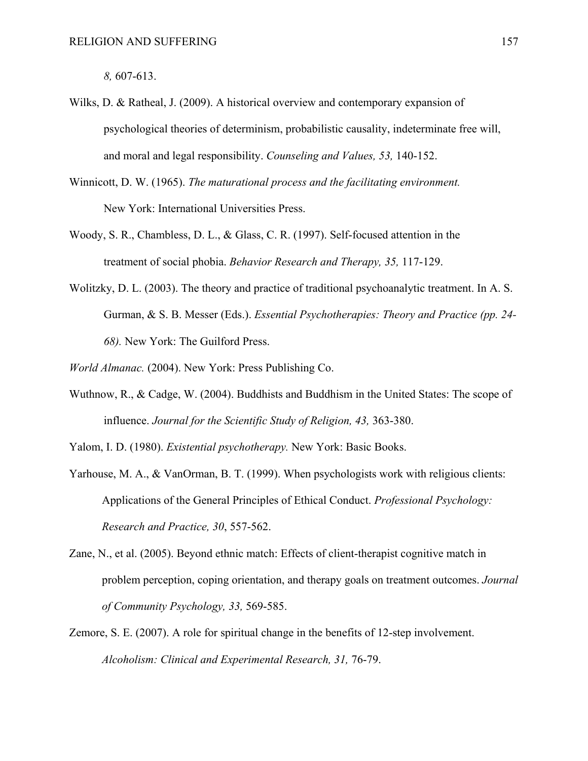*8,* 607-613.

Wilks, D. & Ratheal, J. (2009). A historical overview and contemporary expansion of psychological theories of determinism, probabilistic causality, indeterminate free will, and moral and legal responsibility. *Counseling and Values, 53,* 140-152.

Winnicott, D. W. (1965). *The maturational process and the facilitating environment.* New York: International Universities Press.

Woody, S. R., Chambless, D. L., & Glass, C. R. (1997). Self-focused attention in the treatment of social phobia. *Behavior Research and Therapy, 35,* 117-129.

Wolitzky, D. L. (2003). The theory and practice of traditional psychoanalytic treatment. In A. S. Gurman, & S. B. Messer (Eds.). *Essential Psychotherapies: Theory and Practice (pp. 24-68).* New York: The Guilford Press.

*World Almanac.* (2004). New York: Press Publishing Co.

Wuthnow, R., & Cadge, W. (2004). Buddhists and Buddhism in the United States: The scope of influence. *Journal for the Scientific Study of Religion, 43,* 363-380.

Yalom, I. D. (1980). *Existential psychotherapy.* New York: Basic Books.

Yarhouse, M. A., & VanOrman, B. T. (1999). When psychologists work with religious clients: Applications of the General Principles of Ethical Conduct. *Professional Psychology: Research and Practice, 30*, 557-562.

Zane, N., et al. (2005). Beyond ethnic match: Effects of client-therapist cognitive match in problem perception, coping orientation, and therapy goals on treatment outcomes. *Journal of Community Psychology, 33,* 569-585.

Zemore, S. E. (2007). A role for spiritual change in the benefits of 12-step involvement. *Alcoholism: Clinical and Experimental Research, 31,* 76-79.